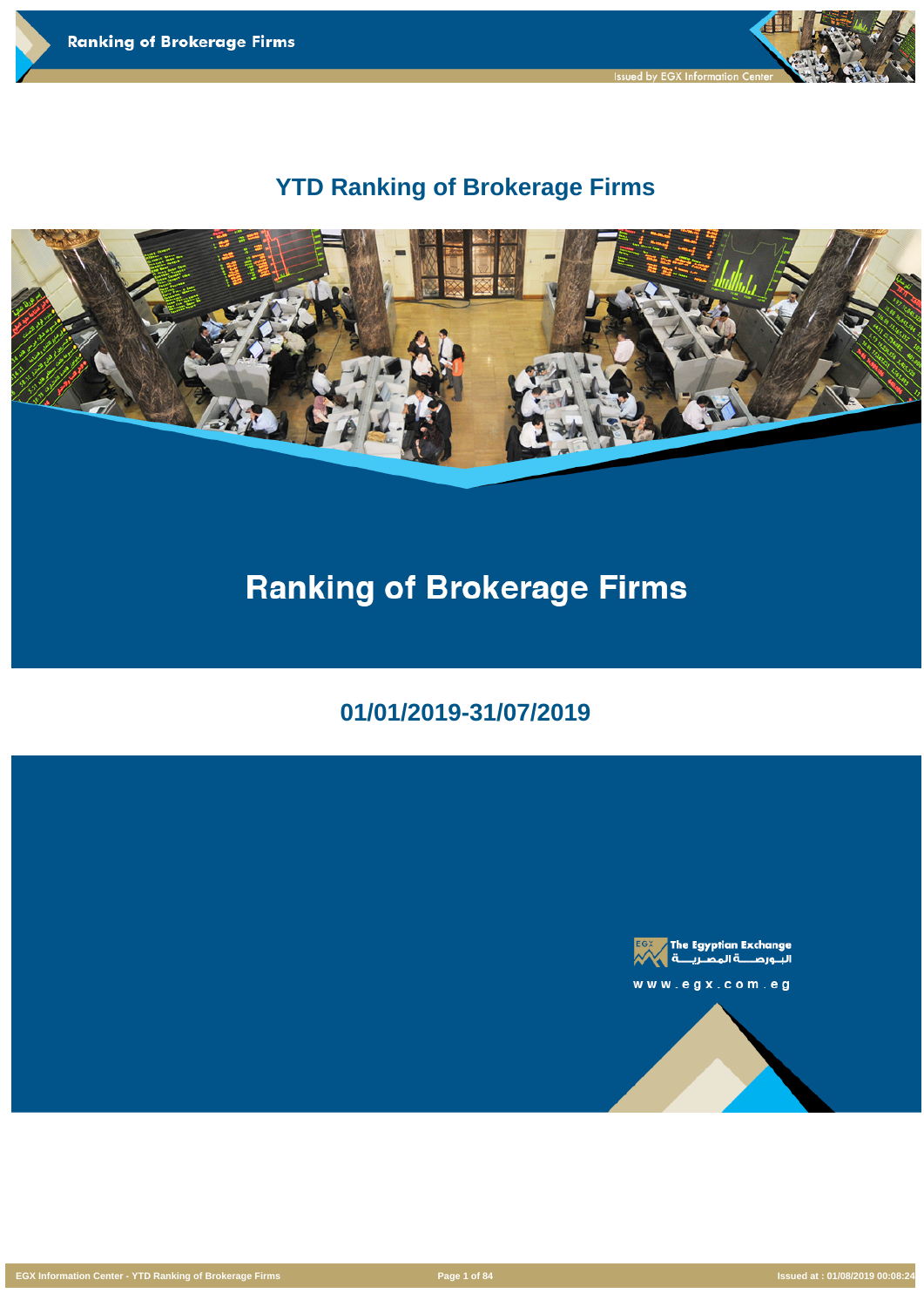# YTD Ranking of Brokerage Firms

## Ranking of Brokerage Firms

### 01/01/2019-31/07/2019

The Egyptian Exchange
البورصة المصرية

www.egx.com.eg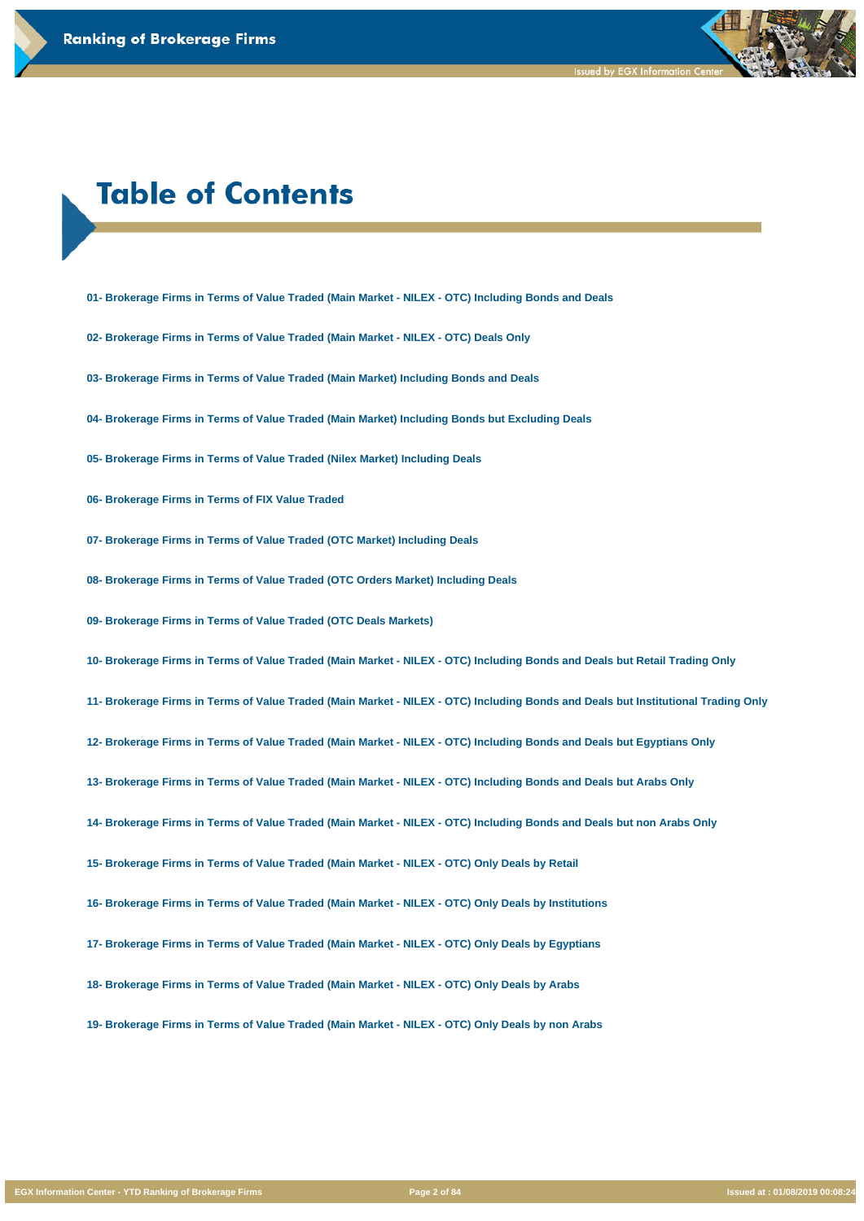# Table of Contents

01- Brokerage Firms in Terms of Value Traded (Main Market - NILEX - OTC) Including Bonds and Deals

02- Brokerage Firms in Terms of Value Traded (Main Market - NILEX - OTC) Deals Only

03- Brokerage Firms in Terms of Value Traded (Main Market) Including Bonds and Deals

04- Brokerage Firms in Terms of Value Traded (Main Market) Including Bonds but Excluding Deals

05- Brokerage Firms in Terms of Value Traded (Nilex Market) Including Deals

06- Brokerage Firms in Terms of FIX Value Traded

07- Brokerage Firms in Terms of Value Traded (OTC Market) Including Deals

08- Brokerage Firms in Terms of Value Traded (OTC Orders Market) Including Deals

09- Brokerage Firms in Terms of Value Traded (OTC Deals Markets)

10- Brokerage Firms in Terms of Value Traded (Main Market - NILEX - OTC) Including Bonds and Deals but Retail Trading Only

11- Brokerage Firms in Terms of Value Traded (Main Market - NILEX - OTC) Including Bonds and Deals but Institutional Trading Only

12- Brokerage Firms in Terms of Value Traded (Main Market - NILEX - OTC) Including Bonds and Deals but Egyptians Only

13- Brokerage Firms in Terms of Value Traded (Main Market - NILEX - OTC) Including Bonds and Deals but Arabs Only

14- Brokerage Firms in Terms of Value Traded (Main Market - NILEX - OTC) Including Bonds and Deals but non Arabs Only

15- Brokerage Firms in Terms of Value Traded (Main Market - NILEX - OTC) Only Deals by Retail

16- Brokerage Firms in Terms of Value Traded (Main Market - NILEX - OTC) Only Deals by Institutions

17- Brokerage Firms in Terms of Value Traded (Main Market - NILEX - OTC) Only Deals by Egyptians

18- Brokerage Firms in Terms of Value Traded (Main Market - NILEX - OTC) Only Deals by Arabs

19- Brokerage Firms in Terms of Value Traded (Main Market - NILEX - OTC) Only Deals by non Arabs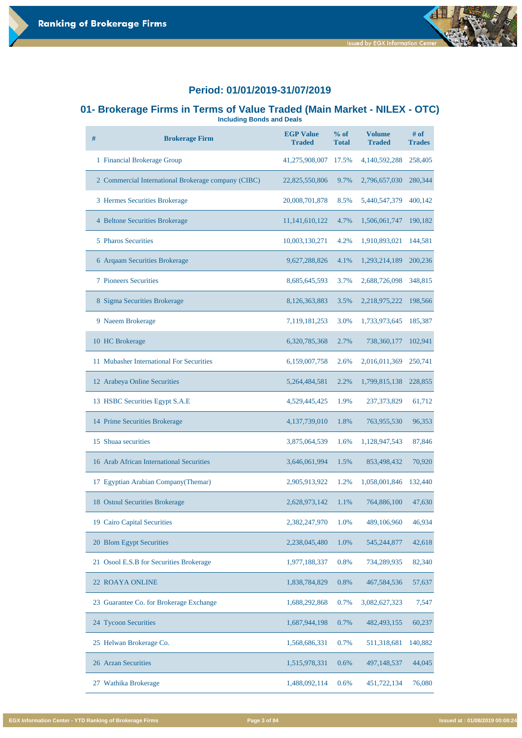## Period: 01/01/2019-31/07/2019

## 01- Brokerage Firms in Terms of Value Traded (Main Market - NILEX - OTC)

**Including Bonds and Deals**

| # | Brokerage Firm | EGP Value Traded | % of Total | Volume Traded | # of Trades |
|---|---|---|---|---|---|
| 1 | Financial Brokerage Group | 41,275,908,007 | 17.5% | 4,140,592,288 | 258,405 |
| 2 | Commercial International Brokerage company (CIBC) | 22,825,550,806 | 9.7% | 2,796,657,030 | 280,344 |
| 3 | Hermes Securities Brokerage | 20,008,701,878 | 8.5% | 5,440,547,379 | 400,142 |
| 4 | Beltone Securities Brokerage | 11,141,610,122 | 4.7% | 1,506,061,747 | 190,182 |
| 5 | Pharos Securities | 10,003,130,271 | 4.2% | 1,910,893,021 | 144,581 |
| 6 | Arqaam Securities Brokerage | 9,627,288,826 | 4.1% | 1,293,214,189 | 200,236 |
| 7 | Pioneers Securities | 8,685,645,593 | 3.7% | 2,688,726,098 | 348,815 |
| 8 | Sigma Securities Brokerage | 8,126,363,883 | 3.5% | 2,218,975,222 | 198,566 |
| 9 | Naeem Brokerage | 7,119,181,253 | 3.0% | 1,733,973,645 | 185,387 |
| 10 | HC Brokerage | 6,320,785,368 | 2.7% | 738,360,177 | 102,941 |
| 11 | Mubasher International For Securities | 6,159,007,758 | 2.6% | 2,016,011,369 | 250,741 |
| 12 | Arabeya Online Securities | 5,264,484,581 | 2.2% | 1,799,815,138 | 228,855 |
| 13 | HSBC Securities Egypt S.A.E | 4,529,445,425 | 1.9% | 237,373,829 | 61,712 |
| 14 | Prime Securities Brokerage | 4,137,739,010 | 1.8% | 763,955,530 | 96,353 |
| 15 | Shuaa securities | 3,875,064,539 | 1.6% | 1,128,947,543 | 87,846 |
| 16 | Arab African International Securities | 3,646,061,994 | 1.5% | 853,498,432 | 70,920 |
| 17 | Egyptian Arabian Company(Themar) | 2,905,913,922 | 1.2% | 1,058,001,846 | 132,440 |
| 18 | Ostoul Securities Brokerage | 2,628,973,142 | 1.1% | 764,886,100 | 47,630 |
| 19 | Cairo Capital Securities | 2,382,247,970 | 1.0% | 489,106,960 | 46,934 |
| 20 | Blom Egypt Securities | 2,238,045,480 | 1.0% | 545,244,877 | 42,618 |
| 21 | Osool E.S.B for Securities Brokerage | 1,977,188,337 | 0.8% | 734,289,935 | 82,340 |
| 22 | ROAYA ONLINE | 1,838,784,829 | 0.8% | 467,584,536 | 57,637 |
| 23 | Guarantee Co. for Brokerage Exchange | 1,688,292,868 | 0.7% | 3,082,627,323 | 7,547 |
| 24 | Tycoon Securities | 1,687,944,198 | 0.7% | 482,493,155 | 60,237 |
| 25 | Helwan Brokerage Co. | 1,568,686,331 | 0.7% | 511,318,681 | 140,882 |
| 26 | Arzan Securities | 1,515,978,331 | 0.6% | 497,148,537 | 44,045 |
| 27 | Wathika Brokerage | 1,488,092,114 | 0.6% | 451,722,134 | 76,080 |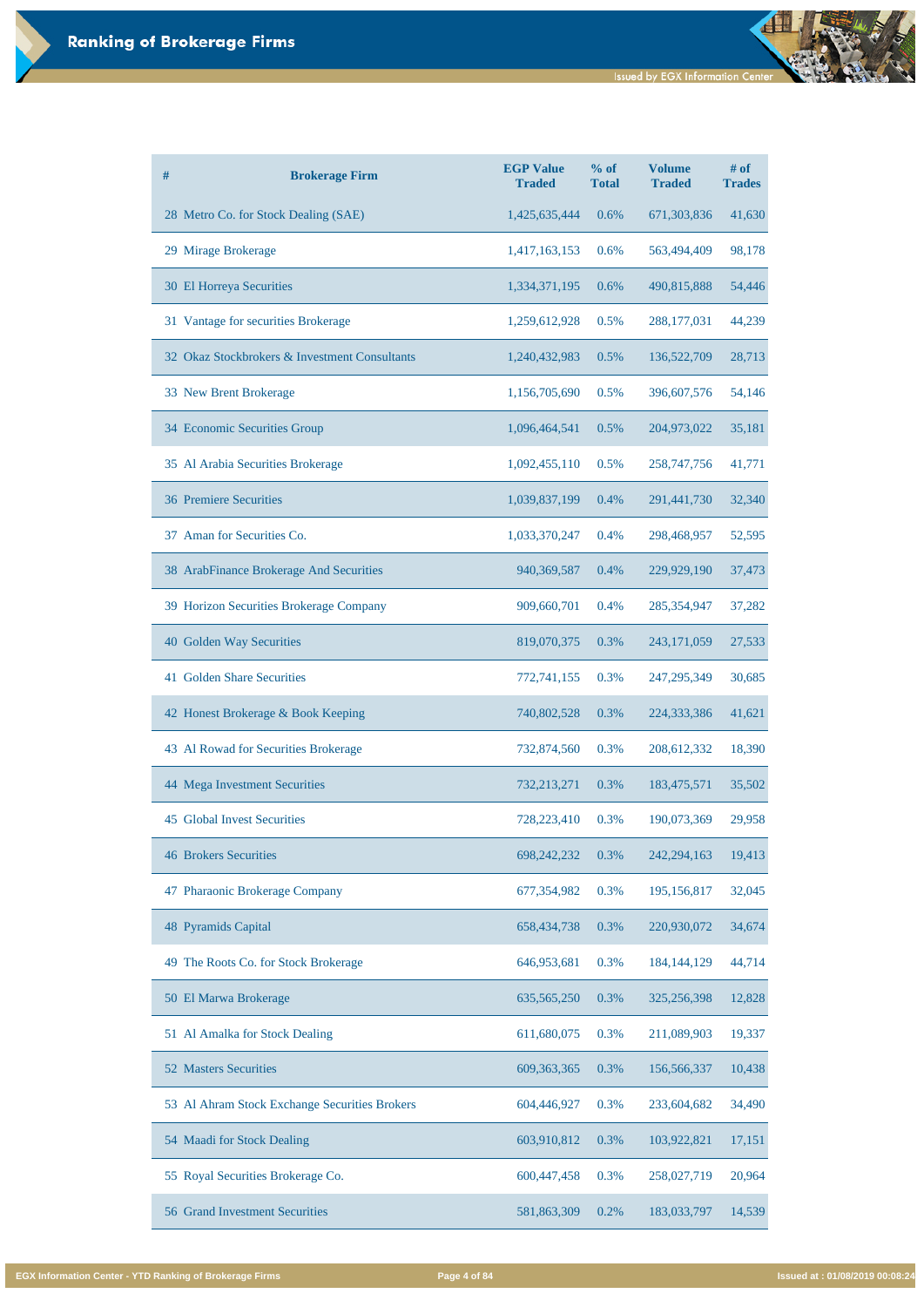# Ranking of Brokerage Firms

| # | Brokerage Firm | EGP Value Traded | % of Total | Volume Traded | # of Trades |
|---|---|---|---|---|---|
| 28 | Metro Co. for Stock Dealing (SAE) | 1,425,635,444 | 0.6% | 671,303,836 | 41,630 |
| 29 | Mirage Brokerage | 1,417,163,153 | 0.6% | 563,494,409 | 98,178 |
| 30 | El Horreya Securities | 1,334,371,195 | 0.6% | 490,815,888 | 54,446 |
| 31 | Vantage for securities Brokerage | 1,259,612,928 | 0.5% | 288,177,031 | 44,239 |
| 32 | Okaz Stockbrokers & Investment Consultants | 1,240,432,983 | 0.5% | 136,522,709 | 28,713 |
| 33 | New Brent Brokerage | 1,156,705,690 | 0.5% | 396,607,576 | 54,146 |
| 34 | Economic Securities Group | 1,096,464,541 | 0.5% | 204,973,022 | 35,181 |
| 35 | Al Arabia Securities Brokerage | 1,092,455,110 | 0.5% | 258,747,756 | 41,771 |
| 36 | Premiere Securities | 1,039,837,199 | 0.4% | 291,441,730 | 32,340 |
| 37 | Aman for Securities Co. | 1,033,370,247 | 0.4% | 298,468,957 | 52,595 |
| 38 | ArabFinance Brokerage And Securities | 940,369,587 | 0.4% | 229,929,190 | 37,473 |
| 39 | Horizon Securities Brokerage Company | 909,660,701 | 0.4% | 285,354,947 | 37,282 |
| 40 | Golden Way Securities | 819,070,375 | 0.3% | 243,171,059 | 27,533 |
| 41 | Golden Share Securities | 772,741,155 | 0.3% | 247,295,349 | 30,685 |
| 42 | Honest Brokerage & Book Keeping | 740,802,528 | 0.3% | 224,333,386 | 41,621 |
| 43 | Al Rowad for Securities Brokerage | 732,874,560 | 0.3% | 208,612,332 | 18,390 |
| 44 | Mega Investment Securities | 732,213,271 | 0.3% | 183,475,571 | 35,502 |
| 45 | Global Invest Securities | 728,223,410 | 0.3% | 190,073,369 | 29,958 |
| 46 | Brokers Securities | 698,242,232 | 0.3% | 242,294,163 | 19,413 |
| 47 | Pharaonic Brokerage Company | 677,354,982 | 0.3% | 195,156,817 | 32,045 |
| 48 | Pyramids Capital | 658,434,738 | 0.3% | 220,930,072 | 34,674 |
| 49 | The Roots Co. for Stock Brokerage | 646,953,681 | 0.3% | 184,144,129 | 44,714 |
| 50 | El Marwa Brokerage | 635,565,250 | 0.3% | 325,256,398 | 12,828 |
| 51 | Al Amalka for Stock Dealing | 611,680,075 | 0.3% | 211,089,903 | 19,337 |
| 52 | Masters Securities | 609,363,365 | 0.3% | 156,566,337 | 10,438 |
| 53 | Al Ahram Stock Exchange Securities Brokers | 604,446,927 | 0.3% | 233,604,682 | 34,490 |
| 54 | Maadi for Stock Dealing | 603,910,812 | 0.3% | 103,922,821 | 17,151 |
| 55 | Royal Securities Brokerage Co. | 600,447,458 | 0.3% | 258,027,719 | 20,964 |
| 56 | Grand Investment Securities | 581,863,309 | 0.2% | 183,033,797 | 14,539 |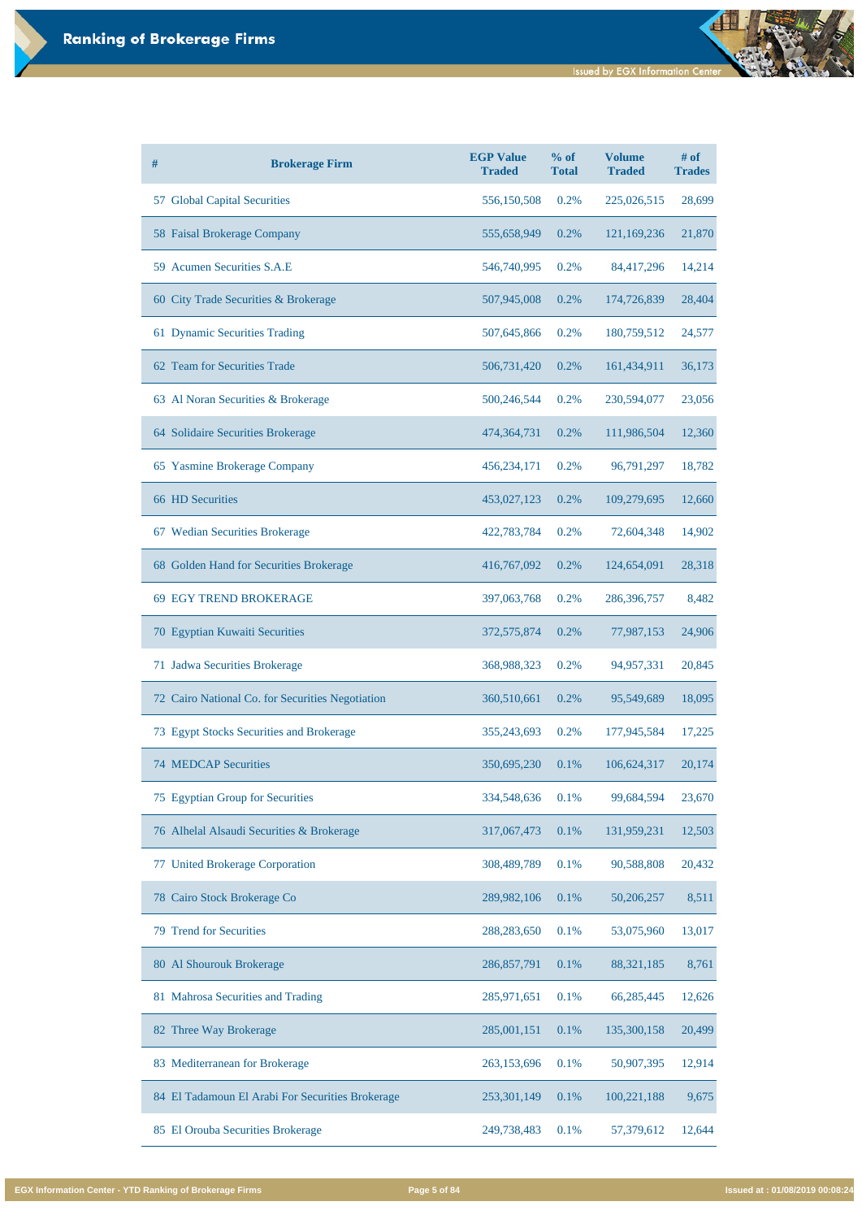# Ranking of Brokerage Firms

| # | Brokerage Firm | EGP Value Traded | % of Total | Volume Traded | # of Trades |
|---|---|---|---|---|---|
| 57 | Global Capital Securities | 556,150,508 | 0.2% | 225,026,515 | 28,699 |
| 58 | Faisal Brokerage Company | 555,658,949 | 0.2% | 121,169,236 | 21,870 |
| 59 | Acumen Securities S.A.E | 546,740,995 | 0.2% | 84,417,296 | 14,214 |
| 60 | City Trade Securities & Brokerage | 507,945,008 | 0.2% | 174,726,839 | 28,404 |
| 61 | Dynamic Securities Trading | 507,645,866 | 0.2% | 180,759,512 | 24,577 |
| 62 | Team for Securities Trade | 506,731,420 | 0.2% | 161,434,911 | 36,173 |
| 63 | Al Noran Securities & Brokerage | 500,246,544 | 0.2% | 230,594,077 | 23,056 |
| 64 | Solidaire Securities Brokerage | 474,364,731 | 0.2% | 111,986,504 | 12,360 |
| 65 | Yasmine Brokerage Company | 456,234,171 | 0.2% | 96,791,297 | 18,782 |
| 66 | HD Securities | 453,027,123 | 0.2% | 109,279,695 | 12,660 |
| 67 | Wedian Securities Brokerage | 422,783,784 | 0.2% | 72,604,348 | 14,902 |
| 68 | Golden Hand for Securities Brokerage | 416,767,092 | 0.2% | 124,654,091 | 28,318 |
| 69 | EGY TREND BROKERAGE | 397,063,768 | 0.2% | 286,396,757 | 8,482 |
| 70 | Egyptian Kuwaiti Securities | 372,575,874 | 0.2% | 77,987,153 | 24,906 |
| 71 | Jadwa Securities Brokerage | 368,988,323 | 0.2% | 94,957,331 | 20,845 |
| 72 | Cairo National Co. for Securities Negotiation | 360,510,661 | 0.2% | 95,549,689 | 18,095 |
| 73 | Egypt Stocks Securities and Brokerage | 355,243,693 | 0.2% | 177,945,584 | 17,225 |
| 74 | MEDCAP Securities | 350,695,230 | 0.1% | 106,624,317 | 20,174 |
| 75 | Egyptian Group for Securities | 334,548,636 | 0.1% | 99,684,594 | 23,670 |
| 76 | Alhelal Alsaudi Securities & Brokerage | 317,067,473 | 0.1% | 131,959,231 | 12,503 |
| 77 | United Brokerage Corporation | 308,489,789 | 0.1% | 90,588,808 | 20,432 |
| 78 | Cairo Stock Brokerage Co | 289,982,106 | 0.1% | 50,206,257 | 8,511 |
| 79 | Trend for Securities | 288,283,650 | 0.1% | 53,075,960 | 13,017 |
| 80 | Al Shourouk Brokerage | 286,857,791 | 0.1% | 88,321,185 | 8,761 |
| 81 | Mahrosa Securities and Trading | 285,971,651 | 0.1% | 66,285,445 | 12,626 |
| 82 | Three Way Brokerage | 285,001,151 | 0.1% | 135,300,158 | 20,499 |
| 83 | Mediterranean for Brokerage | 263,153,696 | 0.1% | 50,907,395 | 12,914 |
| 84 | El Tadamoun El Arabi For Securities Brokerage | 253,301,149 | 0.1% | 100,221,188 | 9,675 |
| 85 | El Orouba Securities Brokerage | 249,738,483 | 0.1% | 57,379,612 | 12,644 |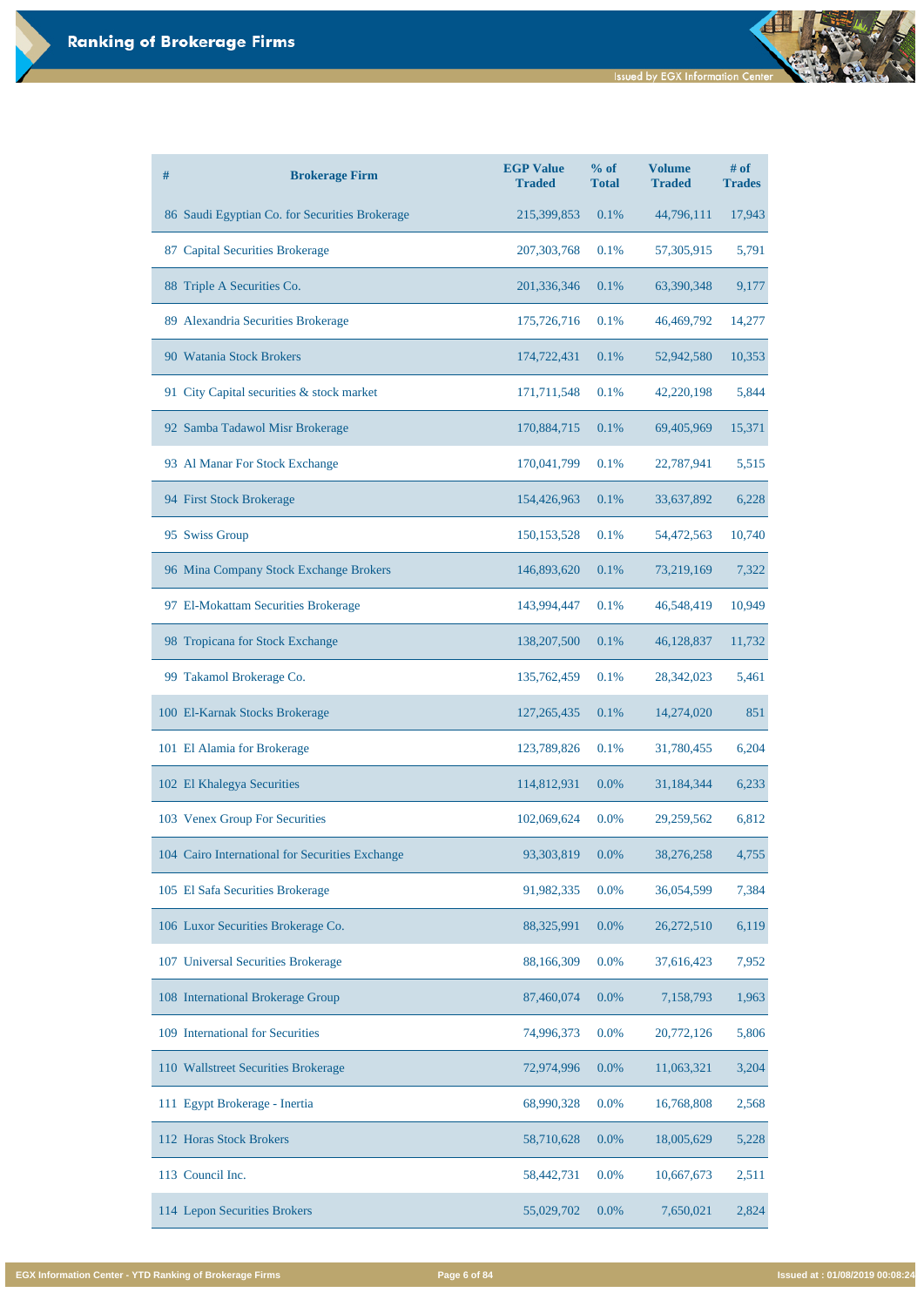# Ranking of Brokerage Firms

| # | Brokerage Firm | EGP Value Traded | % of Total | Volume Traded | # of Trades |
|---|---|---|---|---|---|
| 86 | Saudi Egyptian Co. for Securities Brokerage | 215,399,853 | 0.1% | 44,796,111 | 17,943 |
| 87 | Capital Securities Brokerage | 207,303,768 | 0.1% | 57,305,915 | 5,791 |
| 88 | Triple A Securities Co. | 201,336,346 | 0.1% | 63,390,348 | 9,177 |
| 89 | Alexandria Securities Brokerage | 175,726,716 | 0.1% | 46,469,792 | 14,277 |
| 90 | Watania Stock Brokers | 174,722,431 | 0.1% | 52,942,580 | 10,353 |
| 91 | City Capital securities & stock market | 171,711,548 | 0.1% | 42,220,198 | 5,844 |
| 92 | Samba Tadawol Misr Brokerage | 170,884,715 | 0.1% | 69,405,969 | 15,371 |
| 93 | Al Manar For Stock Exchange | 170,041,799 | 0.1% | 22,787,941 | 5,515 |
| 94 | First Stock Brokerage | 154,426,963 | 0.1% | 33,637,892 | 6,228 |
| 95 | Swiss Group | 150,153,528 | 0.1% | 54,472,563 | 10,740 |
| 96 | Mina Company Stock Exchange Brokers | 146,893,620 | 0.1% | 73,219,169 | 7,322 |
| 97 | El-Mokattam Securities Brokerage | 143,994,447 | 0.1% | 46,548,419 | 10,949 |
| 98 | Tropicana for Stock Exchange | 138,207,500 | 0.1% | 46,128,837 | 11,732 |
| 99 | Takamol Brokerage Co. | 135,762,459 | 0.1% | 28,342,023 | 5,461 |
| 100 | El-Karnak Stocks Brokerage | 127,265,435 | 0.1% | 14,274,020 | 851 |
| 101 | El Alamia for Brokerage | 123,789,826 | 0.1% | 31,780,455 | 6,204 |
| 102 | El Khalegya Securities | 114,812,931 | 0.0% | 31,184,344 | 6,233 |
| 103 | Venex Group For Securities | 102,069,624 | 0.0% | 29,259,562 | 6,812 |
| 104 | Cairo International for Securities Exchange | 93,303,819 | 0.0% | 38,276,258 | 4,755 |
| 105 | El Safa Securities Brokerage | 91,982,335 | 0.0% | 36,054,599 | 7,384 |
| 106 | Luxor Securities Brokerage Co. | 88,325,991 | 0.0% | 26,272,510 | 6,119 |
| 107 | Universal Securities Brokerage | 88,166,309 | 0.0% | 37,616,423 | 7,952 |
| 108 | International Brokerage Group | 87,460,074 | 0.0% | 7,158,793 | 1,963 |
| 109 | International for Securities | 74,996,373 | 0.0% | 20,772,126 | 5,806 |
| 110 | Wallstreet Securities Brokerage | 72,974,996 | 0.0% | 11,063,321 | 3,204 |
| 111 | Egypt Brokerage - Inertia | 68,990,328 | 0.0% | 16,768,808 | 2,568 |
| 112 | Horas Stock Brokers | 58,710,628 | 0.0% | 18,005,629 | 5,228 |
| 113 | Council Inc. | 58,442,731 | 0.0% | 10,667,673 | 2,511 |
| 114 | Lepon Securities Brokers | 55,029,702 | 0.0% | 7,650,021 | 2,824 |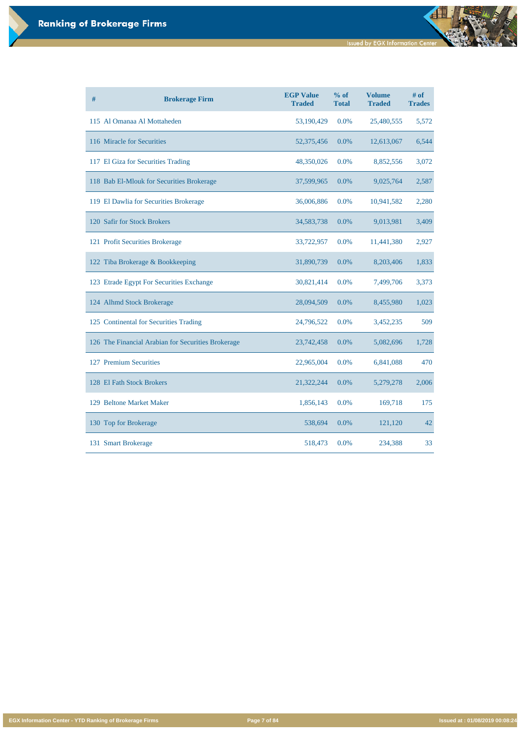# Ranking of Brokerage Firms

| # | Brokerage Firm | EGP Value Traded | % of Total | Volume Traded | # of Trades |
|---|---|---|---|---|---|
| 115 | Al Omanaa Al Mottaheden | 53,190,429 | 0.0% | 25,480,555 | 5,572 |
| 116 | Miracle for Securities | 52,375,456 | 0.0% | 12,613,067 | 6,544 |
| 117 | El Giza for Securities Trading | 48,350,026 | 0.0% | 8,852,556 | 3,072 |
| 118 | Bab El-Mlouk for Securities Brokerage | 37,599,965 | 0.0% | 9,025,764 | 2,587 |
| 119 | El Dawlia for Securities Brokerage | 36,006,886 | 0.0% | 10,941,582 | 2,280 |
| 120 | Safir for Stock Brokers | 34,583,738 | 0.0% | 9,013,981 | 3,409 |
| 121 | Profit Securities Brokerage | 33,722,957 | 0.0% | 11,441,380 | 2,927 |
| 122 | Tiba Brokerage & Bookkeeping | 31,890,739 | 0.0% | 8,203,406 | 1,833 |
| 123 | Etrade Egypt For Securities Exchange | 30,821,414 | 0.0% | 7,499,706 | 3,373 |
| 124 | Alhmd Stock Brokerage | 28,094,509 | 0.0% | 8,455,980 | 1,023 |
| 125 | Continental for Securities Trading | 24,796,522 | 0.0% | 3,452,235 | 509 |
| 126 | The Financial Arabian for Securities Brokerage | 23,742,458 | 0.0% | 5,082,696 | 1,728 |
| 127 | Premium Securities | 22,965,004 | 0.0% | 6,841,088 | 470 |
| 128 | El Fath Stock Brokers | 21,322,244 | 0.0% | 5,279,278 | 2,006 |
| 129 | Beltone Market Maker | 1,856,143 | 0.0% | 169,718 | 175 |
| 130 | Top for Brokerage | 538,694 | 0.0% | 121,120 | 42 |
| 131 | Smart Brokerage | 518,473 | 0.0% | 234,388 | 33 |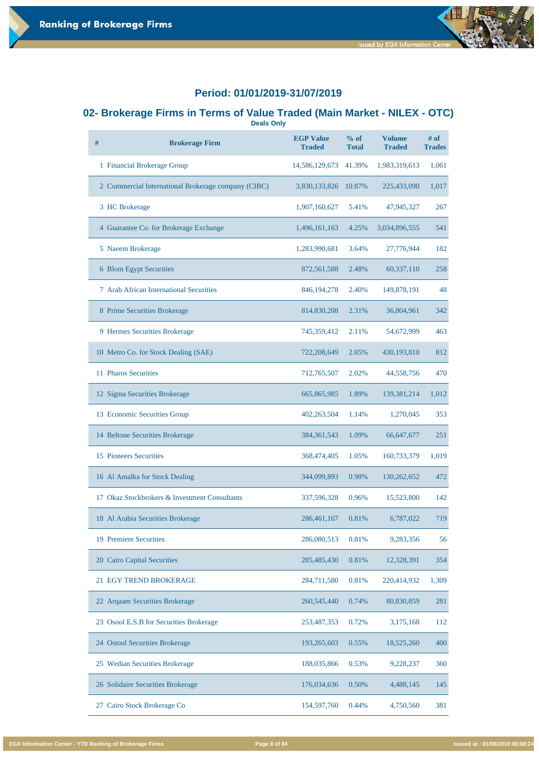## Period: 01/01/2019-31/07/2019

## 02- Brokerage Firms in Terms of Value Traded (Main Market - NILEX - OTC)

**Deals Only**

| # | Brokerage Firm | EGP Value Traded | % of Total | Volume Traded | # of Trades |
|---|---|---|---|---|---|
| 1 | Financial Brokerage Group | 14,586,129,673 | 41.39% | 1,983,319,613 | 1,061 |
| 2 | Commercial International Brokerage company (CIBC) | 3,830,133,826 | 10.87% | 225,433,090 | 1,017 |
| 3 | HC Brokerage | 1,907,160,627 | 5.41% | 47,945,327 | 267 |
| 4 | Guarantee Co. for Brokerage Exchange | 1,496,161,163 | 4.25% | 3,034,896,555 | 541 |
| 5 | Naeem Brokerage | 1,283,990,681 | 3.64% | 27,776,944 | 182 |
| 6 | Blom Egypt Securities | 872,561,588 | 2.48% | 60,337,110 | 258 |
| 7 | Arab African International Securities | 846,194,278 | 2.40% | 149,878,191 | 48 |
| 8 | Prime Securities Brokerage | 814,830,208 | 2.31% | 36,804,961 | 342 |
| 9 | Hermes Securities Brokerage | 745,359,412 | 2.11% | 54,672,999 | 463 |
| 10 | Metro Co. for Stock Dealing (SAE) | 722,208,649 | 2.05% | 430,193,810 | 812 |
| 11 | Pharos Securities | 712,765,507 | 2.02% | 44,558,756 | 470 |
| 12 | Sigma Securities Brokerage | 665,865,985 | 1.89% | 139,381,214 | 1,012 |
| 13 | Economic Securities Group | 402,263,504 | 1.14% | 1,270,045 | 353 |
| 14 | Beltone Securities Brokerage | 384,361,543 | 1.09% | 66,647,677 | 251 |
| 15 | Pioneers Securities | 368,474,405 | 1.05% | 160,733,379 | 1,019 |
| 16 | Al Amalka for Stock Dealing | 344,099,893 | 0.98% | 130,262,652 | 472 |
| 17 | Okaz Stockbrokers & Investment Consultants | 337,596,328 | 0.96% | 15,523,800 | 142 |
| 18 | Al Arabia Securities Brokerage | 286,461,167 | 0.81% | 6,787,022 | 719 |
| 19 | Premiere Securities | 286,080,513 | 0.81% | 9,283,356 | 56 |
| 20 | Cairo Capital Securities | 285,485,430 | 0.81% | 12,328,391 | 354 |
| 21 | EGY TREND BROKERAGE | 284,711,580 | 0.81% | 220,414,932 | 1,309 |
| 22 | Arqaam Securities Brokerage | 260,545,440 | 0.74% | 80,830,859 | 281 |
| 23 | Osool E.S.B for Securities Brokerage | 253,487,353 | 0.72% | 3,175,168 | 112 |
| 24 | Ostoul Securities Brokerage | 193,265,603 | 0.55% | 18,525,260 | 400 |
| 25 | Wedian Securities Brokerage | 188,035,866 | 0.53% | 9,228,237 | 360 |
| 26 | Solidaire Securities Brokerage | 176,034,636 | 0.50% | 4,488,145 | 145 |
| 27 | Cairo Stock Brokerage Co | 154,597,760 | 0.44% | 4,750,560 | 381 |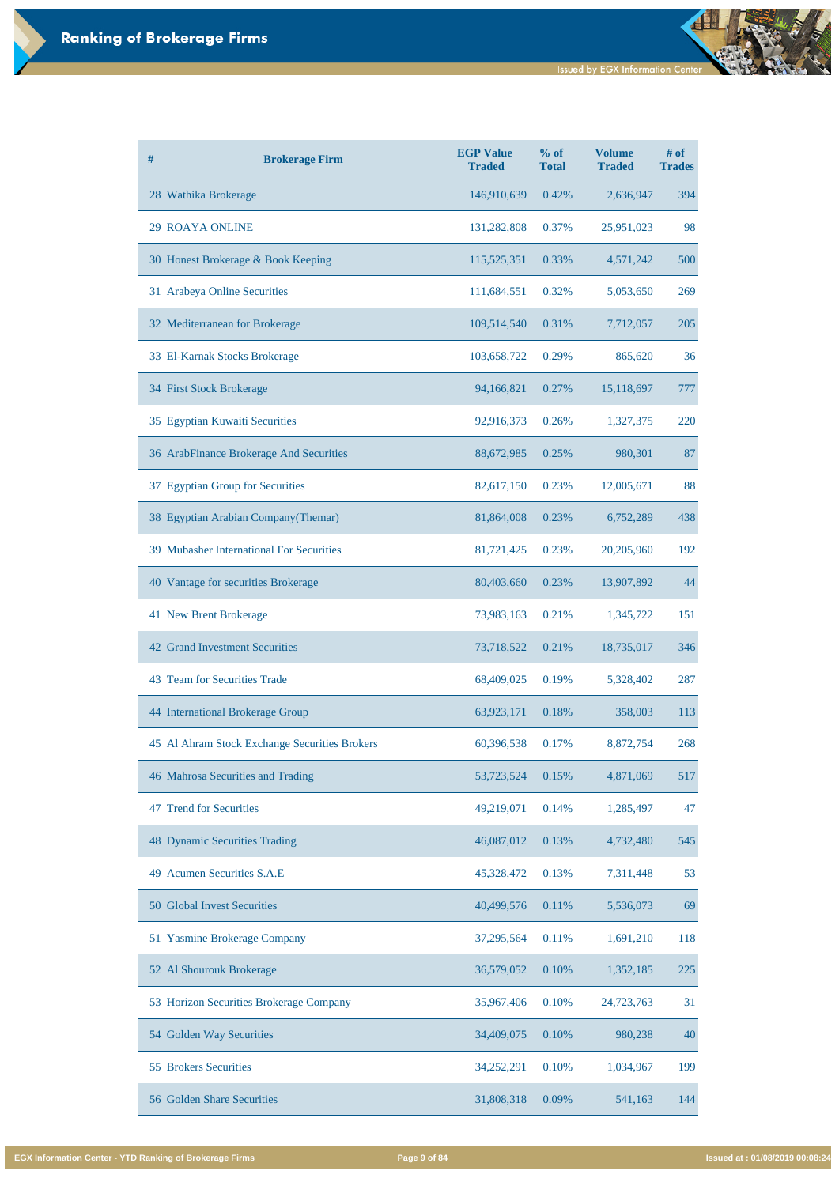# Ranking of Brokerage Firms

| # | Brokerage Firm | EGP Value Traded | % of Total | Volume Traded | # of Trades |
|---|---|---|---|---|---|
| 28 | Wathika Brokerage | 146,910,639 | 0.42% | 2,636,947 | 394 |
| 29 | ROAYA ONLINE | 131,282,808 | 0.37% | 25,951,023 | 98 |
| 30 | Honest Brokerage & Book Keeping | 115,525,351 | 0.33% | 4,571,242 | 500 |
| 31 | Arabeya Online Securities | 111,684,551 | 0.32% | 5,053,650 | 269 |
| 32 | Mediterranean for Brokerage | 109,514,540 | 0.31% | 7,712,057 | 205 |
| 33 | El-Karnak Stocks Brokerage | 103,658,722 | 0.29% | 865,620 | 36 |
| 34 | First Stock Brokerage | 94,166,821 | 0.27% | 15,118,697 | 777 |
| 35 | Egyptian Kuwaiti Securities | 92,916,373 | 0.26% | 1,327,375 | 220 |
| 36 | ArabFinance Brokerage And Securities | 88,672,985 | 0.25% | 980,301 | 87 |
| 37 | Egyptian Group for Securities | 82,617,150 | 0.23% | 12,005,671 | 88 |
| 38 | Egyptian Arabian Company(Themar) | 81,864,008 | 0.23% | 6,752,289 | 438 |
| 39 | Mubasher International For Securities | 81,721,425 | 0.23% | 20,205,960 | 192 |
| 40 | Vantage for securities Brokerage | 80,403,660 | 0.23% | 13,907,892 | 44 |
| 41 | New Brent Brokerage | 73,983,163 | 0.21% | 1,345,722 | 151 |
| 42 | Grand Investment Securities | 73,718,522 | 0.21% | 18,735,017 | 346 |
| 43 | Team for Securities Trade | 68,409,025 | 0.19% | 5,328,402 | 287 |
| 44 | International Brokerage Group | 63,923,171 | 0.18% | 358,003 | 113 |
| 45 | Al Ahram Stock Exchange Securities Brokers | 60,396,538 | 0.17% | 8,872,754 | 268 |
| 46 | Mahrosa Securities and Trading | 53,723,524 | 0.15% | 4,871,069 | 517 |
| 47 | Trend for Securities | 49,219,071 | 0.14% | 1,285,497 | 47 |
| 48 | Dynamic Securities Trading | 46,087,012 | 0.13% | 4,732,480 | 545 |
| 49 | Acumen Securities S.A.E | 45,328,472 | 0.13% | 7,311,448 | 53 |
| 50 | Global Invest Securities | 40,499,576 | 0.11% | 5,536,073 | 69 |
| 51 | Yasmine Brokerage Company | 37,295,564 | 0.11% | 1,691,210 | 118 |
| 52 | Al Shourouk Brokerage | 36,579,052 | 0.10% | 1,352,185 | 225 |
| 53 | Horizon Securities Brokerage Company | 35,967,406 | 0.10% | 24,723,763 | 31 |
| 54 | Golden Way Securities | 34,409,075 | 0.10% | 980,238 | 40 |
| 55 | Brokers Securities | 34,252,291 | 0.10% | 1,034,967 | 199 |
| 56 | Golden Share Securities | 31,808,318 | 0.09% | 541,163 | 144 |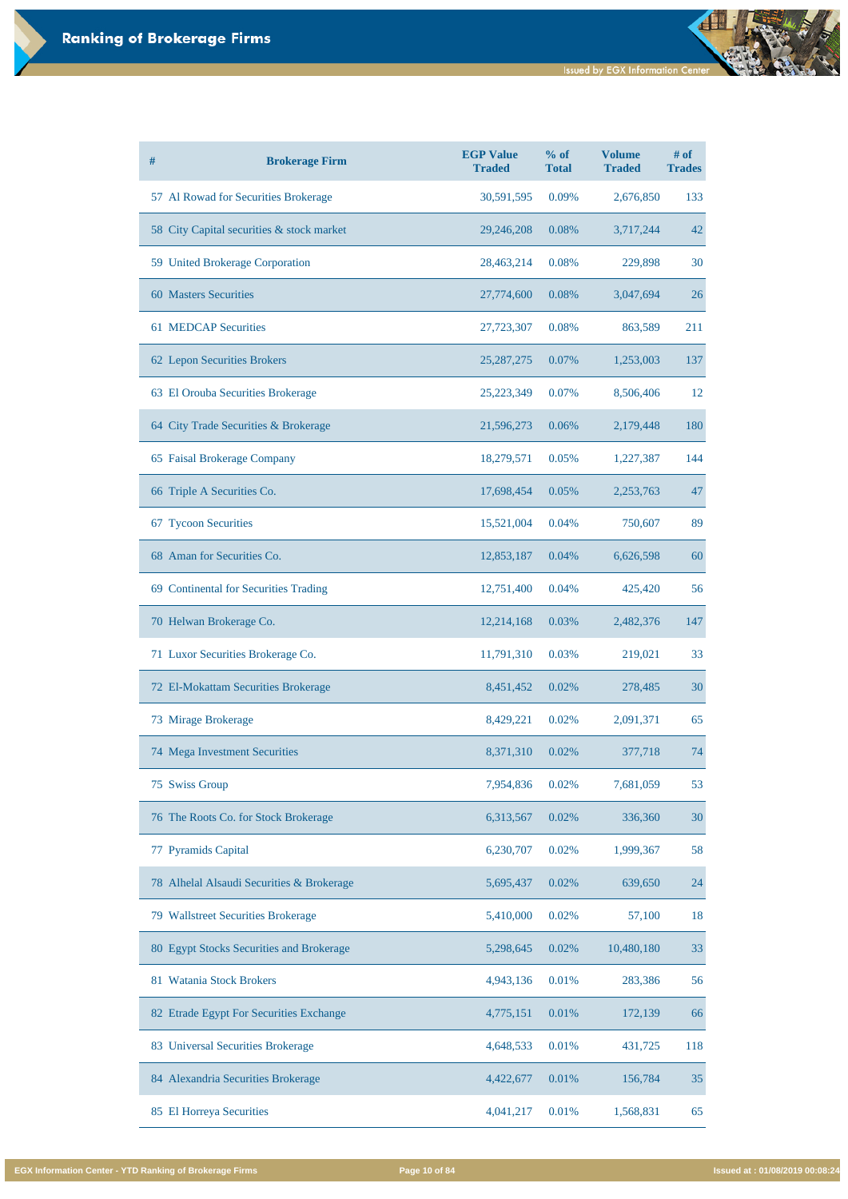# Ranking of Brokerage Firms

| # | Brokerage Firm | EGP Value Traded | % of Total | Volume Traded | # of Trades |
|---|---|---|---|---|---|
| 57 | Al Rowad for Securities Brokerage | 30,591,595 | 0.09% | 2,676,850 | 133 |
| 58 | City Capital securities & stock market | 29,246,208 | 0.08% | 3,717,244 | 42 |
| 59 | United Brokerage Corporation | 28,463,214 | 0.08% | 229,898 | 30 |
| 60 | Masters Securities | 27,774,600 | 0.08% | 3,047,694 | 26 |
| 61 | MEDCAP Securities | 27,723,307 | 0.08% | 863,589 | 211 |
| 62 | Lepon Securities Brokers | 25,287,275 | 0.07% | 1,253,003 | 137 |
| 63 | El Orouba Securities Brokerage | 25,223,349 | 0.07% | 8,506,406 | 12 |
| 64 | City Trade Securities & Brokerage | 21,596,273 | 0.06% | 2,179,448 | 180 |
| 65 | Faisal Brokerage Company | 18,279,571 | 0.05% | 1,227,387 | 144 |
| 66 | Triple A Securities Co. | 17,698,454 | 0.05% | 2,253,763 | 47 |
| 67 | Tycoon Securities | 15,521,004 | 0.04% | 750,607 | 89 |
| 68 | Aman for Securities Co. | 12,853,187 | 0.04% | 6,626,598 | 60 |
| 69 | Continental for Securities Trading | 12,751,400 | 0.04% | 425,420 | 56 |
| 70 | Helwan Brokerage Co. | 12,214,168 | 0.03% | 2,482,376 | 147 |
| 71 | Luxor Securities Brokerage Co. | 11,791,310 | 0.03% | 219,021 | 33 |
| 72 | El-Mokattam Securities Brokerage | 8,451,452 | 0.02% | 278,485 | 30 |
| 73 | Mirage Brokerage | 8,429,221 | 0.02% | 2,091,371 | 65 |
| 74 | Mega Investment Securities | 8,371,310 | 0.02% | 377,718 | 74 |
| 75 | Swiss Group | 7,954,836 | 0.02% | 7,681,059 | 53 |
| 76 | The Roots Co. for Stock Brokerage | 6,313,567 | 0.02% | 336,360 | 30 |
| 77 | Pyramids Capital | 6,230,707 | 0.02% | 1,999,367 | 58 |
| 78 | Alhelal Alsaudi Securities & Brokerage | 5,695,437 | 0.02% | 639,650 | 24 |
| 79 | Wallstreet Securities Brokerage | 5,410,000 | 0.02% | 57,100 | 18 |
| 80 | Egypt Stocks Securities and Brokerage | 5,298,645 | 0.02% | 10,480,180 | 33 |
| 81 | Watania Stock Brokers | 4,943,136 | 0.01% | 283,386 | 56 |
| 82 | Etrade Egypt For Securities Exchange | 4,775,151 | 0.01% | 172,139 | 66 |
| 83 | Universal Securities Brokerage | 4,648,533 | 0.01% | 431,725 | 118 |
| 84 | Alexandria Securities Brokerage | 4,422,677 | 0.01% | 156,784 | 35 |
| 85 | El Horreya Securities | 4,041,217 | 0.01% | 1,568,831 | 65 |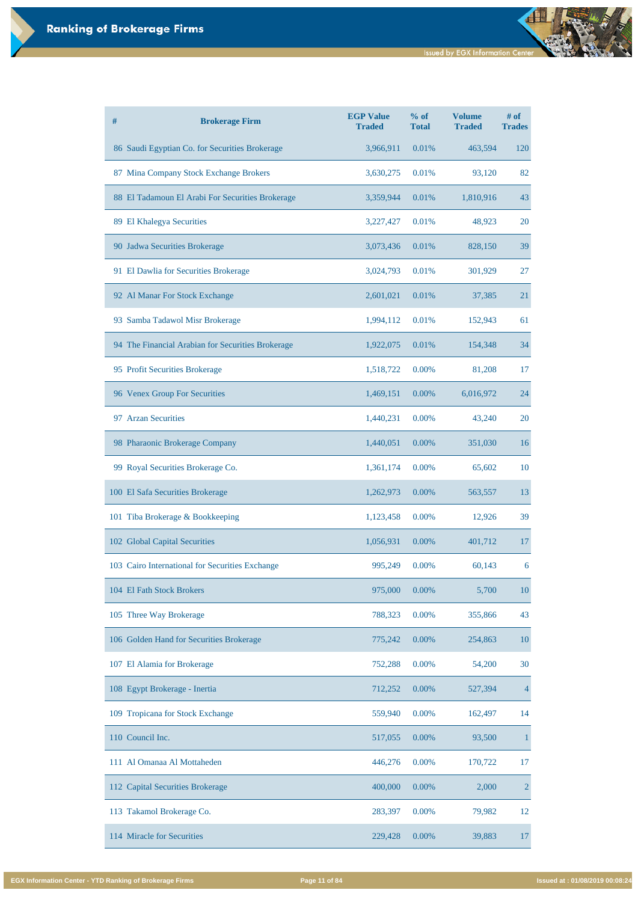# Ranking of Brokerage Firms

| # | Brokerage Firm | EGP Value Traded | % of Total | Volume Traded | # of Trades |
|---|---|---|---|---|---|
| 86 | Saudi Egyptian Co. for Securities Brokerage | 3,966,911 | 0.01% | 463,594 | 120 |
| 87 | Mina Company Stock Exchange Brokers | 3,630,275 | 0.01% | 93,120 | 82 |
| 88 | El Tadamoun El Arabi For Securities Brokerage | 3,359,944 | 0.01% | 1,810,916 | 43 |
| 89 | El Khalegya Securities | 3,227,427 | 0.01% | 48,923 | 20 |
| 90 | Jadwa Securities Brokerage | 3,073,436 | 0.01% | 828,150 | 39 |
| 91 | El Dawlia for Securities Brokerage | 3,024,793 | 0.01% | 301,929 | 27 |
| 92 | Al Manar For Stock Exchange | 2,601,021 | 0.01% | 37,385 | 21 |
| 93 | Samba Tadawol Misr Brokerage | 1,994,112 | 0.01% | 152,943 | 61 |
| 94 | The Financial Arabian for Securities Brokerage | 1,922,075 | 0.01% | 154,348 | 34 |
| 95 | Profit Securities Brokerage | 1,518,722 | 0.00% | 81,208 | 17 |
| 96 | Venex Group For Securities | 1,469,151 | 0.00% | 6,016,972 | 24 |
| 97 | Arzan Securities | 1,440,231 | 0.00% | 43,240 | 20 |
| 98 | Pharaonic Brokerage Company | 1,440,051 | 0.00% | 351,030 | 16 |
| 99 | Royal Securities Brokerage Co. | 1,361,174 | 0.00% | 65,602 | 10 |
| 100 | El Safa Securities Brokerage | 1,262,973 | 0.00% | 563,557 | 13 |
| 101 | Tiba Brokerage & Bookkeeping | 1,123,458 | 0.00% | 12,926 | 39 |
| 102 | Global Capital Securities | 1,056,931 | 0.00% | 401,712 | 17 |
| 103 | Cairo International for Securities Exchange | 995,249 | 0.00% | 60,143 | 6 |
| 104 | El Fath Stock Brokers | 975,000 | 0.00% | 5,700 | 10 |
| 105 | Three Way Brokerage | 788,323 | 0.00% | 355,866 | 43 |
| 106 | Golden Hand for Securities Brokerage | 775,242 | 0.00% | 254,863 | 10 |
| 107 | El Alamia for Brokerage | 752,288 | 0.00% | 54,200 | 30 |
| 108 | Egypt Brokerage - Inertia | 712,252 | 0.00% | 527,394 | 4 |
| 109 | Tropicana for Stock Exchange | 559,940 | 0.00% | 162,497 | 14 |
| 110 | Council Inc. | 517,055 | 0.00% | 93,500 | 1 |
| 111 | Al Omanaa Al Mottaheden | 446,276 | 0.00% | 170,722 | 17 |
| 112 | Capital Securities Brokerage | 400,000 | 0.00% | 2,000 | 2 |
| 113 | Takamol Brokerage Co. | 283,397 | 0.00% | 79,982 | 12 |
| 114 | Miracle for Securities | 229,428 | 0.00% | 39,883 | 17 |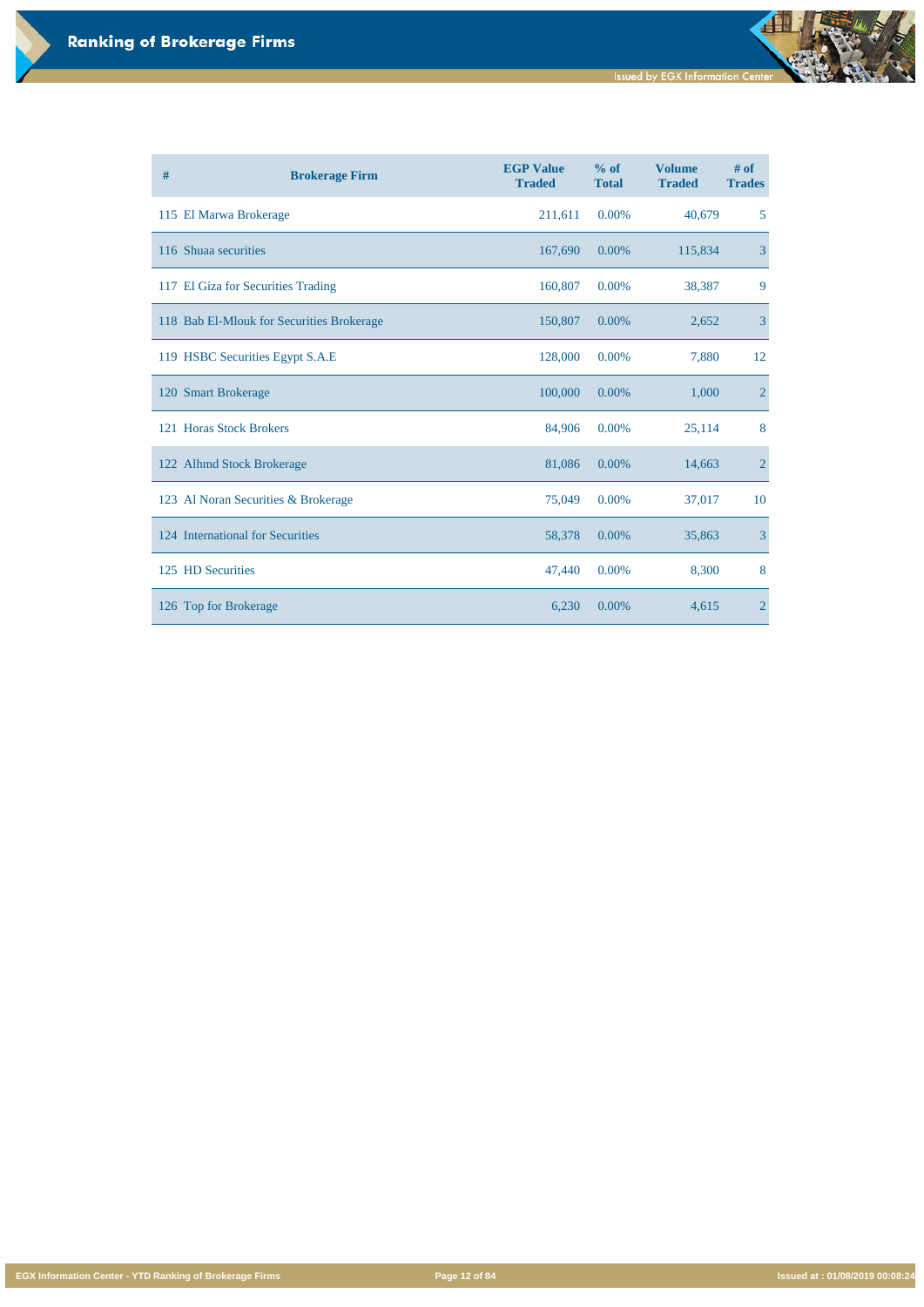# Ranking of Brokerage Firms

| # | Brokerage Firm | EGP Value Traded | % of Total | Volume Traded | # of Trades |
|---|---|---|---|---|---|
| 115 | El Marwa Brokerage | 211,611 | 0.00% | 40,679 | 5 |
| 116 | Shuaa securities | 167,690 | 0.00% | 115,834 | 3 |
| 117 | El Giza for Securities Trading | 160,807 | 0.00% | 38,387 | 9 |
| 118 | Bab El-Mlouk for Securities Brokerage | 150,807 | 0.00% | 2,652 | 3 |
| 119 | HSBC Securities Egypt S.A.E | 128,000 | 0.00% | 7,880 | 12 |
| 120 | Smart Brokerage | 100,000 | 0.00% | 1,000 | 2 |
| 121 | Horas Stock Brokers | 84,906 | 0.00% | 25,114 | 8 |
| 122 | Alhmd Stock Brokerage | 81,086 | 0.00% | 14,663 | 2 |
| 123 | Al Noran Securities & Brokerage | 75,049 | 0.00% | 37,017 | 10 |
| 124 | International for Securities | 58,378 | 0.00% | 35,863 | 3 |
| 125 | HD Securities | 47,440 | 0.00% | 8,300 | 8 |
| 126 | Top for Brokerage | 6,230 | 0.00% | 4,615 | 2 |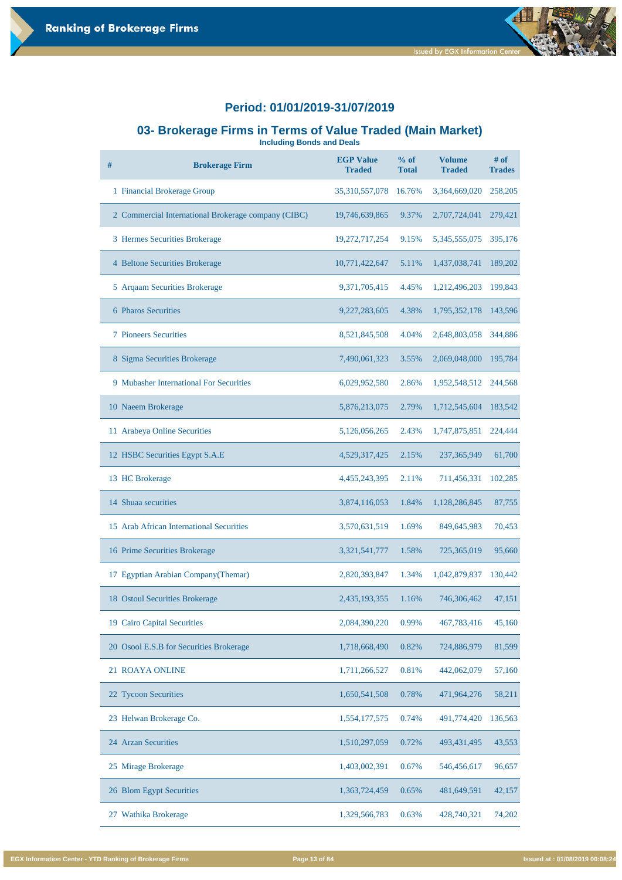## Period: 01/01/2019-31/07/2019

## 03- Brokerage Firms in Terms of Value Traded (Main Market)

**Including Bonds and Deals**

| # | Brokerage Firm | EGP Value Traded | % of Total | Volume Traded | # of Trades |
|---|---|---|---|---|---|
| 1 | Financial Brokerage Group | 35,310,557,078 | 16.76% | 3,364,669,020 | 258,205 |
| 2 | Commercial International Brokerage company (CIBC) | 19,746,639,865 | 9.37% | 2,707,724,041 | 279,421 |
| 3 | Hermes Securities Brokerage | 19,272,717,254 | 9.15% | 5,345,555,075 | 395,176 |
| 4 | Beltone Securities Brokerage | 10,771,422,647 | 5.11% | 1,437,038,741 | 189,202 |
| 5 | Arqaam Securities Brokerage | 9,371,705,415 | 4.45% | 1,212,496,203 | 199,843 |
| 6 | Pharos Securities | 9,227,283,605 | 4.38% | 1,795,352,178 | 143,596 |
| 7 | Pioneers Securities | 8,521,845,508 | 4.04% | 2,648,803,058 | 344,886 |
| 8 | Sigma Securities Brokerage | 7,490,061,323 | 3.55% | 2,069,048,000 | 195,784 |
| 9 | Mubasher International For Securities | 6,029,952,580 | 2.86% | 1,952,548,512 | 244,568 |
| 10 | Naeem Brokerage | 5,876,213,075 | 2.79% | 1,712,545,604 | 183,542 |
| 11 | Arabeya Online Securities | 5,126,056,265 | 2.43% | 1,747,875,851 | 224,444 |
| 12 | HSBC Securities Egypt S.A.E | 4,529,317,425 | 2.15% | 237,365,949 | 61,700 |
| 13 | HC Brokerage | 4,455,243,395 | 2.11% | 711,456,331 | 102,285 |
| 14 | Shuaa securities | 3,874,116,053 | 1.84% | 1,128,286,845 | 87,755 |
| 15 | Arab African International Securities | 3,570,631,519 | 1.69% | 849,645,983 | 70,453 |
| 16 | Prime Securities Brokerage | 3,321,541,777 | 1.58% | 725,365,019 | 95,660 |
| 17 | Egyptian Arabian Company(Themar) | 2,820,393,847 | 1.34% | 1,042,879,837 | 130,442 |
| 18 | Ostoul Securities Brokerage | 2,435,193,355 | 1.16% | 746,306,462 | 47,151 |
| 19 | Cairo Capital Securities | 2,084,390,220 | 0.99% | 467,783,416 | 45,160 |
| 20 | Osool E.S.B for Securities Brokerage | 1,718,668,490 | 0.82% | 724,886,979 | 81,599 |
| 21 | ROAYA ONLINE | 1,711,266,527 | 0.81% | 442,062,079 | 57,160 |
| 22 | Tycoon Securities | 1,650,541,508 | 0.78% | 471,964,276 | 58,211 |
| 23 | Helwan Brokerage Co. | 1,554,177,575 | 0.74% | 491,774,420 | 136,563 |
| 24 | Arzan Securities | 1,510,297,059 | 0.72% | 493,431,495 | 43,553 |
| 25 | Mirage Brokerage | 1,403,002,391 | 0.67% | 546,456,617 | 96,657 |
| 26 | Blom Egypt Securities | 1,363,724,459 | 0.65% | 481,649,591 | 42,157 |
| 27 | Wathika Brokerage | 1,329,566,783 | 0.63% | 428,740,321 | 74,202 |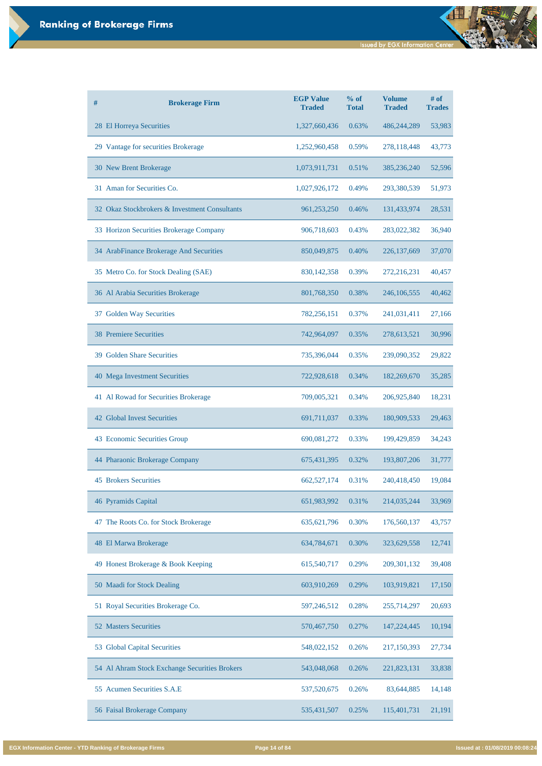# Ranking of Brokerage Firms

| # | Brokerage Firm | EGP Value Traded | % of Total | Volume Traded | # of Trades |
|---|---|---|---|---|---|
| 28 | El Horreya Securities | 1,327,660,436 | 0.63% | 486,244,289 | 53,983 |
| 29 | Vantage for securities Brokerage | 1,252,960,458 | 0.59% | 278,118,448 | 43,773 |
| 30 | New Brent Brokerage | 1,073,911,731 | 0.51% | 385,236,240 | 52,596 |
| 31 | Aman for Securities Co. | 1,027,926,172 | 0.49% | 293,380,539 | 51,973 |
| 32 | Okaz Stockbrokers & Investment Consultants | 961,253,250 | 0.46% | 131,433,974 | 28,531 |
| 33 | Horizon Securities Brokerage Company | 906,718,603 | 0.43% | 283,022,382 | 36,940 |
| 34 | ArabFinance Brokerage And Securities | 850,049,875 | 0.40% | 226,137,669 | 37,070 |
| 35 | Metro Co. for Stock Dealing (SAE) | 830,142,358 | 0.39% | 272,216,231 | 40,457 |
| 36 | Al Arabia Securities Brokerage | 801,768,350 | 0.38% | 246,106,555 | 40,462 |
| 37 | Golden Way Securities | 782,256,151 | 0.37% | 241,031,411 | 27,166 |
| 38 | Premiere Securities | 742,964,097 | 0.35% | 278,613,521 | 30,996 |
| 39 | Golden Share Securities | 735,396,044 | 0.35% | 239,090,352 | 29,822 |
| 40 | Mega Investment Securities | 722,928,618 | 0.34% | 182,269,670 | 35,285 |
| 41 | Al Rowad for Securities Brokerage | 709,005,321 | 0.34% | 206,925,840 | 18,231 |
| 42 | Global Invest Securities | 691,711,037 | 0.33% | 180,909,533 | 29,463 |
| 43 | Economic Securities Group | 690,081,272 | 0.33% | 199,429,859 | 34,243 |
| 44 | Pharaonic Brokerage Company | 675,431,395 | 0.32% | 193,807,206 | 31,777 |
| 45 | Brokers Securities | 662,527,174 | 0.31% | 240,418,450 | 19,084 |
| 46 | Pyramids Capital | 651,983,992 | 0.31% | 214,035,244 | 33,969 |
| 47 | The Roots Co. for Stock Brokerage | 635,621,796 | 0.30% | 176,560,137 | 43,757 |
| 48 | El Marwa Brokerage | 634,784,671 | 0.30% | 323,629,558 | 12,741 |
| 49 | Honest Brokerage & Book Keeping | 615,540,717 | 0.29% | 209,301,132 | 39,408 |
| 50 | Maadi for Stock Dealing | 603,910,269 | 0.29% | 103,919,821 | 17,150 |
| 51 | Royal Securities Brokerage Co. | 597,246,512 | 0.28% | 255,714,297 | 20,693 |
| 52 | Masters Securities | 570,467,750 | 0.27% | 147,224,445 | 10,194 |
| 53 | Global Capital Securities | 548,022,152 | 0.26% | 217,150,393 | 27,734 |
| 54 | Al Ahram Stock Exchange Securities Brokers | 543,048,068 | 0.26% | 221,823,131 | 33,838 |
| 55 | Acumen Securities S.A.E | 537,520,675 | 0.26% | 83,644,885 | 14,148 |
| 56 | Faisal Brokerage Company | 535,431,507 | 0.25% | 115,401,731 | 21,191 |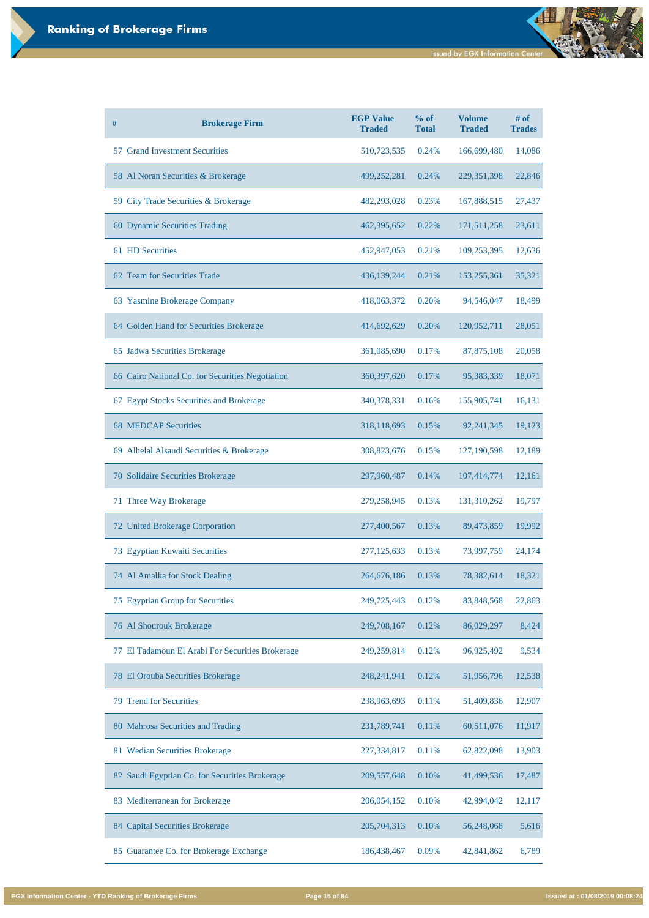# Ranking of Brokerage Firms

| # | Brokerage Firm | EGP Value Traded | % of Total | Volume Traded | # of Trades |
|---|---|---|---|---|---|
| 57 | Grand Investment Securities | 510,723,535 | 0.24% | 166,699,480 | 14,086 |
| 58 | Al Noran Securities & Brokerage | 499,252,281 | 0.24% | 229,351,398 | 22,846 |
| 59 | City Trade Securities & Brokerage | 482,293,028 | 0.23% | 167,888,515 | 27,437 |
| 60 | Dynamic Securities Trading | 462,395,652 | 0.22% | 171,511,258 | 23,611 |
| 61 | HD Securities | 452,947,053 | 0.21% | 109,253,395 | 12,636 |
| 62 | Team for Securities Trade | 436,139,244 | 0.21% | 153,255,361 | 35,321 |
| 63 | Yasmine Brokerage Company | 418,063,372 | 0.20% | 94,546,047 | 18,499 |
| 64 | Golden Hand for Securities Brokerage | 414,692,629 | 0.20% | 120,952,711 | 28,051 |
| 65 | Jadwa Securities Brokerage | 361,085,690 | 0.17% | 87,875,108 | 20,058 |
| 66 | Cairo National Co. for Securities Negotiation | 360,397,620 | 0.17% | 95,383,339 | 18,071 |
| 67 | Egypt Stocks Securities and Brokerage | 340,378,331 | 0.16% | 155,905,741 | 16,131 |
| 68 | MEDCAP Securities | 318,118,693 | 0.15% | 92,241,345 | 19,123 |
| 69 | Alhelal Alsaudi Securities & Brokerage | 308,823,676 | 0.15% | 127,190,598 | 12,189 |
| 70 | Solidaire Securities Brokerage | 297,960,487 | 0.14% | 107,414,774 | 12,161 |
| 71 | Three Way Brokerage | 279,258,945 | 0.13% | 131,310,262 | 19,797 |
| 72 | United Brokerage Corporation | 277,400,567 | 0.13% | 89,473,859 | 19,992 |
| 73 | Egyptian Kuwaiti Securities | 277,125,633 | 0.13% | 73,997,759 | 24,174 |
| 74 | Al Amalka for Stock Dealing | 264,676,186 | 0.13% | 78,382,614 | 18,321 |
| 75 | Egyptian Group for Securities | 249,725,443 | 0.12% | 83,848,568 | 22,863 |
| 76 | Al Shourouk Brokerage | 249,708,167 | 0.12% | 86,029,297 | 8,424 |
| 77 | El Tadamoun El Arabi For Securities Brokerage | 249,259,814 | 0.12% | 96,925,492 | 9,534 |
| 78 | El Orouba Securities Brokerage | 248,241,941 | 0.12% | 51,956,796 | 12,538 |
| 79 | Trend for Securities | 238,963,693 | 0.11% | 51,409,836 | 12,907 |
| 80 | Mahrosa Securities and Trading | 231,789,741 | 0.11% | 60,511,076 | 11,917 |
| 81 | Wedian Securities Brokerage | 227,334,817 | 0.11% | 62,822,098 | 13,903 |
| 82 | Saudi Egyptian Co. for Securities Brokerage | 209,557,648 | 0.10% | 41,499,536 | 17,487 |
| 83 | Mediterranean for Brokerage | 206,054,152 | 0.10% | 42,994,042 | 12,117 |
| 84 | Capital Securities Brokerage | 205,704,313 | 0.10% | 56,248,068 | 5,616 |
| 85 | Guarantee Co. for Brokerage Exchange | 186,438,467 | 0.09% | 42,841,862 | 6,789 |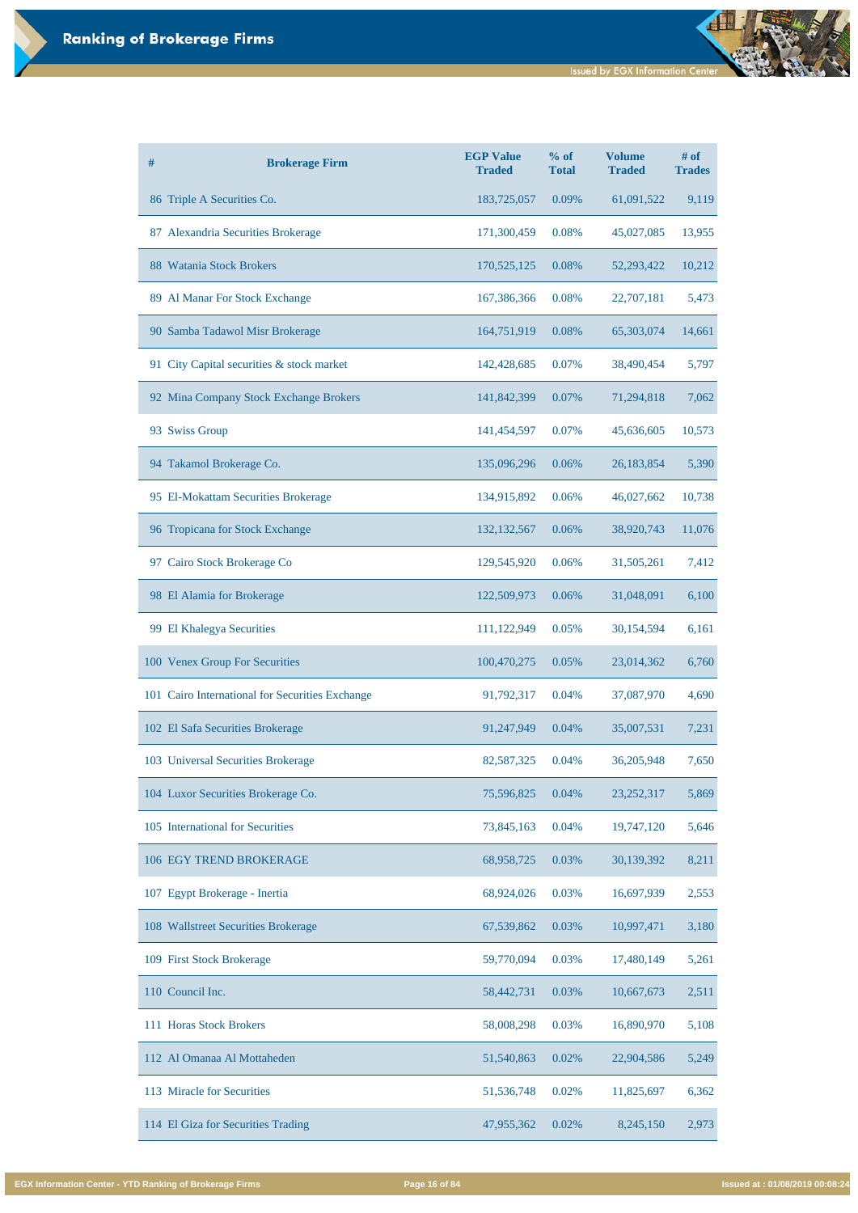| # | Brokerage Firm | EGP Value Traded | % of Total | Volume Traded | # of Trades |
|---|---|---|---|---|---|
| 86 | Triple A Securities Co. | 183,725,057 | 0.09% | 61,091,522 | 9,119 |
| 87 | Alexandria Securities Brokerage | 171,300,459 | 0.08% | 45,027,085 | 13,955 |
| 88 | Watania Stock Brokers | 170,525,125 | 0.08% | 52,293,422 | 10,212 |
| 89 | Al Manar For Stock Exchange | 167,386,366 | 0.08% | 22,707,181 | 5,473 |
| 90 | Samba Tadawol Misr Brokerage | 164,751,919 | 0.08% | 65,303,074 | 14,661 |
| 91 | City Capital securities & stock market | 142,428,685 | 0.07% | 38,490,454 | 5,797 |
| 92 | Mina Company Stock Exchange Brokers | 141,842,399 | 0.07% | 71,294,818 | 7,062 |
| 93 | Swiss Group | 141,454,597 | 0.07% | 45,636,605 | 10,573 |
| 94 | Takamol Brokerage Co. | 135,096,296 | 0.06% | 26,183,854 | 5,390 |
| 95 | El-Mokattam Securities Brokerage | 134,915,892 | 0.06% | 46,027,662 | 10,738 |
| 96 | Tropicana for Stock Exchange | 132,132,567 | 0.06% | 38,920,743 | 11,076 |
| 97 | Cairo Stock Brokerage Co | 129,545,920 | 0.06% | 31,505,261 | 7,412 |
| 98 | El Alamia for Brokerage | 122,509,973 | 0.06% | 31,048,091 | 6,100 |
| 99 | El Khalegya Securities | 111,122,949 | 0.05% | 30,154,594 | 6,161 |
| 100 | Venex Group For Securities | 100,470,275 | 0.05% | 23,014,362 | 6,760 |
| 101 | Cairo International for Securities Exchange | 91,792,317 | 0.04% | 37,087,970 | 4,690 |
| 102 | El Safa Securities Brokerage | 91,247,949 | 0.04% | 35,007,531 | 7,231 |
| 103 | Universal Securities Brokerage | 82,587,325 | 0.04% | 36,205,948 | 7,650 |
| 104 | Luxor Securities Brokerage Co. | 75,596,825 | 0.04% | 23,252,317 | 5,869 |
| 105 | International for Securities | 73,845,163 | 0.04% | 19,747,120 | 5,646 |
| 106 | EGY TREND BROKERAGE | 68,958,725 | 0.03% | 30,139,392 | 8,211 |
| 107 | Egypt Brokerage - Inertia | 68,924,026 | 0.03% | 16,697,939 | 2,553 |
| 108 | Wallstreet Securities Brokerage | 67,539,862 | 0.03% | 10,997,471 | 3,180 |
| 109 | First Stock Brokerage | 59,770,094 | 0.03% | 17,480,149 | 5,261 |
| 110 | Council Inc. | 58,442,731 | 0.03% | 10,667,673 | 2,511 |
| 111 | Horas Stock Brokers | 58,008,298 | 0.03% | 16,890,970 | 5,108 |
| 112 | Al Omanaa Al Mottaheden | 51,540,863 | 0.02% | 22,904,586 | 5,249 |
| 113 | Miracle for Securities | 51,536,748 | 0.02% | 11,825,697 | 6,362 |
| 114 | El Giza for Securities Trading | 47,955,362 | 0.02% | 8,245,150 | 2,973 |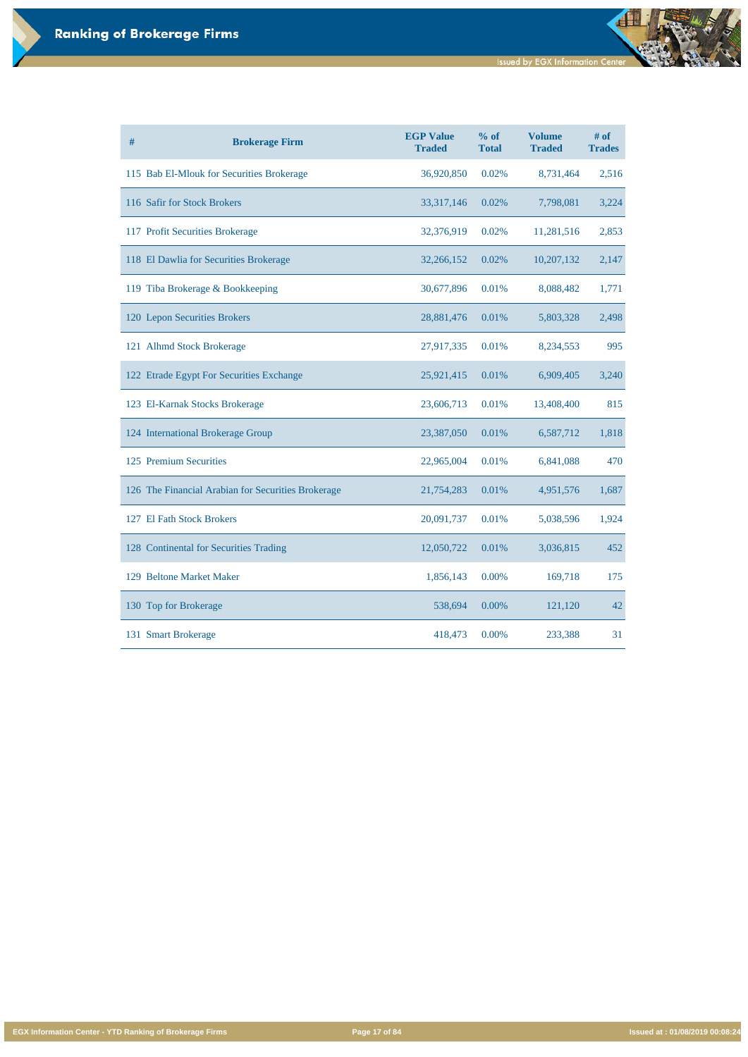# Ranking of Brokerage Firms

Issued by EGX Information Center

| # | Brokerage Firm | EGP Value Traded | % of Total | Volume Traded | # of Trades |
|---|---|---|---|---|---|
| 115 | Bab El-Mlouk for Securities Brokerage | 36,920,850 | 0.02% | 8,731,464 | 2,516 |
| 116 | Safir for Stock Brokers | 33,317,146 | 0.02% | 7,798,081 | 3,224 |
| 117 | Profit Securities Brokerage | 32,376,919 | 0.02% | 11,281,516 | 2,853 |
| 118 | El Dawlia for Securities Brokerage | 32,266,152 | 0.02% | 10,207,132 | 2,147 |
| 119 | Tiba Brokerage & Bookkeeping | 30,677,896 | 0.01% | 8,088,482 | 1,771 |
| 120 | Lepon Securities Brokers | 28,881,476 | 0.01% | 5,803,328 | 2,498 |
| 121 | Alhmd Stock Brokerage | 27,917,335 | 0.01% | 8,234,553 | 995 |
| 122 | Etrade Egypt For Securities Exchange | 25,921,415 | 0.01% | 6,909,405 | 3,240 |
| 123 | El-Karnak Stocks Brokerage | 23,606,713 | 0.01% | 13,408,400 | 815 |
| 124 | International Brokerage Group | 23,387,050 | 0.01% | 6,587,712 | 1,818 |
| 125 | Premium Securities | 22,965,004 | 0.01% | 6,841,088 | 470 |
| 126 | The Financial Arabian for Securities Brokerage | 21,754,283 | 0.01% | 4,951,576 | 1,687 |
| 127 | El Fath Stock Brokers | 20,091,737 | 0.01% | 5,038,596 | 1,924 |
| 128 | Continental for Securities Trading | 12,050,722 | 0.01% | 3,036,815 | 452 |
| 129 | Beltone Market Maker | 1,856,143 | 0.00% | 169,718 | 175 |
| 130 | Top for Brokerage | 538,694 | 0.00% | 121,120 | 42 |
| 131 | Smart Brokerage | 418,473 | 0.00% | 233,388 | 31 |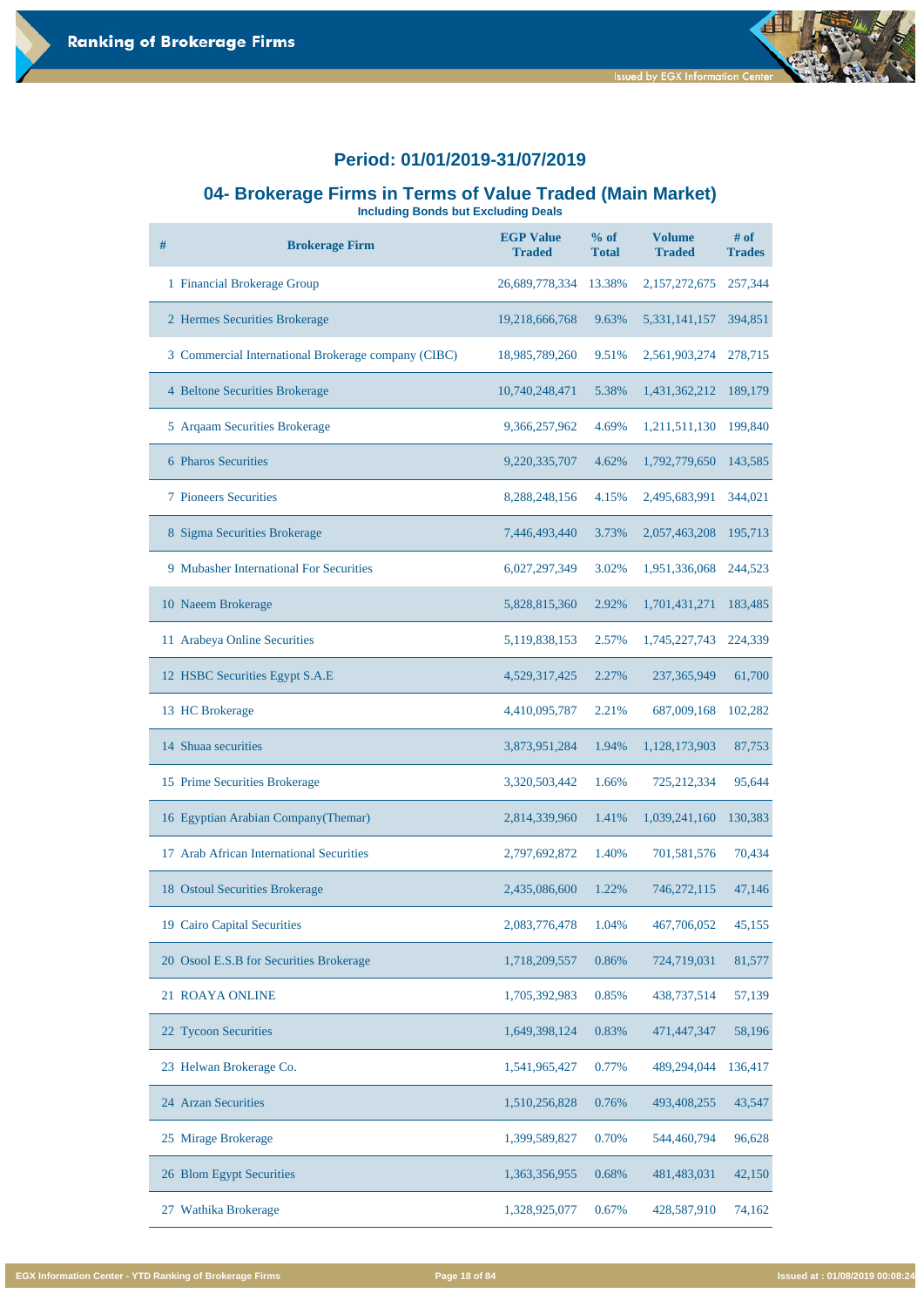## Period: 01/01/2019-31/07/2019

## 04- Brokerage Firms in Terms of Value Traded (Main Market)

**Including Bonds but Excluding Deals**

| # | Brokerage Firm | EGP Value Traded | % of Total | Volume Traded | # of Trades |
|---|---|---|---|---|---|
| 1 | Financial Brokerage Group | 26,689,778,334 | 13.38% | 2,157,272,675 | 257,344 |
| 2 | Hermes Securities Brokerage | 19,218,666,768 | 9.63% | 5,331,141,157 | 394,851 |
| 3 | Commercial International Brokerage company (CIBC) | 18,985,789,260 | 9.51% | 2,561,903,274 | 278,715 |
| 4 | Beltone Securities Brokerage | 10,740,248,471 | 5.38% | 1,431,362,212 | 189,179 |
| 5 | Arqaam Securities Brokerage | 9,366,257,962 | 4.69% | 1,211,511,130 | 199,840 |
| 6 | Pharos Securities | 9,220,335,707 | 4.62% | 1,792,779,650 | 143,585 |
| 7 | Pioneers Securities | 8,288,248,156 | 4.15% | 2,495,683,991 | 344,021 |
| 8 | Sigma Securities Brokerage | 7,446,493,440 | 3.73% | 2,057,463,208 | 195,713 |
| 9 | Mubasher International For Securities | 6,027,297,349 | 3.02% | 1,951,336,068 | 244,523 |
| 10 | Naeem Brokerage | 5,828,815,360 | 2.92% | 1,701,431,271 | 183,485 |
| 11 | Arabeya Online Securities | 5,119,838,153 | 2.57% | 1,745,227,743 | 224,339 |
| 12 | HSBC Securities Egypt S.A.E | 4,529,317,425 | 2.27% | 237,365,949 | 61,700 |
| 13 | HC Brokerage | 4,410,095,787 | 2.21% | 687,009,168 | 102,282 |
| 14 | Shuaa securities | 3,873,951,284 | 1.94% | 1,128,173,903 | 87,753 |
| 15 | Prime Securities Brokerage | 3,320,503,442 | 1.66% | 725,212,334 | 95,644 |
| 16 | Egyptian Arabian Company(Themar) | 2,814,339,960 | 1.41% | 1,039,241,160 | 130,383 |
| 17 | Arab African International Securities | 2,797,692,872 | 1.40% | 701,581,576 | 70,434 |
| 18 | Ostoul Securities Brokerage | 2,435,086,600 | 1.22% | 746,272,115 | 47,146 |
| 19 | Cairo Capital Securities | 2,083,776,478 | 1.04% | 467,706,052 | 45,155 |
| 20 | Osool E.S.B for Securities Brokerage | 1,718,209,557 | 0.86% | 724,719,031 | 81,577 |
| 21 | ROAYA ONLINE | 1,705,392,983 | 0.85% | 438,737,514 | 57,139 |
| 22 | Tycoon Securities | 1,649,398,124 | 0.83% | 471,447,347 | 58,196 |
| 23 | Helwan Brokerage Co. | 1,541,965,427 | 0.77% | 489,294,044 | 136,417 |
| 24 | Arzan Securities | 1,510,256,828 | 0.76% | 493,408,255 | 43,547 |
| 25 | Mirage Brokerage | 1,399,589,827 | 0.70% | 544,460,794 | 96,628 |
| 26 | Blom Egypt Securities | 1,363,356,955 | 0.68% | 481,483,031 | 42,150 |
| 27 | Wathika Brokerage | 1,328,925,077 | 0.67% | 428,587,910 | 74,162 |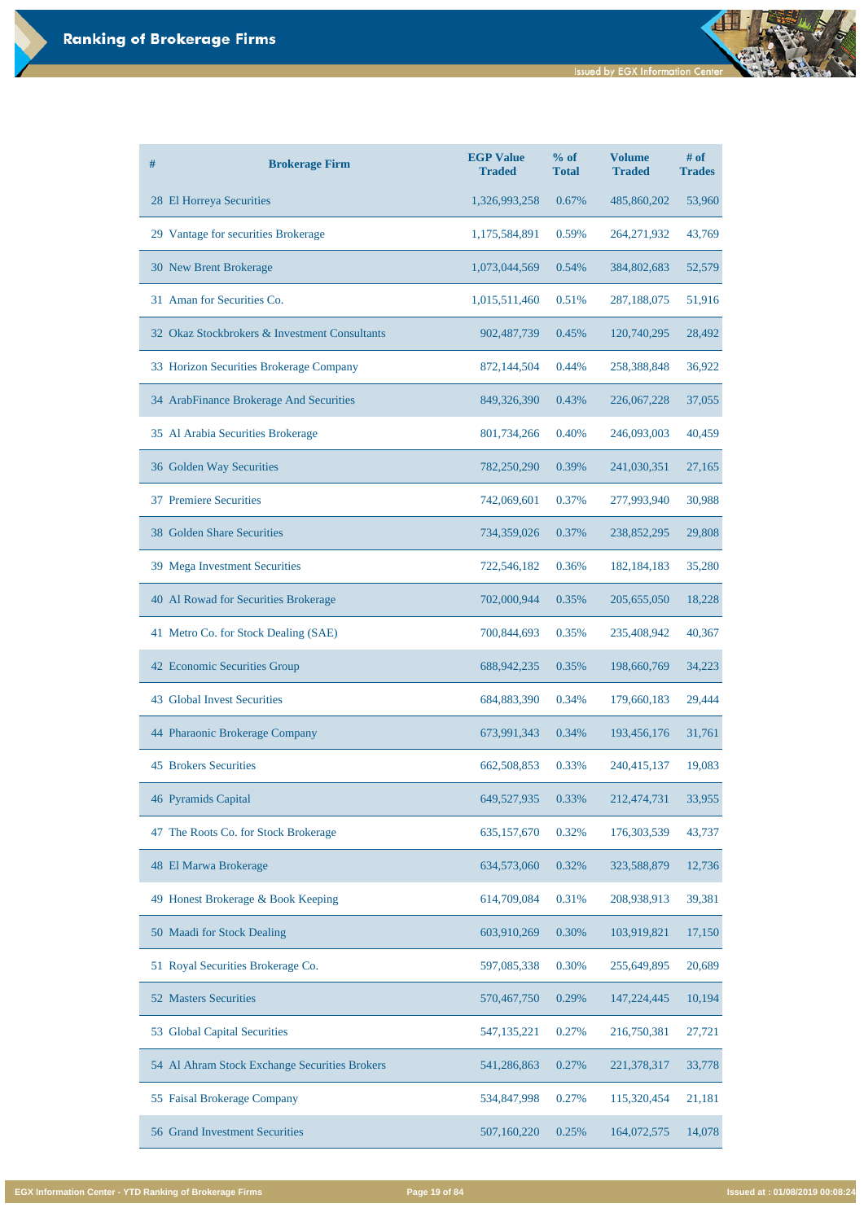## Ranking of Brokerage Firms

| # | Brokerage Firm | EGP Value Traded | % of Total | Volume Traded | # of Trades |
|---|---|---|---|---|---|
| 28 | El Horreya Securities | 1,326,993,258 | 0.67% | 485,860,202 | 53,960 |
| 29 | Vantage for securities Brokerage | 1,175,584,891 | 0.59% | 264,271,932 | 43,769 |
| 30 | New Brent Brokerage | 1,073,044,569 | 0.54% | 384,802,683 | 52,579 |
| 31 | Aman for Securities Co. | 1,015,511,460 | 0.51% | 287,188,075 | 51,916 |
| 32 | Okaz Stockbrokers & Investment Consultants | 902,487,739 | 0.45% | 120,740,295 | 28,492 |
| 33 | Horizon Securities Brokerage Company | 872,144,504 | 0.44% | 258,388,848 | 36,922 |
| 34 | ArabFinance Brokerage And Securities | 849,326,390 | 0.43% | 226,067,228 | 37,055 |
| 35 | Al Arabia Securities Brokerage | 801,734,266 | 0.40% | 246,093,003 | 40,459 |
| 36 | Golden Way Securities | 782,250,290 | 0.39% | 241,030,351 | 27,165 |
| 37 | Premiere Securities | 742,069,601 | 0.37% | 277,993,940 | 30,988 |
| 38 | Golden Share Securities | 734,359,026 | 0.37% | 238,852,295 | 29,808 |
| 39 | Mega Investment Securities | 722,546,182 | 0.36% | 182,184,183 | 35,280 |
| 40 | Al Rowad for Securities Brokerage | 702,000,944 | 0.35% | 205,655,050 | 18,228 |
| 41 | Metro Co. for Stock Dealing (SAE) | 700,844,693 | 0.35% | 235,408,942 | 40,367 |
| 42 | Economic Securities Group | 688,942,235 | 0.35% | 198,660,769 | 34,223 |
| 43 | Global Invest Securities | 684,883,390 | 0.34% | 179,660,183 | 29,444 |
| 44 | Pharaonic Brokerage Company | 673,991,343 | 0.34% | 193,456,176 | 31,761 |
| 45 | Brokers Securities | 662,508,853 | 0.33% | 240,415,137 | 19,083 |
| 46 | Pyramids Capital | 649,527,935 | 0.33% | 212,474,731 | 33,955 |
| 47 | The Roots Co. for Stock Brokerage | 635,157,670 | 0.32% | 176,303,539 | 43,737 |
| 48 | El Marwa Brokerage | 634,573,060 | 0.32% | 323,588,879 | 12,736 |
| 49 | Honest Brokerage & Book Keeping | 614,709,084 | 0.31% | 208,938,913 | 39,381 |
| 50 | Maadi for Stock Dealing | 603,910,269 | 0.30% | 103,919,821 | 17,150 |
| 51 | Royal Securities Brokerage Co. | 597,085,338 | 0.30% | 255,649,895 | 20,689 |
| 52 | Masters Securities | 570,467,750 | 0.29% | 147,224,445 | 10,194 |
| 53 | Global Capital Securities | 547,135,221 | 0.27% | 216,750,381 | 27,721 |
| 54 | Al Ahram Stock Exchange Securities Brokers | 541,286,863 | 0.27% | 221,378,317 | 33,778 |
| 55 | Faisal Brokerage Company | 534,847,998 | 0.27% | 115,320,454 | 21,181 |
| 56 | Grand Investment Securities | 507,160,220 | 0.25% | 164,072,575 | 14,078 |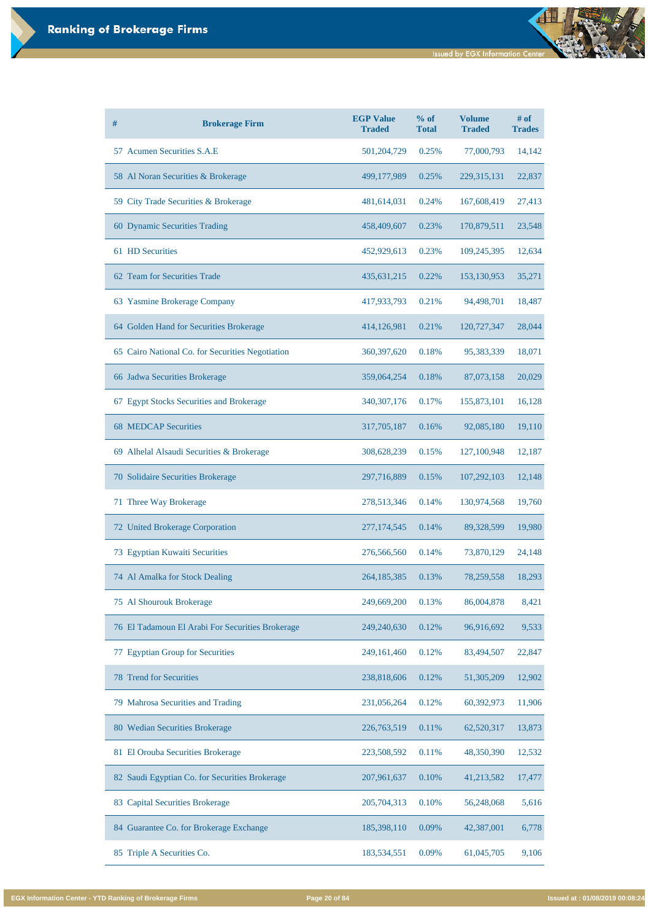# Ranking of Brokerage Firms

| # | Brokerage Firm | EGP Value Traded | % of Total | Volume Traded | # of Trades |
|---|---|---|---|---|---|
| 57 | Acumen Securities S.A.E | 501,204,729 | 0.25% | 77,000,793 | 14,142 |
| 58 | Al Noran Securities & Brokerage | 499,177,989 | 0.25% | 229,315,131 | 22,837 |
| 59 | City Trade Securities & Brokerage | 481,614,031 | 0.24% | 167,608,419 | 27,413 |
| 60 | Dynamic Securities Trading | 458,409,607 | 0.23% | 170,879,511 | 23,548 |
| 61 | HD Securities | 452,929,613 | 0.23% | 109,245,395 | 12,634 |
| 62 | Team for Securities Trade | 435,631,215 | 0.22% | 153,130,953 | 35,271 |
| 63 | Yasmine Brokerage Company | 417,933,793 | 0.21% | 94,498,701 | 18,487 |
| 64 | Golden Hand for Securities Brokerage | 414,126,981 | 0.21% | 120,727,347 | 28,044 |
| 65 | Cairo National Co. for Securities Negotiation | 360,397,620 | 0.18% | 95,383,339 | 18,071 |
| 66 | Jadwa Securities Brokerage | 359,064,254 | 0.18% | 87,073,158 | 20,029 |
| 67 | Egypt Stocks Securities and Brokerage | 340,307,176 | 0.17% | 155,873,101 | 16,128 |
| 68 | MEDCAP Securities | 317,705,187 | 0.16% | 92,085,180 | 19,110 |
| 69 | Alhelal Alsaudi Securities & Brokerage | 308,628,239 | 0.15% | 127,100,948 | 12,187 |
| 70 | Solidaire Securities Brokerage | 297,716,889 | 0.15% | 107,292,103 | 12,148 |
| 71 | Three Way Brokerage | 278,513,346 | 0.14% | 130,974,568 | 19,760 |
| 72 | United Brokerage Corporation | 277,174,545 | 0.14% | 89,328,599 | 19,980 |
| 73 | Egyptian Kuwaiti Securities | 276,566,560 | 0.14% | 73,870,129 | 24,148 |
| 74 | Al Amalka for Stock Dealing | 264,185,385 | 0.13% | 78,259,558 | 18,293 |
| 75 | Al Shourouk Brokerage | 249,669,200 | 0.13% | 86,004,878 | 8,421 |
| 76 | El Tadamoun El Arabi For Securities Brokerage | 249,240,630 | 0.12% | 96,916,692 | 9,533 |
| 77 | Egyptian Group for Securities | 249,161,460 | 0.12% | 83,494,507 | 22,847 |
| 78 | Trend for Securities | 238,818,606 | 0.12% | 51,305,209 | 12,902 |
| 79 | Mahrosa Securities and Trading | 231,056,264 | 0.12% | 60,392,973 | 11,906 |
| 80 | Wedian Securities Brokerage | 226,763,519 | 0.11% | 62,520,317 | 13,873 |
| 81 | El Orouba Securities Brokerage | 223,508,592 | 0.11% | 48,350,390 | 12,532 |
| 82 | Saudi Egyptian Co. for Securities Brokerage | 207,961,637 | 0.10% | 41,213,582 | 17,477 |
| 83 | Capital Securities Brokerage | 205,704,313 | 0.10% | 56,248,068 | 5,616 |
| 84 | Guarantee Co. for Brokerage Exchange | 185,398,110 | 0.09% | 42,387,001 | 6,778 |
| 85 | Triple A Securities Co. | 183,534,551 | 0.09% | 61,045,705 | 9,106 |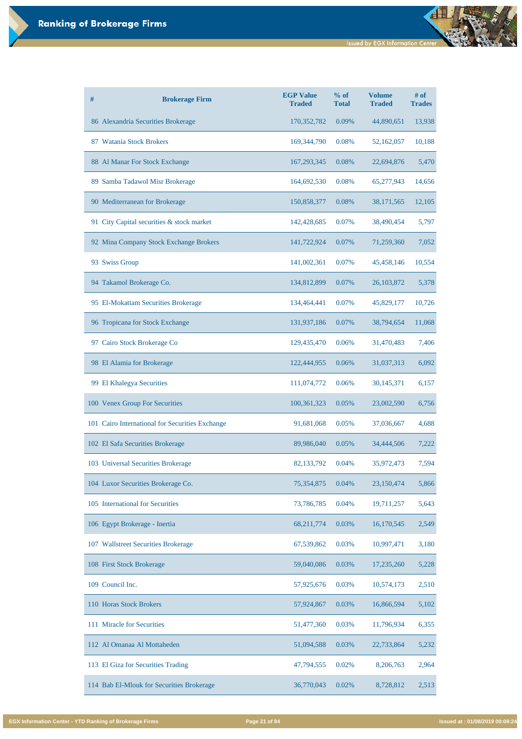# Ranking of Brokerage Firms

| # | Brokerage Firm | EGP Value Traded | % of Total | Volume Traded | # of Trades |
|---|---|---|---|---|---|
| 86 | Alexandria Securities Brokerage | 170,352,782 | 0.09% | 44,890,651 | 13,938 |
| 87 | Watania Stock Brokers | 169,344,790 | 0.08% | 52,162,057 | 10,188 |
| 88 | Al Manar For Stock Exchange | 167,293,345 | 0.08% | 22,694,876 | 5,470 |
| 89 | Samba Tadawol Misr Brokerage | 164,692,530 | 0.08% | 65,277,943 | 14,656 |
| 90 | Mediterranean for Brokerage | 150,858,377 | 0.08% | 38,171,565 | 12,105 |
| 91 | City Capital securities & stock market | 142,428,685 | 0.07% | 38,490,454 | 5,797 |
| 92 | Mina Company Stock Exchange Brokers | 141,722,924 | 0.07% | 71,259,360 | 7,052 |
| 93 | Swiss Group | 141,002,361 | 0.07% | 45,458,146 | 10,554 |
| 94 | Takamol Brokerage Co. | 134,812,899 | 0.07% | 26,103,872 | 5,378 |
| 95 | El-Mokattam Securities Brokerage | 134,464,441 | 0.07% | 45,829,177 | 10,726 |
| 96 | Tropicana for Stock Exchange | 131,937,186 | 0.07% | 38,794,654 | 11,068 |
| 97 | Cairo Stock Brokerage Co | 129,435,470 | 0.06% | 31,470,483 | 7,406 |
| 98 | El Alamia for Brokerage | 122,444,955 | 0.06% | 31,037,313 | 6,092 |
| 99 | El Khalegya Securities | 111,074,772 | 0.06% | 30,145,371 | 6,157 |
| 100 | Venex Group For Securities | 100,361,323 | 0.05% | 23,002,590 | 6,756 |
| 101 | Cairo International for Securities Exchange | 91,681,068 | 0.05% | 37,036,667 | 4,688 |
| 102 | El Safa Securities Brokerage | 89,986,040 | 0.05% | 34,444,506 | 7,222 |
| 103 | Universal Securities Brokerage | 82,133,792 | 0.04% | 35,972,473 | 7,594 |
| 104 | Luxor Securities Brokerage Co. | 75,354,875 | 0.04% | 23,150,474 | 5,866 |
| 105 | International for Securities | 73,786,785 | 0.04% | 19,711,257 | 5,643 |
| 106 | Egypt Brokerage - Inertia | 68,211,774 | 0.03% | 16,170,545 | 2,549 |
| 107 | Wallstreet Securities Brokerage | 67,539,862 | 0.03% | 10,997,471 | 3,180 |
| 108 | First Stock Brokerage | 59,040,086 | 0.03% | 17,235,260 | 5,228 |
| 109 | Council Inc. | 57,925,676 | 0.03% | 10,574,173 | 2,510 |
| 110 | Horas Stock Brokers | 57,924,867 | 0.03% | 16,866,594 | 5,102 |
| 111 | Miracle for Securities | 51,477,360 | 0.03% | 11,796,934 | 6,355 |
| 112 | Al Omanaa Al Mottaheden | 51,094,588 | 0.03% | 22,733,864 | 5,232 |
| 113 | El Giza for Securities Trading | 47,794,555 | 0.02% | 8,206,763 | 2,964 |
| 114 | Bab El-Mlouk for Securities Brokerage | 36,770,043 | 0.02% | 8,728,812 | 2,513 |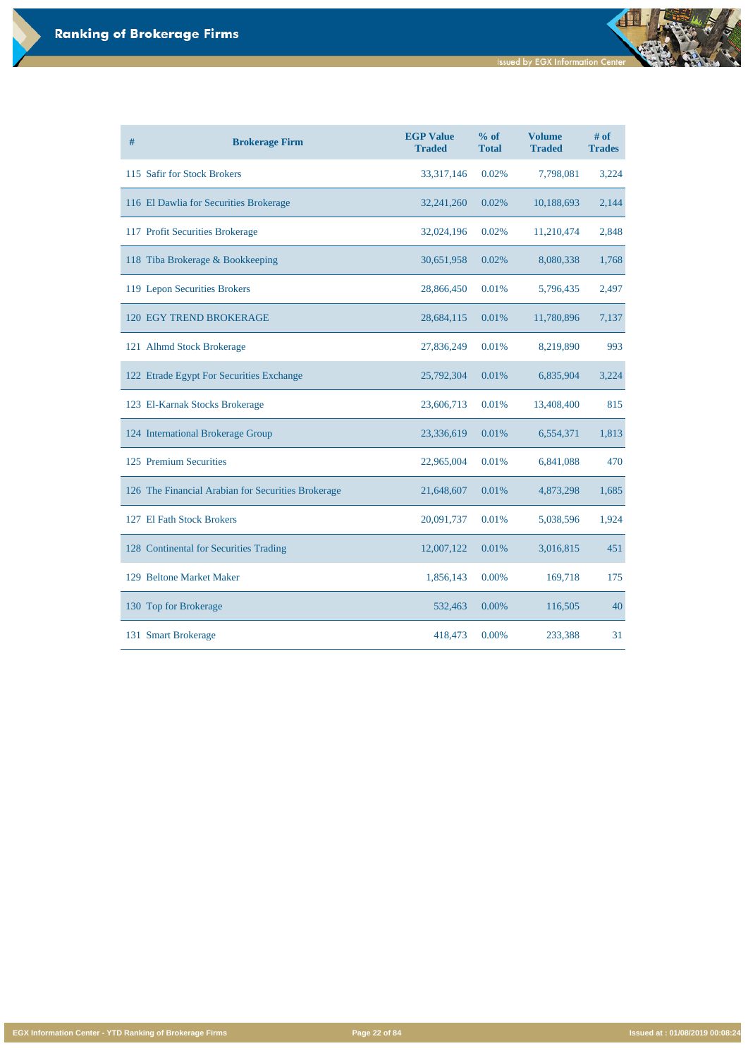# Ranking of Brokerage Firms

| # | Brokerage Firm | EGP Value Traded | % of Total | Volume Traded | # of Trades |
|---|---|---|---|---|---|
| 115 | Safir for Stock Brokers | 33,317,146 | 0.02% | 7,798,081 | 3,224 |
| 116 | El Dawlia for Securities Brokerage | 32,241,260 | 0.02% | 10,188,693 | 2,144 |
| 117 | Profit Securities Brokerage | 32,024,196 | 0.02% | 11,210,474 | 2,848 |
| 118 | Tiba Brokerage & Bookkeeping | 30,651,958 | 0.02% | 8,080,338 | 1,768 |
| 119 | Lepon Securities Brokers | 28,866,450 | 0.01% | 5,796,435 | 2,497 |
| 120 | EGY TREND BROKERAGE | 28,684,115 | 0.01% | 11,780,896 | 7,137 |
| 121 | Alhmd Stock Brokerage | 27,836,249 | 0.01% | 8,219,890 | 993 |
| 122 | Etrade Egypt For Securities Exchange | 25,792,304 | 0.01% | 6,835,904 | 3,224 |
| 123 | El-Karnak Stocks Brokerage | 23,606,713 | 0.01% | 13,408,400 | 815 |
| 124 | International Brokerage Group | 23,336,619 | 0.01% | 6,554,371 | 1,813 |
| 125 | Premium Securities | 22,965,004 | 0.01% | 6,841,088 | 470 |
| 126 | The Financial Arabian for Securities Brokerage | 21,648,607 | 0.01% | 4,873,298 | 1,685 |
| 127 | El Fath Stock Brokers | 20,091,737 | 0.01% | 5,038,596 | 1,924 |
| 128 | Continental for Securities Trading | 12,007,122 | 0.01% | 3,016,815 | 451 |
| 129 | Beltone Market Maker | 1,856,143 | 0.00% | 169,718 | 175 |
| 130 | Top for Brokerage | 532,463 | 0.00% | 116,505 | 40 |
| 131 | Smart Brokerage | 418,473 | 0.00% | 233,388 | 31 |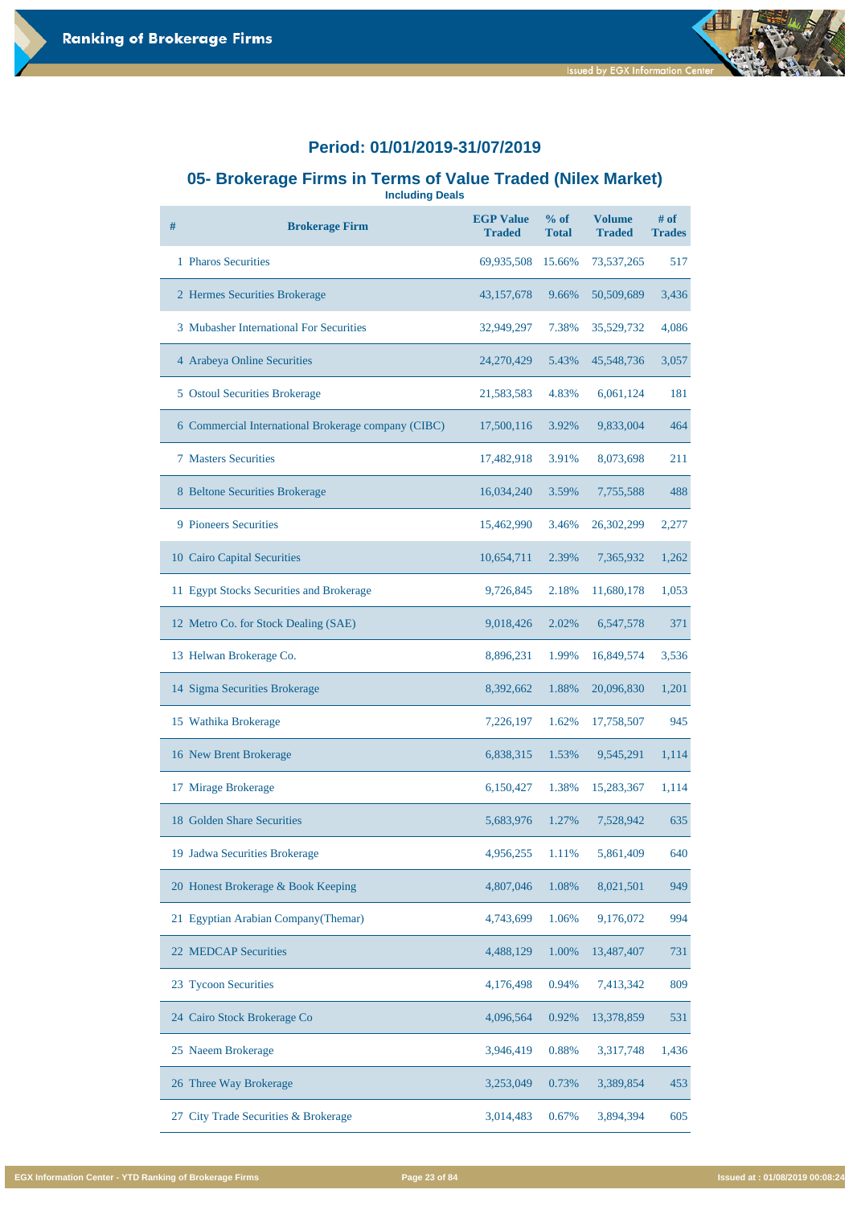## Period: 01/01/2019-31/07/2019

## 05- Brokerage Firms in Terms of Value Traded (Nilex Market)

**Including Deals**

| # | Brokerage Firm | EGP Value Traded | % of Total | Volume Traded | # of Trades |
|---|---|---|---|---|---|
| 1 | Pharos Securities | 69,935,508 | 15.66% | 73,537,265 | 517 |
| 2 | Hermes Securities Brokerage | 43,157,678 | 9.66% | 50,509,689 | 3,436 |
| 3 | Mubasher International For Securities | 32,949,297 | 7.38% | 35,529,732 | 4,086 |
| 4 | Arabeya Online Securities | 24,270,429 | 5.43% | 45,548,736 | 3,057 |
| 5 | Ostoul Securities Brokerage | 21,583,583 | 4.83% | 6,061,124 | 181 |
| 6 | Commercial International Brokerage company (CIBC) | 17,500,116 | 3.92% | 9,833,004 | 464 |
| 7 | Masters Securities | 17,482,918 | 3.91% | 8,073,698 | 211 |
| 8 | Beltone Securities Brokerage | 16,034,240 | 3.59% | 7,755,588 | 488 |
| 9 | Pioneers Securities | 15,462,990 | 3.46% | 26,302,299 | 2,277 |
| 10 | Cairo Capital Securities | 10,654,711 | 2.39% | 7,365,932 | 1,262 |
| 11 | Egypt Stocks Securities and Brokerage | 9,726,845 | 2.18% | 11,680,178 | 1,053 |
| 12 | Metro Co. for Stock Dealing (SAE) | 9,018,426 | 2.02% | 6,547,578 | 371 |
| 13 | Helwan Brokerage Co. | 8,896,231 | 1.99% | 16,849,574 | 3,536 |
| 14 | Sigma Securities Brokerage | 8,392,662 | 1.88% | 20,096,830 | 1,201 |
| 15 | Wathika Brokerage | 7,226,197 | 1.62% | 17,758,507 | 945 |
| 16 | New Brent Brokerage | 6,838,315 | 1.53% | 9,545,291 | 1,114 |
| 17 | Mirage Brokerage | 6,150,427 | 1.38% | 15,283,367 | 1,114 |
| 18 | Golden Share Securities | 5,683,976 | 1.27% | 7,528,942 | 635 |
| 19 | Jadwa Securities Brokerage | 4,956,255 | 1.11% | 5,861,409 | 640 |
| 20 | Honest Brokerage & Book Keeping | 4,807,046 | 1.08% | 8,021,501 | 949 |
| 21 | Egyptian Arabian Company(Themar) | 4,743,699 | 1.06% | 9,176,072 | 994 |
| 22 | MEDCAP Securities | 4,488,129 | 1.00% | 13,487,407 | 731 |
| 23 | Tycoon Securities | 4,176,498 | 0.94% | 7,413,342 | 809 |
| 24 | Cairo Stock Brokerage Co | 4,096,564 | 0.92% | 13,378,859 | 531 |
| 25 | Naeem Brokerage | 3,946,419 | 0.88% | 3,317,748 | 1,436 |
| 26 | Three Way Brokerage | 3,253,049 | 0.73% | 3,389,854 | 453 |
| 27 | City Trade Securities & Brokerage | 3,014,483 | 0.67% | 3,894,394 | 605 |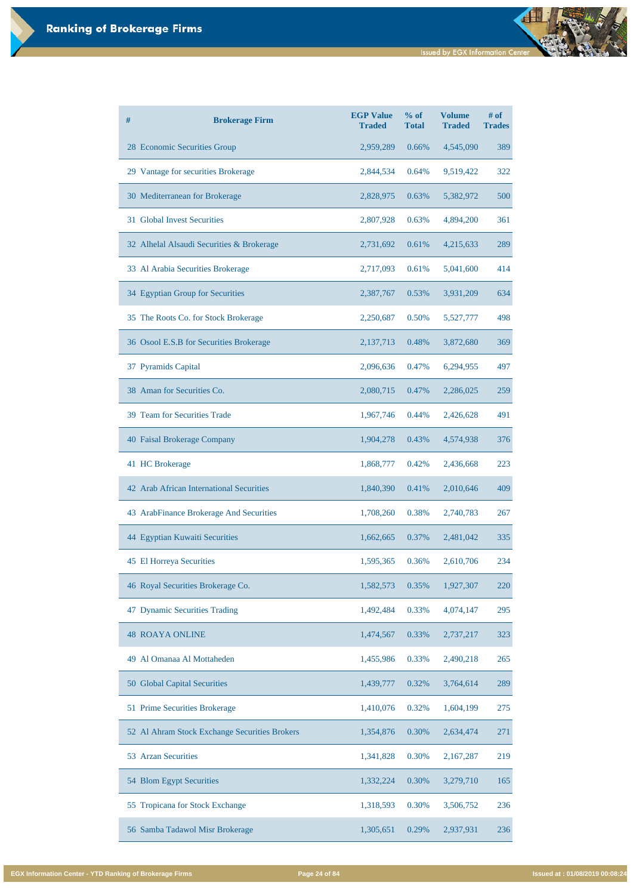| # | Brokerage Firm | EGP Value Traded | % of Total | Volume Traded | # of Trades |
|---|---|---|---|---|---|
| 28 | Economic Securities Group | 2,959,289 | 0.66% | 4,545,090 | 389 |
| 29 | Vantage for securities Brokerage | 2,844,534 | 0.64% | 9,519,422 | 322 |
| 30 | Mediterranean for Brokerage | 2,828,975 | 0.63% | 5,382,972 | 500 |
| 31 | Global Invest Securities | 2,807,928 | 0.63% | 4,894,200 | 361 |
| 32 | Alhelal Alsaudi Securities & Brokerage | 2,731,692 | 0.61% | 4,215,633 | 289 |
| 33 | Al Arabia Securities Brokerage | 2,717,093 | 0.61% | 5,041,600 | 414 |
| 34 | Egyptian Group for Securities | 2,387,767 | 0.53% | 3,931,209 | 634 |
| 35 | The Roots Co. for Stock Brokerage | 2,250,687 | 0.50% | 5,527,777 | 498 |
| 36 | Osool E.S.B for Securities Brokerage | 2,137,713 | 0.48% | 3,872,680 | 369 |
| 37 | Pyramids Capital | 2,096,636 | 0.47% | 6,294,955 | 497 |
| 38 | Aman for Securities Co. | 2,080,715 | 0.47% | 2,286,025 | 259 |
| 39 | Team for Securities Trade | 1,967,746 | 0.44% | 2,426,628 | 491 |
| 40 | Faisal Brokerage Company | 1,904,278 | 0.43% | 4,574,938 | 376 |
| 41 | HC Brokerage | 1,868,777 | 0.42% | 2,436,668 | 223 |
| 42 | Arab African International Securities | 1,840,390 | 0.41% | 2,010,646 | 409 |
| 43 | ArabFinance Brokerage And Securities | 1,708,260 | 0.38% | 2,740,783 | 267 |
| 44 | Egyptian Kuwaiti Securities | 1,662,665 | 0.37% | 2,481,042 | 335 |
| 45 | El Horreya Securities | 1,595,365 | 0.36% | 2,610,706 | 234 |
| 46 | Royal Securities Brokerage Co. | 1,582,573 | 0.35% | 1,927,307 | 220 |
| 47 | Dynamic Securities Trading | 1,492,484 | 0.33% | 4,074,147 | 295 |
| 48 | ROAYA ONLINE | 1,474,567 | 0.33% | 2,737,217 | 323 |
| 49 | Al Omanaa Al Mottaheden | 1,455,986 | 0.33% | 2,490,218 | 265 |
| 50 | Global Capital Securities | 1,439,777 | 0.32% | 3,764,614 | 289 |
| 51 | Prime Securities Brokerage | 1,410,076 | 0.32% | 1,604,199 | 275 |
| 52 | Al Ahram Stock Exchange Securities Brokers | 1,354,876 | 0.30% | 2,634,474 | 271 |
| 53 | Arzan Securities | 1,341,828 | 0.30% | 2,167,287 | 219 |
| 54 | Blom Egypt Securities | 1,332,224 | 0.30% | 3,279,710 | 165 |
| 55 | Tropicana for Stock Exchange | 1,318,593 | 0.30% | 3,506,752 | 236 |
| 56 | Samba Tadawol Misr Brokerage | 1,305,651 | 0.29% | 2,937,931 | 236 |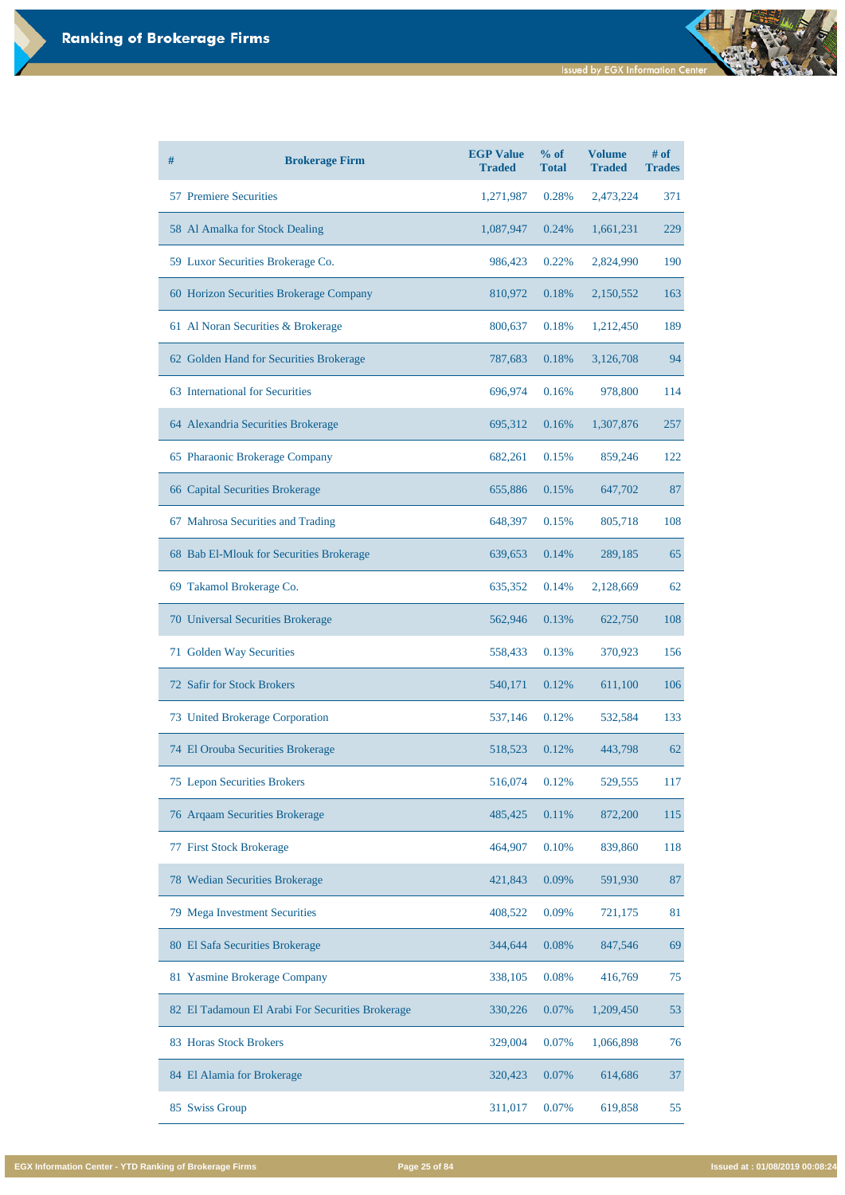# Ranking of Brokerage Firms

| # | Brokerage Firm | EGP Value Traded | % of Total | Volume Traded | # of Trades |
|---|---|---|---|---|---|
| 57 | Premiere Securities | 1,271,987 | 0.28% | 2,473,224 | 371 |
| 58 | Al Amalka for Stock Dealing | 1,087,947 | 0.24% | 1,661,231 | 229 |
| 59 | Luxor Securities Brokerage Co. | 986,423 | 0.22% | 2,824,990 | 190 |
| 60 | Horizon Securities Brokerage Company | 810,972 | 0.18% | 2,150,552 | 163 |
| 61 | Al Noran Securities & Brokerage | 800,637 | 0.18% | 1,212,450 | 189 |
| 62 | Golden Hand for Securities Brokerage | 787,683 | 0.18% | 3,126,708 | 94 |
| 63 | International for Securities | 696,974 | 0.16% | 978,800 | 114 |
| 64 | Alexandria Securities Brokerage | 695,312 | 0.16% | 1,307,876 | 257 |
| 65 | Pharaonic Brokerage Company | 682,261 | 0.15% | 859,246 | 122 |
| 66 | Capital Securities Brokerage | 655,886 | 0.15% | 647,702 | 87 |
| 67 | Mahrosa Securities and Trading | 648,397 | 0.15% | 805,718 | 108 |
| 68 | Bab El-Mlouk for Securities Brokerage | 639,653 | 0.14% | 289,185 | 65 |
| 69 | Takamol Brokerage Co. | 635,352 | 0.14% | 2,128,669 | 62 |
| 70 | Universal Securities Brokerage | 562,946 | 0.13% | 622,750 | 108 |
| 71 | Golden Way Securities | 558,433 | 0.13% | 370,923 | 156 |
| 72 | Safir for Stock Brokers | 540,171 | 0.12% | 611,100 | 106 |
| 73 | United Brokerage Corporation | 537,146 | 0.12% | 532,584 | 133 |
| 74 | El Orouba Securities Brokerage | 518,523 | 0.12% | 443,798 | 62 |
| 75 | Lepon Securities Brokers | 516,074 | 0.12% | 529,555 | 117 |
| 76 | Arqaam Securities Brokerage | 485,425 | 0.11% | 872,200 | 115 |
| 77 | First Stock Brokerage | 464,907 | 0.10% | 839,860 | 118 |
| 78 | Wedian Securities Brokerage | 421,843 | 0.09% | 591,930 | 87 |
| 79 | Mega Investment Securities | 408,522 | 0.09% | 721,175 | 81 |
| 80 | El Safa Securities Brokerage | 344,644 | 0.08% | 847,546 | 69 |
| 81 | Yasmine Brokerage Company | 338,105 | 0.08% | 416,769 | 75 |
| 82 | El Tadamoun El Arabi For Securities Brokerage | 330,226 | 0.07% | 1,209,450 | 53 |
| 83 | Horas Stock Brokers | 329,004 | 0.07% | 1,066,898 | 76 |
| 84 | El Alamia for Brokerage | 320,423 | 0.07% | 614,686 | 37 |
| 85 | Swiss Group | 311,017 | 0.07% | 619,858 | 55 |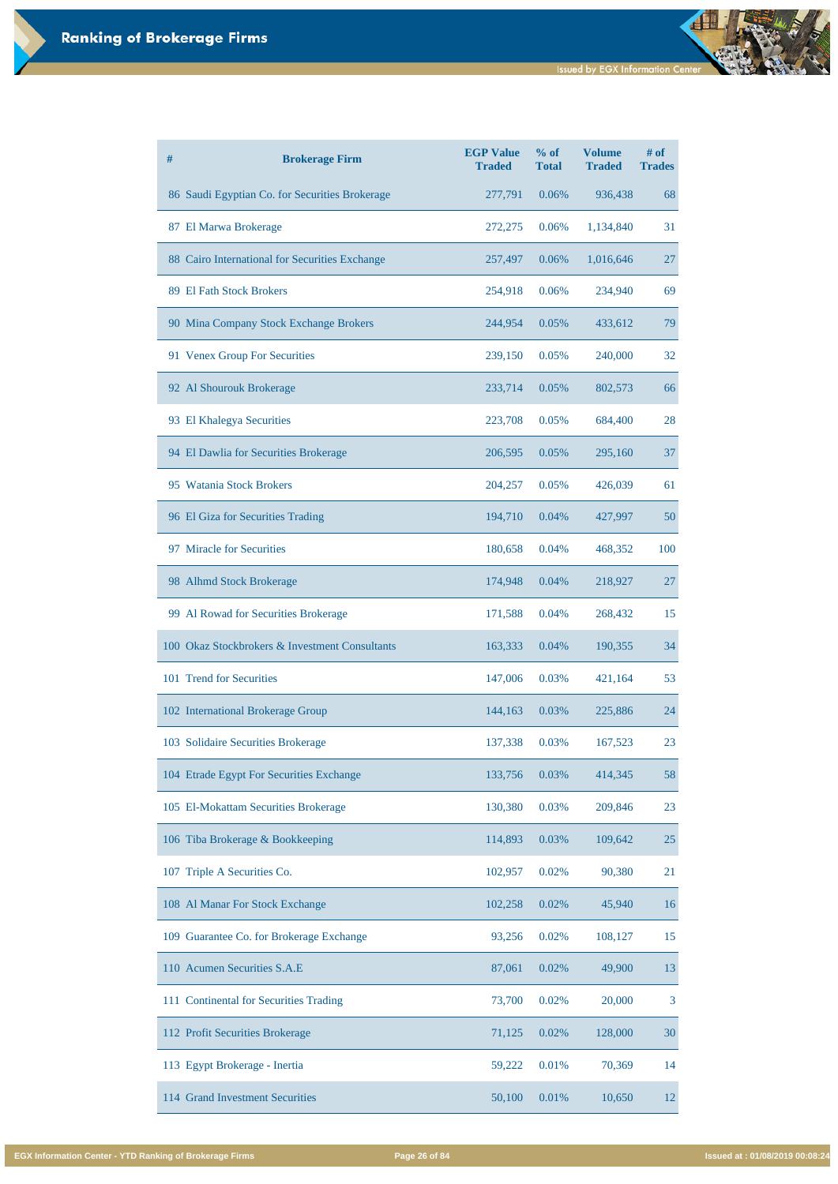# Ranking of Brokerage Firms

| # | Brokerage Firm | EGP Value Traded | % of Total | Volume Traded | # of Trades |
|---|---|---|---|---|---|
| 86 | Saudi Egyptian Co. for Securities Brokerage | 277,791 | 0.06% | 936,438 | 68 |
| 87 | El Marwa Brokerage | 272,275 | 0.06% | 1,134,840 | 31 |
| 88 | Cairo International for Securities Exchange | 257,497 | 0.06% | 1,016,646 | 27 |
| 89 | El Fath Stock Brokers | 254,918 | 0.06% | 234,940 | 69 |
| 90 | Mina Company Stock Exchange Brokers | 244,954 | 0.05% | 433,612 | 79 |
| 91 | Venex Group For Securities | 239,150 | 0.05% | 240,000 | 32 |
| 92 | Al Shourouk Brokerage | 233,714 | 0.05% | 802,573 | 66 |
| 93 | El Khalegya Securities | 223,708 | 0.05% | 684,400 | 28 |
| 94 | El Dawlia for Securities Brokerage | 206,595 | 0.05% | 295,160 | 37 |
| 95 | Watania Stock Brokers | 204,257 | 0.05% | 426,039 | 61 |
| 96 | El Giza for Securities Trading | 194,710 | 0.04% | 427,997 | 50 |
| 97 | Miracle for Securities | 180,658 | 0.04% | 468,352 | 100 |
| 98 | Alhmd Stock Brokerage | 174,948 | 0.04% | 218,927 | 27 |
| 99 | Al Rowad for Securities Brokerage | 171,588 | 0.04% | 268,432 | 15 |
| 100 | Okaz Stockbrokers & Investment Consultants | 163,333 | 0.04% | 190,355 | 34 |
| 101 | Trend for Securities | 147,006 | 0.03% | 421,164 | 53 |
| 102 | International Brokerage Group | 144,163 | 0.03% | 225,886 | 24 |
| 103 | Solidaire Securities Brokerage | 137,338 | 0.03% | 167,523 | 23 |
| 104 | Etrade Egypt For Securities Exchange | 133,756 | 0.03% | 414,345 | 58 |
| 105 | El-Mokattam Securities Brokerage | 130,380 | 0.03% | 209,846 | 23 |
| 106 | Tiba Brokerage & Bookkeeping | 114,893 | 0.03% | 109,642 | 25 |
| 107 | Triple A Securities Co. | 102,957 | 0.02% | 90,380 | 21 |
| 108 | Al Manar For Stock Exchange | 102,258 | 0.02% | 45,940 | 16 |
| 109 | Guarantee Co. for Brokerage Exchange | 93,256 | 0.02% | 108,127 | 15 |
| 110 | Acumen Securities S.A.E | 87,061 | 0.02% | 49,900 | 13 |
| 111 | Continental for Securities Trading | 73,700 | 0.02% | 20,000 | 3 |
| 112 | Profit Securities Brokerage | 71,125 | 0.02% | 128,000 | 30 |
| 113 | Egypt Brokerage - Inertia | 59,222 | 0.01% | 70,369 | 14 |
| 114 | Grand Investment Securities | 50,100 | 0.01% | 10,650 | 12 |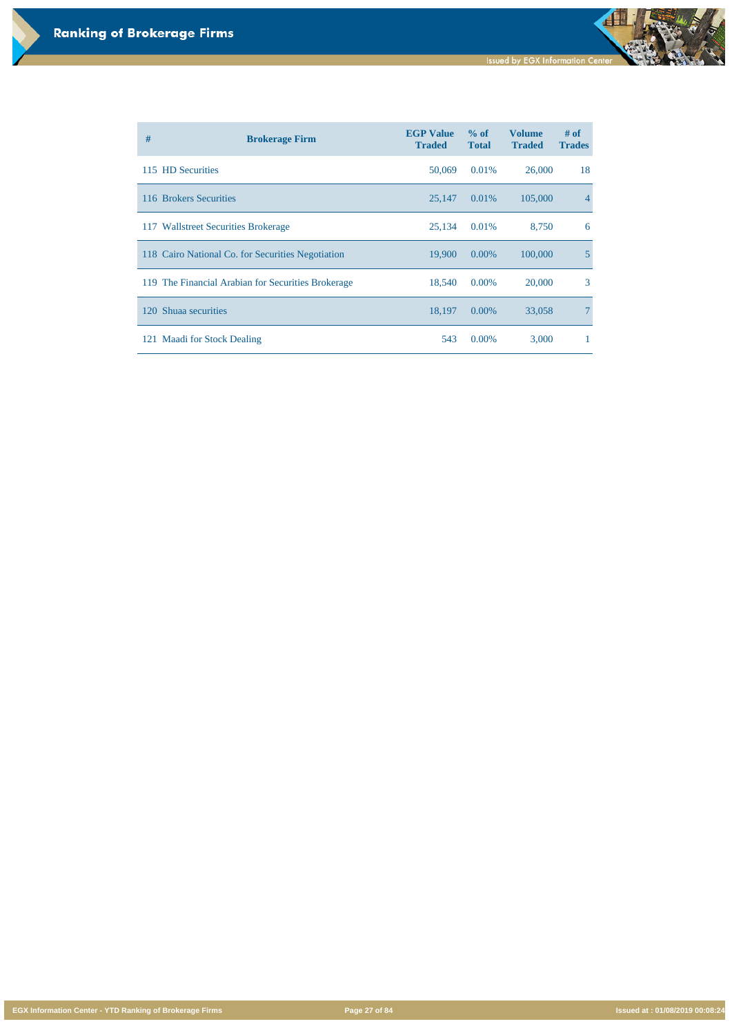# Ranking of Brokerage Firms

| # | Brokerage Firm | EGP Value Traded | % of Total | Volume Traded | # of Trades |
|---|---|---|---|---|---|
| 115 | HD Securities | 50,069 | 0.01% | 26,000 | 18 |
| 116 | Brokers Securities | 25,147 | 0.01% | 105,000 | 4 |
| 117 | Wallstreet Securities Brokerage | 25,134 | 0.01% | 8,750 | 6 |
| 118 | Cairo National Co. for Securities Negotiation | 19,900 | 0.00% | 100,000 | 5 |
| 119 | The Financial Arabian for Securities Brokerage | 18,540 | 0.00% | 20,000 | 3 |
| 120 | Shuaa securities | 18,197 | 0.00% | 33,058 | 7 |
| 121 | Maadi for Stock Dealing | 543 | 0.00% | 3,000 | 1 |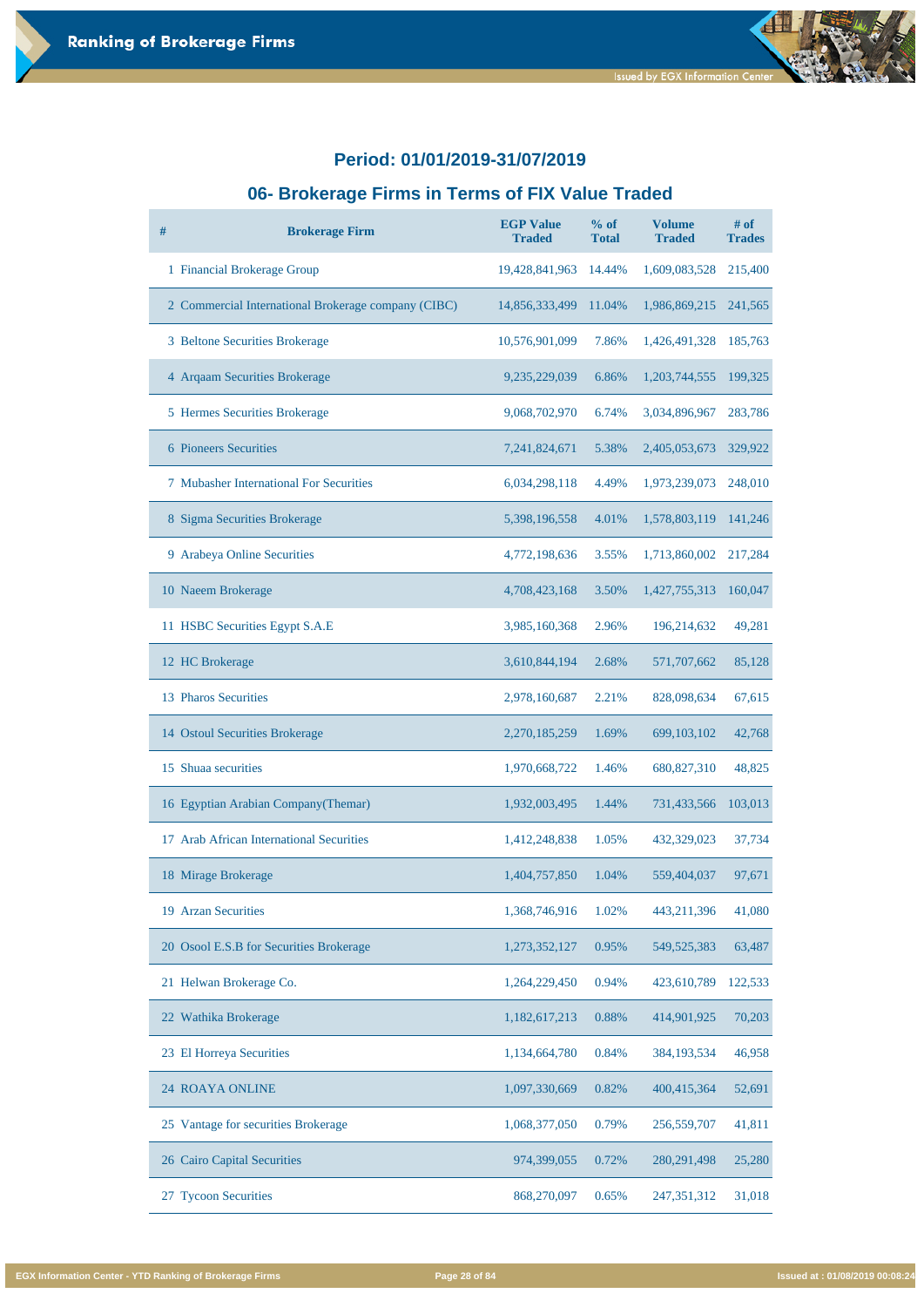## Period: 01/01/2019-31/07/2019

## 06- Brokerage Firms in Terms of FIX Value Traded

| # | Brokerage Firm | EGP Value Traded | % of Total | Volume Traded | # of Trades |
|---|---|---|---|---|---|
| 1 | Financial Brokerage Group | 19,428,841,963 | 14.44% | 1,609,083,528 | 215,400 |
| 2 | Commercial International Brokerage company (CIBC) | 14,856,333,499 | 11.04% | 1,986,869,215 | 241,565 |
| 3 | Beltone Securities Brokerage | 10,576,901,099 | 7.86% | 1,426,491,328 | 185,763 |
| 4 | Arqaam Securities Brokerage | 9,235,229,039 | 6.86% | 1,203,744,555 | 199,325 |
| 5 | Hermes Securities Brokerage | 9,068,702,970 | 6.74% | 3,034,896,967 | 283,786 |
| 6 | Pioneers Securities | 7,241,824,671 | 5.38% | 2,405,053,673 | 329,922 |
| 7 | Mubasher International For Securities | 6,034,298,118 | 4.49% | 1,973,239,073 | 248,010 |
| 8 | Sigma Securities Brokerage | 5,398,196,558 | 4.01% | 1,578,803,119 | 141,246 |
| 9 | Arabeya Online Securities | 4,772,198,636 | 3.55% | 1,713,860,002 | 217,284 |
| 10 | Naeem Brokerage | 4,708,423,168 | 3.50% | 1,427,755,313 | 160,047 |
| 11 | HSBC Securities Egypt S.A.E | 3,985,160,368 | 2.96% | 196,214,632 | 49,281 |
| 12 | HC Brokerage | 3,610,844,194 | 2.68% | 571,707,662 | 85,128 |
| 13 | Pharos Securities | 2,978,160,687 | 2.21% | 828,098,634 | 67,615 |
| 14 | Ostoul Securities Brokerage | 2,270,185,259 | 1.69% | 699,103,102 | 42,768 |
| 15 | Shuaa securities | 1,970,668,722 | 1.46% | 680,827,310 | 48,825 |
| 16 | Egyptian Arabian Company(Themar) | 1,932,003,495 | 1.44% | 731,433,566 | 103,013 |
| 17 | Arab African International Securities | 1,412,248,838 | 1.05% | 432,329,023 | 37,734 |
| 18 | Mirage Brokerage | 1,404,757,850 | 1.04% | 559,404,037 | 97,671 |
| 19 | Arzan Securities | 1,368,746,916 | 1.02% | 443,211,396 | 41,080 |
| 20 | Osool E.S.B for Securities Brokerage | 1,273,352,127 | 0.95% | 549,525,383 | 63,487 |
| 21 | Helwan Brokerage Co. | 1,264,229,450 | 0.94% | 423,610,789 | 122,533 |
| 22 | Wathika Brokerage | 1,182,617,213 | 0.88% | 414,901,925 | 70,203 |
| 23 | El Horreya Securities | 1,134,664,780 | 0.84% | 384,193,534 | 46,958 |
| 24 | ROAYA ONLINE | 1,097,330,669 | 0.82% | 400,415,364 | 52,691 |
| 25 | Vantage for securities Brokerage | 1,068,377,050 | 0.79% | 256,559,707 | 41,811 |
| 26 | Cairo Capital Securities | 974,399,055 | 0.72% | 280,291,498 | 25,280 |
| 27 | Tycoon Securities | 868,270,097 | 0.65% | 247,351,312 | 31,018 |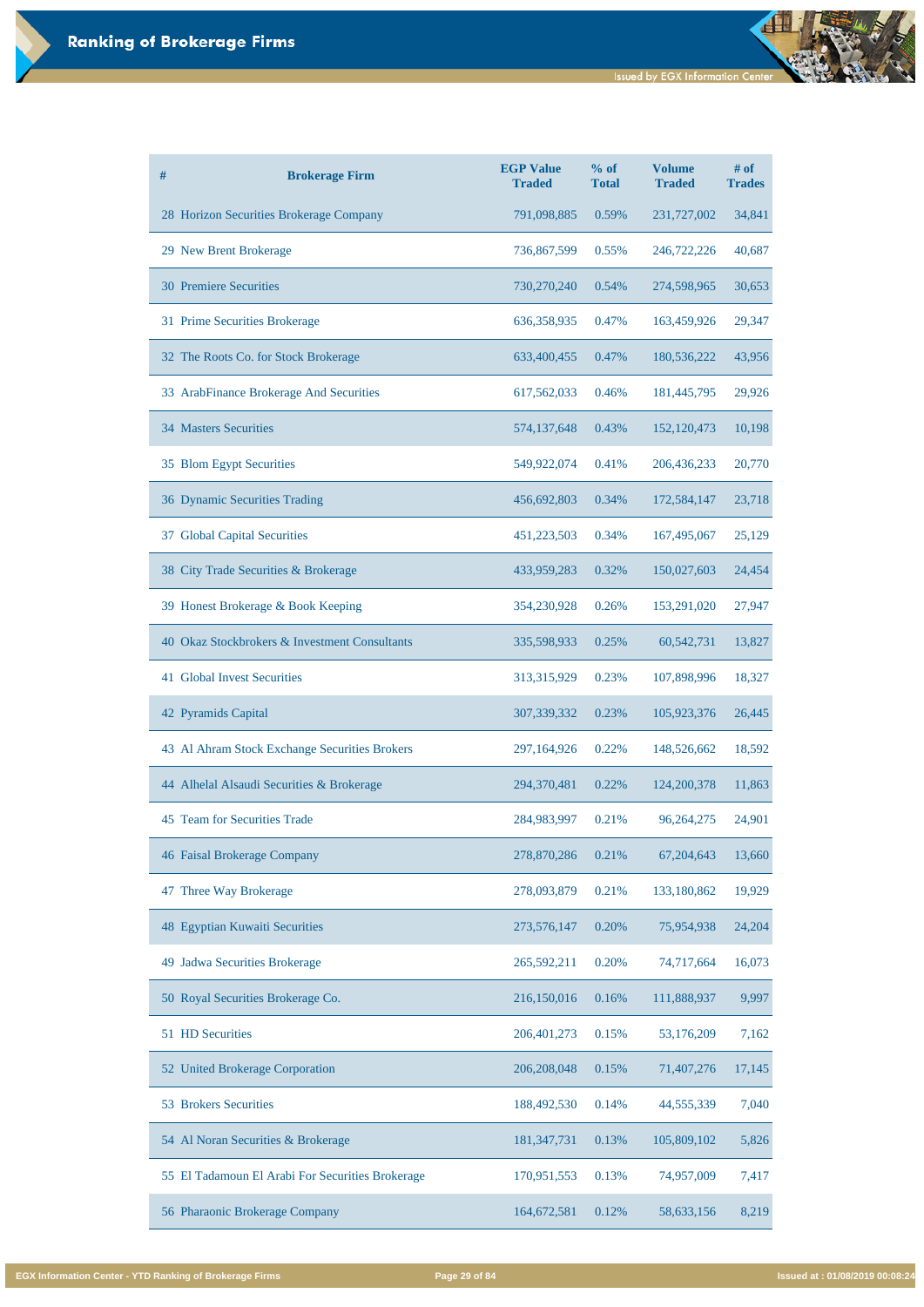# Ranking of Brokerage Firms

| # | Brokerage Firm | EGP Value Traded | % of Total | Volume Traded | # of Trades |
|---|---|---|---|---|---|
| 28 | Horizon Securities Brokerage Company | 791,098,885 | 0.59% | 231,727,002 | 34,841 |
| 29 | New Brent Brokerage | 736,867,599 | 0.55% | 246,722,226 | 40,687 |
| 30 | Premiere Securities | 730,270,240 | 0.54% | 274,598,965 | 30,653 |
| 31 | Prime Securities Brokerage | 636,358,935 | 0.47% | 163,459,926 | 29,347 |
| 32 | The Roots Co. for Stock Brokerage | 633,400,455 | 0.47% | 180,536,222 | 43,956 |
| 33 | ArabFinance Brokerage And Securities | 617,562,033 | 0.46% | 181,445,795 | 29,926 |
| 34 | Masters Securities | 574,137,648 | 0.43% | 152,120,473 | 10,198 |
| 35 | Blom Egypt Securities | 549,922,074 | 0.41% | 206,436,233 | 20,770 |
| 36 | Dynamic Securities Trading | 456,692,803 | 0.34% | 172,584,147 | 23,718 |
| 37 | Global Capital Securities | 451,223,503 | 0.34% | 167,495,067 | 25,129 |
| 38 | City Trade Securities & Brokerage | 433,959,283 | 0.32% | 150,027,603 | 24,454 |
| 39 | Honest Brokerage & Book Keeping | 354,230,928 | 0.26% | 153,291,020 | 27,947 |
| 40 | Okaz Stockbrokers & Investment Consultants | 335,598,933 | 0.25% | 60,542,731 | 13,827 |
| 41 | Global Invest Securities | 313,315,929 | 0.23% | 107,898,996 | 18,327 |
| 42 | Pyramids Capital | 307,339,332 | 0.23% | 105,923,376 | 26,445 |
| 43 | Al Ahram Stock Exchange Securities Brokers | 297,164,926 | 0.22% | 148,526,662 | 18,592 |
| 44 | Alhelal Alsaudi Securities & Brokerage | 294,370,481 | 0.22% | 124,200,378 | 11,863 |
| 45 | Team for Securities Trade | 284,983,997 | 0.21% | 96,264,275 | 24,901 |
| 46 | Faisal Brokerage Company | 278,870,286 | 0.21% | 67,204,643 | 13,660 |
| 47 | Three Way Brokerage | 278,093,879 | 0.21% | 133,180,862 | 19,929 |
| 48 | Egyptian Kuwaiti Securities | 273,576,147 | 0.20% | 75,954,938 | 24,204 |
| 49 | Jadwa Securities Brokerage | 265,592,211 | 0.20% | 74,717,664 | 16,073 |
| 50 | Royal Securities Brokerage Co. | 216,150,016 | 0.16% | 111,888,937 | 9,997 |
| 51 | HD Securities | 206,401,273 | 0.15% | 53,176,209 | 7,162 |
| 52 | United Brokerage Corporation | 206,208,048 | 0.15% | 71,407,276 | 17,145 |
| 53 | Brokers Securities | 188,492,530 | 0.14% | 44,555,339 | 7,040 |
| 54 | Al Noran Securities & Brokerage | 181,347,731 | 0.13% | 105,809,102 | 5,826 |
| 55 | El Tadamoun El Arabi For Securities Brokerage | 170,951,553 | 0.13% | 74,957,009 | 7,417 |
| 56 | Pharaonic Brokerage Company | 164,672,581 | 0.12% | 58,633,156 | 8,219 |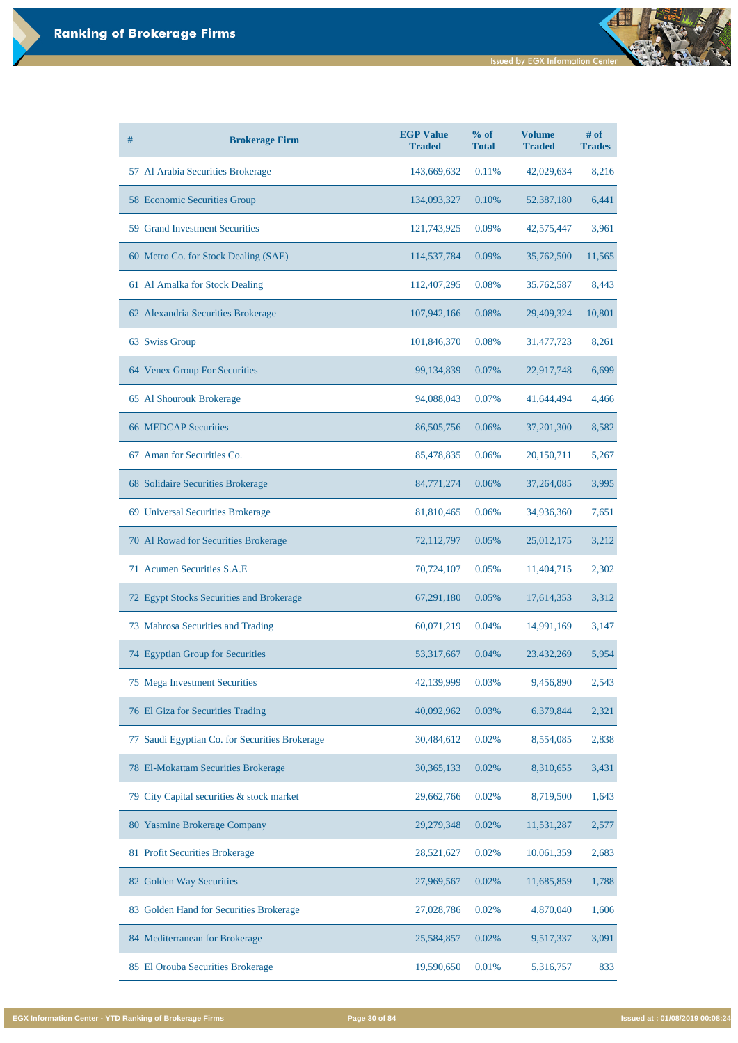# Ranking of Brokerage Firms

| # | Brokerage Firm | EGP Value Traded | % of Total | Volume Traded | # of Trades |
|---|---|---|---|---|---|
| 57 | Al Arabia Securities Brokerage | 143,669,632 | 0.11% | 42,029,634 | 8,216 |
| 58 | Economic Securities Group | 134,093,327 | 0.10% | 52,387,180 | 6,441 |
| 59 | Grand Investment Securities | 121,743,925 | 0.09% | 42,575,447 | 3,961 |
| 60 | Metro Co. for Stock Dealing (SAE) | 114,537,784 | 0.09% | 35,762,500 | 11,565 |
| 61 | Al Amalka for Stock Dealing | 112,407,295 | 0.08% | 35,762,587 | 8,443 |
| 62 | Alexandria Securities Brokerage | 107,942,166 | 0.08% | 29,409,324 | 10,801 |
| 63 | Swiss Group | 101,846,370 | 0.08% | 31,477,723 | 8,261 |
| 64 | Venex Group For Securities | 99,134,839 | 0.07% | 22,917,748 | 6,699 |
| 65 | Al Shourouk Brokerage | 94,088,043 | 0.07% | 41,644,494 | 4,466 |
| 66 | MEDCAP Securities | 86,505,756 | 0.06% | 37,201,300 | 8,582 |
| 67 | Aman for Securities Co. | 85,478,835 | 0.06% | 20,150,711 | 5,267 |
| 68 | Solidaire Securities Brokerage | 84,771,274 | 0.06% | 37,264,085 | 3,995 |
| 69 | Universal Securities Brokerage | 81,810,465 | 0.06% | 34,936,360 | 7,651 |
| 70 | Al Rowad for Securities Brokerage | 72,112,797 | 0.05% | 25,012,175 | 3,212 |
| 71 | Acumen Securities S.A.E | 70,724,107 | 0.05% | 11,404,715 | 2,302 |
| 72 | Egypt Stocks Securities and Brokerage | 67,291,180 | 0.05% | 17,614,353 | 3,312 |
| 73 | Mahrosa Securities and Trading | 60,071,219 | 0.04% | 14,991,169 | 3,147 |
| 74 | Egyptian Group for Securities | 53,317,667 | 0.04% | 23,432,269 | 5,954 |
| 75 | Mega Investment Securities | 42,139,999 | 0.03% | 9,456,890 | 2,543 |
| 76 | El Giza for Securities Trading | 40,092,962 | 0.03% | 6,379,844 | 2,321 |
| 77 | Saudi Egyptian Co. for Securities Brokerage | 30,484,612 | 0.02% | 8,554,085 | 2,838 |
| 78 | El-Mokattam Securities Brokerage | 30,365,133 | 0.02% | 8,310,655 | 3,431 |
| 79 | City Capital securities & stock market | 29,662,766 | 0.02% | 8,719,500 | 1,643 |
| 80 | Yasmine Brokerage Company | 29,279,348 | 0.02% | 11,531,287 | 2,577 |
| 81 | Profit Securities Brokerage | 28,521,627 | 0.02% | 10,061,359 | 2,683 |
| 82 | Golden Way Securities | 27,969,567 | 0.02% | 11,685,859 | 1,788 |
| 83 | Golden Hand for Securities Brokerage | 27,028,786 | 0.02% | 4,870,040 | 1,606 |
| 84 | Mediterranean for Brokerage | 25,584,857 | 0.02% | 9,517,337 | 3,091 |
| 85 | El Orouba Securities Brokerage | 19,590,650 | 0.01% | 5,316,757 | 833 |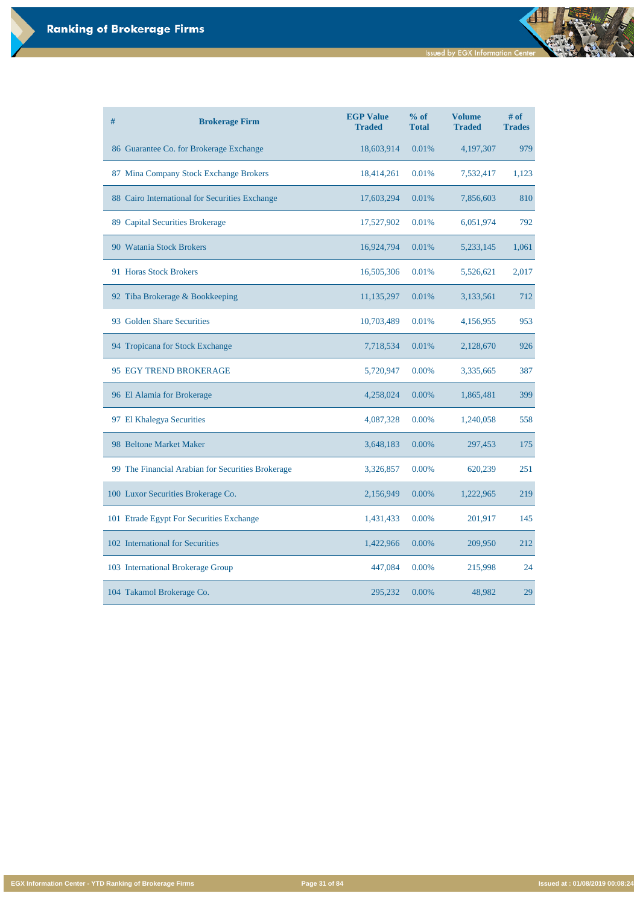# Ranking of Brokerage Firms

| # | Brokerage Firm | EGP Value Traded | % of Total | Volume Traded | # of Trades |
|---|---|---|---|---|---|
| 86 | Guarantee Co. for Brokerage Exchange | 18,603,914 | 0.01% | 4,197,307 | 979 |
| 87 | Mina Company Stock Exchange Brokers | 18,414,261 | 0.01% | 7,532,417 | 1,123 |
| 88 | Cairo International for Securities Exchange | 17,603,294 | 0.01% | 7,856,603 | 810 |
| 89 | Capital Securities Brokerage | 17,527,902 | 0.01% | 6,051,974 | 792 |
| 90 | Watania Stock Brokers | 16,924,794 | 0.01% | 5,233,145 | 1,061 |
| 91 | Horas Stock Brokers | 16,505,306 | 0.01% | 5,526,621 | 2,017 |
| 92 | Tiba Brokerage & Bookkeeping | 11,135,297 | 0.01% | 3,133,561 | 712 |
| 93 | Golden Share Securities | 10,703,489 | 0.01% | 4,156,955 | 953 |
| 94 | Tropicana for Stock Exchange | 7,718,534 | 0.01% | 2,128,670 | 926 |
| 95 | EGY TREND BROKERAGE | 5,720,947 | 0.00% | 3,335,665 | 387 |
| 96 | El Alamia for Brokerage | 4,258,024 | 0.00% | 1,865,481 | 399 |
| 97 | El Khalegya Securities | 4,087,328 | 0.00% | 1,240,058 | 558 |
| 98 | Beltone Market Maker | 3,648,183 | 0.00% | 297,453 | 175 |
| 99 | The Financial Arabian for Securities Brokerage | 3,326,857 | 0.00% | 620,239 | 251 |
| 100 | Luxor Securities Brokerage Co. | 2,156,949 | 0.00% | 1,222,965 | 219 |
| 101 | Etrade Egypt For Securities Exchange | 1,431,433 | 0.00% | 201,917 | 145 |
| 102 | International for Securities | 1,422,966 | 0.00% | 209,950 | 212 |
| 103 | International Brokerage Group | 447,084 | 0.00% | 215,998 | 24 |
| 104 | Takamol Brokerage Co. | 295,232 | 0.00% | 48,982 | 29 |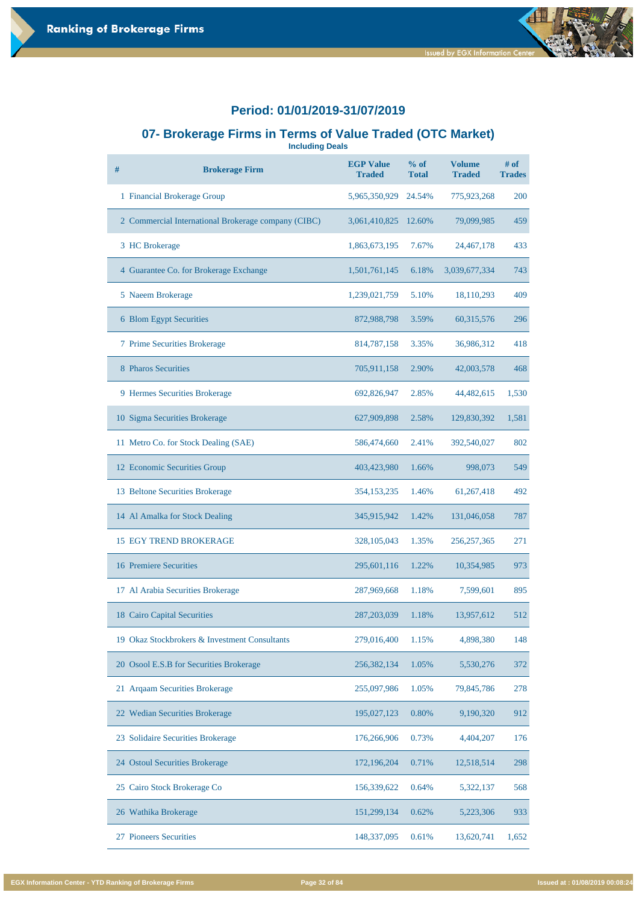## Period: 01/01/2019-31/07/2019

## 07- Brokerage Firms in Terms of Value Traded (OTC Market)

**Including Deals**

| # | Brokerage Firm | EGP Value Traded | % of Total | Volume Traded | # of Trades |
|---|---|---|---|---|---|
| 1 | Financial Brokerage Group | 5,965,350,929 | 24.54% | 775,923,268 | 200 |
| 2 | Commercial International Brokerage company (CIBC) | 3,061,410,825 | 12.60% | 79,099,985 | 459 |
| 3 | HC Brokerage | 1,863,673,195 | 7.67% | 24,467,178 | 433 |
| 4 | Guarantee Co. for Brokerage Exchange | 1,501,761,145 | 6.18% | 3,039,677,334 | 743 |
| 5 | Naeem Brokerage | 1,239,021,759 | 5.10% | 18,110,293 | 409 |
| 6 | Blom Egypt Securities | 872,988,798 | 3.59% | 60,315,576 | 296 |
| 7 | Prime Securities Brokerage | 814,787,158 | 3.35% | 36,986,312 | 418 |
| 8 | Pharos Securities | 705,911,158 | 2.90% | 42,003,578 | 468 |
| 9 | Hermes Securities Brokerage | 692,826,947 | 2.85% | 44,482,615 | 1,530 |
| 10 | Sigma Securities Brokerage | 627,909,898 | 2.58% | 129,830,392 | 1,581 |
| 11 | Metro Co. for Stock Dealing (SAE) | 586,474,660 | 2.41% | 392,540,027 | 802 |
| 12 | Economic Securities Group | 403,423,980 | 1.66% | 998,073 | 549 |
| 13 | Beltone Securities Brokerage | 354,153,235 | 1.46% | 61,267,418 | 492 |
| 14 | Al Amalka for Stock Dealing | 345,915,942 | 1.42% | 131,046,058 | 787 |
| 15 | EGY TREND BROKERAGE | 328,105,043 | 1.35% | 256,257,365 | 271 |
| 16 | Premiere Securities | 295,601,116 | 1.22% | 10,354,985 | 973 |
| 17 | Al Arabia Securities Brokerage | 287,969,668 | 1.18% | 7,599,601 | 895 |
| 18 | Cairo Capital Securities | 287,203,039 | 1.18% | 13,957,612 | 512 |
| 19 | Okaz Stockbrokers & Investment Consultants | 279,016,400 | 1.15% | 4,898,380 | 148 |
| 20 | Osool E.S.B for Securities Brokerage | 256,382,134 | 1.05% | 5,530,276 | 372 |
| 21 | Arqaam Securities Brokerage | 255,097,986 | 1.05% | 79,845,786 | 278 |
| 22 | Wedian Securities Brokerage | 195,027,123 | 0.80% | 9,190,320 | 912 |
| 23 | Solidaire Securities Brokerage | 176,266,906 | 0.73% | 4,404,207 | 176 |
| 24 | Ostoul Securities Brokerage | 172,196,204 | 0.71% | 12,518,514 | 298 |
| 25 | Cairo Stock Brokerage Co | 156,339,622 | 0.64% | 5,322,137 | 568 |
| 26 | Wathika Brokerage | 151,299,134 | 0.62% | 5,223,306 | 933 |
| 27 | Pioneers Securities | 148,337,095 | 0.61% | 13,620,741 | 1,652 |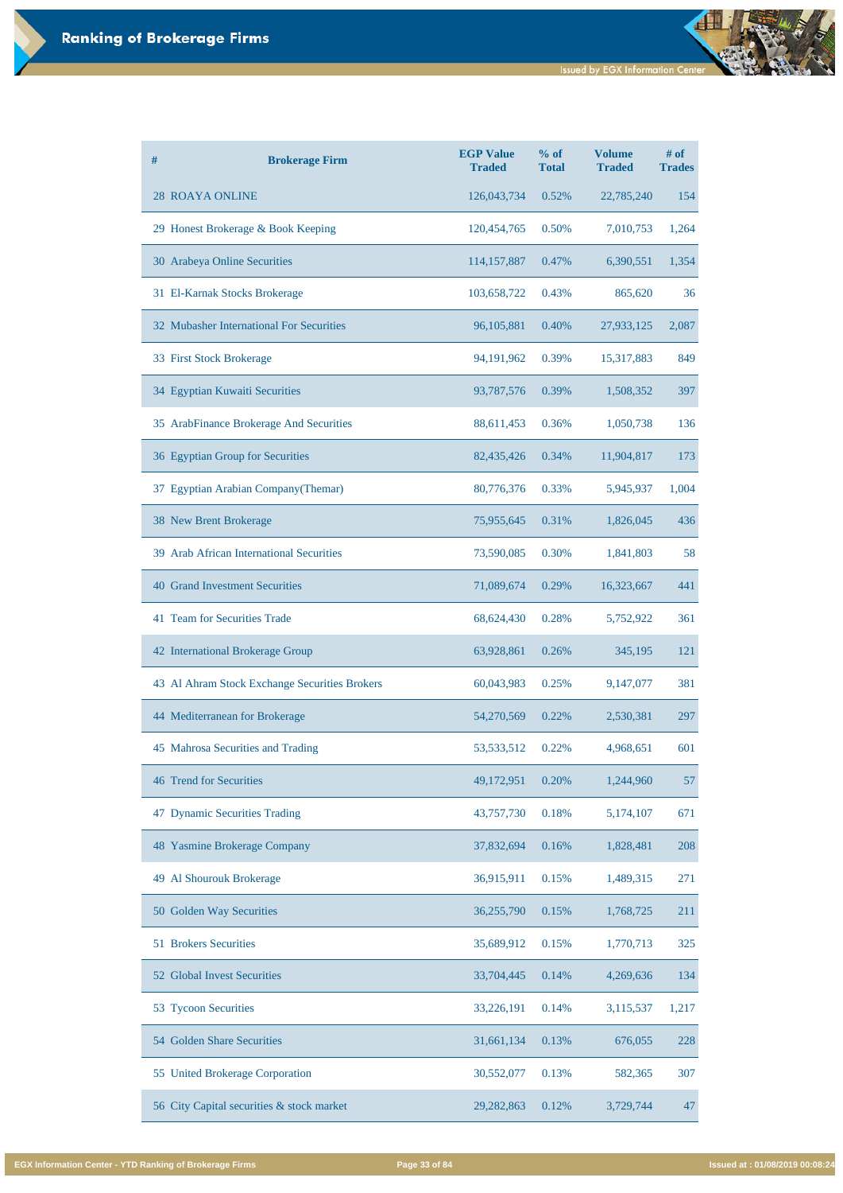# Ranking of Brokerage Firms

| # | Brokerage Firm | EGP Value Traded | % of Total | Volume Traded | # of Trades |
|---|---|---|---|---|---|
| 28 | ROAYA ONLINE | 126,043,734 | 0.52% | 22,785,240 | 154 |
| 29 | Honest Brokerage & Book Keeping | 120,454,765 | 0.50% | 7,010,753 | 1,264 |
| 30 | Arabeya Online Securities | 114,157,887 | 0.47% | 6,390,551 | 1,354 |
| 31 | El-Karnak Stocks Brokerage | 103,658,722 | 0.43% | 865,620 | 36 |
| 32 | Mubasher International For Securities | 96,105,881 | 0.40% | 27,933,125 | 2,087 |
| 33 | First Stock Brokerage | 94,191,962 | 0.39% | 15,317,883 | 849 |
| 34 | Egyptian Kuwaiti Securities | 93,787,576 | 0.39% | 1,508,352 | 397 |
| 35 | ArabFinance Brokerage And Securities | 88,611,453 | 0.36% | 1,050,738 | 136 |
| 36 | Egyptian Group for Securities | 82,435,426 | 0.34% | 11,904,817 | 173 |
| 37 | Egyptian Arabian Company(Themar) | 80,776,376 | 0.33% | 5,945,937 | 1,004 |
| 38 | New Brent Brokerage | 75,955,645 | 0.31% | 1,826,045 | 436 |
| 39 | Arab African International Securities | 73,590,085 | 0.30% | 1,841,803 | 58 |
| 40 | Grand Investment Securities | 71,089,674 | 0.29% | 16,323,667 | 441 |
| 41 | Team for Securities Trade | 68,624,430 | 0.28% | 5,752,922 | 361 |
| 42 | International Brokerage Group | 63,928,861 | 0.26% | 345,195 | 121 |
| 43 | Al Ahram Stock Exchange Securities Brokers | 60,043,983 | 0.25% | 9,147,077 | 381 |
| 44 | Mediterranean for Brokerage | 54,270,569 | 0.22% | 2,530,381 | 297 |
| 45 | Mahrosa Securities and Trading | 53,533,512 | 0.22% | 4,968,651 | 601 |
| 46 | Trend for Securities | 49,172,951 | 0.20% | 1,244,960 | 57 |
| 47 | Dynamic Securities Trading | 43,757,730 | 0.18% | 5,174,107 | 671 |
| 48 | Yasmine Brokerage Company | 37,832,694 | 0.16% | 1,828,481 | 208 |
| 49 | Al Shourouk Brokerage | 36,915,911 | 0.15% | 1,489,315 | 271 |
| 50 | Golden Way Securities | 36,255,790 | 0.15% | 1,768,725 | 211 |
| 51 | Brokers Securities | 35,689,912 | 0.15% | 1,770,713 | 325 |
| 52 | Global Invest Securities | 33,704,445 | 0.14% | 4,269,636 | 134 |
| 53 | Tycoon Securities | 33,226,191 | 0.14% | 3,115,537 | 1,217 |
| 54 | Golden Share Securities | 31,661,134 | 0.13% | 676,055 | 228 |
| 55 | United Brokerage Corporation | 30,552,077 | 0.13% | 582,365 | 307 |
| 56 | City Capital securities & stock market | 29,282,863 | 0.12% | 3,729,744 | 47 |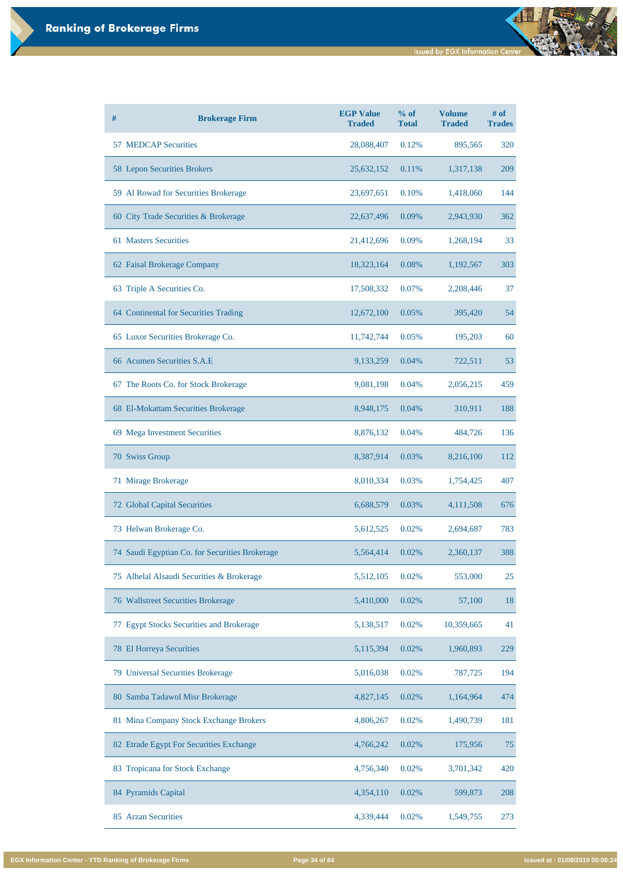# Ranking of Brokerage Firms

| # | Brokerage Firm | EGP Value Traded | % of Total | Volume Traded | # of Trades |
|---|---|---|---|---|---|
| 57 | MEDCAP Securities | 28,088,407 | 0.12% | 895,565 | 320 |
| 58 | Lepon Securities Brokers | 25,632,152 | 0.11% | 1,317,138 | 209 |
| 59 | Al Rowad for Securities Brokerage | 23,697,651 | 0.10% | 1,418,060 | 144 |
| 60 | City Trade Securities & Brokerage | 22,637,496 | 0.09% | 2,943,930 | 362 |
| 61 | Masters Securities | 21,412,696 | 0.09% | 1,268,194 | 33 |
| 62 | Faisal Brokerage Company | 18,323,164 | 0.08% | 1,192,567 | 303 |
| 63 | Triple A Securities Co. | 17,508,332 | 0.07% | 2,208,446 | 37 |
| 64 | Continental for Securities Trading | 12,672,100 | 0.05% | 395,420 | 54 |
| 65 | Luxor Securities Brokerage Co. | 11,742,744 | 0.05% | 195,203 | 60 |
| 66 | Acumen Securities S.A.E | 9,133,259 | 0.04% | 722,511 | 53 |
| 67 | The Roots Co. for Stock Brokerage | 9,081,198 | 0.04% | 2,056,215 | 459 |
| 68 | El-Mokattam Securities Brokerage | 8,948,175 | 0.04% | 310,911 | 188 |
| 69 | Mega Investment Securities | 8,876,132 | 0.04% | 484,726 | 136 |
| 70 | Swiss Group | 8,387,914 | 0.03% | 8,216,100 | 112 |
| 71 | Mirage Brokerage | 8,010,334 | 0.03% | 1,754,425 | 407 |
| 72 | Global Capital Securities | 6,688,579 | 0.03% | 4,111,508 | 676 |
| 73 | Helwan Brokerage Co. | 5,612,525 | 0.02% | 2,694,687 | 783 |
| 74 | Saudi Egyptian Co. for Securities Brokerage | 5,564,414 | 0.02% | 2,360,137 | 388 |
| 75 | Alhelal Alsaudi Securities & Brokerage | 5,512,105 | 0.02% | 553,000 | 25 |
| 76 | Wallstreet Securities Brokerage | 5,410,000 | 0.02% | 57,100 | 18 |
| 77 | Egypt Stocks Securities and Brokerage | 5,138,517 | 0.02% | 10,359,665 | 41 |
| 78 | El Horreya Securities | 5,115,394 | 0.02% | 1,960,893 | 229 |
| 79 | Universal Securities Brokerage | 5,016,038 | 0.02% | 787,725 | 194 |
| 80 | Samba Tadawol Misr Brokerage | 4,827,145 | 0.02% | 1,164,964 | 474 |
| 81 | Mina Company Stock Exchange Brokers | 4,806,267 | 0.02% | 1,490,739 | 181 |
| 82 | Etrade Egypt For Securities Exchange | 4,766,242 | 0.02% | 175,956 | 75 |
| 83 | Tropicana for Stock Exchange | 4,756,340 | 0.02% | 3,701,342 | 420 |
| 84 | Pyramids Capital | 4,354,110 | 0.02% | 599,873 | 208 |
| 85 | Arzan Securities | 4,339,444 | 0.02% | 1,549,755 | 273 |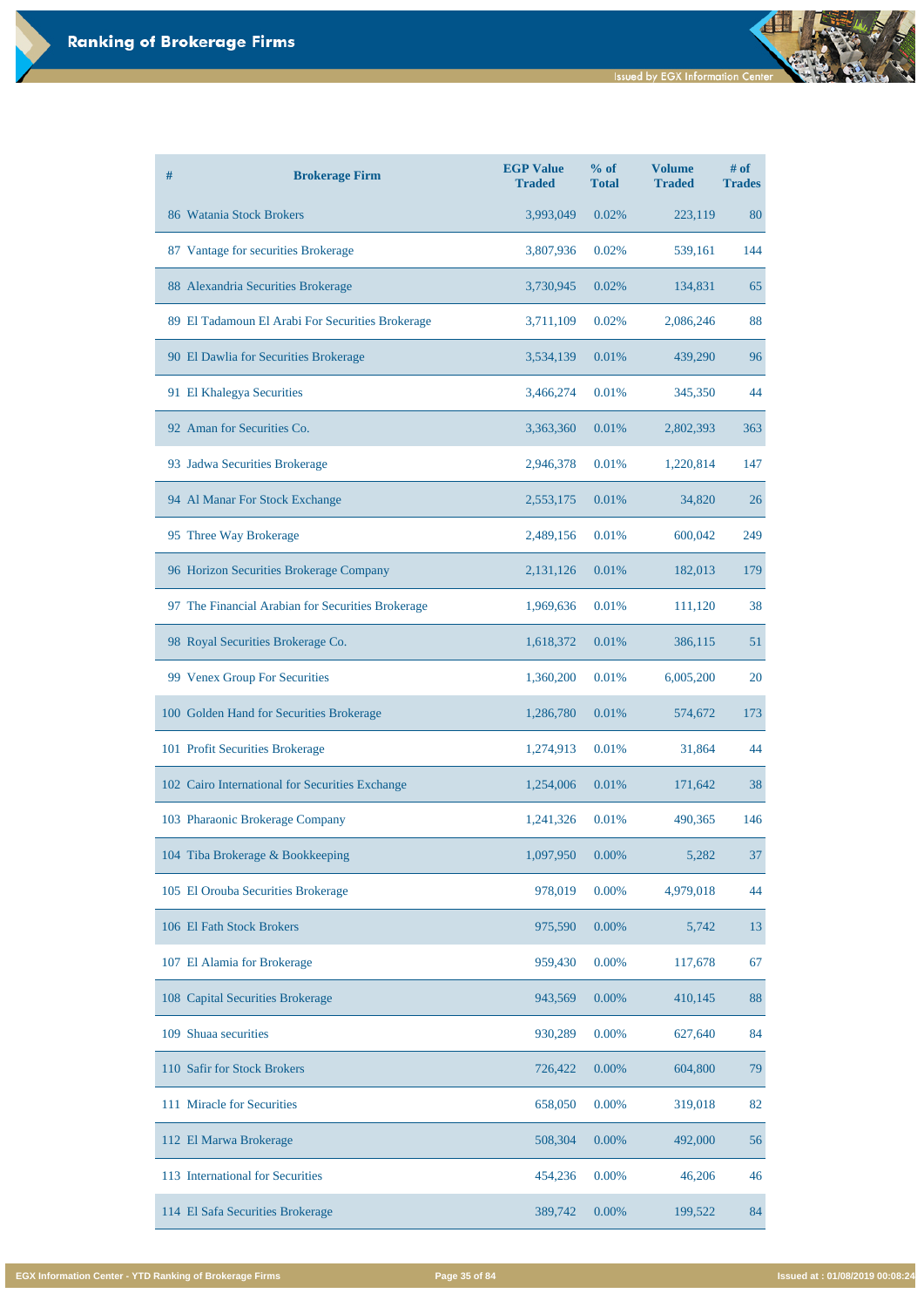# Ranking of Brokerage Firms

| # | Brokerage Firm | EGP Value Traded | % of Total | Volume Traded | # of Trades |
|---|---|---|---|---|---|
| 86 | Watania Stock Brokers | 3,993,049 | 0.02% | 223,119 | 80 |
| 87 | Vantage for securities Brokerage | 3,807,936 | 0.02% | 539,161 | 144 |
| 88 | Alexandria Securities Brokerage | 3,730,945 | 0.02% | 134,831 | 65 |
| 89 | El Tadamoun El Arabi For Securities Brokerage | 3,711,109 | 0.02% | 2,086,246 | 88 |
| 90 | El Dawlia for Securities Brokerage | 3,534,139 | 0.01% | 439,290 | 96 |
| 91 | El Khalegya Securities | 3,466,274 | 0.01% | 345,350 | 44 |
| 92 | Aman for Securities Co. | 3,363,360 | 0.01% | 2,802,393 | 363 |
| 93 | Jadwa Securities Brokerage | 2,946,378 | 0.01% | 1,220,814 | 147 |
| 94 | Al Manar For Stock Exchange | 2,553,175 | 0.01% | 34,820 | 26 |
| 95 | Three Way Brokerage | 2,489,156 | 0.01% | 600,042 | 249 |
| 96 | Horizon Securities Brokerage Company | 2,131,126 | 0.01% | 182,013 | 179 |
| 97 | The Financial Arabian for Securities Brokerage | 1,969,636 | 0.01% | 111,120 | 38 |
| 98 | Royal Securities Brokerage Co. | 1,618,372 | 0.01% | 386,115 | 51 |
| 99 | Venex Group For Securities | 1,360,200 | 0.01% | 6,005,200 | 20 |
| 100 | Golden Hand for Securities Brokerage | 1,286,780 | 0.01% | 574,672 | 173 |
| 101 | Profit Securities Brokerage | 1,274,913 | 0.01% | 31,864 | 44 |
| 102 | Cairo International for Securities Exchange | 1,254,006 | 0.01% | 171,642 | 38 |
| 103 | Pharaonic Brokerage Company | 1,241,326 | 0.01% | 490,365 | 146 |
| 104 | Tiba Brokerage & Bookkeeping | 1,097,950 | 0.00% | 5,282 | 37 |
| 105 | El Orouba Securities Brokerage | 978,019 | 0.00% | 4,979,018 | 44 |
| 106 | El Fath Stock Brokers | 975,590 | 0.00% | 5,742 | 13 |
| 107 | El Alamia for Brokerage | 959,430 | 0.00% | 117,678 | 67 |
| 108 | Capital Securities Brokerage | 943,569 | 0.00% | 410,145 | 88 |
| 109 | Shuaa securities | 930,289 | 0.00% | 627,640 | 84 |
| 110 | Safir for Stock Brokers | 726,422 | 0.00% | 604,800 | 79 |
| 111 | Miracle for Securities | 658,050 | 0.00% | 319,018 | 82 |
| 112 | El Marwa Brokerage | 508,304 | 0.00% | 492,000 | 56 |
| 113 | International for Securities | 454,236 | 0.00% | 46,206 | 46 |
| 114 | El Safa Securities Brokerage | 389,742 | 0.00% | 199,522 | 84 |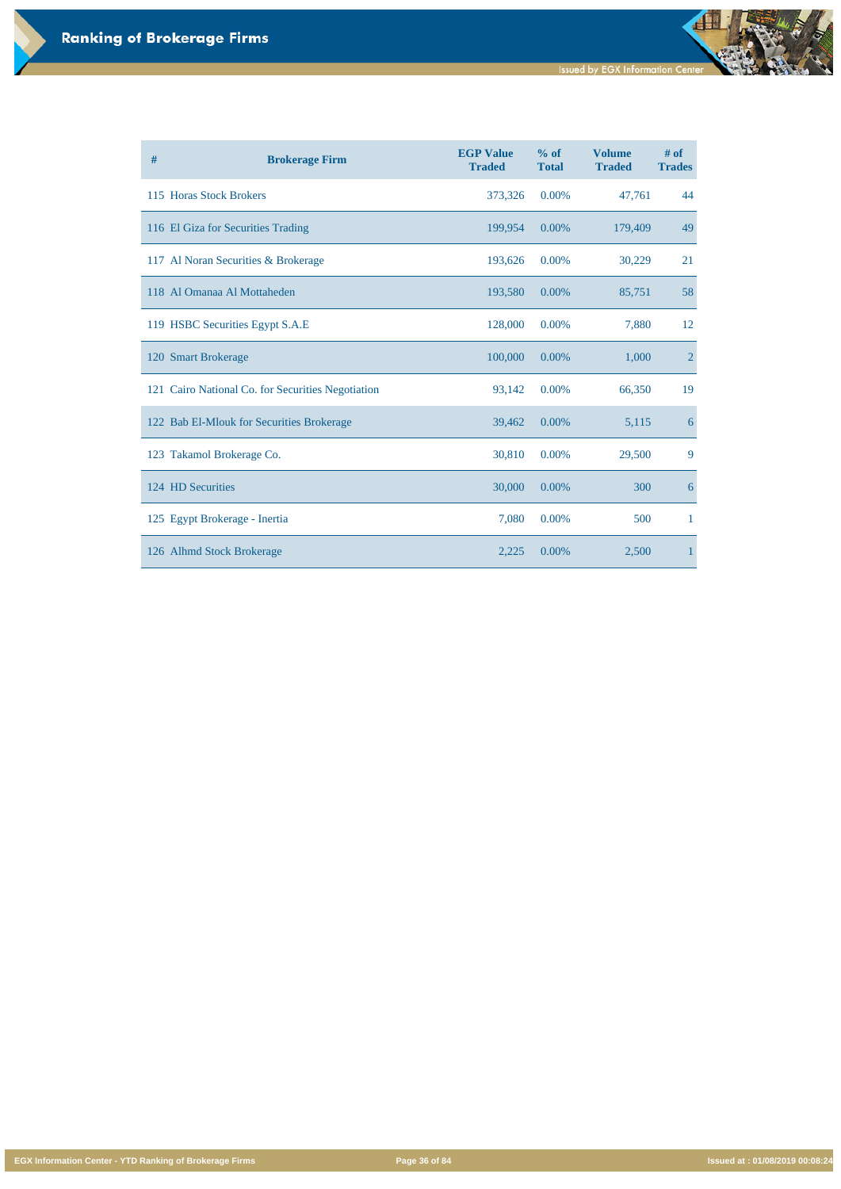# Ranking of Brokerage Firms

| # | Brokerage Firm | EGP Value Traded | % of Total | Volume Traded | # of Trades |
|---|---|---|---|---|---|
| 115 | Horas Stock Brokers | 373,326 | 0.00% | 47,761 | 44 |
| 116 | El Giza for Securities Trading | 199,954 | 0.00% | 179,409 | 49 |
| 117 | Al Noran Securities & Brokerage | 193,626 | 0.00% | 30,229 | 21 |
| 118 | Al Omanaa Al Mottaheden | 193,580 | 0.00% | 85,751 | 58 |
| 119 | HSBC Securities Egypt S.A.E | 128,000 | 0.00% | 7,880 | 12 |
| 120 | Smart Brokerage | 100,000 | 0.00% | 1,000 | 2 |
| 121 | Cairo National Co. for Securities Negotiation | 93,142 | 0.00% | 66,350 | 19 |
| 122 | Bab El-Mlouk for Securities Brokerage | 39,462 | 0.00% | 5,115 | 6 |
| 123 | Takamol Brokerage Co. | 30,810 | 0.00% | 29,500 | 9 |
| 124 | HD Securities | 30,000 | 0.00% | 300 | 6 |
| 125 | Egypt Brokerage - Inertia | 7,080 | 0.00% | 500 | 1 |
| 126 | Alhmd Stock Brokerage | 2,225 | 0.00% | 2,500 | 1 |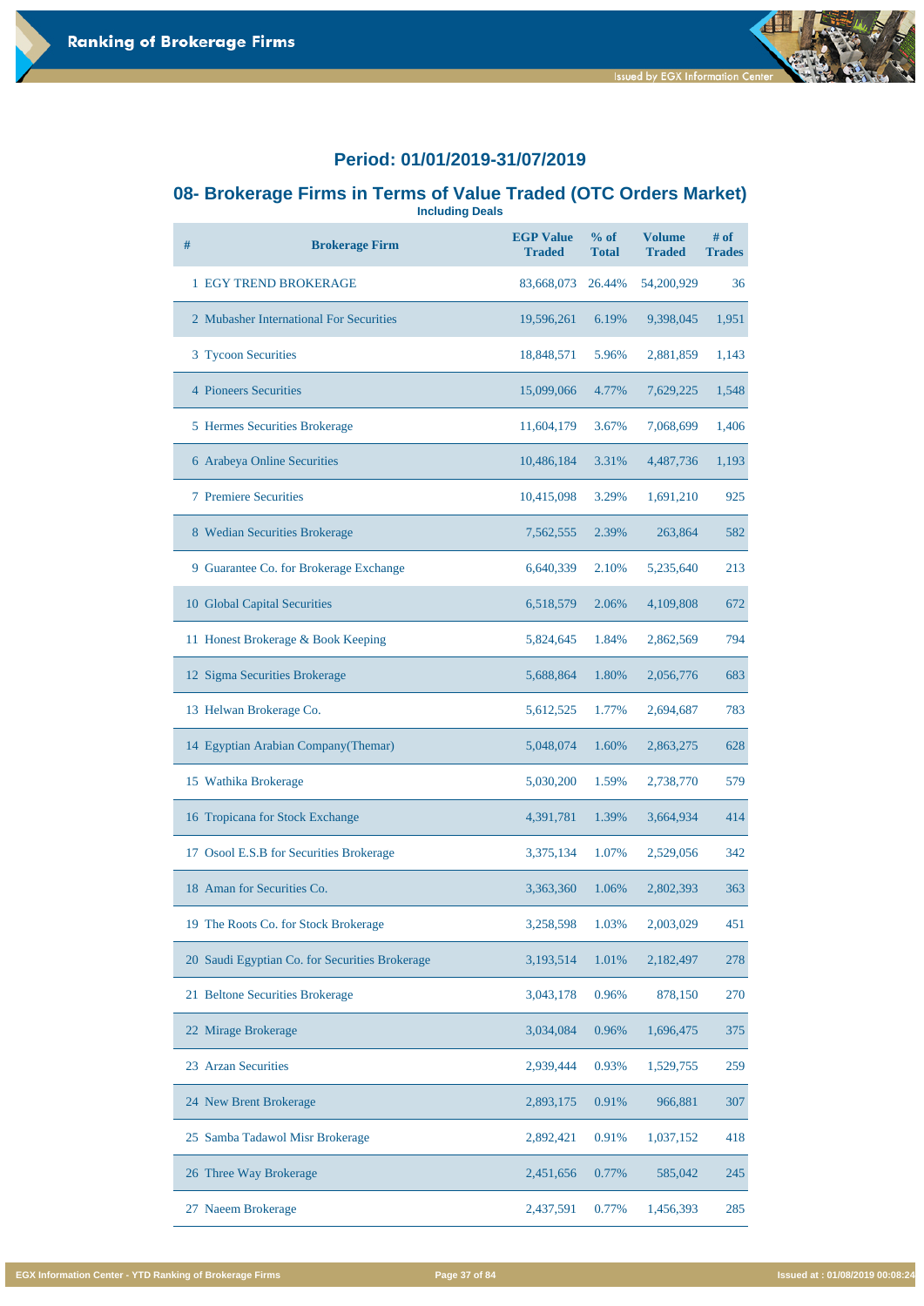## Period: 01/01/2019-31/07/2019

## 08- Brokerage Firms in Terms of Value Traded (OTC Orders Market)

**Including Deals**

| # | Brokerage Firm | EGP Value Traded | % of Total | Volume Traded | # of Trades |
|---|---|---|---|---|---|
| 1 | EGY TREND BROKERAGE | 83,668,073 | 26.44% | 54,200,929 | 36 |
| 2 | Mubasher International For Securities | 19,596,261 | 6.19% | 9,398,045 | 1,951 |
| 3 | Tycoon Securities | 18,848,571 | 5.96% | 2,881,859 | 1,143 |
| 4 | Pioneers Securities | 15,099,066 | 4.77% | 7,629,225 | 1,548 |
| 5 | Hermes Securities Brokerage | 11,604,179 | 3.67% | 7,068,699 | 1,406 |
| 6 | Arabeya Online Securities | 10,486,184 | 3.31% | 4,487,736 | 1,193 |
| 7 | Premiere Securities | 10,415,098 | 3.29% | 1,691,210 | 925 |
| 8 | Wedian Securities Brokerage | 7,562,555 | 2.39% | 263,864 | 582 |
| 9 | Guarantee Co. for Brokerage Exchange | 6,640,339 | 2.10% | 5,235,640 | 213 |
| 10 | Global Capital Securities | 6,518,579 | 2.06% | 4,109,808 | 672 |
| 11 | Honest Brokerage & Book Keeping | 5,824,645 | 1.84% | 2,862,569 | 794 |
| 12 | Sigma Securities Brokerage | 5,688,864 | 1.80% | 2,056,776 | 683 |
| 13 | Helwan Brokerage Co. | 5,612,525 | 1.77% | 2,694,687 | 783 |
| 14 | Egyptian Arabian Company(Themar) | 5,048,074 | 1.60% | 2,863,275 | 628 |
| 15 | Wathika Brokerage | 5,030,200 | 1.59% | 2,738,770 | 579 |
| 16 | Tropicana for Stock Exchange | 4,391,781 | 1.39% | 3,664,934 | 414 |
| 17 | Osool E.S.B for Securities Brokerage | 3,375,134 | 1.07% | 2,529,056 | 342 |
| 18 | Aman for Securities Co. | 3,363,360 | 1.06% | 2,802,393 | 363 |
| 19 | The Roots Co. for Stock Brokerage | 3,258,598 | 1.03% | 2,003,029 | 451 |
| 20 | Saudi Egyptian Co. for Securities Brokerage | 3,193,514 | 1.01% | 2,182,497 | 278 |
| 21 | Beltone Securities Brokerage | 3,043,178 | 0.96% | 878,150 | 270 |
| 22 | Mirage Brokerage | 3,034,084 | 0.96% | 1,696,475 | 375 |
| 23 | Arzan Securities | 2,939,444 | 0.93% | 1,529,755 | 259 |
| 24 | New Brent Brokerage | 2,893,175 | 0.91% | 966,881 | 307 |
| 25 | Samba Tadawol Misr Brokerage | 2,892,421 | 0.91% | 1,037,152 | 418 |
| 26 | Three Way Brokerage | 2,451,656 | 0.77% | 585,042 | 245 |
| 27 | Naeem Brokerage | 2,437,591 | 0.77% | 1,456,393 | 285 |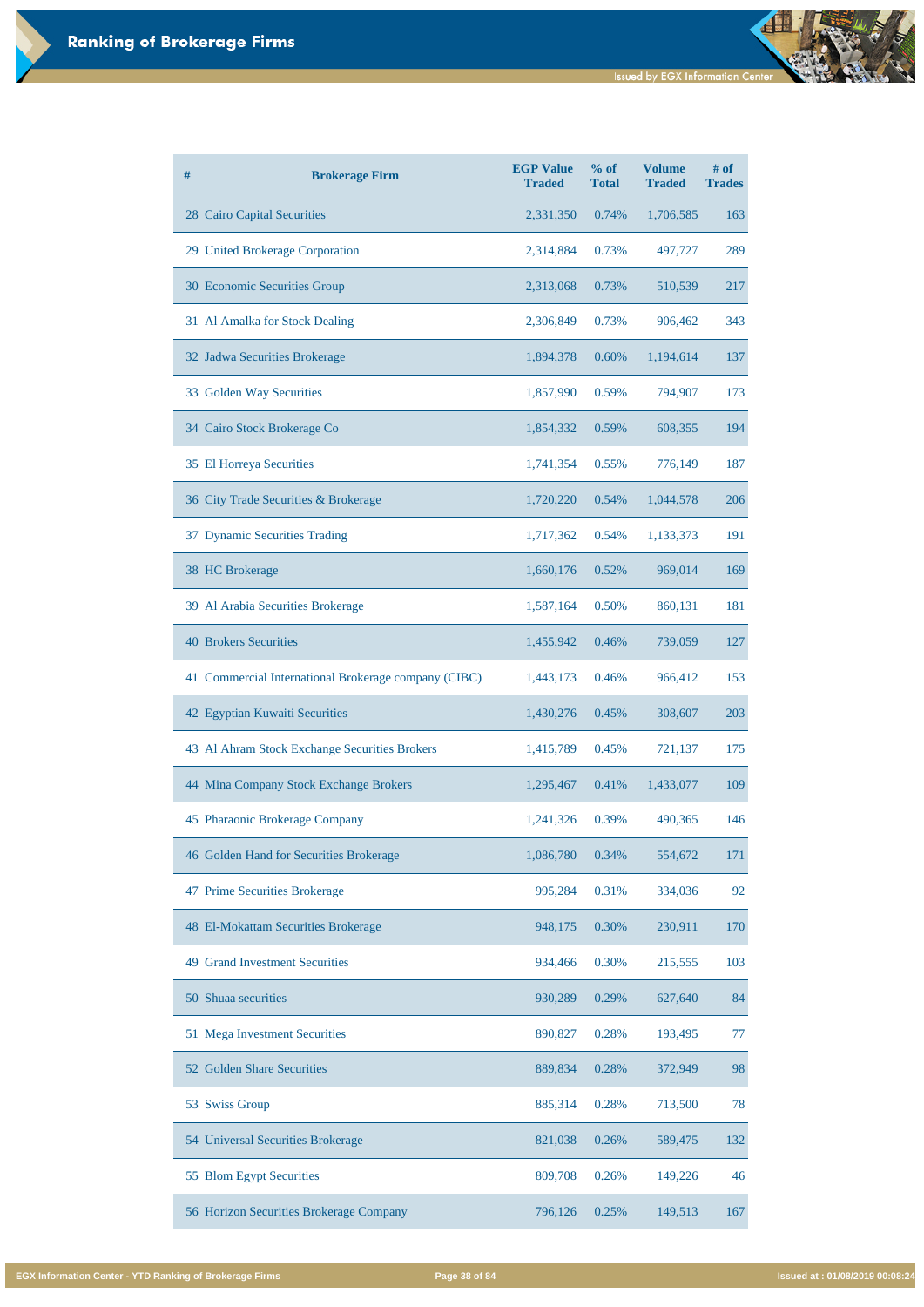# Ranking of Brokerage Firms

Issued by EGX Information Center

| # | Brokerage Firm | EGP Value Traded | % of Total | Volume Traded | # of Trades |
|---|---|---|---|---|---|
| 28 | Cairo Capital Securities | 2,331,350 | 0.74% | 1,706,585 | 163 |
| 29 | United Brokerage Corporation | 2,314,884 | 0.73% | 497,727 | 289 |
| 30 | Economic Securities Group | 2,313,068 | 0.73% | 510,539 | 217 |
| 31 | Al Amalka for Stock Dealing | 2,306,849 | 0.73% | 906,462 | 343 |
| 32 | Jadwa Securities Brokerage | 1,894,378 | 0.60% | 1,194,614 | 137 |
| 33 | Golden Way Securities | 1,857,990 | 0.59% | 794,907 | 173 |
| 34 | Cairo Stock Brokerage Co | 1,854,332 | 0.59% | 608,355 | 194 |
| 35 | El Horreya Securities | 1,741,354 | 0.55% | 776,149 | 187 |
| 36 | City Trade Securities & Brokerage | 1,720,220 | 0.54% | 1,044,578 | 206 |
| 37 | Dynamic Securities Trading | 1,717,362 | 0.54% | 1,133,373 | 191 |
| 38 | HC Brokerage | 1,660,176 | 0.52% | 969,014 | 169 |
| 39 | Al Arabia Securities Brokerage | 1,587,164 | 0.50% | 860,131 | 181 |
| 40 | Brokers Securities | 1,455,942 | 0.46% | 739,059 | 127 |
| 41 | Commercial International Brokerage company (CIBC) | 1,443,173 | 0.46% | 966,412 | 153 |
| 42 | Egyptian Kuwaiti Securities | 1,430,276 | 0.45% | 308,607 | 203 |
| 43 | Al Ahram Stock Exchange Securities Brokers | 1,415,789 | 0.45% | 721,137 | 175 |
| 44 | Mina Company Stock Exchange Brokers | 1,295,467 | 0.41% | 1,433,077 | 109 |
| 45 | Pharaonic Brokerage Company | 1,241,326 | 0.39% | 490,365 | 146 |
| 46 | Golden Hand for Securities Brokerage | 1,086,780 | 0.34% | 554,672 | 171 |
| 47 | Prime Securities Brokerage | 995,284 | 0.31% | 334,036 | 92 |
| 48 | El-Mokattam Securities Brokerage | 948,175 | 0.30% | 230,911 | 170 |
| 49 | Grand Investment Securities | 934,466 | 0.30% | 215,555 | 103 |
| 50 | Shuaa securities | 930,289 | 0.29% | 627,640 | 84 |
| 51 | Mega Investment Securities | 890,827 | 0.28% | 193,495 | 77 |
| 52 | Golden Share Securities | 889,834 | 0.28% | 372,949 | 98 |
| 53 | Swiss Group | 885,314 | 0.28% | 713,500 | 78 |
| 54 | Universal Securities Brokerage | 821,038 | 0.26% | 589,475 | 132 |
| 55 | Blom Egypt Securities | 809,708 | 0.26% | 149,226 | 46 |
| 56 | Horizon Securities Brokerage Company | 796,126 | 0.25% | 149,513 | 167 |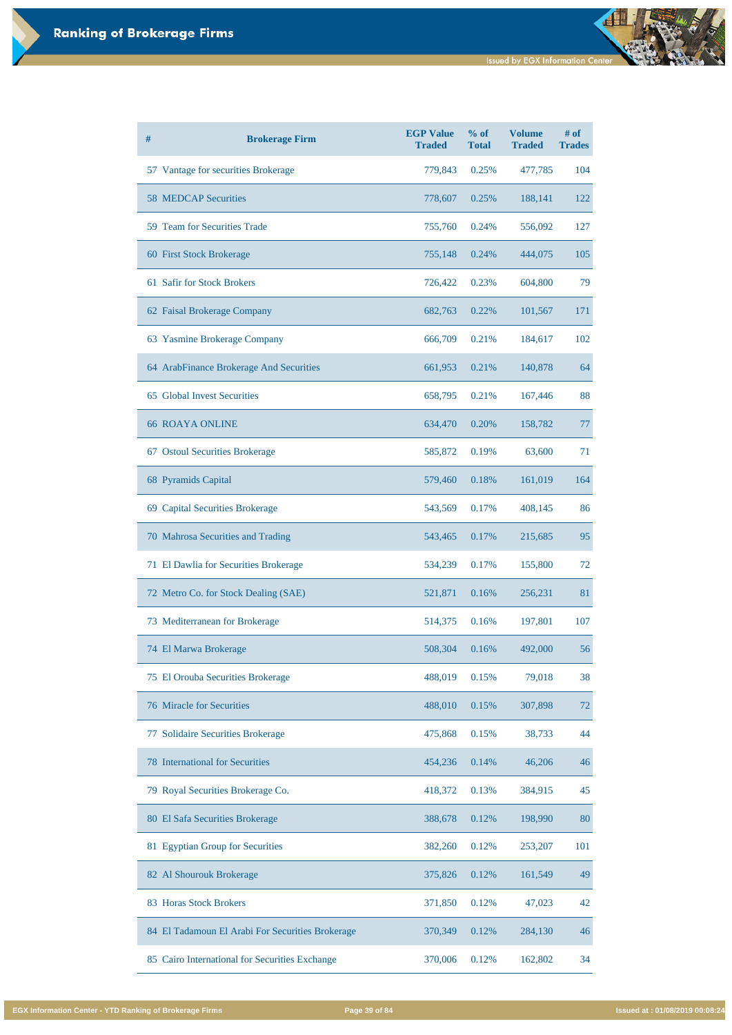# Ranking of Brokerage Firms

| # | Brokerage Firm | EGP Value Traded | % of Total | Volume Traded | # of Trades |
|---|---|---|---|---|---|
| 57 | Vantage for securities Brokerage | 779,843 | 0.25% | 477,785 | 104 |
| 58 | MEDCAP Securities | 778,607 | 0.25% | 188,141 | 122 |
| 59 | Team for Securities Trade | 755,760 | 0.24% | 556,092 | 127 |
| 60 | First Stock Brokerage | 755,148 | 0.24% | 444,075 | 105 |
| 61 | Safir for Stock Brokers | 726,422 | 0.23% | 604,800 | 79 |
| 62 | Faisal Brokerage Company | 682,763 | 0.22% | 101,567 | 171 |
| 63 | Yasmine Brokerage Company | 666,709 | 0.21% | 184,617 | 102 |
| 64 | ArabFinance Brokerage And Securities | 661,953 | 0.21% | 140,878 | 64 |
| 65 | Global Invest Securities | 658,795 | 0.21% | 167,446 | 88 |
| 66 | ROAYA ONLINE | 634,470 | 0.20% | 158,782 | 77 |
| 67 | Ostoul Securities Brokerage | 585,872 | 0.19% | 63,600 | 71 |
| 68 | Pyramids Capital | 579,460 | 0.18% | 161,019 | 164 |
| 69 | Capital Securities Brokerage | 543,569 | 0.17% | 408,145 | 86 |
| 70 | Mahrosa Securities and Trading | 543,465 | 0.17% | 215,685 | 95 |
| 71 | El Dawlia for Securities Brokerage | 534,239 | 0.17% | 155,800 | 72 |
| 72 | Metro Co. for Stock Dealing (SAE) | 521,871 | 0.16% | 256,231 | 81 |
| 73 | Mediterranean for Brokerage | 514,375 | 0.16% | 197,801 | 107 |
| 74 | El Marwa Brokerage | 508,304 | 0.16% | 492,000 | 56 |
| 75 | El Orouba Securities Brokerage | 488,019 | 0.15% | 79,018 | 38 |
| 76 | Miracle for Securities | 488,010 | 0.15% | 307,898 | 72 |
| 77 | Solidaire Securities Brokerage | 475,868 | 0.15% | 38,733 | 44 |
| 78 | International for Securities | 454,236 | 0.14% | 46,206 | 46 |
| 79 | Royal Securities Brokerage Co. | 418,372 | 0.13% | 384,915 | 45 |
| 80 | El Safa Securities Brokerage | 388,678 | 0.12% | 198,990 | 80 |
| 81 | Egyptian Group for Securities | 382,260 | 0.12% | 253,207 | 101 |
| 82 | Al Shourouk Brokerage | 375,826 | 0.12% | 161,549 | 49 |
| 83 | Horas Stock Brokers | 371,850 | 0.12% | 47,023 | 42 |
| 84 | El Tadamoun El Arabi For Securities Brokerage | 370,349 | 0.12% | 284,130 | 46 |
| 85 | Cairo International for Securities Exchange | 370,006 | 0.12% | 162,802 | 34 |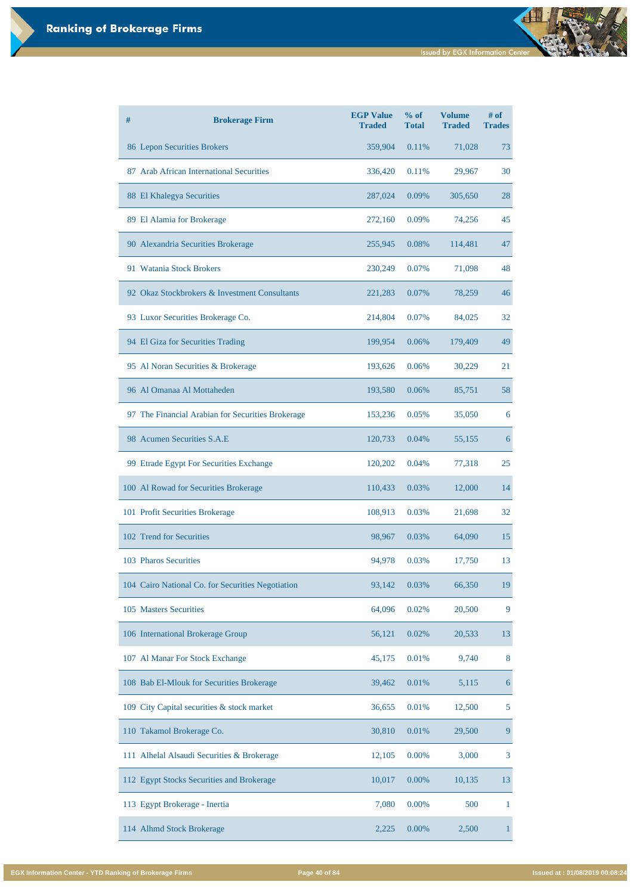# Ranking of Brokerage Firms

| # | Brokerage Firm | EGP Value Traded | % of Total | Volume Traded | # of Trades |
|---|---|---|---|---|---|
| 86 | Lepon Securities Brokers | 359,904 | 0.11% | 71,028 | 73 |
| 87 | Arab African International Securities | 336,420 | 0.11% | 29,967 | 30 |
| 88 | El Khalegya Securities | 287,024 | 0.09% | 305,650 | 28 |
| 89 | El Alamia for Brokerage | 272,160 | 0.09% | 74,256 | 45 |
| 90 | Alexandria Securities Brokerage | 255,945 | 0.08% | 114,481 | 47 |
| 91 | Watania Stock Brokers | 230,249 | 0.07% | 71,098 | 48 |
| 92 | Okaz Stockbrokers & Investment Consultants | 221,283 | 0.07% | 78,259 | 46 |
| 93 | Luxor Securities Brokerage Co. | 214,804 | 0.07% | 84,025 | 32 |
| 94 | El Giza for Securities Trading | 199,954 | 0.06% | 179,409 | 49 |
| 95 | Al Noran Securities & Brokerage | 193,626 | 0.06% | 30,229 | 21 |
| 96 | Al Omanaa Al Mottaheden | 193,580 | 0.06% | 85,751 | 58 |
| 97 | The Financial Arabian for Securities Brokerage | 153,236 | 0.05% | 35,050 | 6 |
| 98 | Acumen Securities S.A.E | 120,733 | 0.04% | 55,155 | 6 |
| 99 | Etrade Egypt For Securities Exchange | 120,202 | 0.04% | 77,318 | 25 |
| 100 | Al Rowad for Securities Brokerage | 110,433 | 0.03% | 12,000 | 14 |
| 101 | Profit Securities Brokerage | 108,913 | 0.03% | 21,698 | 32 |
| 102 | Trend for Securities | 98,967 | 0.03% | 64,090 | 15 |
| 103 | Pharos Securities | 94,978 | 0.03% | 17,750 | 13 |
| 104 | Cairo National Co. for Securities Negotiation | 93,142 | 0.03% | 66,350 | 19 |
| 105 | Masters Securities | 64,096 | 0.02% | 20,500 | 9 |
| 106 | International Brokerage Group | 56,121 | 0.02% | 20,533 | 13 |
| 107 | Al Manar For Stock Exchange | 45,175 | 0.01% | 9,740 | 8 |
| 108 | Bab El-Mlouk for Securities Brokerage | 39,462 | 0.01% | 5,115 | 6 |
| 109 | City Capital securities & stock market | 36,655 | 0.01% | 12,500 | 5 |
| 110 | Takamol Brokerage Co. | 30,810 | 0.01% | 29,500 | 9 |
| 111 | Alhelal Alsaudi Securities & Brokerage | 12,105 | 0.00% | 3,000 | 3 |
| 112 | Egypt Stocks Securities and Brokerage | 10,017 | 0.00% | 10,135 | 13 |
| 113 | Egypt Brokerage - Inertia | 7,080 | 0.00% | 500 | 1 |
| 114 | Alhmd Stock Brokerage | 2,225 | 0.00% | 2,500 | 1 |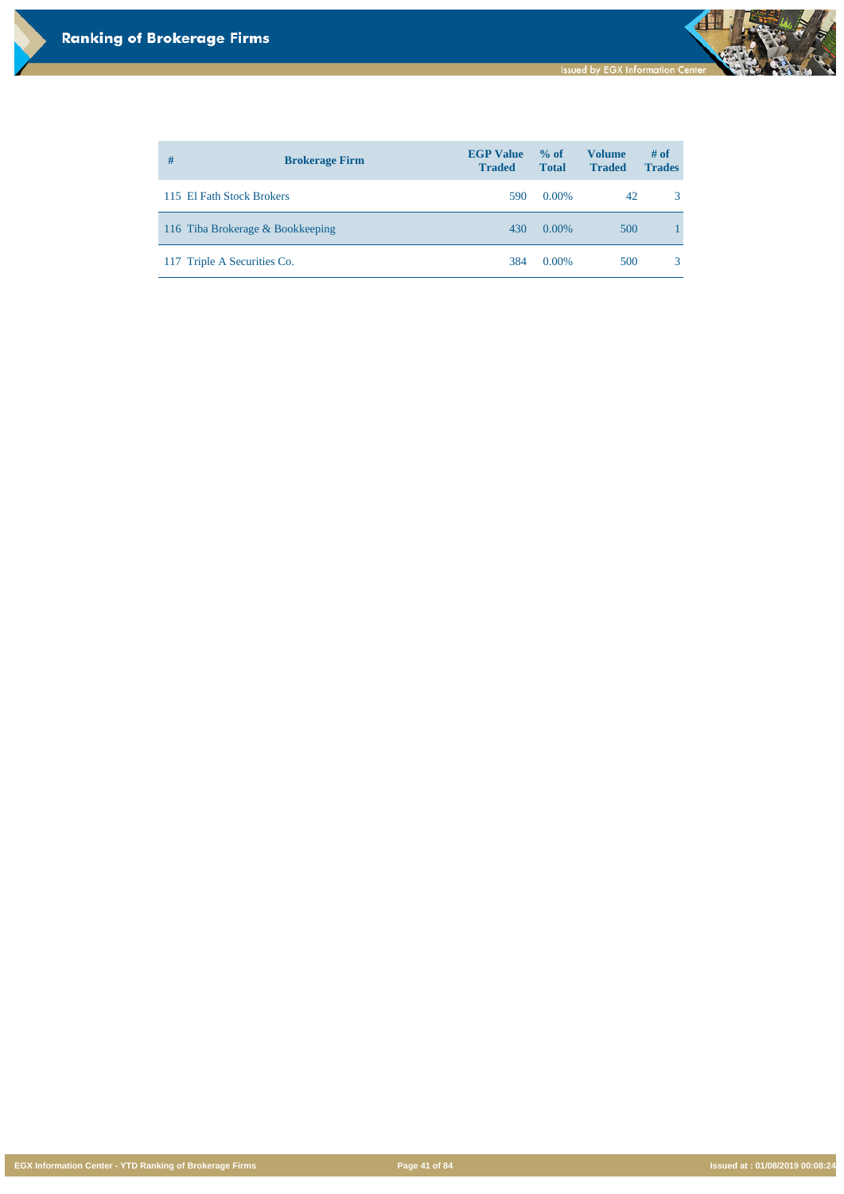| # | Brokerage Firm | EGP Value Traded | % of Total | Volume Traded | # of Trades |
|---|---|---|---|---|---|
| 115 | El Fath Stock Brokers | 590 | 0.00% | 42 | 3 |
| 116 | Tiba Brokerage & Bookkeeping | 430 | 0.00% | 500 | 1 |
| 117 | Triple A Securities Co. | 384 | 0.00% | 500 | 3 |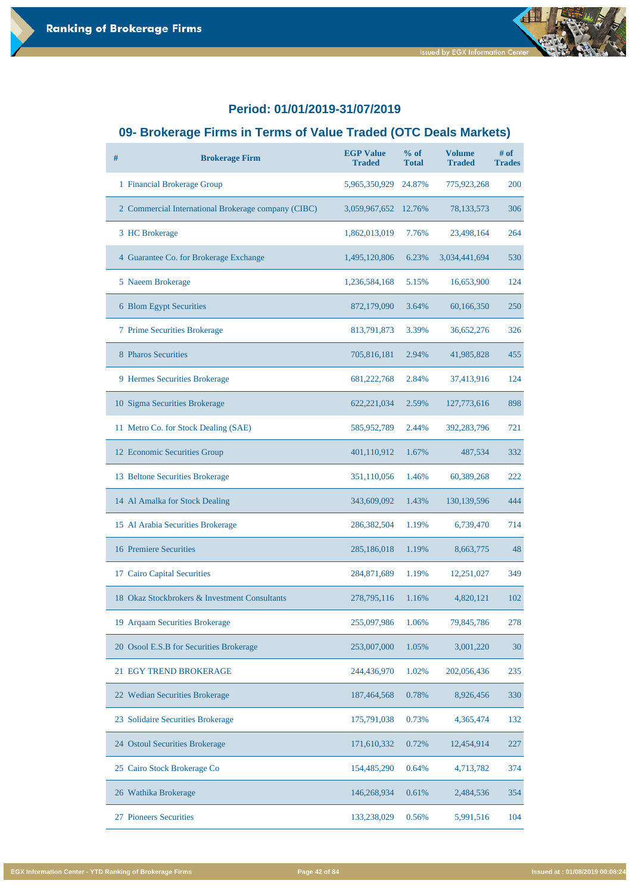## Period: 01/01/2019-31/07/2019

## 09- Brokerage Firms in Terms of Value Traded (OTC Deals Markets)

| # | Brokerage Firm | EGP Value Traded | % of Total | Volume Traded | # of Trades |
|---|---|---|---|---|---|
| 1 | Financial Brokerage Group | 5,965,350,929 | 24.87% | 775,923,268 | 200 |
| 2 | Commercial International Brokerage company (CIBC) | 3,059,967,652 | 12.76% | 78,133,573 | 306 |
| 3 | HC Brokerage | 1,862,013,019 | 7.76% | 23,498,164 | 264 |
| 4 | Guarantee Co. for Brokerage Exchange | 1,495,120,806 | 6.23% | 3,034,441,694 | 530 |
| 5 | Naeem Brokerage | 1,236,584,168 | 5.15% | 16,653,900 | 124 |
| 6 | Blom Egypt Securities | 872,179,090 | 3.64% | 60,166,350 | 250 |
| 7 | Prime Securities Brokerage | 813,791,873 | 3.39% | 36,652,276 | 326 |
| 8 | Pharos Securities | 705,816,181 | 2.94% | 41,985,828 | 455 |
| 9 | Hermes Securities Brokerage | 681,222,768 | 2.84% | 37,413,916 | 124 |
| 10 | Sigma Securities Brokerage | 622,221,034 | 2.59% | 127,773,616 | 898 |
| 11 | Metro Co. for Stock Dealing (SAE) | 585,952,789 | 2.44% | 392,283,796 | 721 |
| 12 | Economic Securities Group | 401,110,912 | 1.67% | 487,534 | 332 |
| 13 | Beltone Securities Brokerage | 351,110,056 | 1.46% | 60,389,268 | 222 |
| 14 | Al Amalka for Stock Dealing | 343,609,092 | 1.43% | 130,139,596 | 444 |
| 15 | Al Arabia Securities Brokerage | 286,382,504 | 1.19% | 6,739,470 | 714 |
| 16 | Premiere Securities | 285,186,018 | 1.19% | 8,663,775 | 48 |
| 17 | Cairo Capital Securities | 284,871,689 | 1.19% | 12,251,027 | 349 |
| 18 | Okaz Stockbrokers & Investment Consultants | 278,795,116 | 1.16% | 4,820,121 | 102 |
| 19 | Arqaam Securities Brokerage | 255,097,986 | 1.06% | 79,845,786 | 278 |
| 20 | Osool E.S.B for Securities Brokerage | 253,007,000 | 1.05% | 3,001,220 | 30 |
| 21 | EGY TREND BROKERAGE | 244,436,970 | 1.02% | 202,056,436 | 235 |
| 22 | Wedian Securities Brokerage | 187,464,568 | 0.78% | 8,926,456 | 330 |
| 23 | Solidaire Securities Brokerage | 175,791,038 | 0.73% | 4,365,474 | 132 |
| 24 | Ostoul Securities Brokerage | 171,610,332 | 0.72% | 12,454,914 | 227 |
| 25 | Cairo Stock Brokerage Co | 154,485,290 | 0.64% | 4,713,782 | 374 |
| 26 | Wathika Brokerage | 146,268,934 | 0.61% | 2,484,536 | 354 |
| 27 | Pioneers Securities | 133,238,029 | 0.56% | 5,991,516 | 104 |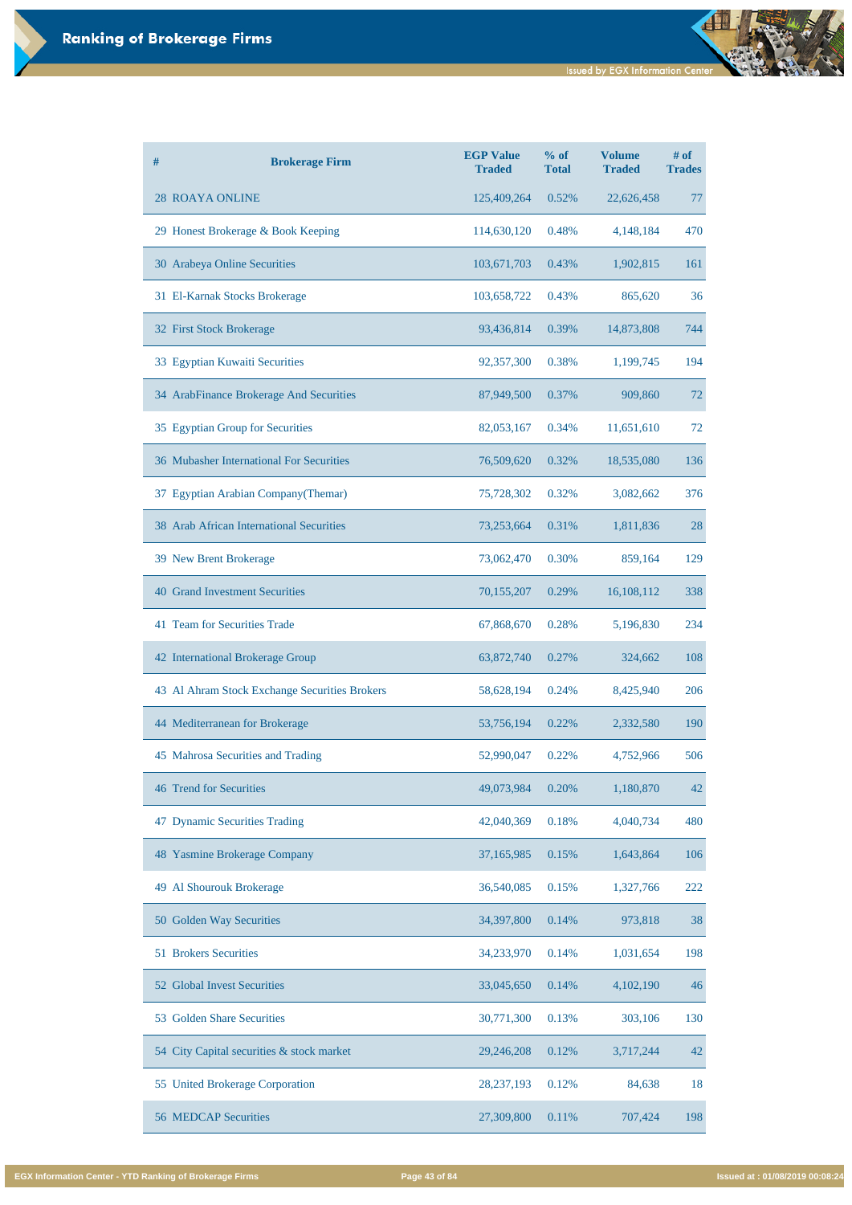# Ranking of Brokerage Firms

| # | Brokerage Firm | EGP Value Traded | % of Total | Volume Traded | # of Trades |
|---|---|---|---|---|---|
| 28 | ROAYA ONLINE | 125,409,264 | 0.52% | 22,626,458 | 77 |
| 29 | Honest Brokerage & Book Keeping | 114,630,120 | 0.48% | 4,148,184 | 470 |
| 30 | Arabeya Online Securities | 103,671,703 | 0.43% | 1,902,815 | 161 |
| 31 | El-Karnak Stocks Brokerage | 103,658,722 | 0.43% | 865,620 | 36 |
| 32 | First Stock Brokerage | 93,436,814 | 0.39% | 14,873,808 | 744 |
| 33 | Egyptian Kuwaiti Securities | 92,357,300 | 0.38% | 1,199,745 | 194 |
| 34 | ArabFinance Brokerage And Securities | 87,949,500 | 0.37% | 909,860 | 72 |
| 35 | Egyptian Group for Securities | 82,053,167 | 0.34% | 11,651,610 | 72 |
| 36 | Mubasher International For Securities | 76,509,620 | 0.32% | 18,535,080 | 136 |
| 37 | Egyptian Arabian Company(Themar) | 75,728,302 | 0.32% | 3,082,662 | 376 |
| 38 | Arab African International Securities | 73,253,664 | 0.31% | 1,811,836 | 28 |
| 39 | New Brent Brokerage | 73,062,470 | 0.30% | 859,164 | 129 |
| 40 | Grand Investment Securities | 70,155,207 | 0.29% | 16,108,112 | 338 |
| 41 | Team for Securities Trade | 67,868,670 | 0.28% | 5,196,830 | 234 |
| 42 | International Brokerage Group | 63,872,740 | 0.27% | 324,662 | 108 |
| 43 | Al Ahram Stock Exchange Securities Brokers | 58,628,194 | 0.24% | 8,425,940 | 206 |
| 44 | Mediterranean for Brokerage | 53,756,194 | 0.22% | 2,332,580 | 190 |
| 45 | Mahrosa Securities and Trading | 52,990,047 | 0.22% | 4,752,966 | 506 |
| 46 | Trend for Securities | 49,073,984 | 0.20% | 1,180,870 | 42 |
| 47 | Dynamic Securities Trading | 42,040,369 | 0.18% | 4,040,734 | 480 |
| 48 | Yasmine Brokerage Company | 37,165,985 | 0.15% | 1,643,864 | 106 |
| 49 | Al Shourouk Brokerage | 36,540,085 | 0.15% | 1,327,766 | 222 |
| 50 | Golden Way Securities | 34,397,800 | 0.14% | 973,818 | 38 |
| 51 | Brokers Securities | 34,233,970 | 0.14% | 1,031,654 | 198 |
| 52 | Global Invest Securities | 33,045,650 | 0.14% | 4,102,190 | 46 |
| 53 | Golden Share Securities | 30,771,300 | 0.13% | 303,106 | 130 |
| 54 | City Capital securities & stock market | 29,246,208 | 0.12% | 3,717,244 | 42 |
| 55 | United Brokerage Corporation | 28,237,193 | 0.12% | 84,638 | 18 |
| 56 | MEDCAP Securities | 27,309,800 | 0.11% | 707,424 | 198 |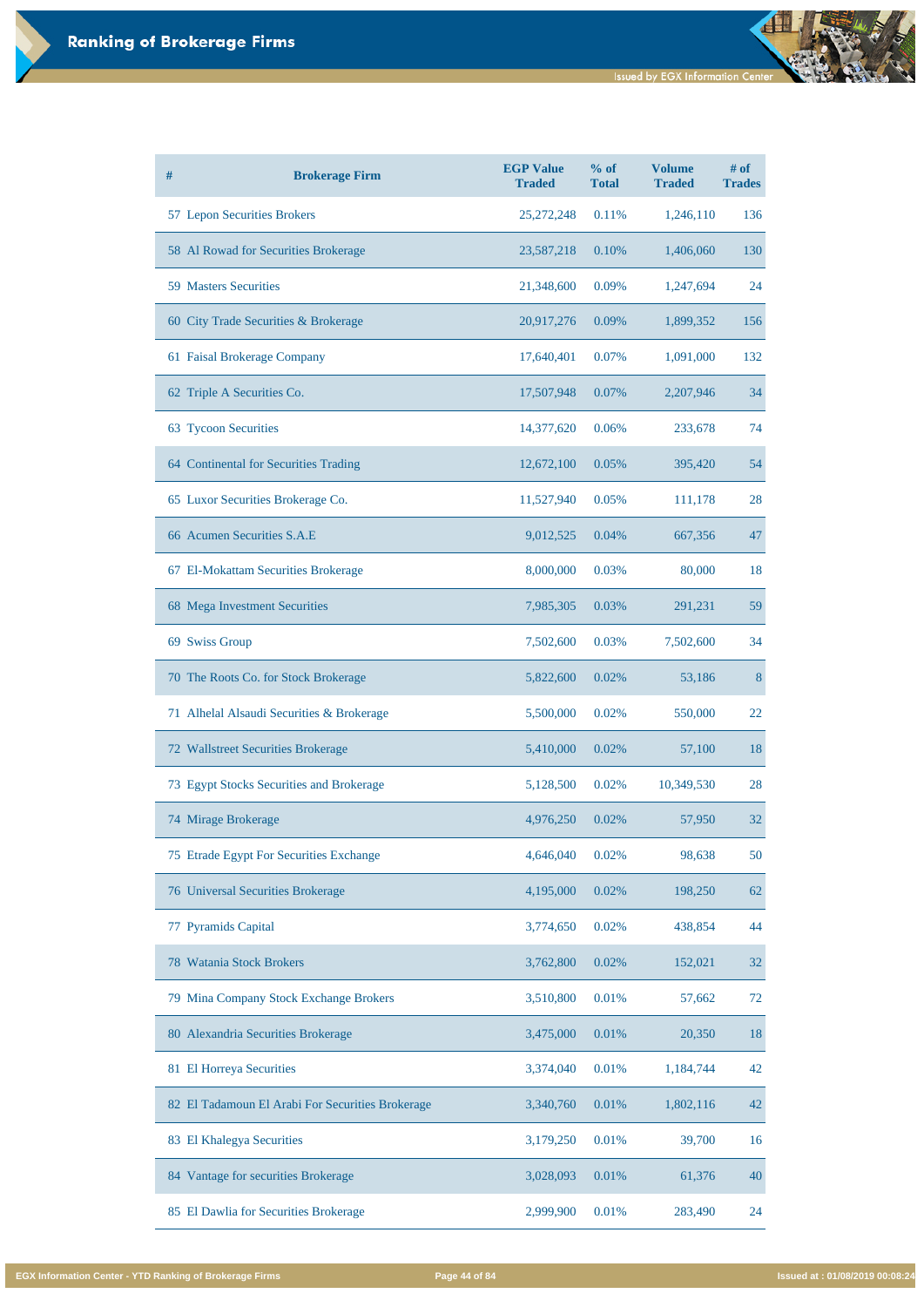# Ranking of Brokerage Firms

| # | Brokerage Firm | EGP Value Traded | % of Total | Volume Traded | # of Trades |
|---|---|---|---|---|---|
| 57 | Lepon Securities Brokers | 25,272,248 | 0.11% | 1,246,110 | 136 |
| 58 | Al Rowad for Securities Brokerage | 23,587,218 | 0.10% | 1,406,060 | 130 |
| 59 | Masters Securities | 21,348,600 | 0.09% | 1,247,694 | 24 |
| 60 | City Trade Securities & Brokerage | 20,917,276 | 0.09% | 1,899,352 | 156 |
| 61 | Faisal Brokerage Company | 17,640,401 | 0.07% | 1,091,000 | 132 |
| 62 | Triple A Securities Co. | 17,507,948 | 0.07% | 2,207,946 | 34 |
| 63 | Tycoon Securities | 14,377,620 | 0.06% | 233,678 | 74 |
| 64 | Continental for Securities Trading | 12,672,100 | 0.05% | 395,420 | 54 |
| 65 | Luxor Securities Brokerage Co. | 11,527,940 | 0.05% | 111,178 | 28 |
| 66 | Acumen Securities S.A.E | 9,012,525 | 0.04% | 667,356 | 47 |
| 67 | El-Mokattam Securities Brokerage | 8,000,000 | 0.03% | 80,000 | 18 |
| 68 | Mega Investment Securities | 7,985,305 | 0.03% | 291,231 | 59 |
| 69 | Swiss Group | 7,502,600 | 0.03% | 7,502,600 | 34 |
| 70 | The Roots Co. for Stock Brokerage | 5,822,600 | 0.02% | 53,186 | 8 |
| 71 | Alhelal Alsaudi Securities & Brokerage | 5,500,000 | 0.02% | 550,000 | 22 |
| 72 | Wallstreet Securities Brokerage | 5,410,000 | 0.02% | 57,100 | 18 |
| 73 | Egypt Stocks Securities and Brokerage | 5,128,500 | 0.02% | 10,349,530 | 28 |
| 74 | Mirage Brokerage | 4,976,250 | 0.02% | 57,950 | 32 |
| 75 | Etrade Egypt For Securities Exchange | 4,646,040 | 0.02% | 98,638 | 50 |
| 76 | Universal Securities Brokerage | 4,195,000 | 0.02% | 198,250 | 62 |
| 77 | Pyramids Capital | 3,774,650 | 0.02% | 438,854 | 44 |
| 78 | Watania Stock Brokers | 3,762,800 | 0.02% | 152,021 | 32 |
| 79 | Mina Company Stock Exchange Brokers | 3,510,800 | 0.01% | 57,662 | 72 |
| 80 | Alexandria Securities Brokerage | 3,475,000 | 0.01% | 20,350 | 18 |
| 81 | El Horreya Securities | 3,374,040 | 0.01% | 1,184,744 | 42 |
| 82 | El Tadamoun El Arabi For Securities Brokerage | 3,340,760 | 0.01% | 1,802,116 | 42 |
| 83 | El Khalegya Securities | 3,179,250 | 0.01% | 39,700 | 16 |
| 84 | Vantage for securities Brokerage | 3,028,093 | 0.01% | 61,376 | 40 |
| 85 | El Dawlia for Securities Brokerage | 2,999,900 | 0.01% | 283,490 | 24 |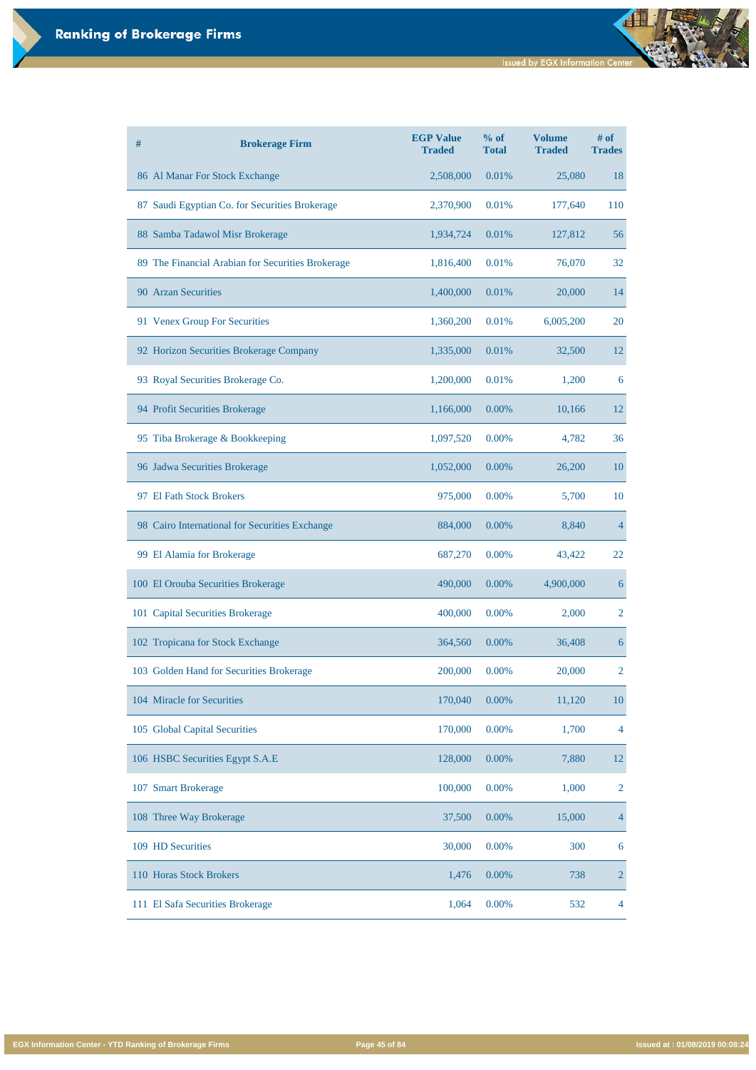# Ranking of Brokerage Firms

| # | Brokerage Firm | EGP Value Traded | % of Total | Volume Traded | # of Trades |
|---|---|---|---|---|---|
| 86 | Al Manar For Stock Exchange | 2,508,000 | 0.01% | 25,080 | 18 |
| 87 | Saudi Egyptian Co. for Securities Brokerage | 2,370,900 | 0.01% | 177,640 | 110 |
| 88 | Samba Tadawol Misr Brokerage | 1,934,724 | 0.01% | 127,812 | 56 |
| 89 | The Financial Arabian for Securities Brokerage | 1,816,400 | 0.01% | 76,070 | 32 |
| 90 | Arzan Securities | 1,400,000 | 0.01% | 20,000 | 14 |
| 91 | Venex Group For Securities | 1,360,200 | 0.01% | 6,005,200 | 20 |
| 92 | Horizon Securities Brokerage Company | 1,335,000 | 0.01% | 32,500 | 12 |
| 93 | Royal Securities Brokerage Co. | 1,200,000 | 0.01% | 1,200 | 6 |
| 94 | Profit Securities Brokerage | 1,166,000 | 0.00% | 10,166 | 12 |
| 95 | Tiba Brokerage & Bookkeeping | 1,097,520 | 0.00% | 4,782 | 36 |
| 96 | Jadwa Securities Brokerage | 1,052,000 | 0.00% | 26,200 | 10 |
| 97 | El Fath Stock Brokers | 975,000 | 0.00% | 5,700 | 10 |
| 98 | Cairo International for Securities Exchange | 884,000 | 0.00% | 8,840 | 4 |
| 99 | El Alamia for Brokerage | 687,270 | 0.00% | 43,422 | 22 |
| 100 | El Orouba Securities Brokerage | 490,000 | 0.00% | 4,900,000 | 6 |
| 101 | Capital Securities Brokerage | 400,000 | 0.00% | 2,000 | 2 |
| 102 | Tropicana for Stock Exchange | 364,560 | 0.00% | 36,408 | 6 |
| 103 | Golden Hand for Securities Brokerage | 200,000 | 0.00% | 20,000 | 2 |
| 104 | Miracle for Securities | 170,040 | 0.00% | 11,120 | 10 |
| 105 | Global Capital Securities | 170,000 | 0.00% | 1,700 | 4 |
| 106 | HSBC Securities Egypt S.A.E | 128,000 | 0.00% | 7,880 | 12 |
| 107 | Smart Brokerage | 100,000 | 0.00% | 1,000 | 2 |
| 108 | Three Way Brokerage | 37,500 | 0.00% | 15,000 | 4 |
| 109 | HD Securities | 30,000 | 0.00% | 300 | 6 |
| 110 | Horas Stock Brokers | 1,476 | 0.00% | 738 | 2 |
| 111 | El Safa Securities Brokerage | 1,064 | 0.00% | 532 | 4 |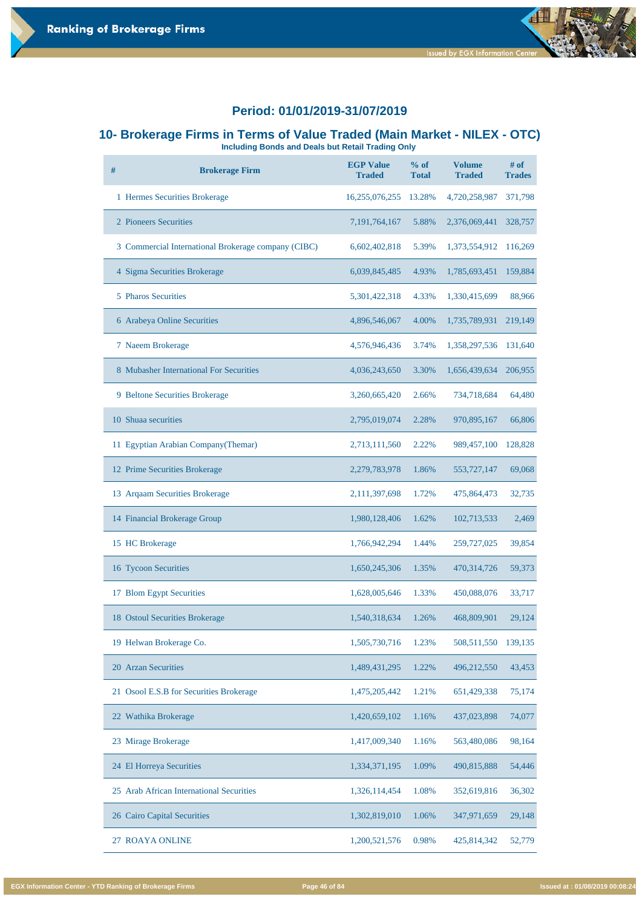## Period: 01/01/2019-31/07/2019

## 10- Brokerage Firms in Terms of Value Traded (Main Market - NILEX - OTC)

**Including Bonds and Deals but Retail Trading Only**

| # | Brokerage Firm | EGP Value Traded | % of Total | Volume Traded | # of Trades |
|---|---|---|---|---|---|
| 1 | Hermes Securities Brokerage | 16,255,076,255 | 13.28% | 4,720,258,987 | 371,798 |
| 2 | Pioneers Securities | 7,191,764,167 | 5.88% | 2,376,069,441 | 328,757 |
| 3 | Commercial International Brokerage company (CIBC) | 6,602,402,818 | 5.39% | 1,373,554,912 | 116,269 |
| 4 | Sigma Securities Brokerage | 6,039,845,485 | 4.93% | 1,785,693,451 | 159,884 |
| 5 | Pharos Securities | 5,301,422,318 | 4.33% | 1,330,415,699 | 88,966 |
| 6 | Arabeya Online Securities | 4,896,546,067 | 4.00% | 1,735,789,931 | 219,149 |
| 7 | Naeem Brokerage | 4,576,946,436 | 3.74% | 1,358,297,536 | 131,640 |
| 8 | Mubasher International For Securities | 4,036,243,650 | 3.30% | 1,656,439,634 | 206,955 |
| 9 | Beltone Securities Brokerage | 3,260,665,420 | 2.66% | 734,718,684 | 64,480 |
| 10 | Shuaa securities | 2,795,019,074 | 2.28% | 970,895,167 | 66,806 |
| 11 | Egyptian Arabian Company(Themar) | 2,713,111,560 | 2.22% | 989,457,100 | 128,828 |
| 12 | Prime Securities Brokerage | 2,279,783,978 | 1.86% | 553,727,147 | 69,068 |
| 13 | Arqaam Securities Brokerage | 2,111,397,698 | 1.72% | 475,864,473 | 32,735 |
| 14 | Financial Brokerage Group | 1,980,128,406 | 1.62% | 102,713,533 | 2,469 |
| 15 | HC Brokerage | 1,766,942,294 | 1.44% | 259,727,025 | 39,854 |
| 16 | Tycoon Securities | 1,650,245,306 | 1.35% | 470,314,726 | 59,373 |
| 17 | Blom Egypt Securities | 1,628,005,646 | 1.33% | 450,088,076 | 33,717 |
| 18 | Ostoul Securities Brokerage | 1,540,318,634 | 1.26% | 468,809,901 | 29,124 |
| 19 | Helwan Brokerage Co. | 1,505,730,716 | 1.23% | 508,511,550 | 139,135 |
| 20 | Arzan Securities | 1,489,431,295 | 1.22% | 496,212,550 | 43,453 |
| 21 | Osool E.S.B for Securities Brokerage | 1,475,205,442 | 1.21% | 651,429,338 | 75,174 |
| 22 | Wathika Brokerage | 1,420,659,102 | 1.16% | 437,023,898 | 74,077 |
| 23 | Mirage Brokerage | 1,417,009,340 | 1.16% | 563,480,086 | 98,164 |
| 24 | El Horreya Securities | 1,334,371,195 | 1.09% | 490,815,888 | 54,446 |
| 25 | Arab African International Securities | 1,326,114,454 | 1.08% | 352,619,816 | 36,302 |
| 26 | Cairo Capital Securities | 1,302,819,010 | 1.06% | 347,971,659 | 29,148 |
| 27 | ROAYA ONLINE | 1,200,521,576 | 0.98% | 425,814,342 | 52,779 |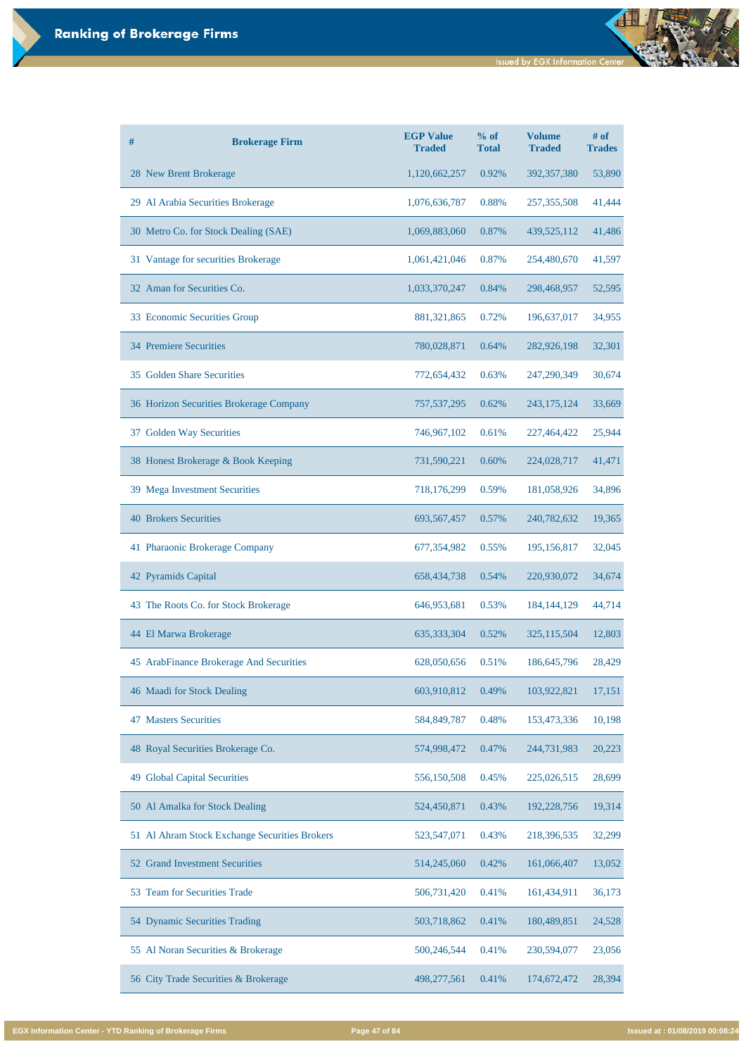# Ranking of Brokerage Firms

| # | Brokerage Firm | EGP Value Traded | % of Total | Volume Traded | # of Trades |
|---|---|---|---|---|---|
| 28 | New Brent Brokerage | 1,120,662,257 | 0.92% | 392,357,380 | 53,890 |
| 29 | Al Arabia Securities Brokerage | 1,076,636,787 | 0.88% | 257,355,508 | 41,444 |
| 30 | Metro Co. for Stock Dealing (SAE) | 1,069,883,060 | 0.87% | 439,525,112 | 41,486 |
| 31 | Vantage for securities Brokerage | 1,061,421,046 | 0.87% | 254,480,670 | 41,597 |
| 32 | Aman for Securities Co. | 1,033,370,247 | 0.84% | 298,468,957 | 52,595 |
| 33 | Economic Securities Group | 881,321,865 | 0.72% | 196,637,017 | 34,955 |
| 34 | Premiere Securities | 780,028,871 | 0.64% | 282,926,198 | 32,301 |
| 35 | Golden Share Securities | 772,654,432 | 0.63% | 247,290,349 | 30,674 |
| 36 | Horizon Securities Brokerage Company | 757,537,295 | 0.62% | 243,175,124 | 33,669 |
| 37 | Golden Way Securities | 746,967,102 | 0.61% | 227,464,422 | 25,944 |
| 38 | Honest Brokerage & Book Keeping | 731,590,221 | 0.60% | 224,028,717 | 41,471 |
| 39 | Mega Investment Securities | 718,176,299 | 0.59% | 181,058,926 | 34,896 |
| 40 | Brokers Securities | 693,567,457 | 0.57% | 240,782,632 | 19,365 |
| 41 | Pharaonic Brokerage Company | 677,354,982 | 0.55% | 195,156,817 | 32,045 |
| 42 | Pyramids Capital | 658,434,738 | 0.54% | 220,930,072 | 34,674 |
| 43 | The Roots Co. for Stock Brokerage | 646,953,681 | 0.53% | 184,144,129 | 44,714 |
| 44 | El Marwa Brokerage | 635,333,304 | 0.52% | 325,115,504 | 12,803 |
| 45 | ArabFinance Brokerage And Securities | 628,050,656 | 0.51% | 186,645,796 | 28,429 |
| 46 | Maadi for Stock Dealing | 603,910,812 | 0.49% | 103,922,821 | 17,151 |
| 47 | Masters Securities | 584,849,787 | 0.48% | 153,473,336 | 10,198 |
| 48 | Royal Securities Brokerage Co. | 574,998,472 | 0.47% | 244,731,983 | 20,223 |
| 49 | Global Capital Securities | 556,150,508 | 0.45% | 225,026,515 | 28,699 |
| 50 | Al Amalka for Stock Dealing | 524,450,871 | 0.43% | 192,228,756 | 19,314 |
| 51 | Al Ahram Stock Exchange Securities Brokers | 523,547,071 | 0.43% | 218,396,535 | 32,299 |
| 52 | Grand Investment Securities | 514,245,060 | 0.42% | 161,066,407 | 13,052 |
| 53 | Team for Securities Trade | 506,731,420 | 0.41% | 161,434,911 | 36,173 |
| 54 | Dynamic Securities Trading | 503,718,862 | 0.41% | 180,489,851 | 24,528 |
| 55 | Al Noran Securities & Brokerage | 500,246,544 | 0.41% | 230,594,077 | 23,056 |
| 56 | City Trade Securities & Brokerage | 498,277,561 | 0.41% | 174,672,472 | 28,394 |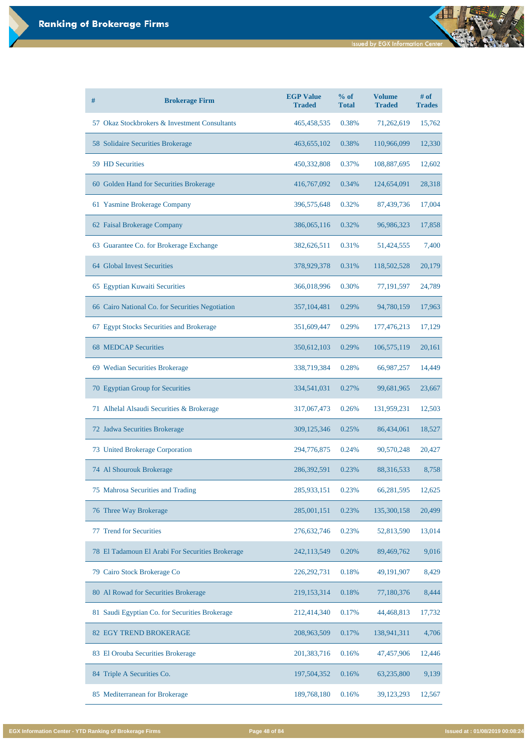# Ranking of Brokerage Firms

| # | Brokerage Firm | EGP Value Traded | % of Total | Volume Traded | # of Trades |
|---|---|---|---|---|---|
| 57 | Okaz Stockbrokers & Investment Consultants | 465,458,535 | 0.38% | 71,262,619 | 15,762 |
| 58 | Solidaire Securities Brokerage | 463,655,102 | 0.38% | 110,966,099 | 12,330 |
| 59 | HD Securities | 450,332,808 | 0.37% | 108,887,695 | 12,602 |
| 60 | Golden Hand for Securities Brokerage | 416,767,092 | 0.34% | 124,654,091 | 28,318 |
| 61 | Yasmine Brokerage Company | 396,575,648 | 0.32% | 87,439,736 | 17,004 |
| 62 | Faisal Brokerage Company | 386,065,116 | 0.32% | 96,986,323 | 17,858 |
| 63 | Guarantee Co. for Brokerage Exchange | 382,626,511 | 0.31% | 51,424,555 | 7,400 |
| 64 | Global Invest Securities | 378,929,378 | 0.31% | 118,502,528 | 20,179 |
| 65 | Egyptian Kuwaiti Securities | 366,018,996 | 0.30% | 77,191,597 | 24,789 |
| 66 | Cairo National Co. for Securities Negotiation | 357,104,481 | 0.29% | 94,780,159 | 17,963 |
| 67 | Egypt Stocks Securities and Brokerage | 351,609,447 | 0.29% | 177,476,213 | 17,129 |
| 68 | MEDCAP Securities | 350,612,103 | 0.29% | 106,575,119 | 20,161 |
| 69 | Wedian Securities Brokerage | 338,719,384 | 0.28% | 66,987,257 | 14,449 |
| 70 | Egyptian Group for Securities | 334,541,031 | 0.27% | 99,681,965 | 23,667 |
| 71 | Alhelal Alsaudi Securities & Brokerage | 317,067,473 | 0.26% | 131,959,231 | 12,503 |
| 72 | Jadwa Securities Brokerage | 309,125,346 | 0.25% | 86,434,061 | 18,527 |
| 73 | United Brokerage Corporation | 294,776,875 | 0.24% | 90,570,248 | 20,427 |
| 74 | Al Shourouk Brokerage | 286,392,591 | 0.23% | 88,316,533 | 8,758 |
| 75 | Mahrosa Securities and Trading | 285,933,151 | 0.23% | 66,281,595 | 12,625 |
| 76 | Three Way Brokerage | 285,001,151 | 0.23% | 135,300,158 | 20,499 |
| 77 | Trend for Securities | 276,632,746 | 0.23% | 52,813,590 | 13,014 |
| 78 | El Tadamoun El Arabi For Securities Brokerage | 242,113,549 | 0.20% | 89,469,762 | 9,016 |
| 79 | Cairo Stock Brokerage Co | 226,292,731 | 0.18% | 49,191,907 | 8,429 |
| 80 | Al Rowad for Securities Brokerage | 219,153,314 | 0.18% | 77,180,376 | 8,444 |
| 81 | Saudi Egyptian Co. for Securities Brokerage | 212,414,340 | 0.17% | 44,468,813 | 17,732 |
| 82 | EGY TREND BROKERAGE | 208,963,509 | 0.17% | 138,941,311 | 4,706 |
| 83 | El Orouba Securities Brokerage | 201,383,716 | 0.16% | 47,457,906 | 12,446 |
| 84 | Triple A Securities Co. | 197,504,352 | 0.16% | 63,235,800 | 9,139 |
| 85 | Mediterranean for Brokerage | 189,768,180 | 0.16% | 39,123,293 | 12,567 |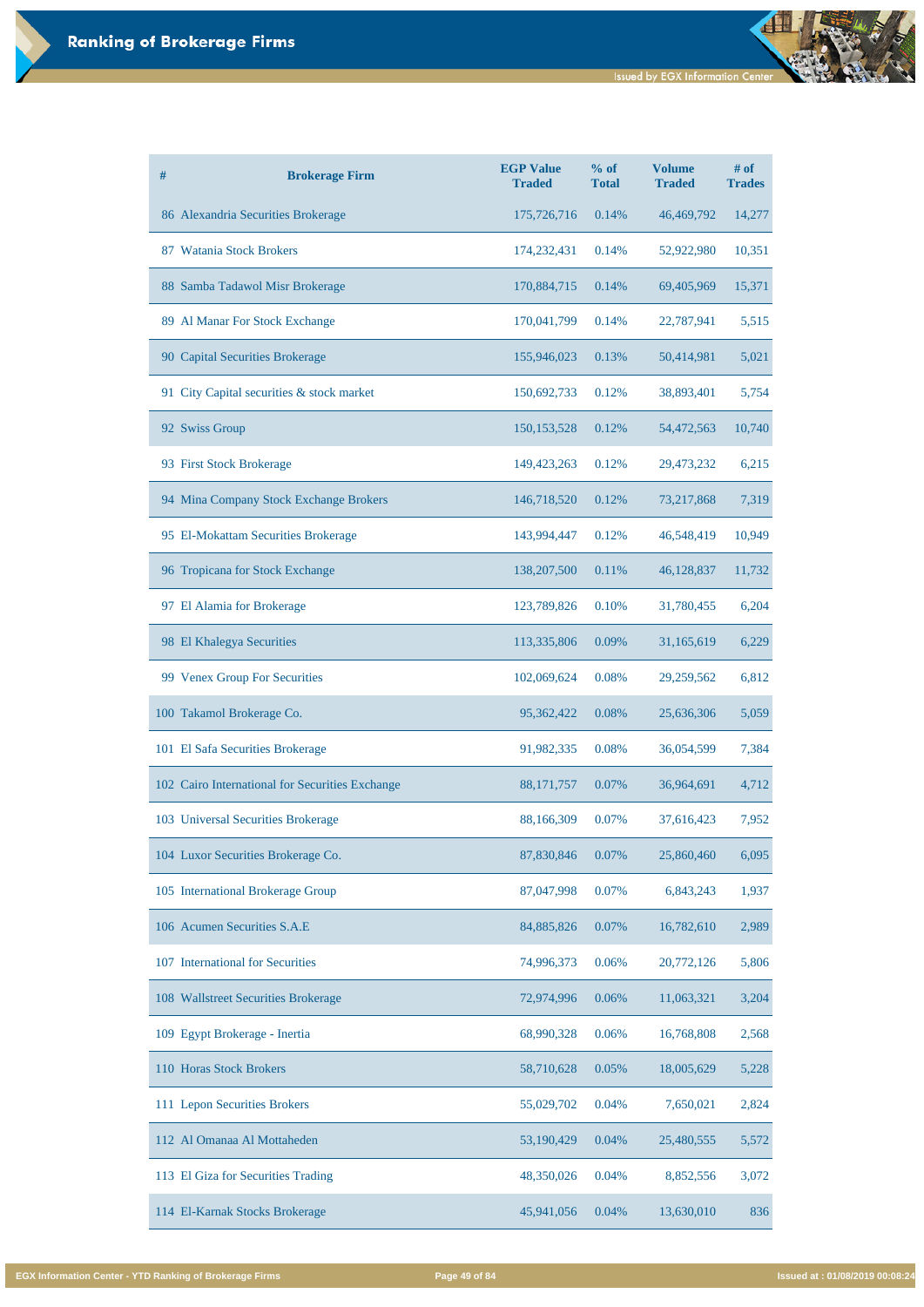# Ranking of Brokerage Firms

| # | Brokerage Firm | EGP Value Traded | % of Total | Volume Traded | # of Trades |
|---|---|---|---|---|---|
| 86 | Alexandria Securities Brokerage | 175,726,716 | 0.14% | 46,469,792 | 14,277 |
| 87 | Watania Stock Brokers | 174,232,431 | 0.14% | 52,922,980 | 10,351 |
| 88 | Samba Tadawol Misr Brokerage | 170,884,715 | 0.14% | 69,405,969 | 15,371 |
| 89 | Al Manar For Stock Exchange | 170,041,799 | 0.14% | 22,787,941 | 5,515 |
| 90 | Capital Securities Brokerage | 155,946,023 | 0.13% | 50,414,981 | 5,021 |
| 91 | City Capital securities & stock market | 150,692,733 | 0.12% | 38,893,401 | 5,754 |
| 92 | Swiss Group | 150,153,528 | 0.12% | 54,472,563 | 10,740 |
| 93 | First Stock Brokerage | 149,423,263 | 0.12% | 29,473,232 | 6,215 |
| 94 | Mina Company Stock Exchange Brokers | 146,718,520 | 0.12% | 73,217,868 | 7,319 |
| 95 | El-Mokattam Securities Brokerage | 143,994,447 | 0.12% | 46,548,419 | 10,949 |
| 96 | Tropicana for Stock Exchange | 138,207,500 | 0.11% | 46,128,837 | 11,732 |
| 97 | El Alamia for Brokerage | 123,789,826 | 0.10% | 31,780,455 | 6,204 |
| 98 | El Khalegya Securities | 113,335,806 | 0.09% | 31,165,619 | 6,229 |
| 99 | Venex Group For Securities | 102,069,624 | 0.08% | 29,259,562 | 6,812 |
| 100 | Takamol Brokerage Co. | 95,362,422 | 0.08% | 25,636,306 | 5,059 |
| 101 | El Safa Securities Brokerage | 91,982,335 | 0.08% | 36,054,599 | 7,384 |
| 102 | Cairo International for Securities Exchange | 88,171,757 | 0.07% | 36,964,691 | 4,712 |
| 103 | Universal Securities Brokerage | 88,166,309 | 0.07% | 37,616,423 | 7,952 |
| 104 | Luxor Securities Brokerage Co. | 87,830,846 | 0.07% | 25,860,460 | 6,095 |
| 105 | International Brokerage Group | 87,047,998 | 0.07% | 6,843,243 | 1,937 |
| 106 | Acumen Securities S.A.E | 84,885,826 | 0.07% | 16,782,610 | 2,989 |
| 107 | International for Securities | 74,996,373 | 0.06% | 20,772,126 | 5,806 |
| 108 | Wallstreet Securities Brokerage | 72,974,996 | 0.06% | 11,063,321 | 3,204 |
| 109 | Egypt Brokerage - Inertia | 68,990,328 | 0.06% | 16,768,808 | 2,568 |
| 110 | Horas Stock Brokers | 58,710,628 | 0.05% | 18,005,629 | 5,228 |
| 111 | Lepon Securities Brokers | 55,029,702 | 0.04% | 7,650,021 | 2,824 |
| 112 | Al Omanaa Al Mottaheden | 53,190,429 | 0.04% | 25,480,555 | 5,572 |
| 113 | El Giza for Securities Trading | 48,350,026 | 0.04% | 8,852,556 | 3,072 |
| 114 | El-Karnak Stocks Brokerage | 45,941,056 | 0.04% | 13,630,010 | 836 |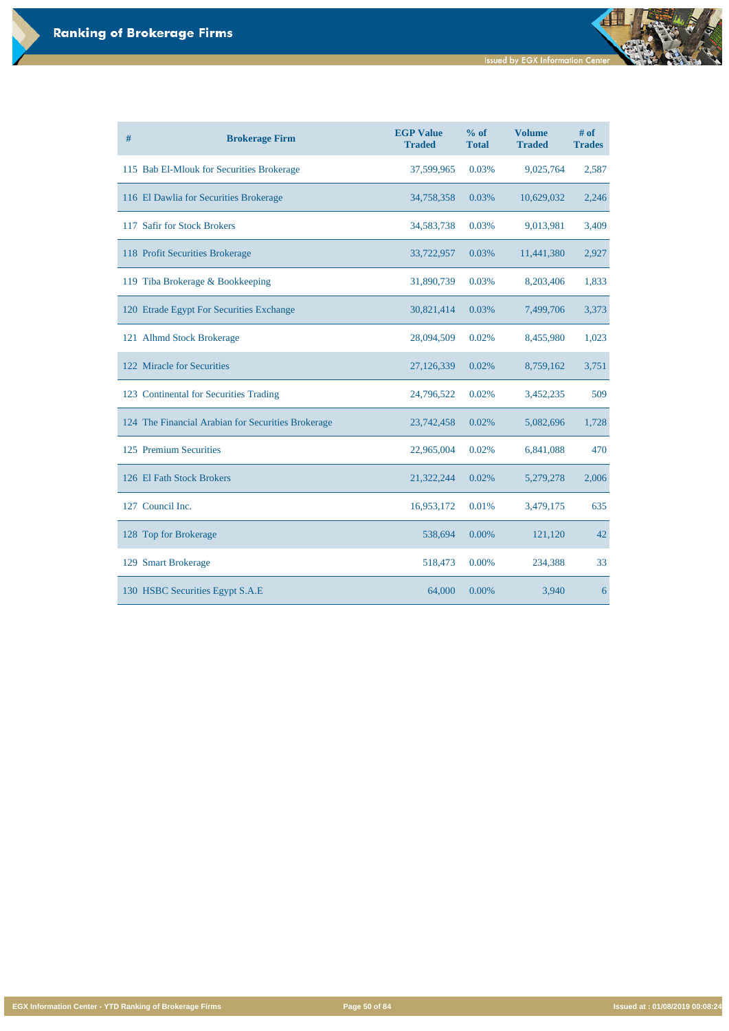# Ranking of Brokerage Firms

| # | Brokerage Firm | EGP Value Traded | % of Total | Volume Traded | # of Trades |
|---|---|---|---|---|---|
| 115 | Bab El-Mlouk for Securities Brokerage | 37,599,965 | 0.03% | 9,025,764 | 2,587 |
| 116 | El Dawlia for Securities Brokerage | 34,758,358 | 0.03% | 10,629,032 | 2,246 |
| 117 | Safir for Stock Brokers | 34,583,738 | 0.03% | 9,013,981 | 3,409 |
| 118 | Profit Securities Brokerage | 33,722,957 | 0.03% | 11,441,380 | 2,927 |
| 119 | Tiba Brokerage & Bookkeeping | 31,890,739 | 0.03% | 8,203,406 | 1,833 |
| 120 | Etrade Egypt For Securities Exchange | 30,821,414 | 0.03% | 7,499,706 | 3,373 |
| 121 | Alhmd Stock Brokerage | 28,094,509 | 0.02% | 8,455,980 | 1,023 |
| 122 | Miracle for Securities | 27,126,339 | 0.02% | 8,759,162 | 3,751 |
| 123 | Continental for Securities Trading | 24,796,522 | 0.02% | 3,452,235 | 509 |
| 124 | The Financial Arabian for Securities Brokerage | 23,742,458 | 0.02% | 5,082,696 | 1,728 |
| 125 | Premium Securities | 22,965,004 | 0.02% | 6,841,088 | 470 |
| 126 | El Fath Stock Brokers | 21,322,244 | 0.02% | 5,279,278 | 2,006 |
| 127 | Council Inc. | 16,953,172 | 0.01% | 3,479,175 | 635 |
| 128 | Top for Brokerage | 538,694 | 0.00% | 121,120 | 42 |
| 129 | Smart Brokerage | 518,473 | 0.00% | 234,388 | 33 |
| 130 | HSBC Securities Egypt S.A.E | 64,000 | 0.00% | 3,940 | 6 |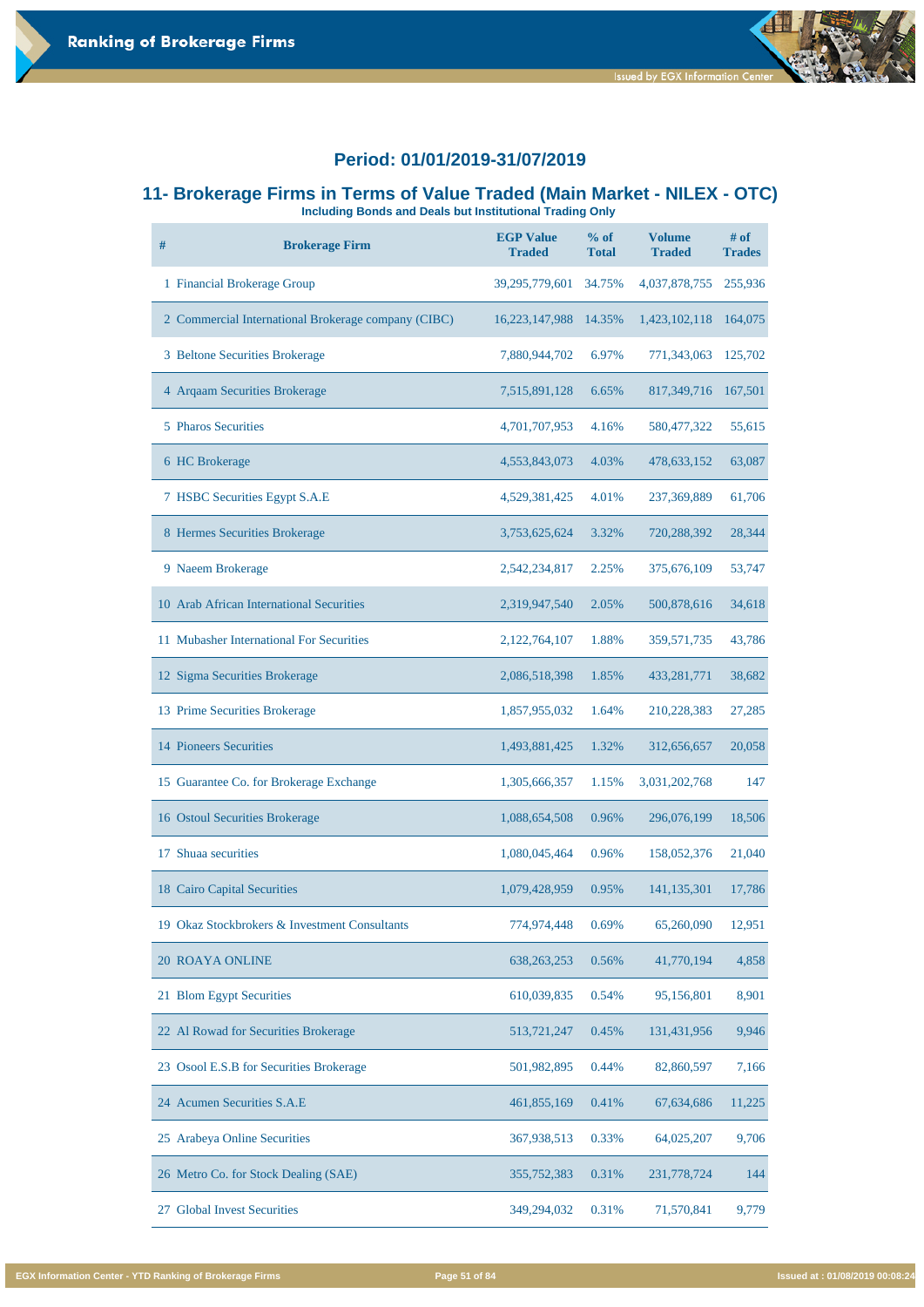## Period: 01/01/2019-31/07/2019

## 11- Brokerage Firms in Terms of Value Traded (Main Market - NILEX - OTC)

**Including Bonds and Deals but Institutional Trading Only**

| # | Brokerage Firm | EGP Value Traded | % of Total | Volume Traded | # of Trades |
|---|---|---|---|---|---|
| 1 | Financial Brokerage Group | 39,295,779,601 | 34.75% | 4,037,878,755 | 255,936 |
| 2 | Commercial International Brokerage company (CIBC) | 16,223,147,988 | 14.35% | 1,423,102,118 | 164,075 |
| 3 | Beltone Securities Brokerage | 7,880,944,702 | 6.97% | 771,343,063 | 125,702 |
| 4 | Arqaam Securities Brokerage | 7,515,891,128 | 6.65% | 817,349,716 | 167,501 |
| 5 | Pharos Securities | 4,701,707,953 | 4.16% | 580,477,322 | 55,615 |
| 6 | HC Brokerage | 4,553,843,073 | 4.03% | 478,633,152 | 63,087 |
| 7 | HSBC Securities Egypt S.A.E | 4,529,381,425 | 4.01% | 237,369,889 | 61,706 |
| 8 | Hermes Securities Brokerage | 3,753,625,624 | 3.32% | 720,288,392 | 28,344 |
| 9 | Naeem Brokerage | 2,542,234,817 | 2.25% | 375,676,109 | 53,747 |
| 10 | Arab African International Securities | 2,319,947,540 | 2.05% | 500,878,616 | 34,618 |
| 11 | Mubasher International For Securities | 2,122,764,107 | 1.88% | 359,571,735 | 43,786 |
| 12 | Sigma Securities Brokerage | 2,086,518,398 | 1.85% | 433,281,771 | 38,682 |
| 13 | Prime Securities Brokerage | 1,857,955,032 | 1.64% | 210,228,383 | 27,285 |
| 14 | Pioneers Securities | 1,493,881,425 | 1.32% | 312,656,657 | 20,058 |
| 15 | Guarantee Co. for Brokerage Exchange | 1,305,666,357 | 1.15% | 3,031,202,768 | 147 |
| 16 | Ostoul Securities Brokerage | 1,088,654,508 | 0.96% | 296,076,199 | 18,506 |
| 17 | Shuaa securities | 1,080,045,464 | 0.96% | 158,052,376 | 21,040 |
| 18 | Cairo Capital Securities | 1,079,428,959 | 0.95% | 141,135,301 | 17,786 |
| 19 | Okaz Stockbrokers & Investment Consultants | 774,974,448 | 0.69% | 65,260,090 | 12,951 |
| 20 | ROAYA ONLINE | 638,263,253 | 0.56% | 41,770,194 | 4,858 |
| 21 | Blom Egypt Securities | 610,039,835 | 0.54% | 95,156,801 | 8,901 |
| 22 | Al Rowad for Securities Brokerage | 513,721,247 | 0.45% | 131,431,956 | 9,946 |
| 23 | Osool E.S.B for Securities Brokerage | 501,982,895 | 0.44% | 82,860,597 | 7,166 |
| 24 | Acumen Securities S.A.E | 461,855,169 | 0.41% | 67,634,686 | 11,225 |
| 25 | Arabeya Online Securities | 367,938,513 | 0.33% | 64,025,207 | 9,706 |
| 26 | Metro Co. for Stock Dealing (SAE) | 355,752,383 | 0.31% | 231,778,724 | 144 |
| 27 | Global Invest Securities | 349,294,032 | 0.31% | 71,570,841 | 9,779 |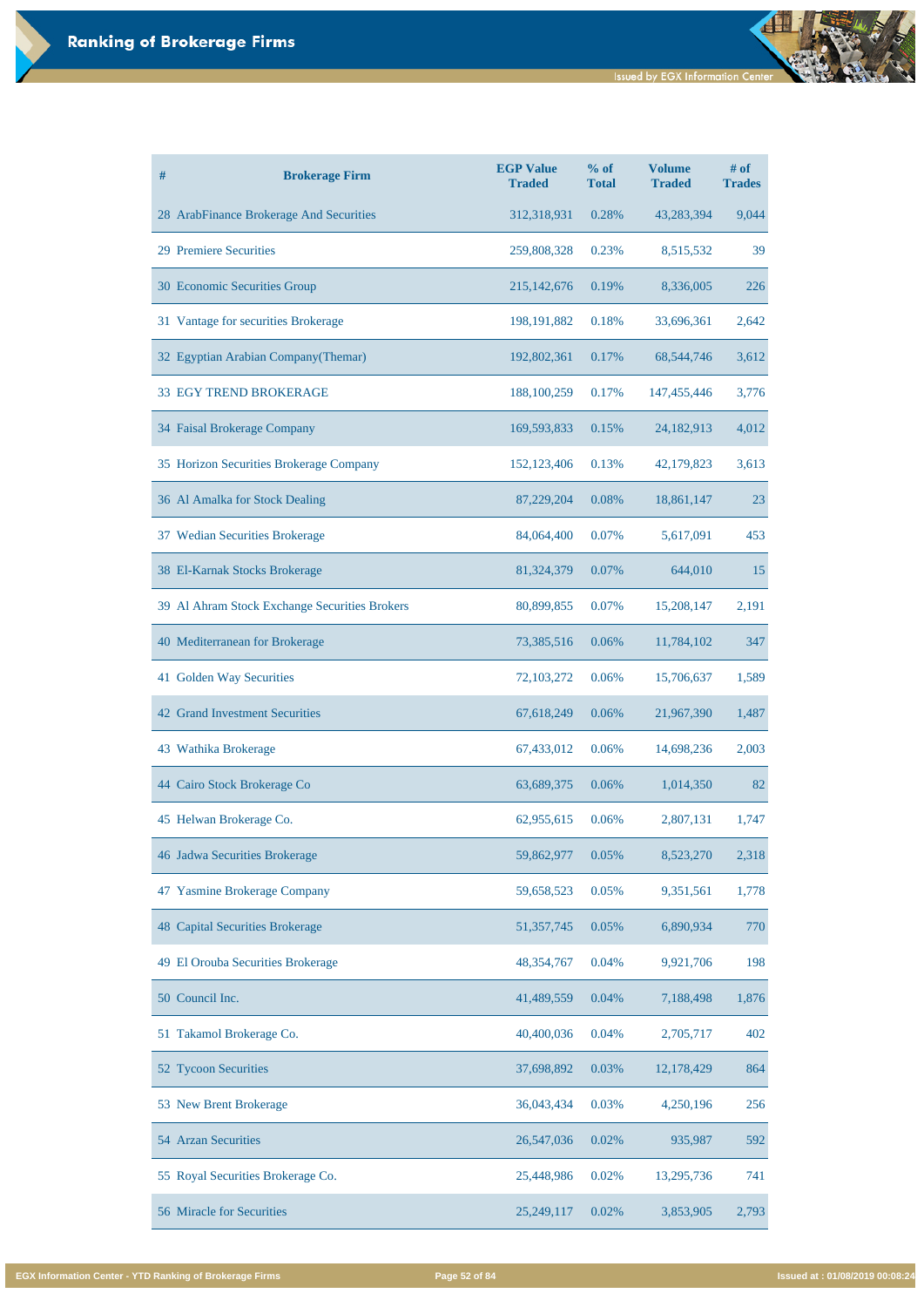## Ranking of Brokerage Firms

| # | Brokerage Firm | EGP Value Traded | % of Total | Volume Traded | # of Trades |
|---|---|---|---|---|---|
| 28 | ArabFinance Brokerage And Securities | 312,318,931 | 0.28% | 43,283,394 | 9,044 |
| 29 | Premiere Securities | 259,808,328 | 0.23% | 8,515,532 | 39 |
| 30 | Economic Securities Group | 215,142,676 | 0.19% | 8,336,005 | 226 |
| 31 | Vantage for securities Brokerage | 198,191,882 | 0.18% | 33,696,361 | 2,642 |
| 32 | Egyptian Arabian Company(Themar) | 192,802,361 | 0.17% | 68,544,746 | 3,612 |
| 33 | EGY TREND BROKERAGE | 188,100,259 | 0.17% | 147,455,446 | 3,776 |
| 34 | Faisal Brokerage Company | 169,593,833 | 0.15% | 24,182,913 | 4,012 |
| 35 | Horizon Securities Brokerage Company | 152,123,406 | 0.13% | 42,179,823 | 3,613 |
| 36 | Al Amalka for Stock Dealing | 87,229,204 | 0.08% | 18,861,147 | 23 |
| 37 | Wedian Securities Brokerage | 84,064,400 | 0.07% | 5,617,091 | 453 |
| 38 | El-Karnak Stocks Brokerage | 81,324,379 | 0.07% | 644,010 | 15 |
| 39 | Al Ahram Stock Exchange Securities Brokers | 80,899,855 | 0.07% | 15,208,147 | 2,191 |
| 40 | Mediterranean for Brokerage | 73,385,516 | 0.06% | 11,784,102 | 347 |
| 41 | Golden Way Securities | 72,103,272 | 0.06% | 15,706,637 | 1,589 |
| 42 | Grand Investment Securities | 67,618,249 | 0.06% | 21,967,390 | 1,487 |
| 43 | Wathika Brokerage | 67,433,012 | 0.06% | 14,698,236 | 2,003 |
| 44 | Cairo Stock Brokerage Co | 63,689,375 | 0.06% | 1,014,350 | 82 |
| 45 | Helwan Brokerage Co. | 62,955,615 | 0.06% | 2,807,131 | 1,747 |
| 46 | Jadwa Securities Brokerage | 59,862,977 | 0.05% | 8,523,270 | 2,318 |
| 47 | Yasmine Brokerage Company | 59,658,523 | 0.05% | 9,351,561 | 1,778 |
| 48 | Capital Securities Brokerage | 51,357,745 | 0.05% | 6,890,934 | 770 |
| 49 | El Orouba Securities Brokerage | 48,354,767 | 0.04% | 9,921,706 | 198 |
| 50 | Council Inc. | 41,489,559 | 0.04% | 7,188,498 | 1,876 |
| 51 | Takamol Brokerage Co. | 40,400,036 | 0.04% | 2,705,717 | 402 |
| 52 | Tycoon Securities | 37,698,892 | 0.03% | 12,178,429 | 864 |
| 53 | New Brent Brokerage | 36,043,434 | 0.03% | 4,250,196 | 256 |
| 54 | Arzan Securities | 26,547,036 | 0.02% | 935,987 | 592 |
| 55 | Royal Securities Brokerage Co. | 25,448,986 | 0.02% | 13,295,736 | 741 |
| 56 | Miracle for Securities | 25,249,117 | 0.02% | 3,853,905 | 2,793 |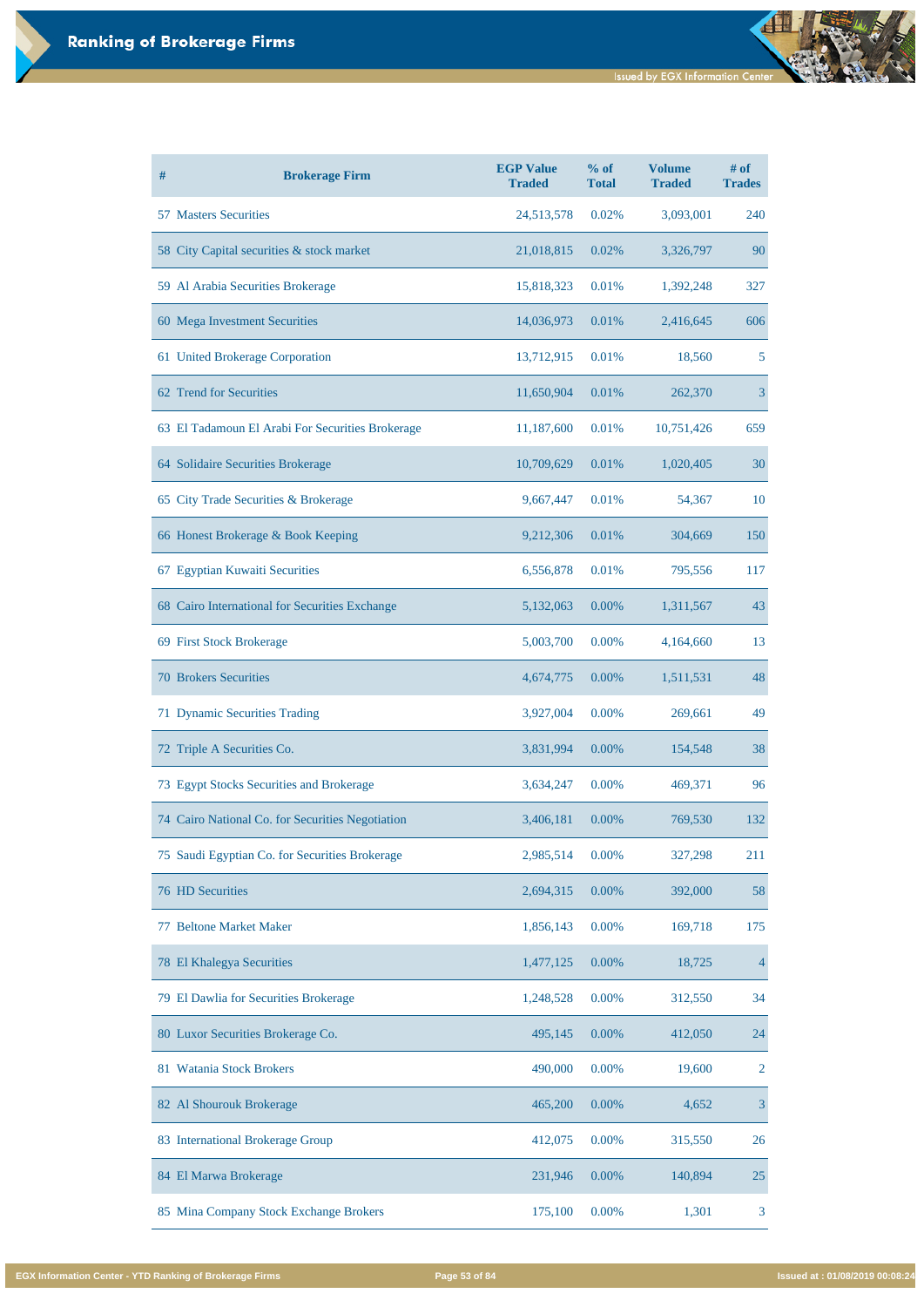# Ranking of Brokerage Firms

| # | Brokerage Firm | EGP Value Traded | % of Total | Volume Traded | # of Trades |
|---|---|---|---|---|---|
| 57 | Masters Securities | 24,513,578 | 0.02% | 3,093,001 | 240 |
| 58 | City Capital securities & stock market | 21,018,815 | 0.02% | 3,326,797 | 90 |
| 59 | Al Arabia Securities Brokerage | 15,818,323 | 0.01% | 1,392,248 | 327 |
| 60 | Mega Investment Securities | 14,036,973 | 0.01% | 2,416,645 | 606 |
| 61 | United Brokerage Corporation | 13,712,915 | 0.01% | 18,560 | 5 |
| 62 | Trend for Securities | 11,650,904 | 0.01% | 262,370 | 3 |
| 63 | El Tadamoun El Arabi For Securities Brokerage | 11,187,600 | 0.01% | 10,751,426 | 659 |
| 64 | Solidaire Securities Brokerage | 10,709,629 | 0.01% | 1,020,405 | 30 |
| 65 | City Trade Securities & Brokerage | 9,667,447 | 0.01% | 54,367 | 10 |
| 66 | Honest Brokerage & Book Keeping | 9,212,306 | 0.01% | 304,669 | 150 |
| 67 | Egyptian Kuwaiti Securities | 6,556,878 | 0.01% | 795,556 | 117 |
| 68 | Cairo International for Securities Exchange | 5,132,063 | 0.00% | 1,311,567 | 43 |
| 69 | First Stock Brokerage | 5,003,700 | 0.00% | 4,164,660 | 13 |
| 70 | Brokers Securities | 4,674,775 | 0.00% | 1,511,531 | 48 |
| 71 | Dynamic Securities Trading | 3,927,004 | 0.00% | 269,661 | 49 |
| 72 | Triple A Securities Co. | 3,831,994 | 0.00% | 154,548 | 38 |
| 73 | Egypt Stocks Securities and Brokerage | 3,634,247 | 0.00% | 469,371 | 96 |
| 74 | Cairo National Co. for Securities Negotiation | 3,406,181 | 0.00% | 769,530 | 132 |
| 75 | Saudi Egyptian Co. for Securities Brokerage | 2,985,514 | 0.00% | 327,298 | 211 |
| 76 | HD Securities | 2,694,315 | 0.00% | 392,000 | 58 |
| 77 | Beltone Market Maker | 1,856,143 | 0.00% | 169,718 | 175 |
| 78 | El Khalegya Securities | 1,477,125 | 0.00% | 18,725 | 4 |
| 79 | El Dawlia for Securities Brokerage | 1,248,528 | 0.00% | 312,550 | 34 |
| 80 | Luxor Securities Brokerage Co. | 495,145 | 0.00% | 412,050 | 24 |
| 81 | Watania Stock Brokers | 490,000 | 0.00% | 19,600 | 2 |
| 82 | Al Shourouk Brokerage | 465,200 | 0.00% | 4,652 | 3 |
| 83 | International Brokerage Group | 412,075 | 0.00% | 315,550 | 26 |
| 84 | El Marwa Brokerage | 231,946 | 0.00% | 140,894 | 25 |
| 85 | Mina Company Stock Exchange Brokers | 175,100 | 0.00% | 1,301 | 3 |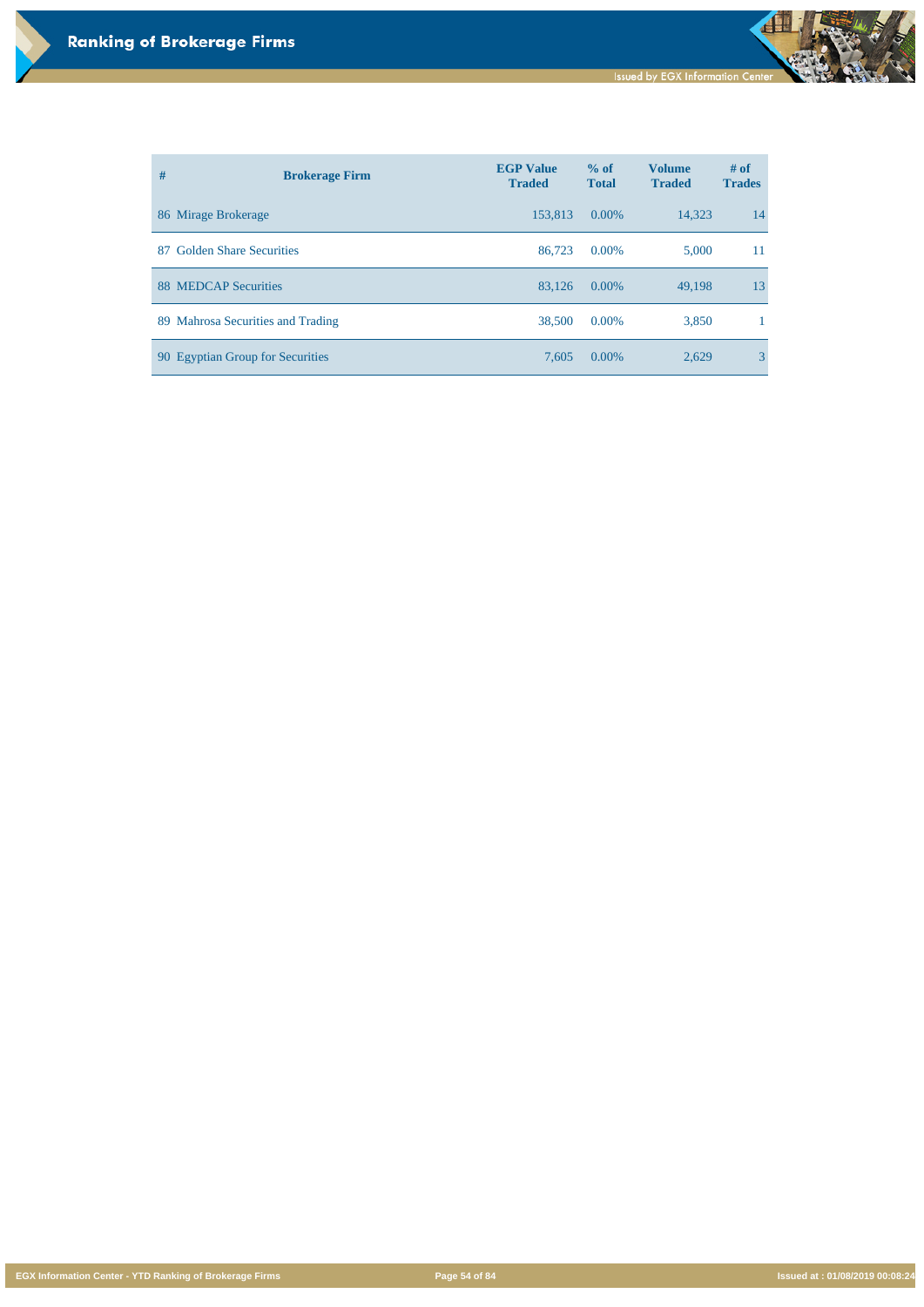# Ranking of Brokerage Firms

| # | Brokerage Firm | EGP Value Traded | % of Total | Volume Traded | # of Trades |
|---|---|---|---|---|---|
| 86 | Mirage Brokerage | 153,813 | 0.00% | 14,323 | 14 |
| 87 | Golden Share Securities | 86,723 | 0.00% | 5,000 | 11 |
| 88 | MEDCAP Securities | 83,126 | 0.00% | 49,198 | 13 |
| 89 | Mahrosa Securities and Trading | 38,500 | 0.00% | 3,850 | 1 |
| 90 | Egyptian Group for Securities | 7,605 | 0.00% | 2,629 | 3 |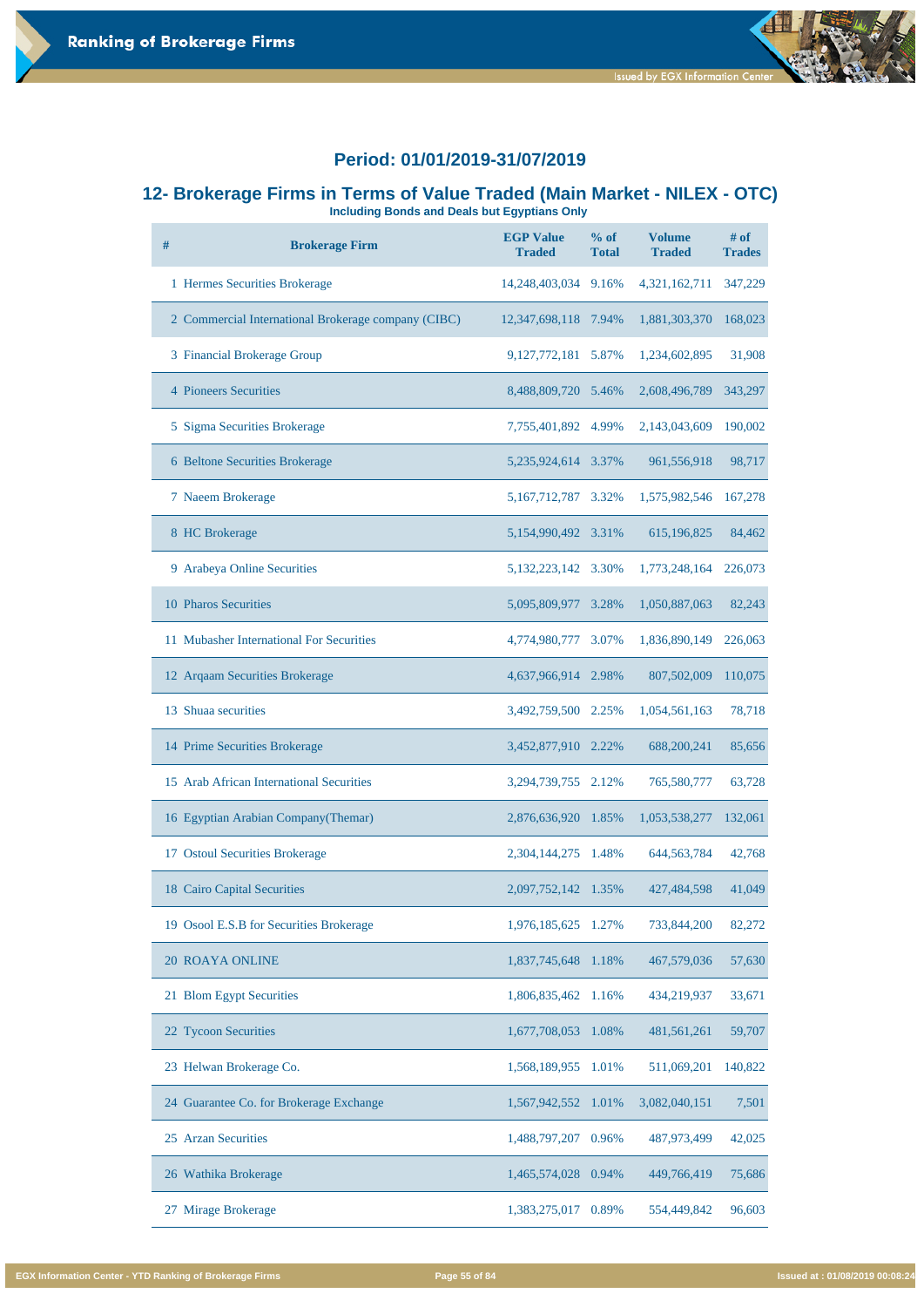## Period: 01/01/2019-31/07/2019

## 12- Brokerage Firms in Terms of Value Traded (Main Market - NILEX - OTC)

**Including Bonds and Deals but Egyptians Only**

| # | Brokerage Firm | EGP Value Traded | % of Total | Volume Traded | # of Trades |
|---|---|---|---|---|---|
| 1 | Hermes Securities Brokerage | 14,248,403,034 | 9.16% | 4,321,162,711 | 347,229 |
| 2 | Commercial International Brokerage company (CIBC) | 12,347,698,118 | 7.94% | 1,881,303,370 | 168,023 |
| 3 | Financial Brokerage Group | 9,127,772,181 | 5.87% | 1,234,602,895 | 31,908 |
| 4 | Pioneers Securities | 8,488,809,720 | 5.46% | 2,608,496,789 | 343,297 |
| 5 | Sigma Securities Brokerage | 7,755,401,892 | 4.99% | 2,143,043,609 | 190,002 |
| 6 | Beltone Securities Brokerage | 5,235,924,614 | 3.37% | 961,556,918 | 98,717 |
| 7 | Naeem Brokerage | 5,167,712,787 | 3.32% | 1,575,982,546 | 167,278 |
| 8 | HC Brokerage | 5,154,990,492 | 3.31% | 615,196,825 | 84,462 |
| 9 | Arabeya Online Securities | 5,132,223,142 | 3.30% | 1,773,248,164 | 226,073 |
| 10 | Pharos Securities | 5,095,809,977 | 3.28% | 1,050,887,063 | 82,243 |
| 11 | Mubasher International For Securities | 4,774,980,777 | 3.07% | 1,836,890,149 | 226,063 |
| 12 | Arqaam Securities Brokerage | 4,637,966,914 | 2.98% | 807,502,009 | 110,075 |
| 13 | Shuaa securities | 3,492,759,500 | 2.25% | 1,054,561,163 | 78,718 |
| 14 | Prime Securities Brokerage | 3,452,877,910 | 2.22% | 688,200,241 | 85,656 |
| 15 | Arab African International Securities | 3,294,739,755 | 2.12% | 765,580,777 | 63,728 |
| 16 | Egyptian Arabian Company(Themar) | 2,876,636,920 | 1.85% | 1,053,538,277 | 132,061 |
| 17 | Ostoul Securities Brokerage | 2,304,144,275 | 1.48% | 644,563,784 | 42,768 |
| 18 | Cairo Capital Securities | 2,097,752,142 | 1.35% | 427,484,598 | 41,049 |
| 19 | Osool E.S.B for Securities Brokerage | 1,976,185,625 | 1.27% | 733,844,200 | 82,272 |
| 20 | ROAYA ONLINE | 1,837,745,648 | 1.18% | 467,579,036 | 57,630 |
| 21 | Blom Egypt Securities | 1,806,835,462 | 1.16% | 434,219,937 | 33,671 |
| 22 | Tycoon Securities | 1,677,708,053 | 1.08% | 481,561,261 | 59,707 |
| 23 | Helwan Brokerage Co. | 1,568,189,955 | 1.01% | 511,069,201 | 140,822 |
| 24 | Guarantee Co. for Brokerage Exchange | 1,567,942,552 | 1.01% | 3,082,040,151 | 7,501 |
| 25 | Arzan Securities | 1,488,797,207 | 0.96% | 487,973,499 | 42,025 |
| 26 | Wathika Brokerage | 1,465,574,028 | 0.94% | 449,766,419 | 75,686 |
| 27 | Mirage Brokerage | 1,383,275,017 | 0.89% | 554,449,842 | 96,603 |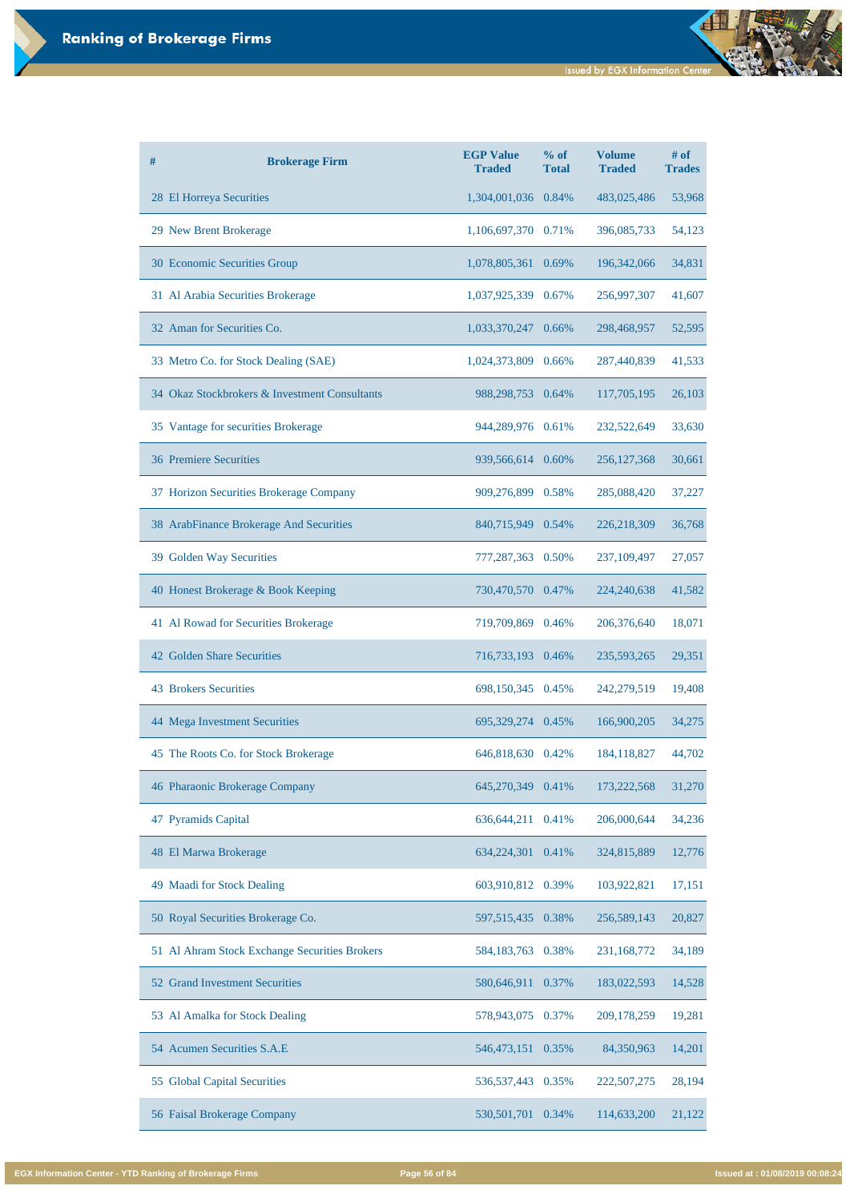## Ranking of Brokerage Firms

| # | Brokerage Firm | EGP Value Traded | % of Total | Volume Traded | # of Trades |
|---|---|---|---|---|---|
| 28 | El Horreya Securities | 1,304,001,036 | 0.84% | 483,025,486 | 53,968 |
| 29 | New Brent Brokerage | 1,106,697,370 | 0.71% | 396,085,733 | 54,123 |
| 30 | Economic Securities Group | 1,078,805,361 | 0.69% | 196,342,066 | 34,831 |
| 31 | Al Arabia Securities Brokerage | 1,037,925,339 | 0.67% | 256,997,307 | 41,607 |
| 32 | Aman for Securities Co. | 1,033,370,247 | 0.66% | 298,468,957 | 52,595 |
| 33 | Metro Co. for Stock Dealing (SAE) | 1,024,373,809 | 0.66% | 287,440,839 | 41,533 |
| 34 | Okaz Stockbrokers & Investment Consultants | 988,298,753 | 0.64% | 117,705,195 | 26,103 |
| 35 | Vantage for securities Brokerage | 944,289,976 | 0.61% | 232,522,649 | 33,630 |
| 36 | Premiere Securities | 939,566,614 | 0.60% | 256,127,368 | 30,661 |
| 37 | Horizon Securities Brokerage Company | 909,276,899 | 0.58% | 285,088,420 | 37,227 |
| 38 | ArabFinance Brokerage And Securities | 840,715,949 | 0.54% | 226,218,309 | 36,768 |
| 39 | Golden Way Securities | 777,287,363 | 0.50% | 237,109,497 | 27,057 |
| 40 | Honest Brokerage & Book Keeping | 730,470,570 | 0.47% | 224,240,638 | 41,582 |
| 41 | Al Rowad for Securities Brokerage | 719,709,869 | 0.46% | 206,376,640 | 18,071 |
| 42 | Golden Share Securities | 716,733,193 | 0.46% | 235,593,265 | 29,351 |
| 43 | Brokers Securities | 698,150,345 | 0.45% | 242,279,519 | 19,408 |
| 44 | Mega Investment Securities | 695,329,274 | 0.45% | 166,900,205 | 34,275 |
| 45 | The Roots Co. for Stock Brokerage | 646,818,630 | 0.42% | 184,118,827 | 44,702 |
| 46 | Pharaonic Brokerage Company | 645,270,349 | 0.41% | 173,222,568 | 31,270 |
| 47 | Pyramids Capital | 636,644,211 | 0.41% | 206,000,644 | 34,236 |
| 48 | El Marwa Brokerage | 634,224,301 | 0.41% | 324,815,889 | 12,776 |
| 49 | Maadi for Stock Dealing | 603,910,812 | 0.39% | 103,922,821 | 17,151 |
| 50 | Royal Securities Brokerage Co. | 597,515,435 | 0.38% | 256,589,143 | 20,827 |
| 51 | Al Ahram Stock Exchange Securities Brokers | 584,183,763 | 0.38% | 231,168,772 | 34,189 |
| 52 | Grand Investment Securities | 580,646,911 | 0.37% | 183,022,593 | 14,528 |
| 53 | Al Amalka for Stock Dealing | 578,943,075 | 0.37% | 209,178,259 | 19,281 |
| 54 | Acumen Securities S.A.E | 546,473,151 | 0.35% | 84,350,963 | 14,201 |
| 55 | Global Capital Securities | 536,537,443 | 0.35% | 222,507,275 | 28,194 |
| 56 | Faisal Brokerage Company | 530,501,701 | 0.34% | 114,633,200 | 21,122 |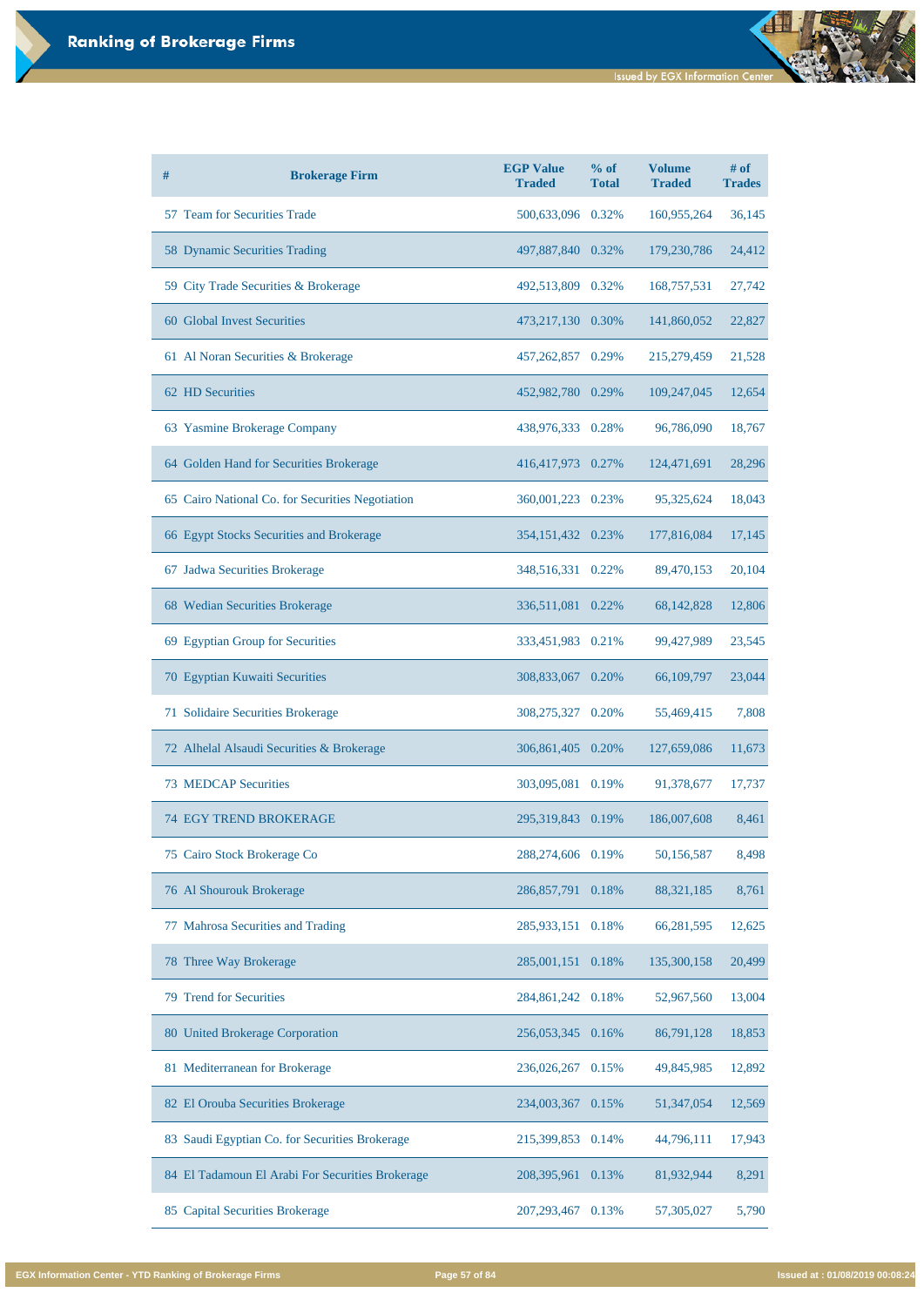# Ranking of Brokerage Firms

| # | Brokerage Firm | EGP Value Traded | % of Total | Volume Traded | # of Trades |
|---|---|---|---|---|---|
| 57 | Team for Securities Trade | 500,633,096 | 0.32% | 160,955,264 | 36,145 |
| 58 | Dynamic Securities Trading | 497,887,840 | 0.32% | 179,230,786 | 24,412 |
| 59 | City Trade Securities & Brokerage | 492,513,809 | 0.32% | 168,757,531 | 27,742 |
| 60 | Global Invest Securities | 473,217,130 | 0.30% | 141,860,052 | 22,827 |
| 61 | Al Noran Securities & Brokerage | 457,262,857 | 0.29% | 215,279,459 | 21,528 |
| 62 | HD Securities | 452,982,780 | 0.29% | 109,247,045 | 12,654 |
| 63 | Yasmine Brokerage Company | 438,976,333 | 0.28% | 96,786,090 | 18,767 |
| 64 | Golden Hand for Securities Brokerage | 416,417,973 | 0.27% | 124,471,691 | 28,296 |
| 65 | Cairo National Co. for Securities Negotiation | 360,001,223 | 0.23% | 95,325,624 | 18,043 |
| 66 | Egypt Stocks Securities and Brokerage | 354,151,432 | 0.23% | 177,816,084 | 17,145 |
| 67 | Jadwa Securities Brokerage | 348,516,331 | 0.22% | 89,470,153 | 20,104 |
| 68 | Wedian Securities Brokerage | 336,511,081 | 0.22% | 68,142,828 | 12,806 |
| 69 | Egyptian Group for Securities | 333,451,983 | 0.21% | 99,427,989 | 23,545 |
| 70 | Egyptian Kuwaiti Securities | 308,833,067 | 0.20% | 66,109,797 | 23,044 |
| 71 | Solidaire Securities Brokerage | 308,275,327 | 0.20% | 55,469,415 | 7,808 |
| 72 | Alhelal Alsaudi Securities & Brokerage | 306,861,405 | 0.20% | 127,659,086 | 11,673 |
| 73 | MEDCAP Securities | 303,095,081 | 0.19% | 91,378,677 | 17,737 |
| 74 | EGY TREND BROKERAGE | 295,319,843 | 0.19% | 186,007,608 | 8,461 |
| 75 | Cairo Stock Brokerage Co | 288,274,606 | 0.19% | 50,156,587 | 8,498 |
| 76 | Al Shourouk Brokerage | 286,857,791 | 0.18% | 88,321,185 | 8,761 |
| 77 | Mahrosa Securities and Trading | 285,933,151 | 0.18% | 66,281,595 | 12,625 |
| 78 | Three Way Brokerage | 285,001,151 | 0.18% | 135,300,158 | 20,499 |
| 79 | Trend for Securities | 284,861,242 | 0.18% | 52,967,560 | 13,004 |
| 80 | United Brokerage Corporation | 256,053,345 | 0.16% | 86,791,128 | 18,853 |
| 81 | Mediterranean for Brokerage | 236,026,267 | 0.15% | 49,845,985 | 12,892 |
| 82 | El Orouba Securities Brokerage | 234,003,367 | 0.15% | 51,347,054 | 12,569 |
| 83 | Saudi Egyptian Co. for Securities Brokerage | 215,399,853 | 0.14% | 44,796,111 | 17,943 |
| 84 | El Tadamoun El Arabi For Securities Brokerage | 208,395,961 | 0.13% | 81,932,944 | 8,291 |
| 85 | Capital Securities Brokerage | 207,293,467 | 0.13% | 57,305,027 | 5,790 |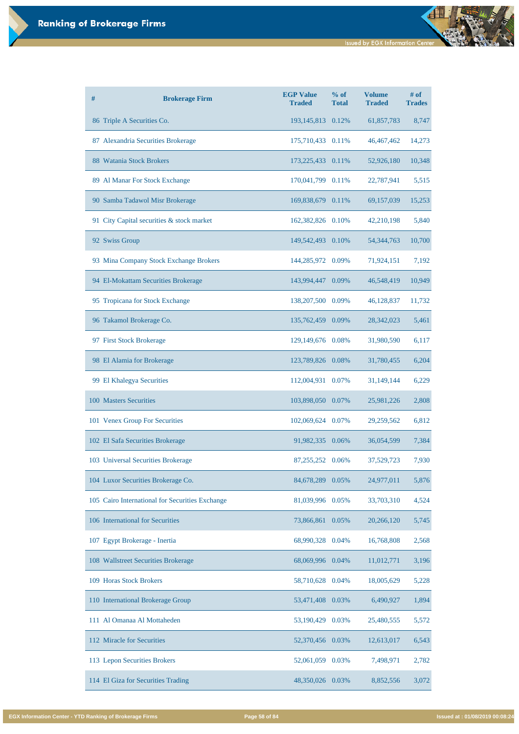# Ranking of Brokerage Firms

| # | Brokerage Firm | EGP Value Traded | % of Total | Volume Traded | # of Trades |
|---|---|---|---|---|---|
| 86 | Triple A Securities Co. | 193,145,813 | 0.12% | 61,857,783 | 8,747 |
| 87 | Alexandria Securities Brokerage | 175,710,433 | 0.11% | 46,467,462 | 14,273 |
| 88 | Watania Stock Brokers | 173,225,433 | 0.11% | 52,926,180 | 10,348 |
| 89 | Al Manar For Stock Exchange | 170,041,799 | 0.11% | 22,787,941 | 5,515 |
| 90 | Samba Tadawol Misr Brokerage | 169,838,679 | 0.11% | 69,157,039 | 15,253 |
| 91 | City Capital securities & stock market | 162,382,826 | 0.10% | 42,210,198 | 5,840 |
| 92 | Swiss Group | 149,542,493 | 0.10% | 54,344,763 | 10,700 |
| 93 | Mina Company Stock Exchange Brokers | 144,285,972 | 0.09% | 71,924,151 | 7,192 |
| 94 | El-Mokattam Securities Brokerage | 143,994,447 | 0.09% | 46,548,419 | 10,949 |
| 95 | Tropicana for Stock Exchange | 138,207,500 | 0.09% | 46,128,837 | 11,732 |
| 96 | Takamol Brokerage Co. | 135,762,459 | 0.09% | 28,342,023 | 5,461 |
| 97 | First Stock Brokerage | 129,149,676 | 0.08% | 31,980,590 | 6,117 |
| 98 | El Alamia for Brokerage | 123,789,826 | 0.08% | 31,780,455 | 6,204 |
| 99 | El Khalegya Securities | 112,004,931 | 0.07% | 31,149,144 | 6,229 |
| 100 | Masters Securities | 103,898,050 | 0.07% | 25,981,226 | 2,808 |
| 101 | Venex Group For Securities | 102,069,624 | 0.07% | 29,259,562 | 6,812 |
| 102 | El Safa Securities Brokerage | 91,982,335 | 0.06% | 36,054,599 | 7,384 |
| 103 | Universal Securities Brokerage | 87,255,252 | 0.06% | 37,529,723 | 7,930 |
| 104 | Luxor Securities Brokerage Co. | 84,678,289 | 0.05% | 24,977,011 | 5,876 |
| 105 | Cairo International for Securities Exchange | 81,039,996 | 0.05% | 33,703,310 | 4,524 |
| 106 | International for Securities | 73,866,861 | 0.05% | 20,266,120 | 5,745 |
| 107 | Egypt Brokerage - Inertia | 68,990,328 | 0.04% | 16,768,808 | 2,568 |
| 108 | Wallstreet Securities Brokerage | 68,069,996 | 0.04% | 11,012,771 | 3,196 |
| 109 | Horas Stock Brokers | 58,710,628 | 0.04% | 18,005,629 | 5,228 |
| 110 | International Brokerage Group | 53,471,408 | 0.03% | 6,490,927 | 1,894 |
| 111 | Al Omanaa Al Mottaheden | 53,190,429 | 0.03% | 25,480,555 | 5,572 |
| 112 | Miracle for Securities | 52,370,456 | 0.03% | 12,613,017 | 6,543 |
| 113 | Lepon Securities Brokers | 52,061,059 | 0.03% | 7,498,971 | 2,782 |
| 114 | El Giza for Securities Trading | 48,350,026 | 0.03% | 8,852,556 | 3,072 |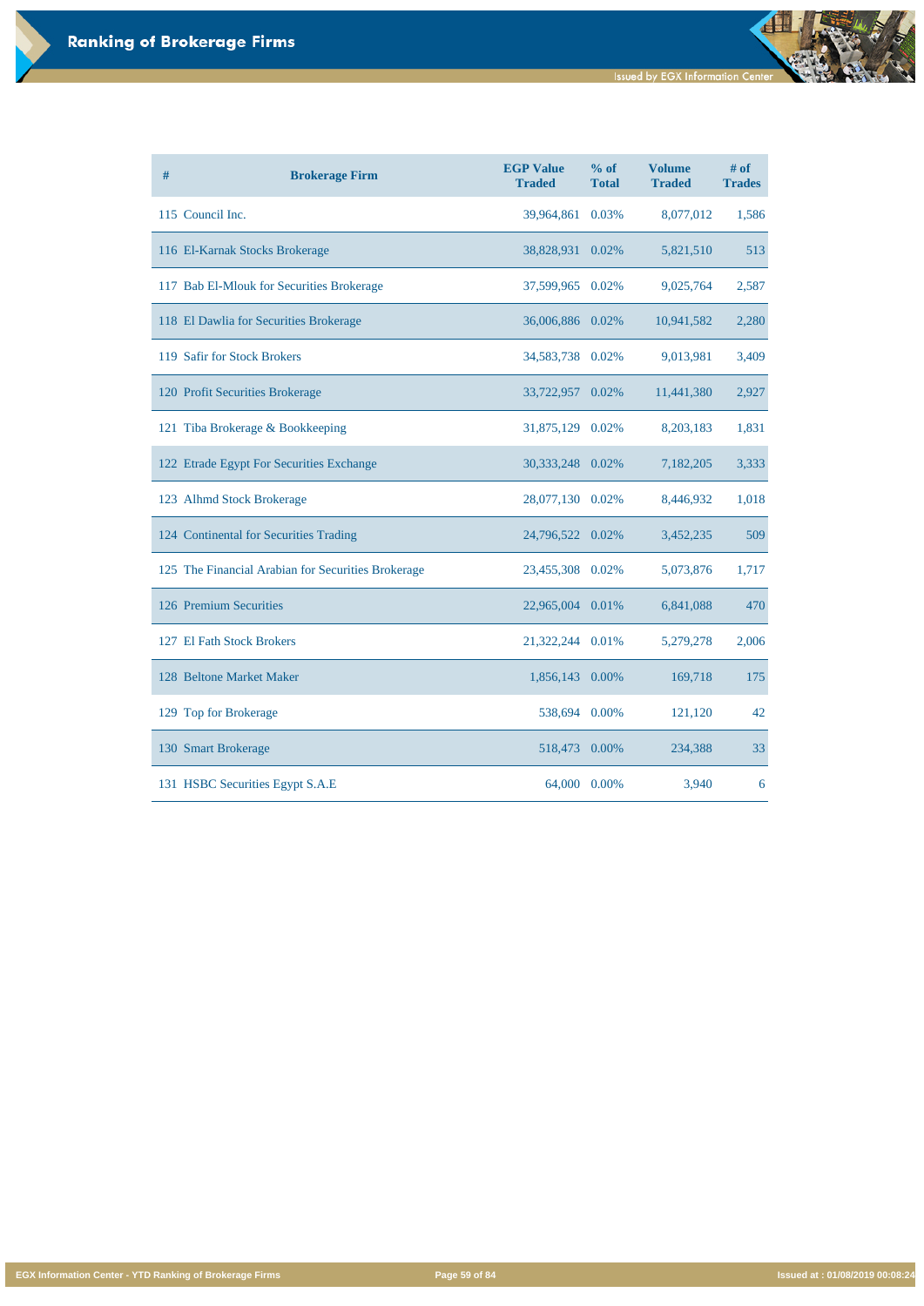# Ranking of Brokerage Firms

| # | Brokerage Firm | EGP Value Traded | % of Total | Volume Traded | # of Trades |
|---|---|---|---|---|---|
| 115 | Council Inc. | 39,964,861 | 0.03% | 8,077,012 | 1,586 |
| 116 | El-Karnak Stocks Brokerage | 38,828,931 | 0.02% | 5,821,510 | 513 |
| 117 | Bab El-Mlouk for Securities Brokerage | 37,599,965 | 0.02% | 9,025,764 | 2,587 |
| 118 | El Dawlia for Securities Brokerage | 36,006,886 | 0.02% | 10,941,582 | 2,280 |
| 119 | Safir for Stock Brokers | 34,583,738 | 0.02% | 9,013,981 | 3,409 |
| 120 | Profit Securities Brokerage | 33,722,957 | 0.02% | 11,441,380 | 2,927 |
| 121 | Tiba Brokerage & Bookkeeping | 31,875,129 | 0.02% | 8,203,183 | 1,831 |
| 122 | Etrade Egypt For Securities Exchange | 30,333,248 | 0.02% | 7,182,205 | 3,333 |
| 123 | Alhmd Stock Brokerage | 28,077,130 | 0.02% | 8,446,932 | 1,018 |
| 124 | Continental for Securities Trading | 24,796,522 | 0.02% | 3,452,235 | 509 |
| 125 | The Financial Arabian for Securities Brokerage | 23,455,308 | 0.02% | 5,073,876 | 1,717 |
| 126 | Premium Securities | 22,965,004 | 0.01% | 6,841,088 | 470 |
| 127 | El Fath Stock Brokers | 21,322,244 | 0.01% | 5,279,278 | 2,006 |
| 128 | Beltone Market Maker | 1,856,143 | 0.00% | 169,718 | 175 |
| 129 | Top for Brokerage | 538,694 | 0.00% | 121,120 | 42 |
| 130 | Smart Brokerage | 518,473 | 0.00% | 234,388 | 33 |
| 131 | HSBC Securities Egypt S.A.E | 64,000 | 0.00% | 3,940 | 6 |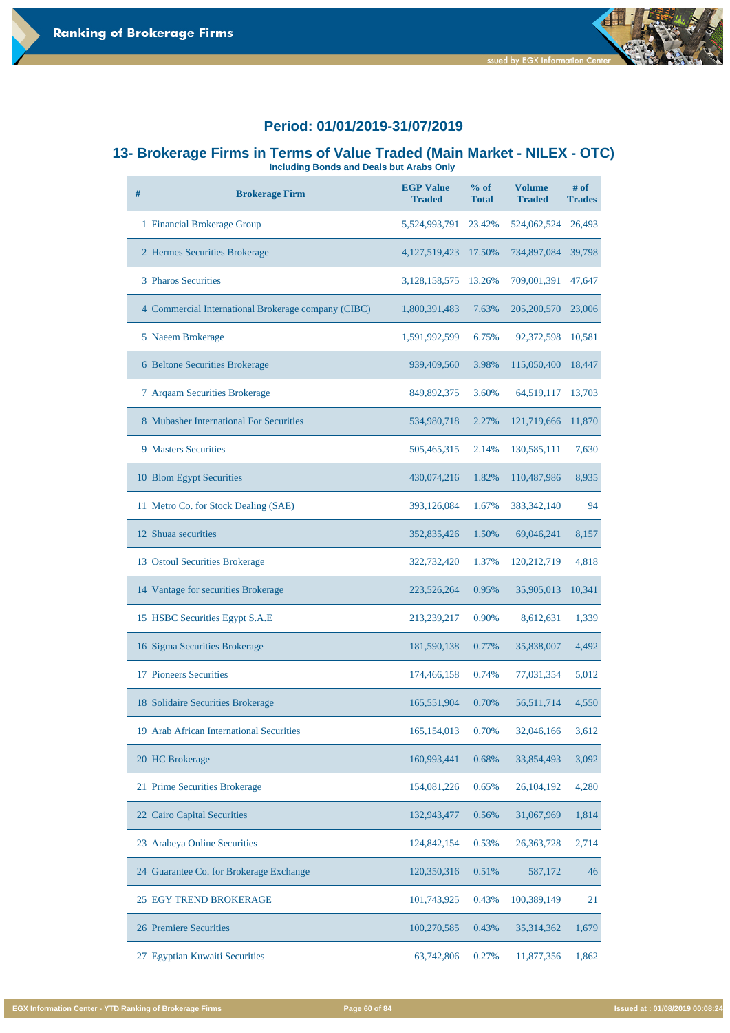## Period: 01/01/2019-31/07/2019

## 13- Brokerage Firms in Terms of Value Traded (Main Market - NILEX - OTC)

**Including Bonds and Deals but Arabs Only**

| # | Brokerage Firm | EGP Value Traded | % of Total | Volume Traded | # of Trades |
|---|---|---|---|---|---|
| 1 | Financial Brokerage Group | 5,524,993,791 | 23.42% | 524,062,524 | 26,493 |
| 2 | Hermes Securities Brokerage | 4,127,519,423 | 17.50% | 734,897,084 | 39,798 |
| 3 | Pharos Securities | 3,128,158,575 | 13.26% | 709,001,391 | 47,647 |
| 4 | Commercial International Brokerage company (CIBC) | 1,800,391,483 | 7.63% | 205,200,570 | 23,006 |
| 5 | Naeem Brokerage | 1,591,992,599 | 6.75% | 92,372,598 | 10,581 |
| 6 | Beltone Securities Brokerage | 939,409,560 | 3.98% | 115,050,400 | 18,447 |
| 7 | Arqaam Securities Brokerage | 849,892,375 | 3.60% | 64,519,117 | 13,703 |
| 8 | Mubasher International For Securities | 534,980,718 | 2.27% | 121,719,666 | 11,870 |
| 9 | Masters Securities | 505,465,315 | 2.14% | 130,585,111 | 7,630 |
| 10 | Blom Egypt Securities | 430,074,216 | 1.82% | 110,487,986 | 8,935 |
| 11 | Metro Co. for Stock Dealing (SAE) | 393,126,084 | 1.67% | 383,342,140 | 94 |
| 12 | Shuaa securities | 352,835,426 | 1.50% | 69,046,241 | 8,157 |
| 13 | Ostoul Securities Brokerage | 322,732,420 | 1.37% | 120,212,719 | 4,818 |
| 14 | Vantage for securities Brokerage | 223,526,264 | 0.95% | 35,905,013 | 10,341 |
| 15 | HSBC Securities Egypt S.A.E | 213,239,217 | 0.90% | 8,612,631 | 1,339 |
| 16 | Sigma Securities Brokerage | 181,590,138 | 0.77% | 35,838,007 | 4,492 |
| 17 | Pioneers Securities | 174,466,158 | 0.74% | 77,031,354 | 5,012 |
| 18 | Solidaire Securities Brokerage | 165,551,904 | 0.70% | 56,511,714 | 4,550 |
| 19 | Arab African International Securities | 165,154,013 | 0.70% | 32,046,166 | 3,612 |
| 20 | HC Brokerage | 160,993,441 | 0.68% | 33,854,493 | 3,092 |
| 21 | Prime Securities Brokerage | 154,081,226 | 0.65% | 26,104,192 | 4,280 |
| 22 | Cairo Capital Securities | 132,943,477 | 0.56% | 31,067,969 | 1,814 |
| 23 | Arabeya Online Securities | 124,842,154 | 0.53% | 26,363,728 | 2,714 |
| 24 | Guarantee Co. for Brokerage Exchange | 120,350,316 | 0.51% | 587,172 | 46 |
| 25 | EGY TREND BROKERAGE | 101,743,925 | 0.43% | 100,389,149 | 21 |
| 26 | Premiere Securities | 100,270,585 | 0.43% | 35,314,362 | 1,679 |
| 27 | Egyptian Kuwaiti Securities | 63,742,806 | 0.27% | 11,877,356 | 1,862 |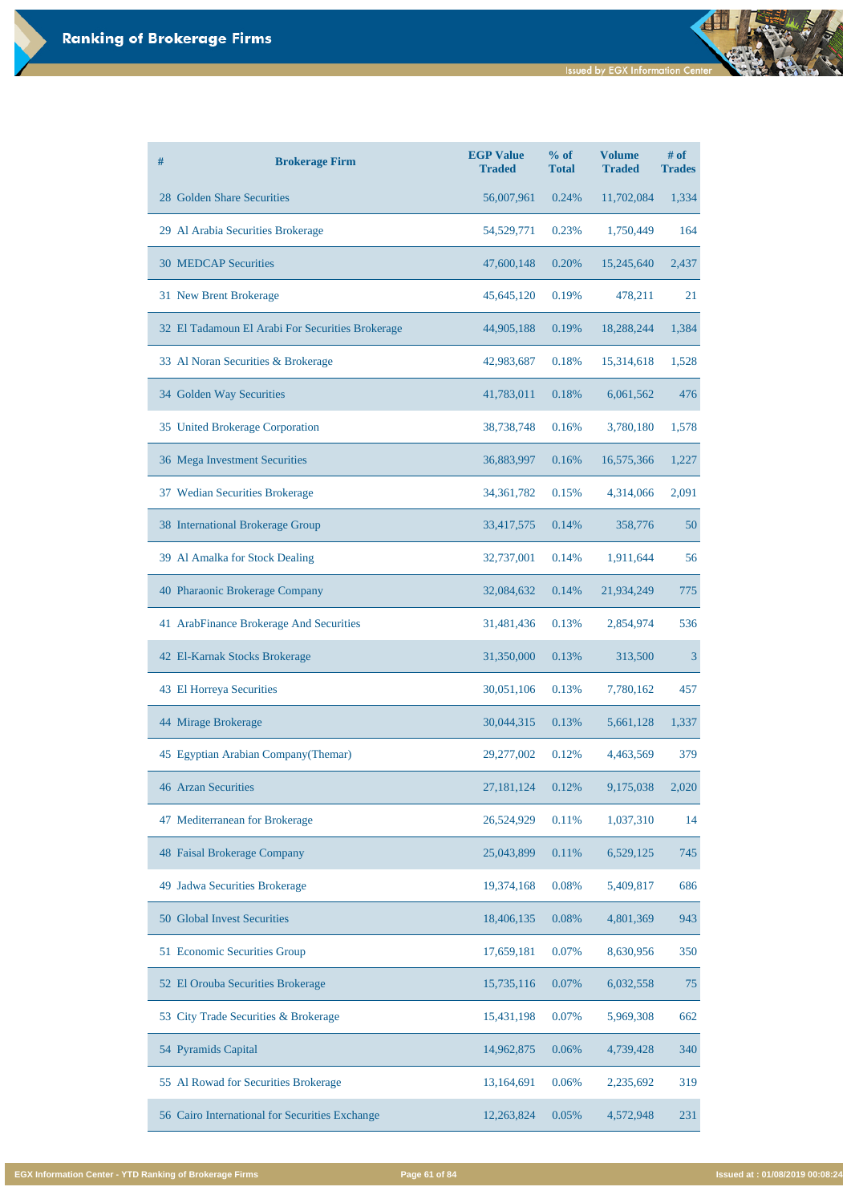# Ranking of Brokerage Firms

| # | Brokerage Firm | EGP Value Traded | % of Total | Volume Traded | # of Trades |
|---|---|---|---|---|---|
| 28 | Golden Share Securities | 56,007,961 | 0.24% | 11,702,084 | 1,334 |
| 29 | Al Arabia Securities Brokerage | 54,529,771 | 0.23% | 1,750,449 | 164 |
| 30 | MEDCAP Securities | 47,600,148 | 0.20% | 15,245,640 | 2,437 |
| 31 | New Brent Brokerage | 45,645,120 | 0.19% | 478,211 | 21 |
| 32 | El Tadamoun El Arabi For Securities Brokerage | 44,905,188 | 0.19% | 18,288,244 | 1,384 |
| 33 | Al Noran Securities & Brokerage | 42,983,687 | 0.18% | 15,314,618 | 1,528 |
| 34 | Golden Way Securities | 41,783,011 | 0.18% | 6,061,562 | 476 |
| 35 | United Brokerage Corporation | 38,738,748 | 0.16% | 3,780,180 | 1,578 |
| 36 | Mega Investment Securities | 36,883,997 | 0.16% | 16,575,366 | 1,227 |
| 37 | Wedian Securities Brokerage | 34,361,782 | 0.15% | 4,314,066 | 2,091 |
| 38 | International Brokerage Group | 33,417,575 | 0.14% | 358,776 | 50 |
| 39 | Al Amalka for Stock Dealing | 32,737,001 | 0.14% | 1,911,644 | 56 |
| 40 | Pharaonic Brokerage Company | 32,084,632 | 0.14% | 21,934,249 | 775 |
| 41 | ArabFinance Brokerage And Securities | 31,481,436 | 0.13% | 2,854,974 | 536 |
| 42 | El-Karnak Stocks Brokerage | 31,350,000 | 0.13% | 313,500 | 3 |
| 43 | El Horreya Securities | 30,051,106 | 0.13% | 7,780,162 | 457 |
| 44 | Mirage Brokerage | 30,044,315 | 0.13% | 5,661,128 | 1,337 |
| 45 | Egyptian Arabian Company(Themar) | 29,277,002 | 0.12% | 4,463,569 | 379 |
| 46 | Arzan Securities | 27,181,124 | 0.12% | 9,175,038 | 2,020 |
| 47 | Mediterranean for Brokerage | 26,524,929 | 0.11% | 1,037,310 | 14 |
| 48 | Faisal Brokerage Company | 25,043,899 | 0.11% | 6,529,125 | 745 |
| 49 | Jadwa Securities Brokerage | 19,374,168 | 0.08% | 5,409,817 | 686 |
| 50 | Global Invest Securities | 18,406,135 | 0.08% | 4,801,369 | 943 |
| 51 | Economic Securities Group | 17,659,181 | 0.07% | 8,630,956 | 350 |
| 52 | El Orouba Securities Brokerage | 15,735,116 | 0.07% | 6,032,558 | 75 |
| 53 | City Trade Securities & Brokerage | 15,431,198 | 0.07% | 5,969,308 | 662 |
| 54 | Pyramids Capital | 14,962,875 | 0.06% | 4,739,428 | 340 |
| 55 | Al Rowad for Securities Brokerage | 13,164,691 | 0.06% | 2,235,692 | 319 |
| 56 | Cairo International for Securities Exchange | 12,263,824 | 0.05% | 4,572,948 | 231 |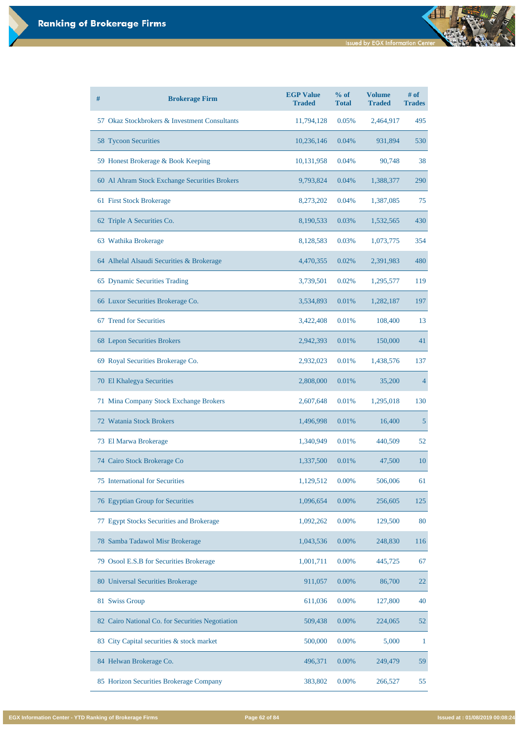## Ranking of Brokerage Firms

| # | Brokerage Firm | EGP Value Traded | % of Total | Volume Traded | # of Trades |
|---|---|---|---|---|---|
| 57 | Okaz Stockbrokers & Investment Consultants | 11,794,128 | 0.05% | 2,464,917 | 495 |
| 58 | Tycoon Securities | 10,236,146 | 0.04% | 931,894 | 530 |
| 59 | Honest Brokerage & Book Keeping | 10,131,958 | 0.04% | 90,748 | 38 |
| 60 | Al Ahram Stock Exchange Securities Brokers | 9,793,824 | 0.04% | 1,388,377 | 290 |
| 61 | First Stock Brokerage | 8,273,202 | 0.04% | 1,387,085 | 75 |
| 62 | Triple A Securities Co. | 8,190,533 | 0.03% | 1,532,565 | 430 |
| 63 | Wathika Brokerage | 8,128,583 | 0.03% | 1,073,775 | 354 |
| 64 | Alhelal Alsaudi Securities & Brokerage | 4,470,355 | 0.02% | 2,391,983 | 480 |
| 65 | Dynamic Securities Trading | 3,739,501 | 0.02% | 1,295,577 | 119 |
| 66 | Luxor Securities Brokerage Co. | 3,534,893 | 0.01% | 1,282,187 | 197 |
| 67 | Trend for Securities | 3,422,408 | 0.01% | 108,400 | 13 |
| 68 | Lepon Securities Brokers | 2,942,393 | 0.01% | 150,000 | 41 |
| 69 | Royal Securities Brokerage Co. | 2,932,023 | 0.01% | 1,438,576 | 137 |
| 70 | El Khalegya Securities | 2,808,000 | 0.01% | 35,200 | 4 |
| 71 | Mina Company Stock Exchange Brokers | 2,607,648 | 0.01% | 1,295,018 | 130 |
| 72 | Watania Stock Brokers | 1,496,998 | 0.01% | 16,400 | 5 |
| 73 | El Marwa Brokerage | 1,340,949 | 0.01% | 440,509 | 52 |
| 74 | Cairo Stock Brokerage Co | 1,337,500 | 0.01% | 47,500 | 10 |
| 75 | International for Securities | 1,129,512 | 0.00% | 506,006 | 61 |
| 76 | Egyptian Group for Securities | 1,096,654 | 0.00% | 256,605 | 125 |
| 77 | Egypt Stocks Securities and Brokerage | 1,092,262 | 0.00% | 129,500 | 80 |
| 78 | Samba Tadawol Misr Brokerage | 1,043,536 | 0.00% | 248,830 | 116 |
| 79 | Osool E.S.B for Securities Brokerage | 1,001,711 | 0.00% | 445,725 | 67 |
| 80 | Universal Securities Brokerage | 911,057 | 0.00% | 86,700 | 22 |
| 81 | Swiss Group | 611,036 | 0.00% | 127,800 | 40 |
| 82 | Cairo National Co. for Securities Negotiation | 509,438 | 0.00% | 224,065 | 52 |
| 83 | City Capital securities & stock market | 500,000 | 0.00% | 5,000 | 1 |
| 84 | Helwan Brokerage Co. | 496,371 | 0.00% | 249,479 | 59 |
| 85 | Horizon Securities Brokerage Company | 383,802 | 0.00% | 266,527 | 55 |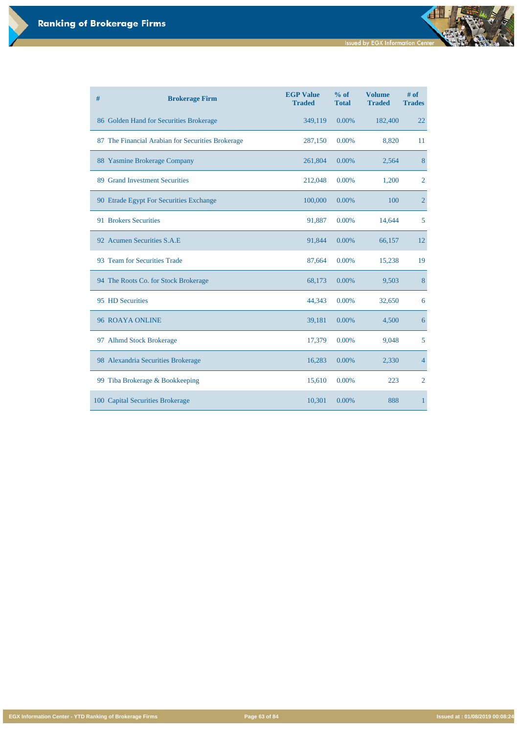# Ranking of Brokerage Firms

| # | Brokerage Firm | EGP Value Traded | % of Total | Volume Traded | # of Trades |
|---|---|---|---|---|---|
| 86 | Golden Hand for Securities Brokerage | 349,119 | 0.00% | 182,400 | 22 |
| 87 | The Financial Arabian for Securities Brokerage | 287,150 | 0.00% | 8,820 | 11 |
| 88 | Yasmine Brokerage Company | 261,804 | 0.00% | 2,564 | 8 |
| 89 | Grand Investment Securities | 212,048 | 0.00% | 1,200 | 2 |
| 90 | Etrade Egypt For Securities Exchange | 100,000 | 0.00% | 100 | 2 |
| 91 | Brokers Securities | 91,887 | 0.00% | 14,644 | 5 |
| 92 | Acumen Securities S.A.E | 91,844 | 0.00% | 66,157 | 12 |
| 93 | Team for Securities Trade | 87,664 | 0.00% | 15,238 | 19 |
| 94 | The Roots Co. for Stock Brokerage | 68,173 | 0.00% | 9,503 | 8 |
| 95 | HD Securities | 44,343 | 0.00% | 32,650 | 6 |
| 96 | ROAYA ONLINE | 39,181 | 0.00% | 4,500 | 6 |
| 97 | Alhmd Stock Brokerage | 17,379 | 0.00% | 9,048 | 5 |
| 98 | Alexandria Securities Brokerage | 16,283 | 0.00% | 2,330 | 4 |
| 99 | Tiba Brokerage & Bookkeeping | 15,610 | 0.00% | 223 | 2 |
| 100 | Capital Securities Brokerage | 10,301 | 0.00% | 888 | 1 |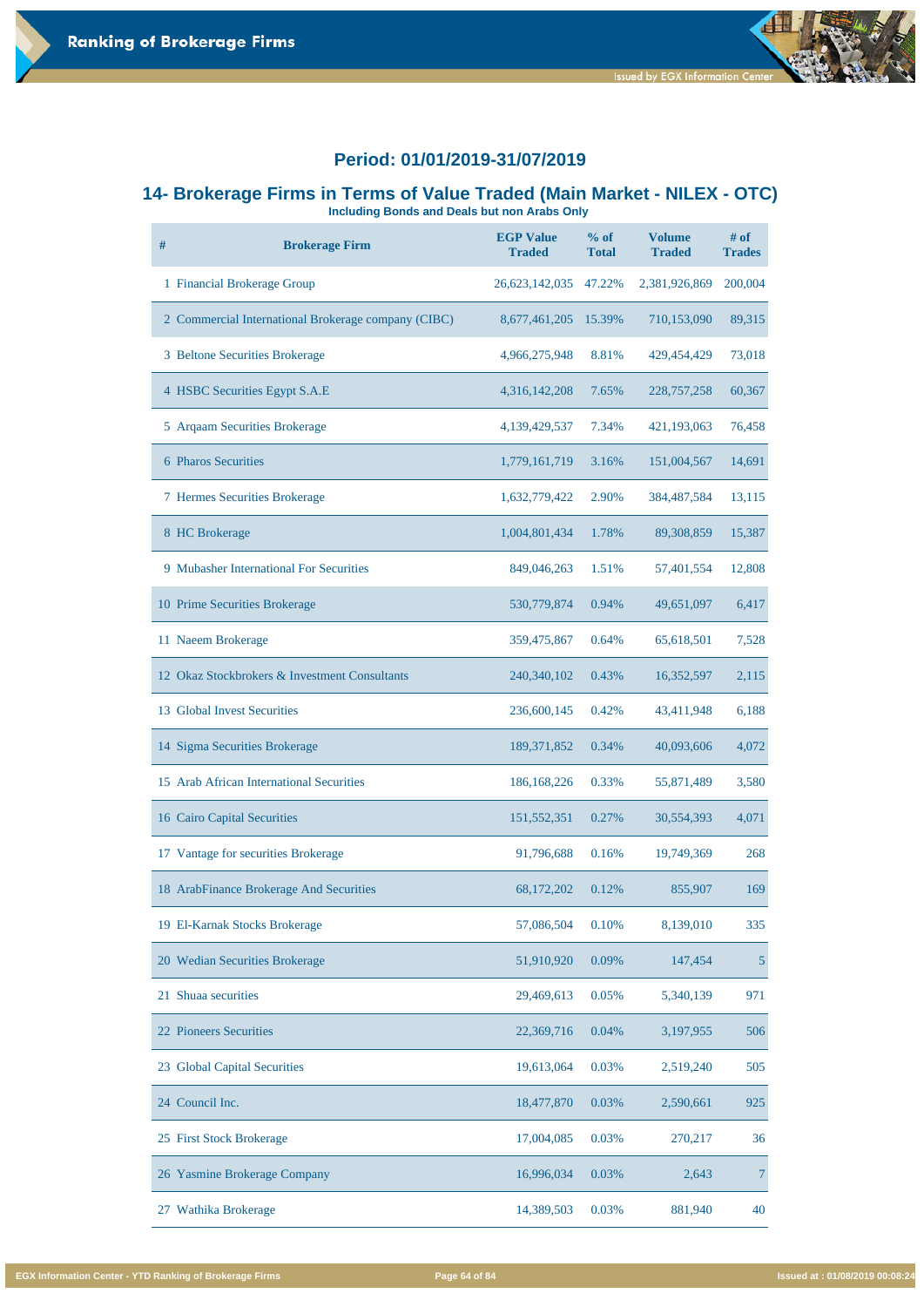## Period: 01/01/2019-31/07/2019

## 14- Brokerage Firms in Terms of Value Traded (Main Market - NILEX - OTC)

**Including Bonds and Deals but non Arabs Only**

| # | Brokerage Firm | EGP Value Traded | % of Total | Volume Traded | # of Trades |
|---|---|---|---|---|---|
| 1 | Financial Brokerage Group | 26,623,142,035 | 47.22% | 2,381,926,869 | 200,004 |
| 2 | Commercial International Brokerage company (CIBC) | 8,677,461,205 | 15.39% | 710,153,090 | 89,315 |
| 3 | Beltone Securities Brokerage | 4,966,275,948 | 8.81% | 429,454,429 | 73,018 |
| 4 | HSBC Securities Egypt S.A.E | 4,316,142,208 | 7.65% | 228,757,258 | 60,367 |
| 5 | Arqaam Securities Brokerage | 4,139,429,537 | 7.34% | 421,193,063 | 76,458 |
| 6 | Pharos Securities | 1,779,161,719 | 3.16% | 151,004,567 | 14,691 |
| 7 | Hermes Securities Brokerage | 1,632,779,422 | 2.90% | 384,487,584 | 13,115 |
| 8 | HC Brokerage | 1,004,801,434 | 1.78% | 89,308,859 | 15,387 |
| 9 | Mubasher International For Securities | 849,046,263 | 1.51% | 57,401,554 | 12,808 |
| 10 | Prime Securities Brokerage | 530,779,874 | 0.94% | 49,651,097 | 6,417 |
| 11 | Naeem Brokerage | 359,475,867 | 0.64% | 65,618,501 | 7,528 |
| 12 | Okaz Stockbrokers & Investment Consultants | 240,340,102 | 0.43% | 16,352,597 | 2,115 |
| 13 | Global Invest Securities | 236,600,145 | 0.42% | 43,411,948 | 6,188 |
| 14 | Sigma Securities Brokerage | 189,371,852 | 0.34% | 40,093,606 | 4,072 |
| 15 | Arab African International Securities | 186,168,226 | 0.33% | 55,871,489 | 3,580 |
| 16 | Cairo Capital Securities | 151,552,351 | 0.27% | 30,554,393 | 4,071 |
| 17 | Vantage for securities Brokerage | 91,796,688 | 0.16% | 19,749,369 | 268 |
| 18 | ArabFinance Brokerage And Securities | 68,172,202 | 0.12% | 855,907 | 169 |
| 19 | El-Karnak Stocks Brokerage | 57,086,504 | 0.10% | 8,139,010 | 335 |
| 20 | Wedian Securities Brokerage | 51,910,920 | 0.09% | 147,454 | 5 |
| 21 | Shuaa securities | 29,469,613 | 0.05% | 5,340,139 | 971 |
| 22 | Pioneers Securities | 22,369,716 | 0.04% | 3,197,955 | 506 |
| 23 | Global Capital Securities | 19,613,064 | 0.03% | 2,519,240 | 505 |
| 24 | Council Inc. | 18,477,870 | 0.03% | 2,590,661 | 925 |
| 25 | First Stock Brokerage | 17,004,085 | 0.03% | 270,217 | 36 |
| 26 | Yasmine Brokerage Company | 16,996,034 | 0.03% | 2,643 | 7 |
| 27 | Wathika Brokerage | 14,389,503 | 0.03% | 881,940 | 40 |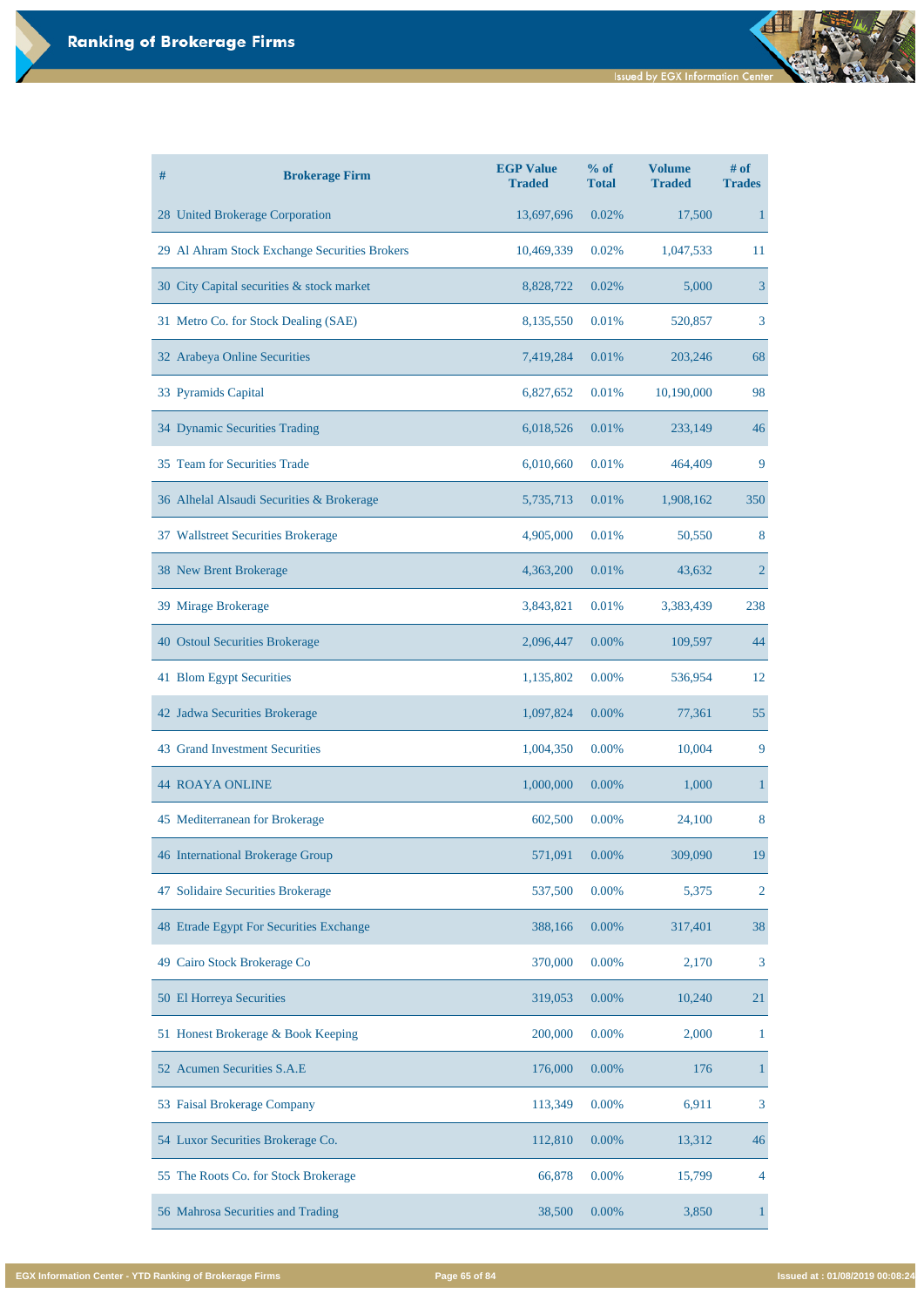# Ranking of Brokerage Firms

| # | Brokerage Firm | EGP Value Traded | % of Total | Volume Traded | # of Trades |
|---|---|---|---|---|---|
| 28 | United Brokerage Corporation | 13,697,696 | 0.02% | 17,500 | 1 |
| 29 | Al Ahram Stock Exchange Securities Brokers | 10,469,339 | 0.02% | 1,047,533 | 11 |
| 30 | City Capital securities & stock market | 8,828,722 | 0.02% | 5,000 | 3 |
| 31 | Metro Co. for Stock Dealing (SAE) | 8,135,550 | 0.01% | 520,857 | 3 |
| 32 | Arabeya Online Securities | 7,419,284 | 0.01% | 203,246 | 68 |
| 33 | Pyramids Capital | 6,827,652 | 0.01% | 10,190,000 | 98 |
| 34 | Dynamic Securities Trading | 6,018,526 | 0.01% | 233,149 | 46 |
| 35 | Team for Securities Trade | 6,010,660 | 0.01% | 464,409 | 9 |
| 36 | Alhelal Alsaudi Securities & Brokerage | 5,735,713 | 0.01% | 1,908,162 | 350 |
| 37 | Wallstreet Securities Brokerage | 4,905,000 | 0.01% | 50,550 | 8 |
| 38 | New Brent Brokerage | 4,363,200 | 0.01% | 43,632 | 2 |
| 39 | Mirage Brokerage | 3,843,821 | 0.01% | 3,383,439 | 238 |
| 40 | Ostoul Securities Brokerage | 2,096,447 | 0.00% | 109,597 | 44 |
| 41 | Blom Egypt Securities | 1,135,802 | 0.00% | 536,954 | 12 |
| 42 | Jadwa Securities Brokerage | 1,097,824 | 0.00% | 77,361 | 55 |
| 43 | Grand Investment Securities | 1,004,350 | 0.00% | 10,004 | 9 |
| 44 | ROAYA ONLINE | 1,000,000 | 0.00% | 1,000 | 1 |
| 45 | Mediterranean for Brokerage | 602,500 | 0.00% | 24,100 | 8 |
| 46 | International Brokerage Group | 571,091 | 0.00% | 309,090 | 19 |
| 47 | Solidaire Securities Brokerage | 537,500 | 0.00% | 5,375 | 2 |
| 48 | Etrade Egypt For Securities Exchange | 388,166 | 0.00% | 317,401 | 38 |
| 49 | Cairo Stock Brokerage Co | 370,000 | 0.00% | 2,170 | 3 |
| 50 | El Horreya Securities | 319,053 | 0.00% | 10,240 | 21 |
| 51 | Honest Brokerage & Book Keeping | 200,000 | 0.00% | 2,000 | 1 |
| 52 | Acumen Securities S.A.E | 176,000 | 0.00% | 176 | 1 |
| 53 | Faisal Brokerage Company | 113,349 | 0.00% | 6,911 | 3 |
| 54 | Luxor Securities Brokerage Co. | 112,810 | 0.00% | 13,312 | 46 |
| 55 | The Roots Co. for Stock Brokerage | 66,878 | 0.00% | 15,799 | 4 |
| 56 | Mahrosa Securities and Trading | 38,500 | 0.00% | 3,850 | 1 |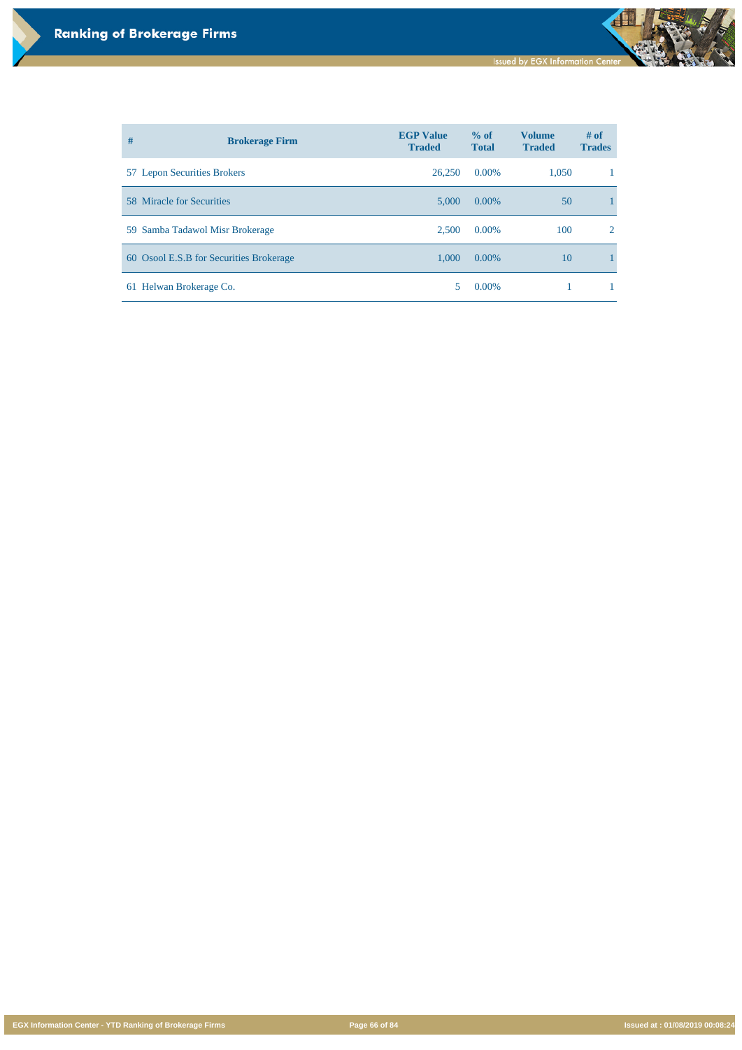# Ranking of Brokerage Firms

| # | Brokerage Firm | EGP Value Traded | % of Total | Volume Traded | # of Trades |
|---|---|---|---|---|---|
| 57 | Lepon Securities Brokers | 26,250 | 0.00% | 1,050 | 1 |
| 58 | Miracle for Securities | 5,000 | 0.00% | 50 | 1 |
| 59 | Samba Tadawol Misr Brokerage | 2,500 | 0.00% | 100 | 2 |
| 60 | Osool E.S.B for Securities Brokerage | 1,000 | 0.00% | 10 | 1 |
| 61 | Helwan Brokerage Co. | 5 | 0.00% | 1 | 1 |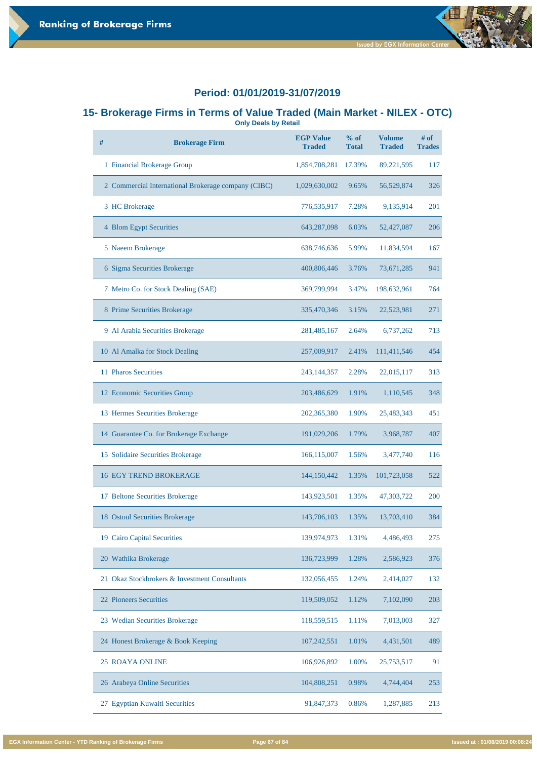## Period: 01/01/2019-31/07/2019

## 15- Brokerage Firms in Terms of Value Traded (Main Market - NILEX - OTC)

**Only Deals by Retail**

| # | Brokerage Firm | EGP Value Traded | % of Total | Volume Traded | # of Trades |
|---|---|---|---|---|---|
| 1 | Financial Brokerage Group | 1,854,708,281 | 17.39% | 89,221,595 | 117 |
| 2 | Commercial International Brokerage company (CIBC) | 1,029,630,002 | 9.65% | 56,529,874 | 326 |
| 3 | HC Brokerage | 776,535,917 | 7.28% | 9,135,914 | 201 |
| 4 | Blom Egypt Securities | 643,287,098 | 6.03% | 52,427,087 | 206 |
| 5 | Naeem Brokerage | 638,746,636 | 5.99% | 11,834,594 | 167 |
| 6 | Sigma Securities Brokerage | 400,806,446 | 3.76% | 73,671,285 | 941 |
| 7 | Metro Co. for Stock Dealing (SAE) | 369,799,994 | 3.47% | 198,632,961 | 764 |
| 8 | Prime Securities Brokerage | 335,470,346 | 3.15% | 22,523,981 | 271 |
| 9 | Al Arabia Securities Brokerage | 281,485,167 | 2.64% | 6,737,262 | 713 |
| 10 | Al Amalka for Stock Dealing | 257,009,917 | 2.41% | 111,411,546 | 454 |
| 11 | Pharos Securities | 243,144,357 | 2.28% | 22,015,117 | 313 |
| 12 | Economic Securities Group | 203,486,629 | 1.91% | 1,110,545 | 348 |
| 13 | Hermes Securities Brokerage | 202,365,380 | 1.90% | 25,483,343 | 451 |
| 14 | Guarantee Co. for Brokerage Exchange | 191,029,206 | 1.79% | 3,968,787 | 407 |
| 15 | Solidaire Securities Brokerage | 166,115,007 | 1.56% | 3,477,740 | 116 |
| 16 | EGY TREND BROKERAGE | 144,150,442 | 1.35% | 101,723,058 | 522 |
| 17 | Beltone Securities Brokerage | 143,923,501 | 1.35% | 47,303,722 | 200 |
| 18 | Ostoul Securities Brokerage | 143,706,103 | 1.35% | 13,703,410 | 384 |
| 19 | Cairo Capital Securities | 139,974,973 | 1.31% | 4,486,493 | 275 |
| 20 | Wathika Brokerage | 136,723,999 | 1.28% | 2,586,923 | 376 |
| 21 | Okaz Stockbrokers & Investment Consultants | 132,056,455 | 1.24% | 2,414,027 | 132 |
| 22 | Pioneers Securities | 119,509,052 | 1.12% | 7,102,090 | 203 |
| 23 | Wedian Securities Brokerage | 118,559,515 | 1.11% | 7,013,003 | 327 |
| 24 | Honest Brokerage & Book Keeping | 107,242,551 | 1.01% | 4,431,501 | 489 |
| 25 | ROAYA ONLINE | 106,926,892 | 1.00% | 25,753,517 | 91 |
| 26 | Arabeya Online Securities | 104,808,251 | 0.98% | 4,744,404 | 253 |
| 27 | Egyptian Kuwaiti Securities | 91,847,373 | 0.86% | 1,287,885 | 213 |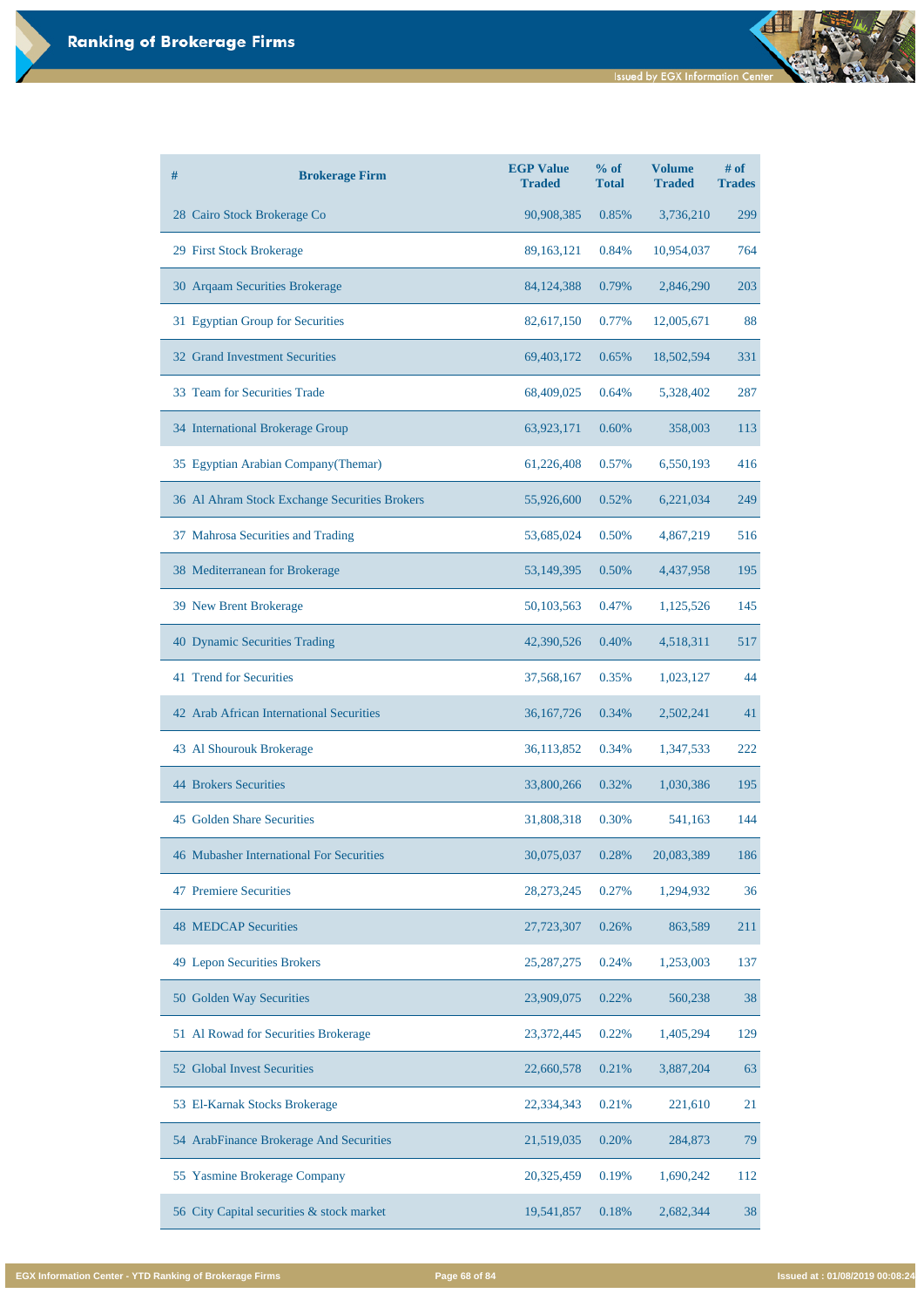# Ranking of Brokerage Firms

| # | Brokerage Firm | EGP Value Traded | % of Total | Volume Traded | # of Trades |
|---|---|---|---|---|---|
| 28 | Cairo Stock Brokerage Co | 90,908,385 | 0.85% | 3,736,210 | 299 |
| 29 | First Stock Brokerage | 89,163,121 | 0.84% | 10,954,037 | 764 |
| 30 | Arqaam Securities Brokerage | 84,124,388 | 0.79% | 2,846,290 | 203 |
| 31 | Egyptian Group for Securities | 82,617,150 | 0.77% | 12,005,671 | 88 |
| 32 | Grand Investment Securities | 69,403,172 | 0.65% | 18,502,594 | 331 |
| 33 | Team for Securities Trade | 68,409,025 | 0.64% | 5,328,402 | 287 |
| 34 | International Brokerage Group | 63,923,171 | 0.60% | 358,003 | 113 |
| 35 | Egyptian Arabian Company(Themar) | 61,226,408 | 0.57% | 6,550,193 | 416 |
| 36 | Al Ahram Stock Exchange Securities Brokers | 55,926,600 | 0.52% | 6,221,034 | 249 |
| 37 | Mahrosa Securities and Trading | 53,685,024 | 0.50% | 4,867,219 | 516 |
| 38 | Mediterranean for Brokerage | 53,149,395 | 0.50% | 4,437,958 | 195 |
| 39 | New Brent Brokerage | 50,103,563 | 0.47% | 1,125,526 | 145 |
| 40 | Dynamic Securities Trading | 42,390,526 | 0.40% | 4,518,311 | 517 |
| 41 | Trend for Securities | 37,568,167 | 0.35% | 1,023,127 | 44 |
| 42 | Arab African International Securities | 36,167,726 | 0.34% | 2,502,241 | 41 |
| 43 | Al Shourouk Brokerage | 36,113,852 | 0.34% | 1,347,533 | 222 |
| 44 | Brokers Securities | 33,800,266 | 0.32% | 1,030,386 | 195 |
| 45 | Golden Share Securities | 31,808,318 | 0.30% | 541,163 | 144 |
| 46 | Mubasher International For Securities | 30,075,037 | 0.28% | 20,083,389 | 186 |
| 47 | Premiere Securities | 28,273,245 | 0.27% | 1,294,932 | 36 |
| 48 | MEDCAP Securities | 27,723,307 | 0.26% | 863,589 | 211 |
| 49 | Lepon Securities Brokers | 25,287,275 | 0.24% | 1,253,003 | 137 |
| 50 | Golden Way Securities | 23,909,075 | 0.22% | 560,238 | 38 |
| 51 | Al Rowad for Securities Brokerage | 23,372,445 | 0.22% | 1,405,294 | 129 |
| 52 | Global Invest Securities | 22,660,578 | 0.21% | 3,887,204 | 63 |
| 53 | El-Karnak Stocks Brokerage | 22,334,343 | 0.21% | 221,610 | 21 |
| 54 | ArabFinance Brokerage And Securities | 21,519,035 | 0.20% | 284,873 | 79 |
| 55 | Yasmine Brokerage Company | 20,325,459 | 0.19% | 1,690,242 | 112 |
| 56 | City Capital securities & stock market | 19,541,857 | 0.18% | 2,682,344 | 38 |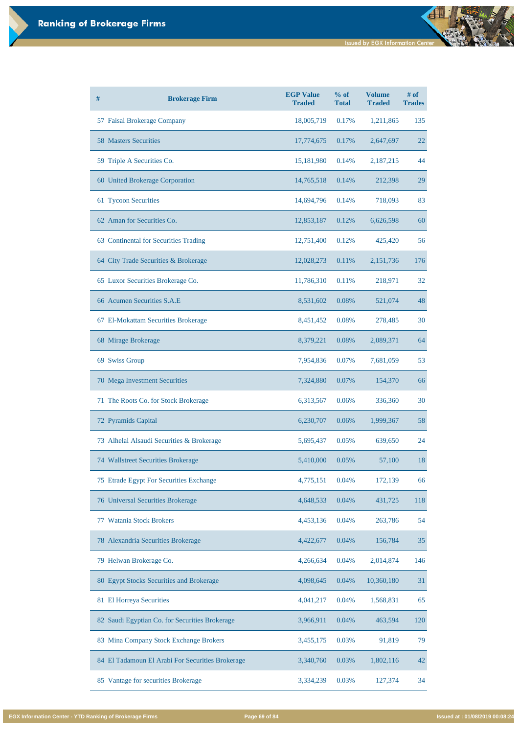# Ranking of Brokerage Firms

| # | Brokerage Firm | EGP Value Traded | % of Total | Volume Traded | # of Trades |
|---|---|---|---|---|---|
| 57 | Faisal Brokerage Company | 18,005,719 | 0.17% | 1,211,865 | 135 |
| 58 | Masters Securities | 17,774,675 | 0.17% | 2,647,697 | 22 |
| 59 | Triple A Securities Co. | 15,181,980 | 0.14% | 2,187,215 | 44 |
| 60 | United Brokerage Corporation | 14,765,518 | 0.14% | 212,398 | 29 |
| 61 | Tycoon Securities | 14,694,796 | 0.14% | 718,093 | 83 |
| 62 | Aman for Securities Co. | 12,853,187 | 0.12% | 6,626,598 | 60 |
| 63 | Continental for Securities Trading | 12,751,400 | 0.12% | 425,420 | 56 |
| 64 | City Trade Securities & Brokerage | 12,028,273 | 0.11% | 2,151,736 | 176 |
| 65 | Luxor Securities Brokerage Co. | 11,786,310 | 0.11% | 218,971 | 32 |
| 66 | Acumen Securities S.A.E | 8,531,602 | 0.08% | 521,074 | 48 |
| 67 | El-Mokattam Securities Brokerage | 8,451,452 | 0.08% | 278,485 | 30 |
| 68 | Mirage Brokerage | 8,379,221 | 0.08% | 2,089,371 | 64 |
| 69 | Swiss Group | 7,954,836 | 0.07% | 7,681,059 | 53 |
| 70 | Mega Investment Securities | 7,324,880 | 0.07% | 154,370 | 66 |
| 71 | The Roots Co. for Stock Brokerage | 6,313,567 | 0.06% | 336,360 | 30 |
| 72 | Pyramids Capital | 6,230,707 | 0.06% | 1,999,367 | 58 |
| 73 | Alhelal Alsaudi Securities & Brokerage | 5,695,437 | 0.05% | 639,650 | 24 |
| 74 | Wallstreet Securities Brokerage | 5,410,000 | 0.05% | 57,100 | 18 |
| 75 | Etrade Egypt For Securities Exchange | 4,775,151 | 0.04% | 172,139 | 66 |
| 76 | Universal Securities Brokerage | 4,648,533 | 0.04% | 431,725 | 118 |
| 77 | Watania Stock Brokers | 4,453,136 | 0.04% | 263,786 | 54 |
| 78 | Alexandria Securities Brokerage | 4,422,677 | 0.04% | 156,784 | 35 |
| 79 | Helwan Brokerage Co. | 4,266,634 | 0.04% | 2,014,874 | 146 |
| 80 | Egypt Stocks Securities and Brokerage | 4,098,645 | 0.04% | 10,360,180 | 31 |
| 81 | El Horreya Securities | 4,041,217 | 0.04% | 1,568,831 | 65 |
| 82 | Saudi Egyptian Co. for Securities Brokerage | 3,966,911 | 0.04% | 463,594 | 120 |
| 83 | Mina Company Stock Exchange Brokers | 3,455,175 | 0.03% | 91,819 | 79 |
| 84 | El Tadamoun El Arabi For Securities Brokerage | 3,340,760 | 0.03% | 1,802,116 | 42 |
| 85 | Vantage for securities Brokerage | 3,334,239 | 0.03% | 127,374 | 34 |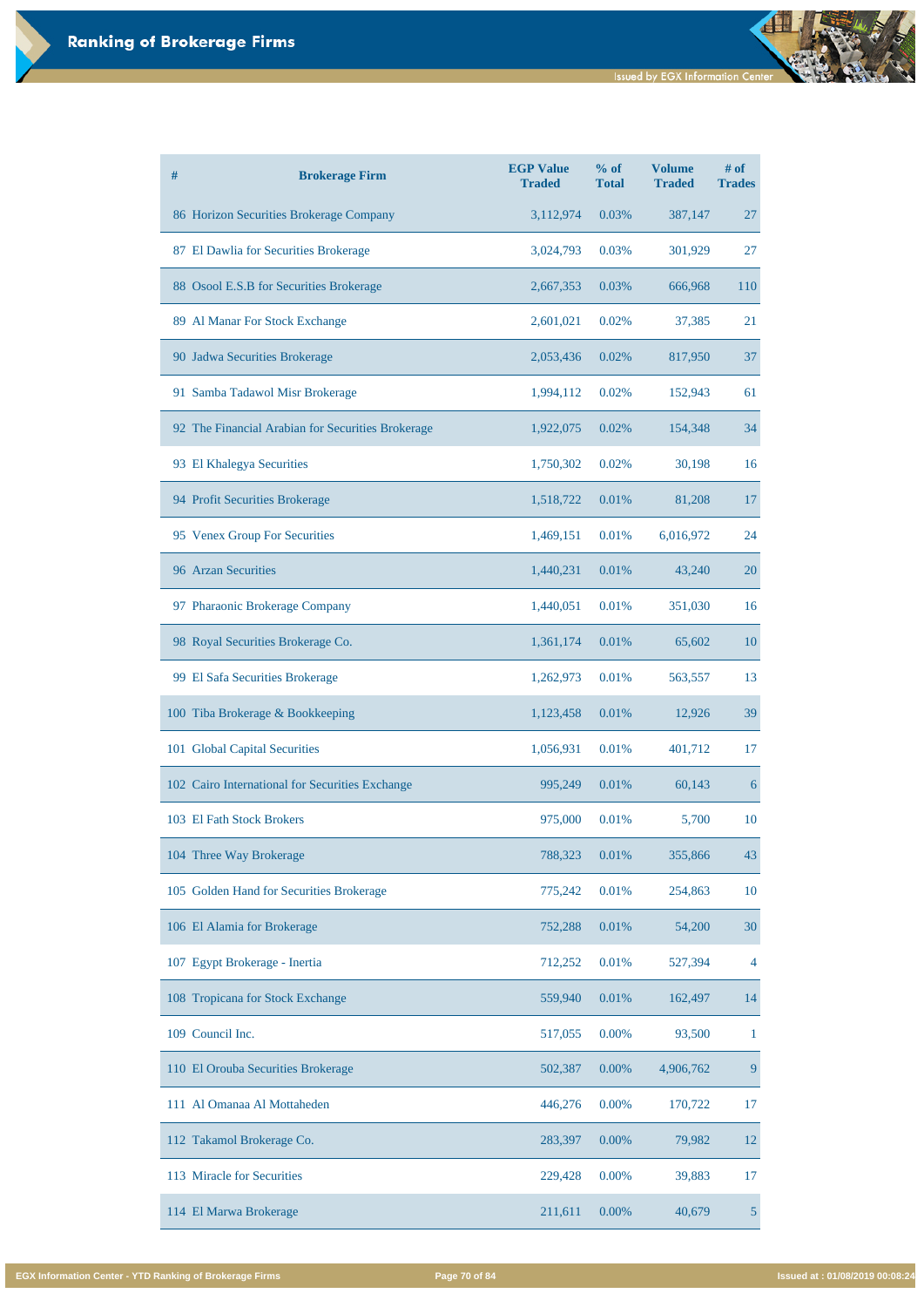# Ranking of Brokerage Firms

| # | Brokerage Firm | EGP Value Traded | % of Total | Volume Traded | # of Trades |
|---|---|---|---|---|---|
| 86 | Horizon Securities Brokerage Company | 3,112,974 | 0.03% | 387,147 | 27 |
| 87 | El Dawlia for Securities Brokerage | 3,024,793 | 0.03% | 301,929 | 27 |
| 88 | Osool E.S.B for Securities Brokerage | 2,667,353 | 0.03% | 666,968 | 110 |
| 89 | Al Manar For Stock Exchange | 2,601,021 | 0.02% | 37,385 | 21 |
| 90 | Jadwa Securities Brokerage | 2,053,436 | 0.02% | 817,950 | 37 |
| 91 | Samba Tadawol Misr Brokerage | 1,994,112 | 0.02% | 152,943 | 61 |
| 92 | The Financial Arabian for Securities Brokerage | 1,922,075 | 0.02% | 154,348 | 34 |
| 93 | El Khalegya Securities | 1,750,302 | 0.02% | 30,198 | 16 |
| 94 | Profit Securities Brokerage | 1,518,722 | 0.01% | 81,208 | 17 |
| 95 | Venex Group For Securities | 1,469,151 | 0.01% | 6,016,972 | 24 |
| 96 | Arzan Securities | 1,440,231 | 0.01% | 43,240 | 20 |
| 97 | Pharaonic Brokerage Company | 1,440,051 | 0.01% | 351,030 | 16 |
| 98 | Royal Securities Brokerage Co. | 1,361,174 | 0.01% | 65,602 | 10 |
| 99 | El Safa Securities Brokerage | 1,262,973 | 0.01% | 563,557 | 13 |
| 100 | Tiba Brokerage & Bookkeeping | 1,123,458 | 0.01% | 12,926 | 39 |
| 101 | Global Capital Securities | 1,056,931 | 0.01% | 401,712 | 17 |
| 102 | Cairo International for Securities Exchange | 995,249 | 0.01% | 60,143 | 6 |
| 103 | El Fath Stock Brokers | 975,000 | 0.01% | 5,700 | 10 |
| 104 | Three Way Brokerage | 788,323 | 0.01% | 355,866 | 43 |
| 105 | Golden Hand for Securities Brokerage | 775,242 | 0.01% | 254,863 | 10 |
| 106 | El Alamia for Brokerage | 752,288 | 0.01% | 54,200 | 30 |
| 107 | Egypt Brokerage - Inertia | 712,252 | 0.01% | 527,394 | 4 |
| 108 | Tropicana for Stock Exchange | 559,940 | 0.01% | 162,497 | 14 |
| 109 | Council Inc. | 517,055 | 0.00% | 93,500 | 1 |
| 110 | El Orouba Securities Brokerage | 502,387 | 0.00% | 4,906,762 | 9 |
| 111 | Al Omanaa Al Mottaheden | 446,276 | 0.00% | 170,722 | 17 |
| 112 | Takamol Brokerage Co. | 283,397 | 0.00% | 79,982 | 12 |
| 113 | Miracle for Securities | 229,428 | 0.00% | 39,883 | 17 |
| 114 | El Marwa Brokerage | 211,611 | 0.00% | 40,679 | 5 |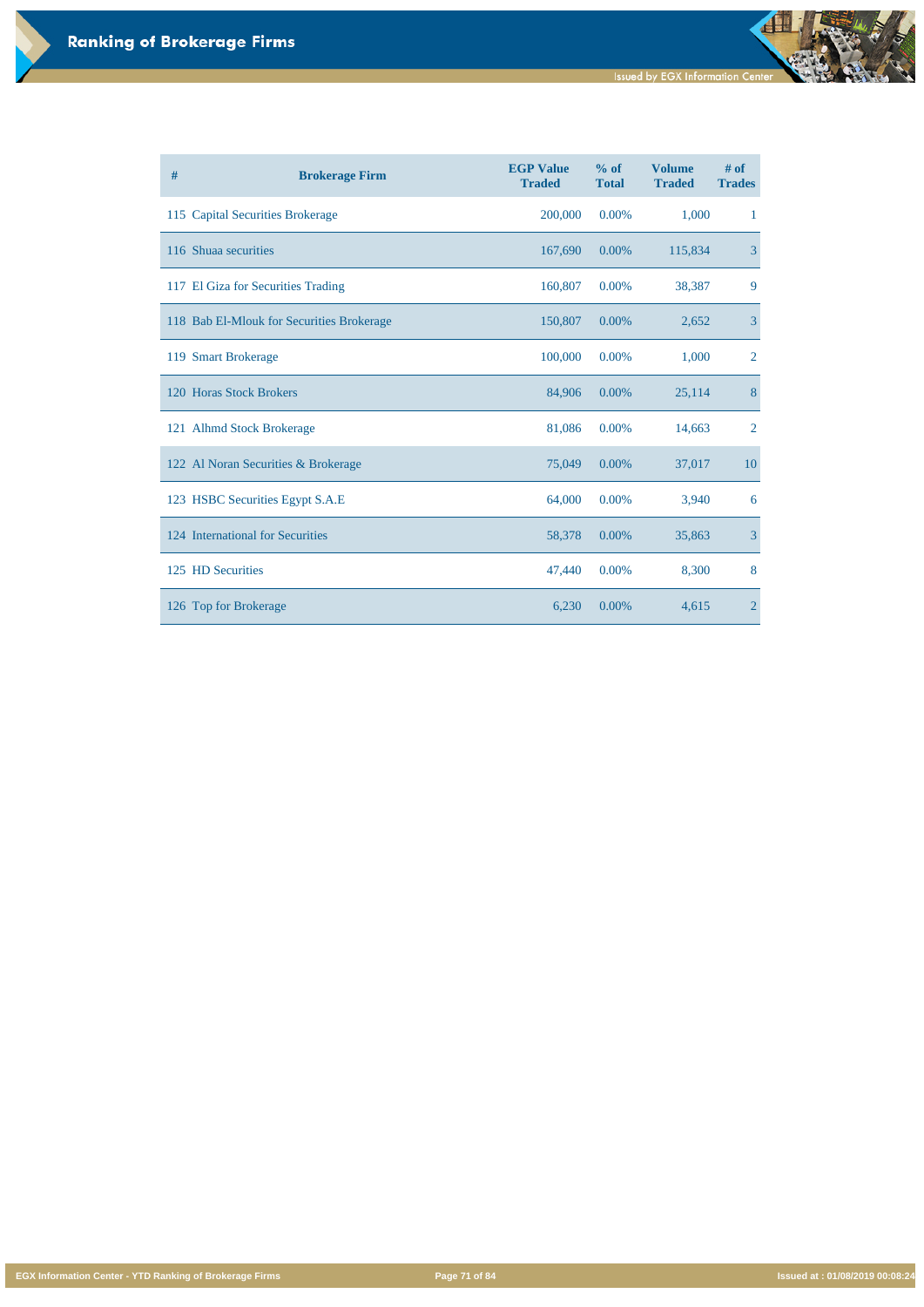# Ranking of Brokerage Firms

| # | Brokerage Firm | EGP Value Traded | % of Total | Volume Traded | # of Trades |
|---|---|---|---|---|---|
| 115 | Capital Securities Brokerage | 200,000 | 0.00% | 1,000 | 1 |
| 116 | Shuaa securities | 167,690 | 0.00% | 115,834 | 3 |
| 117 | El Giza for Securities Trading | 160,807 | 0.00% | 38,387 | 9 |
| 118 | Bab El-Mlouk for Securities Brokerage | 150,807 | 0.00% | 2,652 | 3 |
| 119 | Smart Brokerage | 100,000 | 0.00% | 1,000 | 2 |
| 120 | Horas Stock Brokers | 84,906 | 0.00% | 25,114 | 8 |
| 121 | Alhmd Stock Brokerage | 81,086 | 0.00% | 14,663 | 2 |
| 122 | Al Noran Securities & Brokerage | 75,049 | 0.00% | 37,017 | 10 |
| 123 | HSBC Securities Egypt S.A.E | 64,000 | 0.00% | 3,940 | 6 |
| 124 | International for Securities | 58,378 | 0.00% | 35,863 | 3 |
| 125 | HD Securities | 47,440 | 0.00% | 8,300 | 8 |
| 126 | Top for Brokerage | 6,230 | 0.00% | 4,615 | 2 |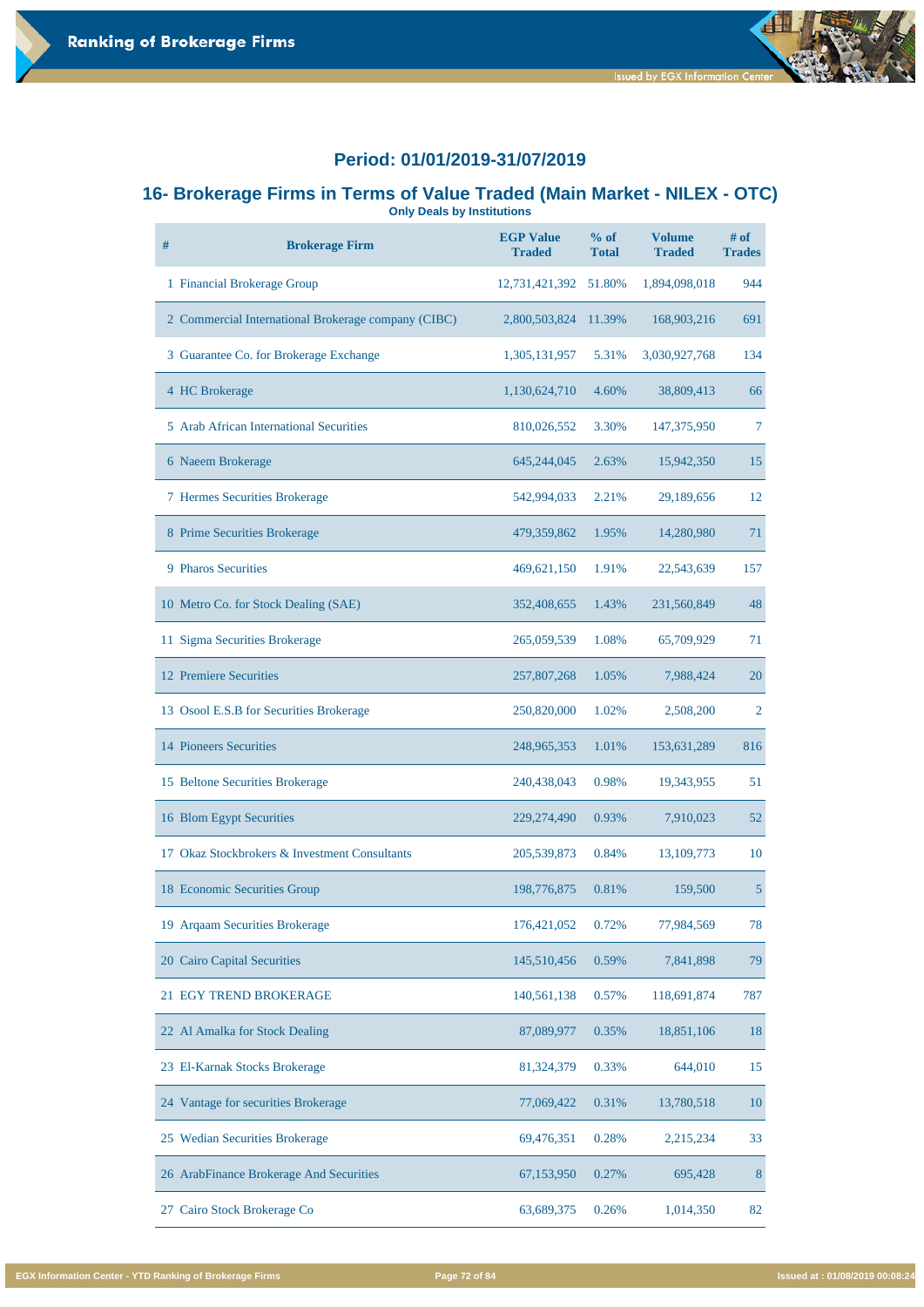## Period: 01/01/2019-31/07/2019

## 16- Brokerage Firms in Terms of Value Traded (Main Market - NILEX - OTC)

**Only Deals by Institutions**

| # | Brokerage Firm | EGP Value Traded | % of Total | Volume Traded | # of Trades |
|---|---|---|---|---|---|
| 1 | Financial Brokerage Group | 12,731,421,392 | 51.80% | 1,894,098,018 | 944 |
| 2 | Commercial International Brokerage company (CIBC) | 2,800,503,824 | 11.39% | 168,903,216 | 691 |
| 3 | Guarantee Co. for Brokerage Exchange | 1,305,131,957 | 5.31% | 3,030,927,768 | 134 |
| 4 | HC Brokerage | 1,130,624,710 | 4.60% | 38,809,413 | 66 |
| 5 | Arab African International Securities | 810,026,552 | 3.30% | 147,375,950 | 7 |
| 6 | Naeem Brokerage | 645,244,045 | 2.63% | 15,942,350 | 15 |
| 7 | Hermes Securities Brokerage | 542,994,033 | 2.21% | 29,189,656 | 12 |
| 8 | Prime Securities Brokerage | 479,359,862 | 1.95% | 14,280,980 | 71 |
| 9 | Pharos Securities | 469,621,150 | 1.91% | 22,543,639 | 157 |
| 10 | Metro Co. for Stock Dealing (SAE) | 352,408,655 | 1.43% | 231,560,849 | 48 |
| 11 | Sigma Securities Brokerage | 265,059,539 | 1.08% | 65,709,929 | 71 |
| 12 | Premiere Securities | 257,807,268 | 1.05% | 7,988,424 | 20 |
| 13 | Osool E.S.B for Securities Brokerage | 250,820,000 | 1.02% | 2,508,200 | 2 |
| 14 | Pioneers Securities | 248,965,353 | 1.01% | 153,631,289 | 816 |
| 15 | Beltone Securities Brokerage | 240,438,043 | 0.98% | 19,343,955 | 51 |
| 16 | Blom Egypt Securities | 229,274,490 | 0.93% | 7,910,023 | 52 |
| 17 | Okaz Stockbrokers & Investment Consultants | 205,539,873 | 0.84% | 13,109,773 | 10 |
| 18 | Economic Securities Group | 198,776,875 | 0.81% | 159,500 | 5 |
| 19 | Arqaam Securities Brokerage | 176,421,052 | 0.72% | 77,984,569 | 78 |
| 20 | Cairo Capital Securities | 145,510,456 | 0.59% | 7,841,898 | 79 |
| 21 | EGY TREND BROKERAGE | 140,561,138 | 0.57% | 118,691,874 | 787 |
| 22 | Al Amalka for Stock Dealing | 87,089,977 | 0.35% | 18,851,106 | 18 |
| 23 | El-Karnak Stocks Brokerage | 81,324,379 | 0.33% | 644,010 | 15 |
| 24 | Vantage for securities Brokerage | 77,069,422 | 0.31% | 13,780,518 | 10 |
| 25 | Wedian Securities Brokerage | 69,476,351 | 0.28% | 2,215,234 | 33 |
| 26 | ArabFinance Brokerage And Securities | 67,153,950 | 0.27% | 695,428 | 8 |
| 27 | Cairo Stock Brokerage Co | 63,689,375 | 0.26% | 1,014,350 | 82 |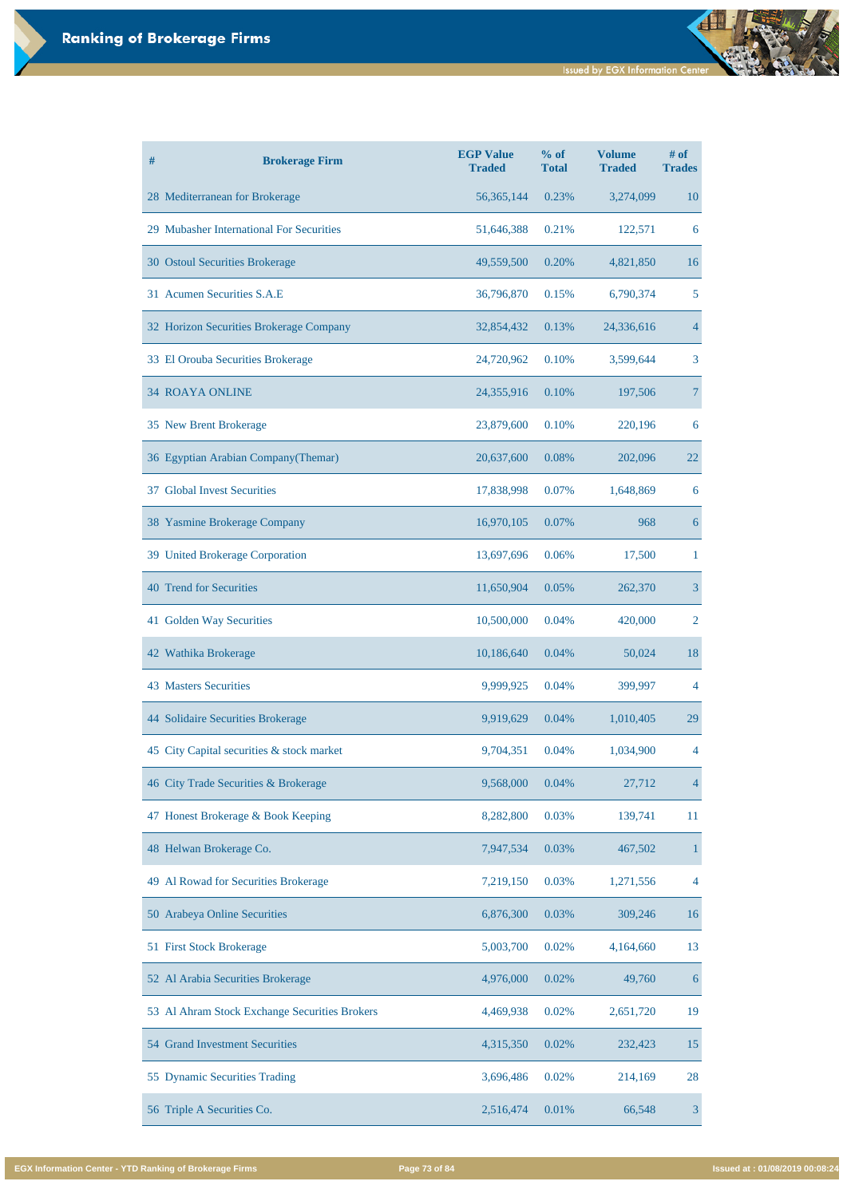# Ranking of Brokerage Firms

| # | Brokerage Firm | EGP Value Traded | % of Total | Volume Traded | # of Trades |
|---|---|---|---|---|---|
| 28 | Mediterranean for Brokerage | 56,365,144 | 0.23% | 3,274,099 | 10 |
| 29 | Mubasher International For Securities | 51,646,388 | 0.21% | 122,571 | 6 |
| 30 | Ostoul Securities Brokerage | 49,559,500 | 0.20% | 4,821,850 | 16 |
| 31 | Acumen Securities S.A.E | 36,796,870 | 0.15% | 6,790,374 | 5 |
| 32 | Horizon Securities Brokerage Company | 32,854,432 | 0.13% | 24,336,616 | 4 |
| 33 | El Orouba Securities Brokerage | 24,720,962 | 0.10% | 3,599,644 | 3 |
| 34 | ROAYA ONLINE | 24,355,916 | 0.10% | 197,506 | 7 |
| 35 | New Brent Brokerage | 23,879,600 | 0.10% | 220,196 | 6 |
| 36 | Egyptian Arabian Company(Themar) | 20,637,600 | 0.08% | 202,096 | 22 |
| 37 | Global Invest Securities | 17,838,998 | 0.07% | 1,648,869 | 6 |
| 38 | Yasmine Brokerage Company | 16,970,105 | 0.07% | 968 | 6 |
| 39 | United Brokerage Corporation | 13,697,696 | 0.06% | 17,500 | 1 |
| 40 | Trend for Securities | 11,650,904 | 0.05% | 262,370 | 3 |
| 41 | Golden Way Securities | 10,500,000 | 0.04% | 420,000 | 2 |
| 42 | Wathika Brokerage | 10,186,640 | 0.04% | 50,024 | 18 |
| 43 | Masters Securities | 9,999,925 | 0.04% | 399,997 | 4 |
| 44 | Solidaire Securities Brokerage | 9,919,629 | 0.04% | 1,010,405 | 29 |
| 45 | City Capital securities & stock market | 9,704,351 | 0.04% | 1,034,900 | 4 |
| 46 | City Trade Securities & Brokerage | 9,568,000 | 0.04% | 27,712 | 4 |
| 47 | Honest Brokerage & Book Keeping | 8,282,800 | 0.03% | 139,741 | 11 |
| 48 | Helwan Brokerage Co. | 7,947,534 | 0.03% | 467,502 | 1 |
| 49 | Al Rowad for Securities Brokerage | 7,219,150 | 0.03% | 1,271,556 | 4 |
| 50 | Arabeya Online Securities | 6,876,300 | 0.03% | 309,246 | 16 |
| 51 | First Stock Brokerage | 5,003,700 | 0.02% | 4,164,660 | 13 |
| 52 | Al Arabia Securities Brokerage | 4,976,000 | 0.02% | 49,760 | 6 |
| 53 | Al Ahram Stock Exchange Securities Brokers | 4,469,938 | 0.02% | 2,651,720 | 19 |
| 54 | Grand Investment Securities | 4,315,350 | 0.02% | 232,423 | 15 |
| 55 | Dynamic Securities Trading | 3,696,486 | 0.02% | 214,169 | 28 |
| 56 | Triple A Securities Co. | 2,516,474 | 0.01% | 66,548 | 3 |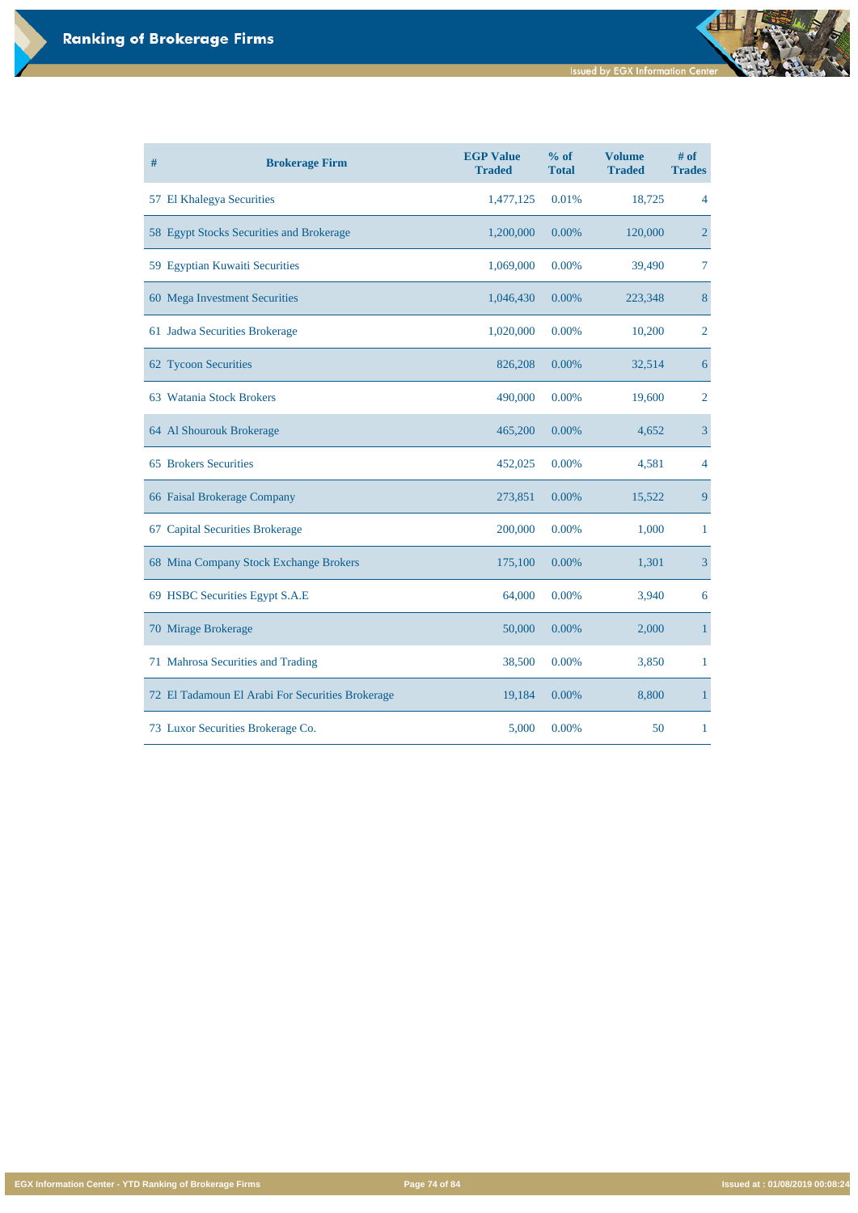# Ranking of Brokerage Firms

Issued by EGX Information Center

| # | Brokerage Firm | EGP Value Traded | % of Total | Volume Traded | # of Trades |
|---|---|---|---|---|---|
| 57 | El Khalegya Securities | 1,477,125 | 0.01% | 18,725 | 4 |
| 58 | Egypt Stocks Securities and Brokerage | 1,200,000 | 0.00% | 120,000 | 2 |
| 59 | Egyptian Kuwaiti Securities | 1,069,000 | 0.00% | 39,490 | 7 |
| 60 | Mega Investment Securities | 1,046,430 | 0.00% | 223,348 | 8 |
| 61 | Jadwa Securities Brokerage | 1,020,000 | 0.00% | 10,200 | 2 |
| 62 | Tycoon Securities | 826,208 | 0.00% | 32,514 | 6 |
| 63 | Watania Stock Brokers | 490,000 | 0.00% | 19,600 | 2 |
| 64 | Al Shourouk Brokerage | 465,200 | 0.00% | 4,652 | 3 |
| 65 | Brokers Securities | 452,025 | 0.00% | 4,581 | 4 |
| 66 | Faisal Brokerage Company | 273,851 | 0.00% | 15,522 | 9 |
| 67 | Capital Securities Brokerage | 200,000 | 0.00% | 1,000 | 1 |
| 68 | Mina Company Stock Exchange Brokers | 175,100 | 0.00% | 1,301 | 3 |
| 69 | HSBC Securities Egypt S.A.E | 64,000 | 0.00% | 3,940 | 6 |
| 70 | Mirage Brokerage | 50,000 | 0.00% | 2,000 | 1 |
| 71 | Mahrosa Securities and Trading | 38,500 | 0.00% | 3,850 | 1 |
| 72 | El Tadamoun El Arabi For Securities Brokerage | 19,184 | 0.00% | 8,800 | 1 |
| 73 | Luxor Securities Brokerage Co. | 5,000 | 0.00% | 50 | 1 |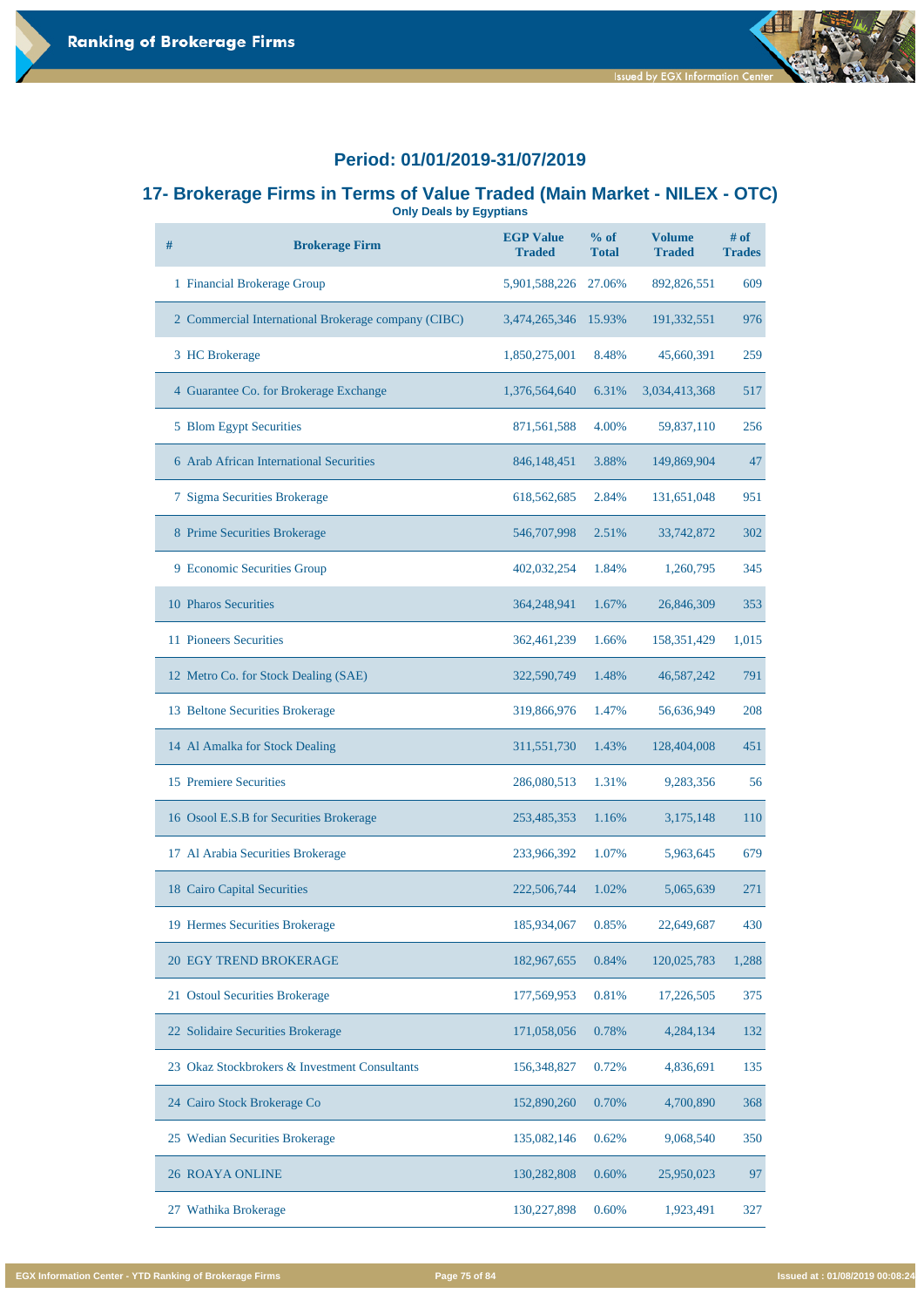## Period: 01/01/2019-31/07/2019

## 17- Brokerage Firms in Terms of Value Traded (Main Market - NILEX - OTC)

**Only Deals by Egyptians**

| # | Brokerage Firm | EGP Value Traded | % of Total | Volume Traded | # of Trades |
|---|---|---|---|---|---|
| 1 | Financial Brokerage Group | 5,901,588,226 | 27.06% | 892,826,551 | 609 |
| 2 | Commercial International Brokerage company (CIBC) | 3,474,265,346 | 15.93% | 191,332,551 | 976 |
| 3 | HC Brokerage | 1,850,275,001 | 8.48% | 45,660,391 | 259 |
| 4 | Guarantee Co. for Brokerage Exchange | 1,376,564,640 | 6.31% | 3,034,413,368 | 517 |
| 5 | Blom Egypt Securities | 871,561,588 | 4.00% | 59,837,110 | 256 |
| 6 | Arab African International Securities | 846,148,451 | 3.88% | 149,869,904 | 47 |
| 7 | Sigma Securities Brokerage | 618,562,685 | 2.84% | 131,651,048 | 951 |
| 8 | Prime Securities Brokerage | 546,707,998 | 2.51% | 33,742,872 | 302 |
| 9 | Economic Securities Group | 402,032,254 | 1.84% | 1,260,795 | 345 |
| 10 | Pharos Securities | 364,248,941 | 1.67% | 26,846,309 | 353 |
| 11 | Pioneers Securities | 362,461,239 | 1.66% | 158,351,429 | 1,015 |
| 12 | Metro Co. for Stock Dealing (SAE) | 322,590,749 | 1.48% | 46,587,242 | 791 |
| 13 | Beltone Securities Brokerage | 319,866,976 | 1.47% | 56,636,949 | 208 |
| 14 | Al Amalka for Stock Dealing | 311,551,730 | 1.43% | 128,404,008 | 451 |
| 15 | Premiere Securities | 286,080,513 | 1.31% | 9,283,356 | 56 |
| 16 | Osool E.S.B for Securities Brokerage | 253,485,353 | 1.16% | 3,175,148 | 110 |
| 17 | Al Arabia Securities Brokerage | 233,966,392 | 1.07% | 5,963,645 | 679 |
| 18 | Cairo Capital Securities | 222,506,744 | 1.02% | 5,065,639 | 271 |
| 19 | Hermes Securities Brokerage | 185,934,067 | 0.85% | 22,649,687 | 430 |
| 20 | EGY TREND BROKERAGE | 182,967,655 | 0.84% | 120,025,783 | 1,288 |
| 21 | Ostoul Securities Brokerage | 177,569,953 | 0.81% | 17,226,505 | 375 |
| 22 | Solidaire Securities Brokerage | 171,058,056 | 0.78% | 4,284,134 | 132 |
| 23 | Okaz Stockbrokers & Investment Consultants | 156,348,827 | 0.72% | 4,836,691 | 135 |
| 24 | Cairo Stock Brokerage Co | 152,890,260 | 0.70% | 4,700,890 | 368 |
| 25 | Wedian Securities Brokerage | 135,082,146 | 0.62% | 9,068,540 | 350 |
| 26 | ROAYA ONLINE | 130,282,808 | 0.60% | 25,950,023 | 97 |
| 27 | Wathika Brokerage | 130,227,898 | 0.60% | 1,923,491 | 327 |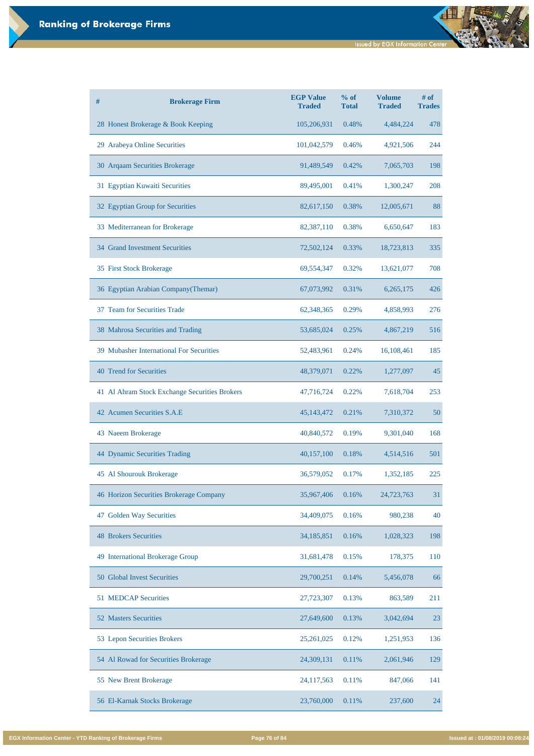# Ranking of Brokerage Firms

| # | Brokerage Firm | EGP Value Traded | % of Total | Volume Traded | # of Trades |
|---|---|---|---|---|---|
| 28 | Honest Brokerage & Book Keeping | 105,206,931 | 0.48% | 4,484,224 | 478 |
| 29 | Arabeya Online Securities | 101,042,579 | 0.46% | 4,921,506 | 244 |
| 30 | Arqaam Securities Brokerage | 91,489,549 | 0.42% | 7,065,703 | 198 |
| 31 | Egyptian Kuwaiti Securities | 89,495,001 | 0.41% | 1,300,247 | 208 |
| 32 | Egyptian Group for Securities | 82,617,150 | 0.38% | 12,005,671 | 88 |
| 33 | Mediterranean for Brokerage | 82,387,110 | 0.38% | 6,650,647 | 183 |
| 34 | Grand Investment Securities | 72,502,124 | 0.33% | 18,723,813 | 335 |
| 35 | First Stock Brokerage | 69,554,347 | 0.32% | 13,621,077 | 708 |
| 36 | Egyptian Arabian Company(Themar) | 67,073,992 | 0.31% | 6,265,175 | 426 |
| 37 | Team for Securities Trade | 62,348,365 | 0.29% | 4,858,993 | 276 |
| 38 | Mahrosa Securities and Trading | 53,685,024 | 0.25% | 4,867,219 | 516 |
| 39 | Mubasher International For Securities | 52,483,961 | 0.24% | 16,108,461 | 185 |
| 40 | Trend for Securities | 48,379,071 | 0.22% | 1,277,097 | 45 |
| 41 | Al Ahram Stock Exchange Securities Brokers | 47,716,724 | 0.22% | 7,618,704 | 253 |
| 42 | Acumen Securities S.A.E | 45,143,472 | 0.21% | 7,310,372 | 50 |
| 43 | Naeem Brokerage | 40,840,572 | 0.19% | 9,301,040 | 168 |
| 44 | Dynamic Securities Trading | 40,157,100 | 0.18% | 4,514,516 | 501 |
| 45 | Al Shourouk Brokerage | 36,579,052 | 0.17% | 1,352,185 | 225 |
| 46 | Horizon Securities Brokerage Company | 35,967,406 | 0.16% | 24,723,763 | 31 |
| 47 | Golden Way Securities | 34,409,075 | 0.16% | 980,238 | 40 |
| 48 | Brokers Securities | 34,185,851 | 0.16% | 1,028,323 | 198 |
| 49 | International Brokerage Group | 31,681,478 | 0.15% | 178,375 | 110 |
| 50 | Global Invest Securities | 29,700,251 | 0.14% | 5,456,078 | 66 |
| 51 | MEDCAP Securities | 27,723,307 | 0.13% | 863,589 | 211 |
| 52 | Masters Securities | 27,649,600 | 0.13% | 3,042,694 | 23 |
| 53 | Lepon Securities Brokers | 25,261,025 | 0.12% | 1,251,953 | 136 |
| 54 | Al Rowad for Securities Brokerage | 24,309,131 | 0.11% | 2,061,946 | 129 |
| 55 | New Brent Brokerage | 24,117,563 | 0.11% | 847,066 | 141 |
| 56 | El-Karnak Stocks Brokerage | 23,760,000 | 0.11% | 237,600 | 24 |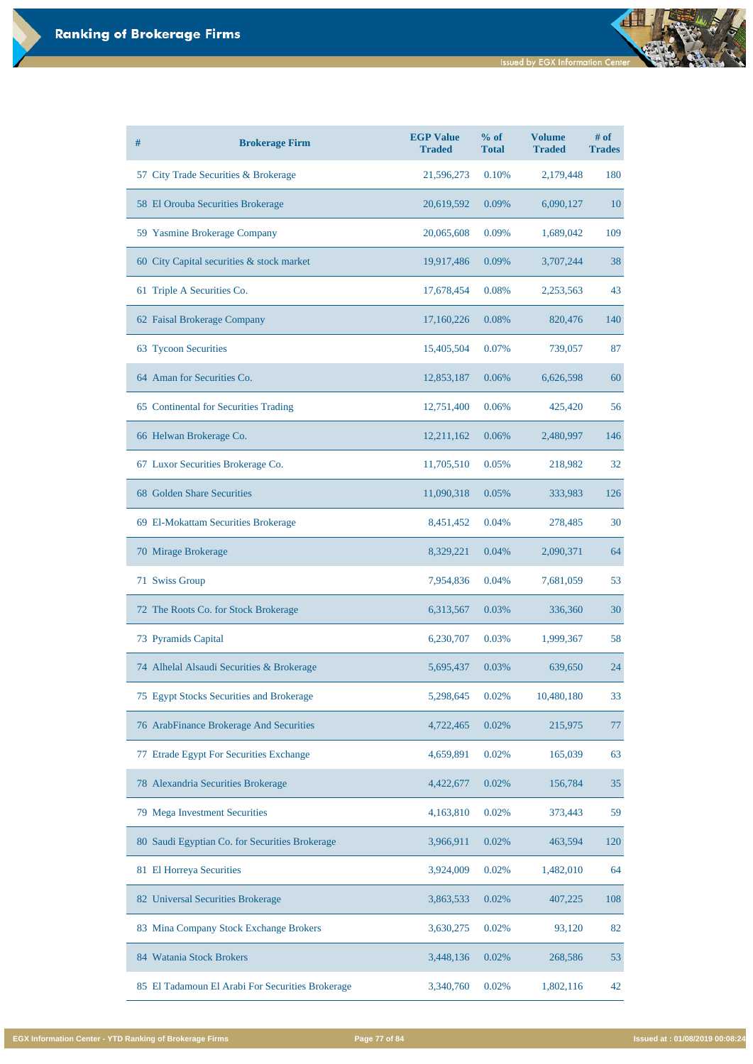# Ranking of Brokerage Firms

| # | Brokerage Firm | EGP Value Traded | % of Total | Volume Traded | # of Trades |
|---|---|---|---|---|---|
| 57 | City Trade Securities & Brokerage | 21,596,273 | 0.10% | 2,179,448 | 180 |
| 58 | El Orouba Securities Brokerage | 20,619,592 | 0.09% | 6,090,127 | 10 |
| 59 | Yasmine Brokerage Company | 20,065,608 | 0.09% | 1,689,042 | 109 |
| 60 | City Capital securities & stock market | 19,917,486 | 0.09% | 3,707,244 | 38 |
| 61 | Triple A Securities Co. | 17,678,454 | 0.08% | 2,253,563 | 43 |
| 62 | Faisal Brokerage Company | 17,160,226 | 0.08% | 820,476 | 140 |
| 63 | Tycoon Securities | 15,405,504 | 0.07% | 739,057 | 87 |
| 64 | Aman for Securities Co. | 12,853,187 | 0.06% | 6,626,598 | 60 |
| 65 | Continental for Securities Trading | 12,751,400 | 0.06% | 425,420 | 56 |
| 66 | Helwan Brokerage Co. | 12,211,162 | 0.06% | 2,480,997 | 146 |
| 67 | Luxor Securities Brokerage Co. | 11,705,510 | 0.05% | 218,982 | 32 |
| 68 | Golden Share Securities | 11,090,318 | 0.05% | 333,983 | 126 |
| 69 | El-Mokattam Securities Brokerage | 8,451,452 | 0.04% | 278,485 | 30 |
| 70 | Mirage Brokerage | 8,329,221 | 0.04% | 2,090,371 | 64 |
| 71 | Swiss Group | 7,954,836 | 0.04% | 7,681,059 | 53 |
| 72 | The Roots Co. for Stock Brokerage | 6,313,567 | 0.03% | 336,360 | 30 |
| 73 | Pyramids Capital | 6,230,707 | 0.03% | 1,999,367 | 58 |
| 74 | Alhelal Alsaudi Securities & Brokerage | 5,695,437 | 0.03% | 639,650 | 24 |
| 75 | Egypt Stocks Securities and Brokerage | 5,298,645 | 0.02% | 10,480,180 | 33 |
| 76 | ArabFinance Brokerage And Securities | 4,722,465 | 0.02% | 215,975 | 77 |
| 77 | Etrade Egypt For Securities Exchange | 4,659,891 | 0.02% | 165,039 | 63 |
| 78 | Alexandria Securities Brokerage | 4,422,677 | 0.02% | 156,784 | 35 |
| 79 | Mega Investment Securities | 4,163,810 | 0.02% | 373,443 | 59 |
| 80 | Saudi Egyptian Co. for Securities Brokerage | 3,966,911 | 0.02% | 463,594 | 120 |
| 81 | El Horreya Securities | 3,924,009 | 0.02% | 1,482,010 | 64 |
| 82 | Universal Securities Brokerage | 3,863,533 | 0.02% | 407,225 | 108 |
| 83 | Mina Company Stock Exchange Brokers | 3,630,275 | 0.02% | 93,120 | 82 |
| 84 | Watania Stock Brokers | 3,448,136 | 0.02% | 268,586 | 53 |
| 85 | El Tadamoun El Arabi For Securities Brokerage | 3,340,760 | 0.02% | 1,802,116 | 42 |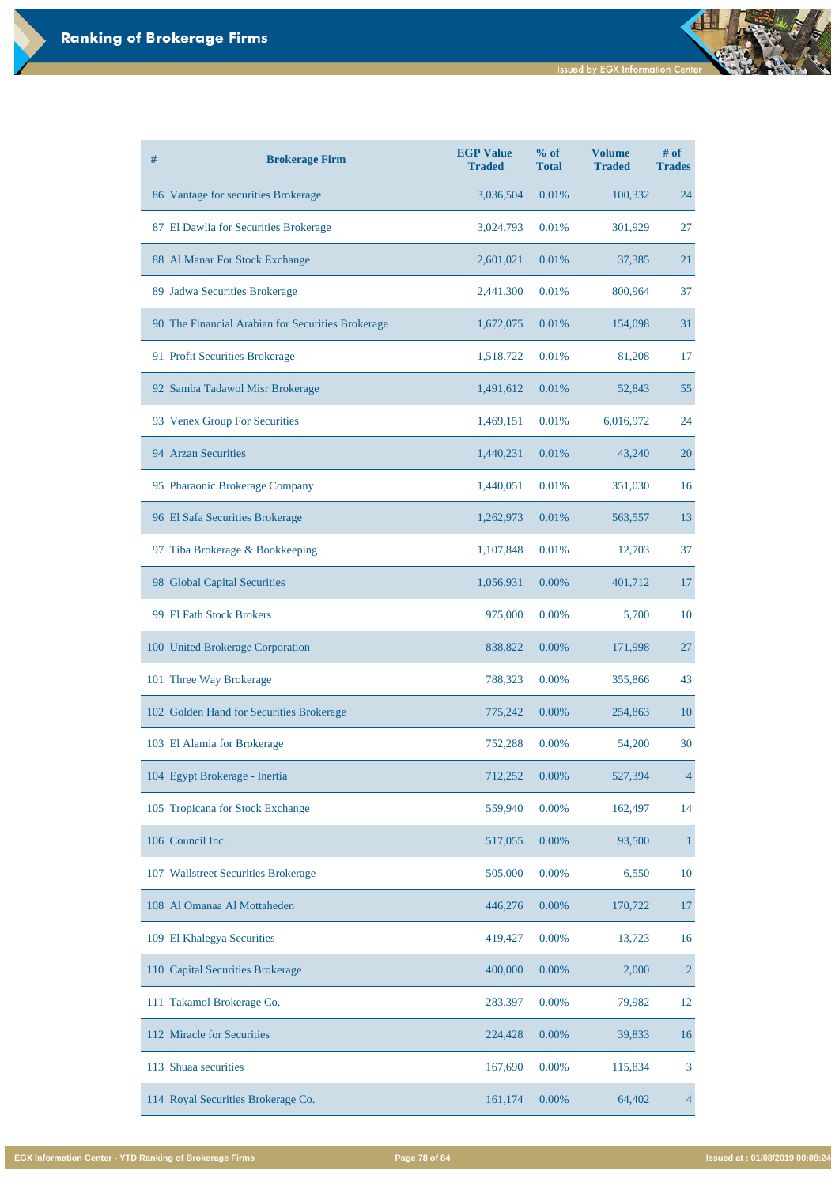| # | Brokerage Firm | EGP Value Traded | % of Total | Volume Traded | # of Trades |
|---|---|---|---|---|---|
| 86 | Vantage for securities Brokerage | 3,036,504 | 0.01% | 100,332 | 24 |
| 87 | El Dawlia for Securities Brokerage | 3,024,793 | 0.01% | 301,929 | 27 |
| 88 | Al Manar For Stock Exchange | 2,601,021 | 0.01% | 37,385 | 21 |
| 89 | Jadwa Securities Brokerage | 2,441,300 | 0.01% | 800,964 | 37 |
| 90 | The Financial Arabian for Securities Brokerage | 1,672,075 | 0.01% | 154,098 | 31 |
| 91 | Profit Securities Brokerage | 1,518,722 | 0.01% | 81,208 | 17 |
| 92 | Samba Tadawol Misr Brokerage | 1,491,612 | 0.01% | 52,843 | 55 |
| 93 | Venex Group For Securities | 1,469,151 | 0.01% | 6,016,972 | 24 |
| 94 | Arzan Securities | 1,440,231 | 0.01% | 43,240 | 20 |
| 95 | Pharaonic Brokerage Company | 1,440,051 | 0.01% | 351,030 | 16 |
| 96 | El Safa Securities Brokerage | 1,262,973 | 0.01% | 563,557 | 13 |
| 97 | Tiba Brokerage & Bookkeeping | 1,107,848 | 0.01% | 12,703 | 37 |
| 98 | Global Capital Securities | 1,056,931 | 0.00% | 401,712 | 17 |
| 99 | El Fath Stock Brokers | 975,000 | 0.00% | 5,700 | 10 |
| 100 | United Brokerage Corporation | 838,822 | 0.00% | 171,998 | 27 |
| 101 | Three Way Brokerage | 788,323 | 0.00% | 355,866 | 43 |
| 102 | Golden Hand for Securities Brokerage | 775,242 | 0.00% | 254,863 | 10 |
| 103 | El Alamia for Brokerage | 752,288 | 0.00% | 54,200 | 30 |
| 104 | Egypt Brokerage - Inertia | 712,252 | 0.00% | 527,394 | 4 |
| 105 | Tropicana for Stock Exchange | 559,940 | 0.00% | 162,497 | 14 |
| 106 | Council Inc. | 517,055 | 0.00% | 93,500 | 1 |
| 107 | Wallstreet Securities Brokerage | 505,000 | 0.00% | 6,550 | 10 |
| 108 | Al Omanaa Al Mottaheden | 446,276 | 0.00% | 170,722 | 17 |
| 109 | El Khalegya Securities | 419,427 | 0.00% | 13,723 | 16 |
| 110 | Capital Securities Brokerage | 400,000 | 0.00% | 2,000 | 2 |
| 111 | Takamol Brokerage Co. | 283,397 | 0.00% | 79,982 | 12 |
| 112 | Miracle for Securities | 224,428 | 0.00% | 39,833 | 16 |
| 113 | Shuaa securities | 167,690 | 0.00% | 115,834 | 3 |
| 114 | Royal Securities Brokerage Co. | 161,174 | 0.00% | 64,402 | 4 |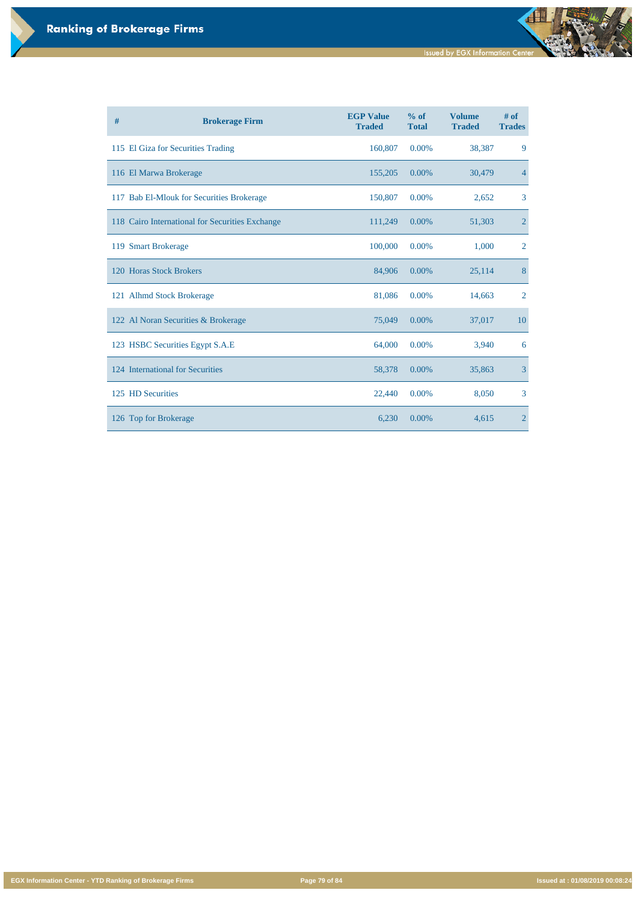# Ranking of Brokerage Firms

| # | Brokerage Firm | EGP Value Traded | % of Total | Volume Traded | # of Trades |
|---|---|---|---|---|---|
| 115 | El Giza for Securities Trading | 160,807 | 0.00% | 38,387 | 9 |
| 116 | El Marwa Brokerage | 155,205 | 0.00% | 30,479 | 4 |
| 117 | Bab El-Mlouk for Securities Brokerage | 150,807 | 0.00% | 2,652 | 3 |
| 118 | Cairo International for Securities Exchange | 111,249 | 0.00% | 51,303 | 2 |
| 119 | Smart Brokerage | 100,000 | 0.00% | 1,000 | 2 |
| 120 | Horas Stock Brokers | 84,906 | 0.00% | 25,114 | 8 |
| 121 | Alhmd Stock Brokerage | 81,086 | 0.00% | 14,663 | 2 |
| 122 | Al Noran Securities & Brokerage | 75,049 | 0.00% | 37,017 | 10 |
| 123 | HSBC Securities Egypt S.A.E | 64,000 | 0.00% | 3,940 | 6 |
| 124 | International for Securities | 58,378 | 0.00% | 35,863 | 3 |
| 125 | HD Securities | 22,440 | 0.00% | 8,050 | 3 |
| 126 | Top for Brokerage | 6,230 | 0.00% | 4,615 | 2 |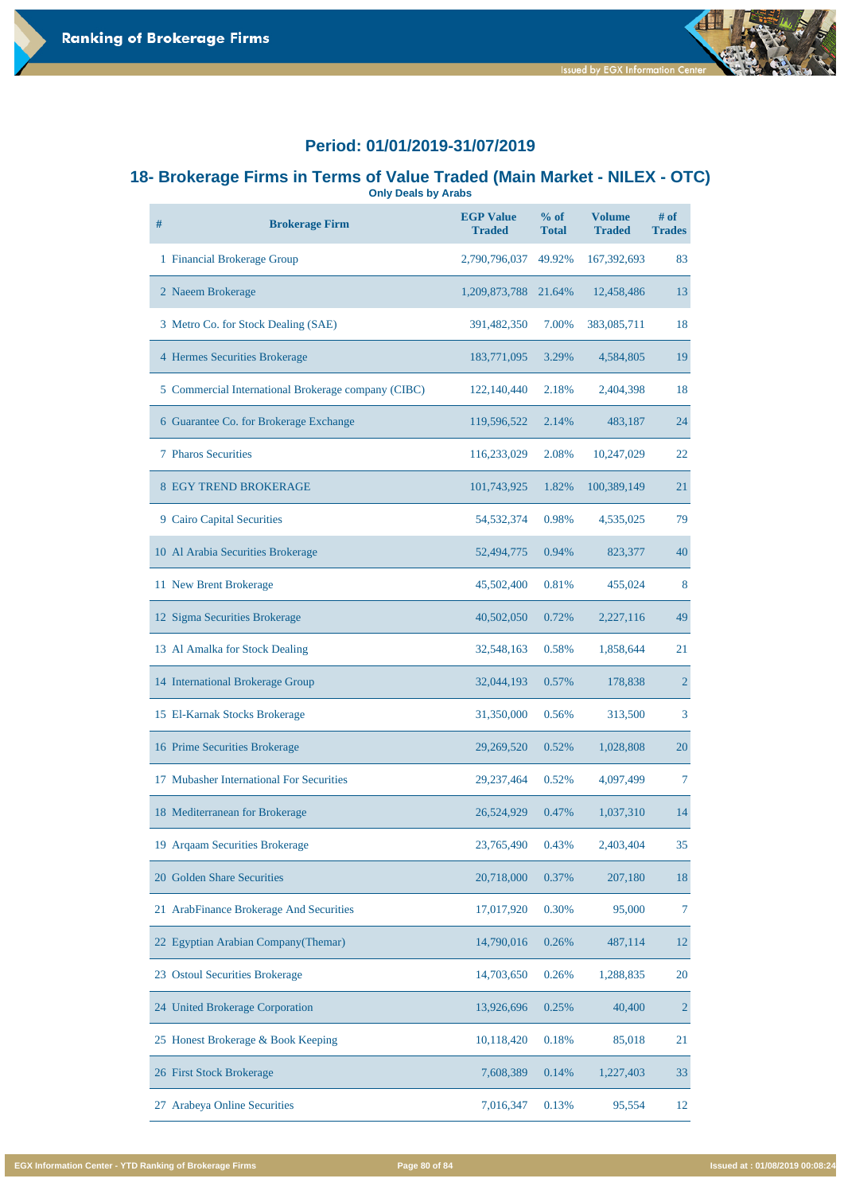## Period: 01/01/2019-31/07/2019

## 18- Brokerage Firms in Terms of Value Traded (Main Market - NILEX - OTC)

**Only Deals by Arabs**

| # | Brokerage Firm | EGP Value Traded | % of Total | Volume Traded | # of Trades |
|---|---|---|---|---|---|
| 1 | Financial Brokerage Group | 2,790,796,037 | 49.92% | 167,392,693 | 83 |
| 2 | Naeem Brokerage | 1,209,873,788 | 21.64% | 12,458,486 | 13 |
| 3 | Metro Co. for Stock Dealing (SAE) | 391,482,350 | 7.00% | 383,085,711 | 18 |
| 4 | Hermes Securities Brokerage | 183,771,095 | 3.29% | 4,584,805 | 19 |
| 5 | Commercial International Brokerage company (CIBC) | 122,140,440 | 2.18% | 2,404,398 | 18 |
| 6 | Guarantee Co. for Brokerage Exchange | 119,596,522 | 2.14% | 483,187 | 24 |
| 7 | Pharos Securities | 116,233,029 | 2.08% | 10,247,029 | 22 |
| 8 | EGY TREND BROKERAGE | 101,743,925 | 1.82% | 100,389,149 | 21 |
| 9 | Cairo Capital Securities | 54,532,374 | 0.98% | 4,535,025 | 79 |
| 10 | Al Arabia Securities Brokerage | 52,494,775 | 0.94% | 823,377 | 40 |
| 11 | New Brent Brokerage | 45,502,400 | 0.81% | 455,024 | 8 |
| 12 | Sigma Securities Brokerage | 40,502,050 | 0.72% | 2,227,116 | 49 |
| 13 | Al Amalka for Stock Dealing | 32,548,163 | 0.58% | 1,858,644 | 21 |
| 14 | International Brokerage Group | 32,044,193 | 0.57% | 178,838 | 2 |
| 15 | El-Karnak Stocks Brokerage | 31,350,000 | 0.56% | 313,500 | 3 |
| 16 | Prime Securities Brokerage | 29,269,520 | 0.52% | 1,028,808 | 20 |
| 17 | Mubasher International For Securities | 29,237,464 | 0.52% | 4,097,499 | 7 |
| 18 | Mediterranean for Brokerage | 26,524,929 | 0.47% | 1,037,310 | 14 |
| 19 | Arqaam Securities Brokerage | 23,765,490 | 0.43% | 2,403,404 | 35 |
| 20 | Golden Share Securities | 20,718,000 | 0.37% | 207,180 | 18 |
| 21 | ArabFinance Brokerage And Securities | 17,017,920 | 0.30% | 95,000 | 7 |
| 22 | Egyptian Arabian Company(Themar) | 14,790,016 | 0.26% | 487,114 | 12 |
| 23 | Ostoul Securities Brokerage | 14,703,650 | 0.26% | 1,288,835 | 20 |
| 24 | United Brokerage Corporation | 13,926,696 | 0.25% | 40,400 | 2 |
| 25 | Honest Brokerage & Book Keeping | 10,118,420 | 0.18% | 85,018 | 21 |
| 26 | First Stock Brokerage | 7,608,389 | 0.14% | 1,227,403 | 33 |
| 27 | Arabeya Online Securities | 7,016,347 | 0.13% | 95,554 | 12 |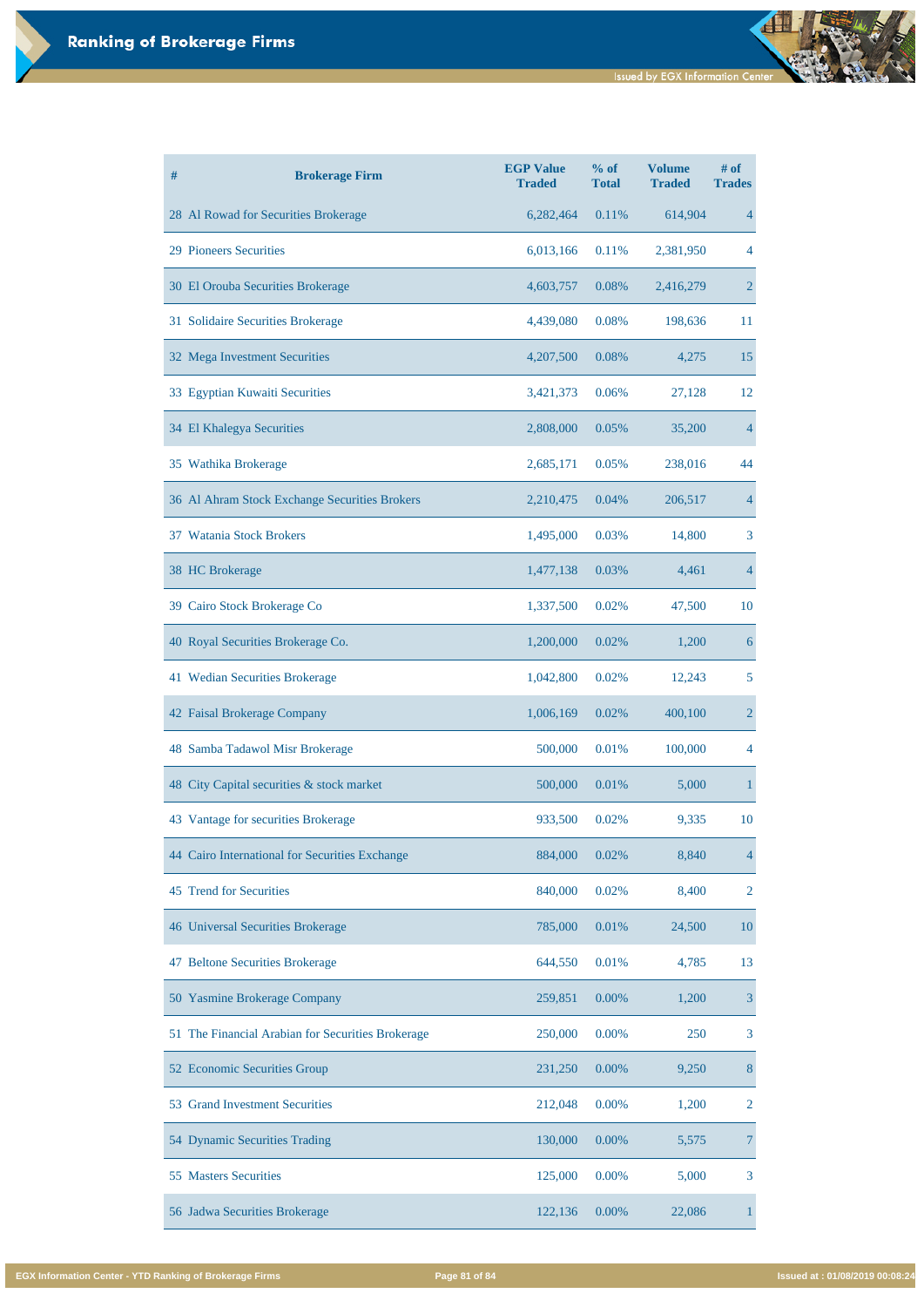# Ranking of Brokerage Firms

Issued by EGX Information Center

| # | Brokerage Firm | EGP Value Traded | % of Total | Volume Traded | # of Trades |
|---|---|---|---|---|---|
| 28 | Al Rowad for Securities Brokerage | 6,282,464 | 0.11% | 614,904 | 4 |
| 29 | Pioneers Securities | 6,013,166 | 0.11% | 2,381,950 | 4 |
| 30 | El Orouba Securities Brokerage | 4,603,757 | 0.08% | 2,416,279 | 2 |
| 31 | Solidaire Securities Brokerage | 4,439,080 | 0.08% | 198,636 | 11 |
| 32 | Mega Investment Securities | 4,207,500 | 0.08% | 4,275 | 15 |
| 33 | Egyptian Kuwaiti Securities | 3,421,373 | 0.06% | 27,128 | 12 |
| 34 | El Khalegya Securities | 2,808,000 | 0.05% | 35,200 | 4 |
| 35 | Wathika Brokerage | 2,685,171 | 0.05% | 238,016 | 44 |
| 36 | Al Ahram Stock Exchange Securities Brokers | 2,210,475 | 0.04% | 206,517 | 4 |
| 37 | Watania Stock Brokers | 1,495,000 | 0.03% | 14,800 | 3 |
| 38 | HC Brokerage | 1,477,138 | 0.03% | 4,461 | 4 |
| 39 | Cairo Stock Brokerage Co | 1,337,500 | 0.02% | 47,500 | 10 |
| 40 | Royal Securities Brokerage Co. | 1,200,000 | 0.02% | 1,200 | 6 |
| 41 | Wedian Securities Brokerage | 1,042,800 | 0.02% | 12,243 | 5 |
| 42 | Faisal Brokerage Company | 1,006,169 | 0.02% | 400,100 | 2 |
| 48 | Samba Tadawol Misr Brokerage | 500,000 | 0.01% | 100,000 | 4 |
| 48 | City Capital securities & stock market | 500,000 | 0.01% | 5,000 | 1 |
| 43 | Vantage for securities Brokerage | 933,500 | 0.02% | 9,335 | 10 |
| 44 | Cairo International for Securities Exchange | 884,000 | 0.02% | 8,840 | 4 |
| 45 | Trend for Securities | 840,000 | 0.02% | 8,400 | 2 |
| 46 | Universal Securities Brokerage | 785,000 | 0.01% | 24,500 | 10 |
| 47 | Beltone Securities Brokerage | 644,550 | 0.01% | 4,785 | 13 |
| 50 | Yasmine Brokerage Company | 259,851 | 0.00% | 1,200 | 3 |
| 51 | The Financial Arabian for Securities Brokerage | 250,000 | 0.00% | 250 | 3 |
| 52 | Economic Securities Group | 231,250 | 0.00% | 9,250 | 8 |
| 53 | Grand Investment Securities | 212,048 | 0.00% | 1,200 | 2 |
| 54 | Dynamic Securities Trading | 130,000 | 0.00% | 5,575 | 7 |
| 55 | Masters Securities | 125,000 | 0.00% | 5,000 | 3 |
| 56 | Jadwa Securities Brokerage | 122,136 | 0.00% | 22,086 | 1 |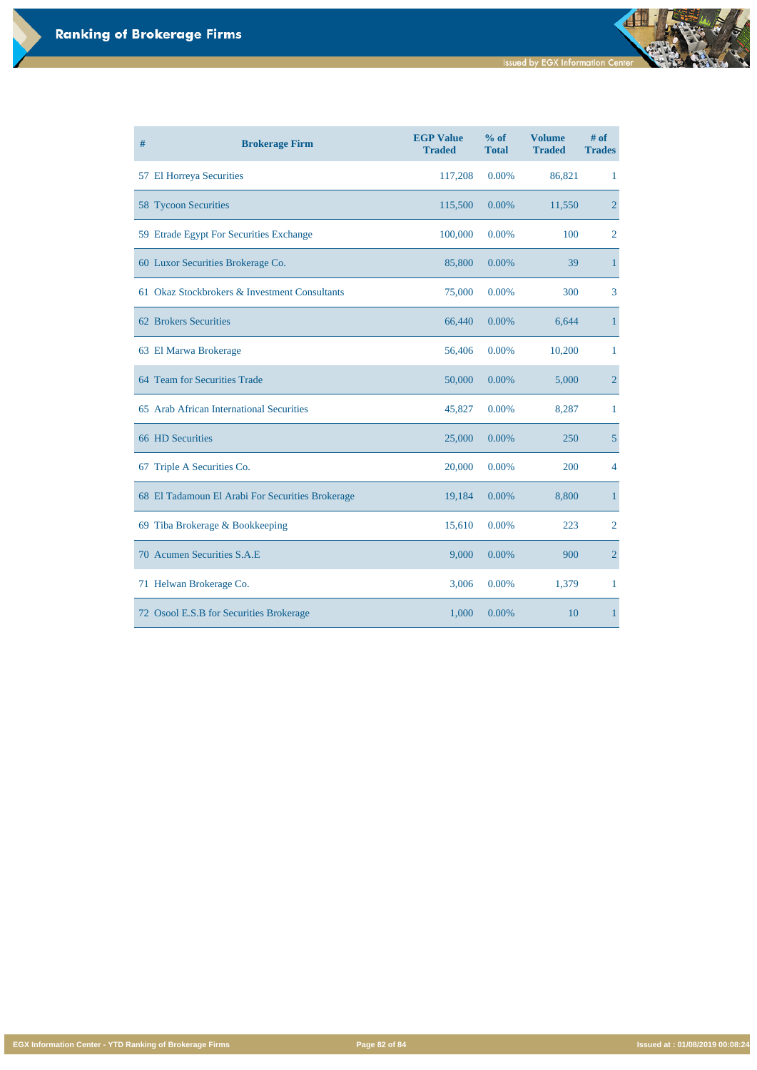# Ranking of Brokerage Firms

| # | Brokerage Firm | EGP Value Traded | % of Total | Volume Traded | # of Trades |
|---|---|---|---|---|---|
| 57 | El Horreya Securities | 117,208 | 0.00% | 86,821 | 1 |
| 58 | Tycoon Securities | 115,500 | 0.00% | 11,550 | 2 |
| 59 | Etrade Egypt For Securities Exchange | 100,000 | 0.00% | 100 | 2 |
| 60 | Luxor Securities Brokerage Co. | 85,800 | 0.00% | 39 | 1 |
| 61 | Okaz Stockbrokers & Investment Consultants | 75,000 | 0.00% | 300 | 3 |
| 62 | Brokers Securities | 66,440 | 0.00% | 6,644 | 1 |
| 63 | El Marwa Brokerage | 56,406 | 0.00% | 10,200 | 1 |
| 64 | Team for Securities Trade | 50,000 | 0.00% | 5,000 | 2 |
| 65 | Arab African International Securities | 45,827 | 0.00% | 8,287 | 1 |
| 66 | HD Securities | 25,000 | 0.00% | 250 | 5 |
| 67 | Triple A Securities Co. | 20,000 | 0.00% | 200 | 4 |
| 68 | El Tadamoun El Arabi For Securities Brokerage | 19,184 | 0.00% | 8,800 | 1 |
| 69 | Tiba Brokerage & Bookkeeping | 15,610 | 0.00% | 223 | 2 |
| 70 | Acumen Securities S.A.E | 9,000 | 0.00% | 900 | 2 |
| 71 | Helwan Brokerage Co. | 3,006 | 0.00% | 1,379 | 1 |
| 72 | Osool E.S.B for Securities Brokerage | 1,000 | 0.00% | 10 | 1 |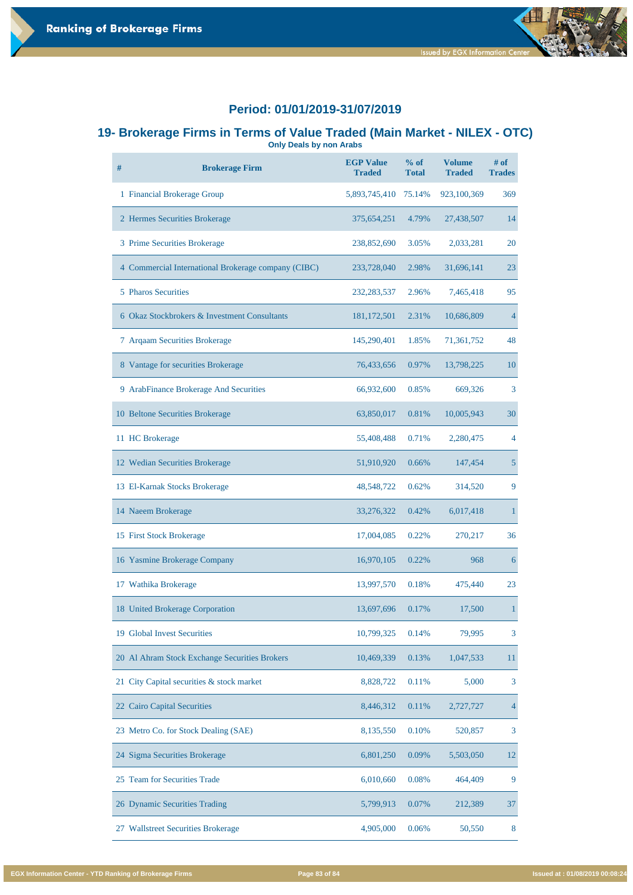## Period: 01/01/2019-31/07/2019

## 19- Brokerage Firms in Terms of Value Traded (Main Market - NILEX - OTC)

**Only Deals by non Arabs**

| # | Brokerage Firm | EGP Value Traded | % of Total | Volume Traded | # of Trades |
|---|---|---|---|---|---|
| 1 | Financial Brokerage Group | 5,893,745,410 | 75.14% | 923,100,369 | 369 |
| 2 | Hermes Securities Brokerage | 375,654,251 | 4.79% | 27,438,507 | 14 |
| 3 | Prime Securities Brokerage | 238,852,690 | 3.05% | 2,033,281 | 20 |
| 4 | Commercial International Brokerage company (CIBC) | 233,728,040 | 2.98% | 31,696,141 | 23 |
| 5 | Pharos Securities | 232,283,537 | 2.96% | 7,465,418 | 95 |
| 6 | Okaz Stockbrokers & Investment Consultants | 181,172,501 | 2.31% | 10,686,809 | 4 |
| 7 | Arqaam Securities Brokerage | 145,290,401 | 1.85% | 71,361,752 | 48 |
| 8 | Vantage for securities Brokerage | 76,433,656 | 0.97% | 13,798,225 | 10 |
| 9 | ArabFinance Brokerage And Securities | 66,932,600 | 0.85% | 669,326 | 3 |
| 10 | Beltone Securities Brokerage | 63,850,017 | 0.81% | 10,005,943 | 30 |
| 11 | HC Brokerage | 55,408,488 | 0.71% | 2,280,475 | 4 |
| 12 | Wedian Securities Brokerage | 51,910,920 | 0.66% | 147,454 | 5 |
| 13 | El-Karnak Stocks Brokerage | 48,548,722 | 0.62% | 314,520 | 9 |
| 14 | Naeem Brokerage | 33,276,322 | 0.42% | 6,017,418 | 1 |
| 15 | First Stock Brokerage | 17,004,085 | 0.22% | 270,217 | 36 |
| 16 | Yasmine Brokerage Company | 16,970,105 | 0.22% | 968 | 6 |
| 17 | Wathika Brokerage | 13,997,570 | 0.18% | 475,440 | 23 |
| 18 | United Brokerage Corporation | 13,697,696 | 0.17% | 17,500 | 1 |
| 19 | Global Invest Securities | 10,799,325 | 0.14% | 79,995 | 3 |
| 20 | Al Ahram Stock Exchange Securities Brokers | 10,469,339 | 0.13% | 1,047,533 | 11 |
| 21 | City Capital securities & stock market | 8,828,722 | 0.11% | 5,000 | 3 |
| 22 | Cairo Capital Securities | 8,446,312 | 0.11% | 2,727,727 | 4 |
| 23 | Metro Co. for Stock Dealing (SAE) | 8,135,550 | 0.10% | 520,857 | 3 |
| 24 | Sigma Securities Brokerage | 6,801,250 | 0.09% | 5,503,050 | 12 |
| 25 | Team for Securities Trade | 6,010,660 | 0.08% | 464,409 | 9 |
| 26 | Dynamic Securities Trading | 5,799,913 | 0.07% | 212,389 | 37 |
| 27 | Wallstreet Securities Brokerage | 4,905,000 | 0.06% | 50,550 | 8 |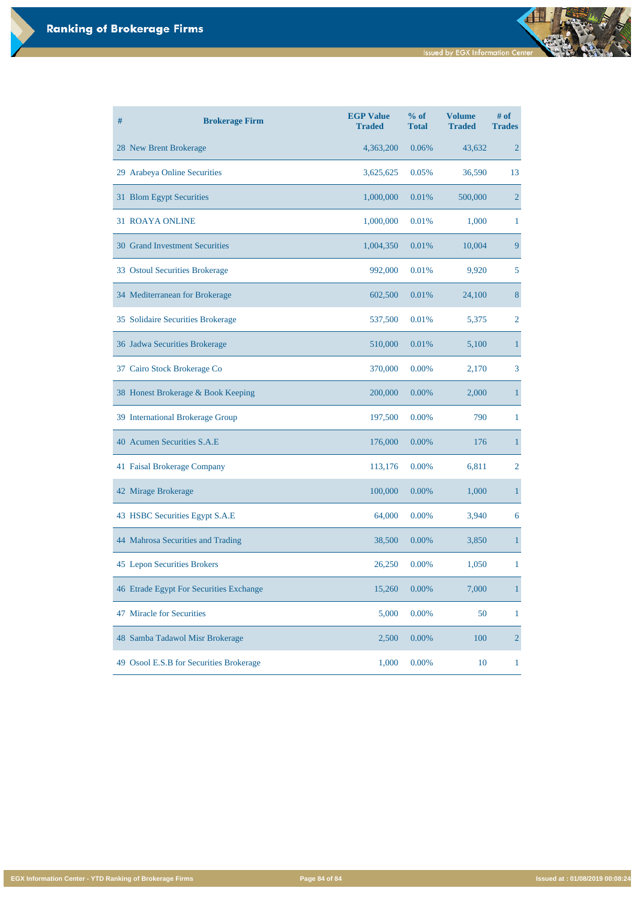# Ranking of Brokerage Firms

Issued by EGX Information Center

| # | Brokerage Firm | EGP Value Traded | % of Total | Volume Traded | # of Trades |
|---|---|---|---|---|---|
| 28 | New Brent Brokerage | 4,363,200 | 0.06% | 43,632 | 2 |
| 29 | Arabeya Online Securities | 3,625,625 | 0.05% | 36,590 | 13 |
| 31 | Blom Egypt Securities | 1,000,000 | 0.01% | 500,000 | 2 |
| 31 | ROAYA ONLINE | 1,000,000 | 0.01% | 1,000 | 1 |
| 30 | Grand Investment Securities | 1,004,350 | 0.01% | 10,004 | 9 |
| 33 | Ostoul Securities Brokerage | 992,000 | 0.01% | 9,920 | 5 |
| 34 | Mediterranean for Brokerage | 602,500 | 0.01% | 24,100 | 8 |
| 35 | Solidaire Securities Brokerage | 537,500 | 0.01% | 5,375 | 2 |
| 36 | Jadwa Securities Brokerage | 510,000 | 0.01% | 5,100 | 1 |
| 37 | Cairo Stock Brokerage Co | 370,000 | 0.00% | 2,170 | 3 |
| 38 | Honest Brokerage & Book Keeping | 200,000 | 0.00% | 2,000 | 1 |
| 39 | International Brokerage Group | 197,500 | 0.00% | 790 | 1 |
| 40 | Acumen Securities S.A.E | 176,000 | 0.00% | 176 | 1 |
| 41 | Faisal Brokerage Company | 113,176 | 0.00% | 6,811 | 2 |
| 42 | Mirage Brokerage | 100,000 | 0.00% | 1,000 | 1 |
| 43 | HSBC Securities Egypt S.A.E | 64,000 | 0.00% | 3,940 | 6 |
| 44 | Mahrosa Securities and Trading | 38,500 | 0.00% | 3,850 | 1 |
| 45 | Lepon Securities Brokers | 26,250 | 0.00% | 1,050 | 1 |
| 46 | Etrade Egypt For Securities Exchange | 15,260 | 0.00% | 7,000 | 1 |
| 47 | Miracle for Securities | 5,000 | 0.00% | 50 | 1 |
| 48 | Samba Tadawol Misr Brokerage | 2,500 | 0.00% | 100 | 2 |
| 49 | Osool E.S.B for Securities Brokerage | 1,000 | 0.00% | 10 | 1 |